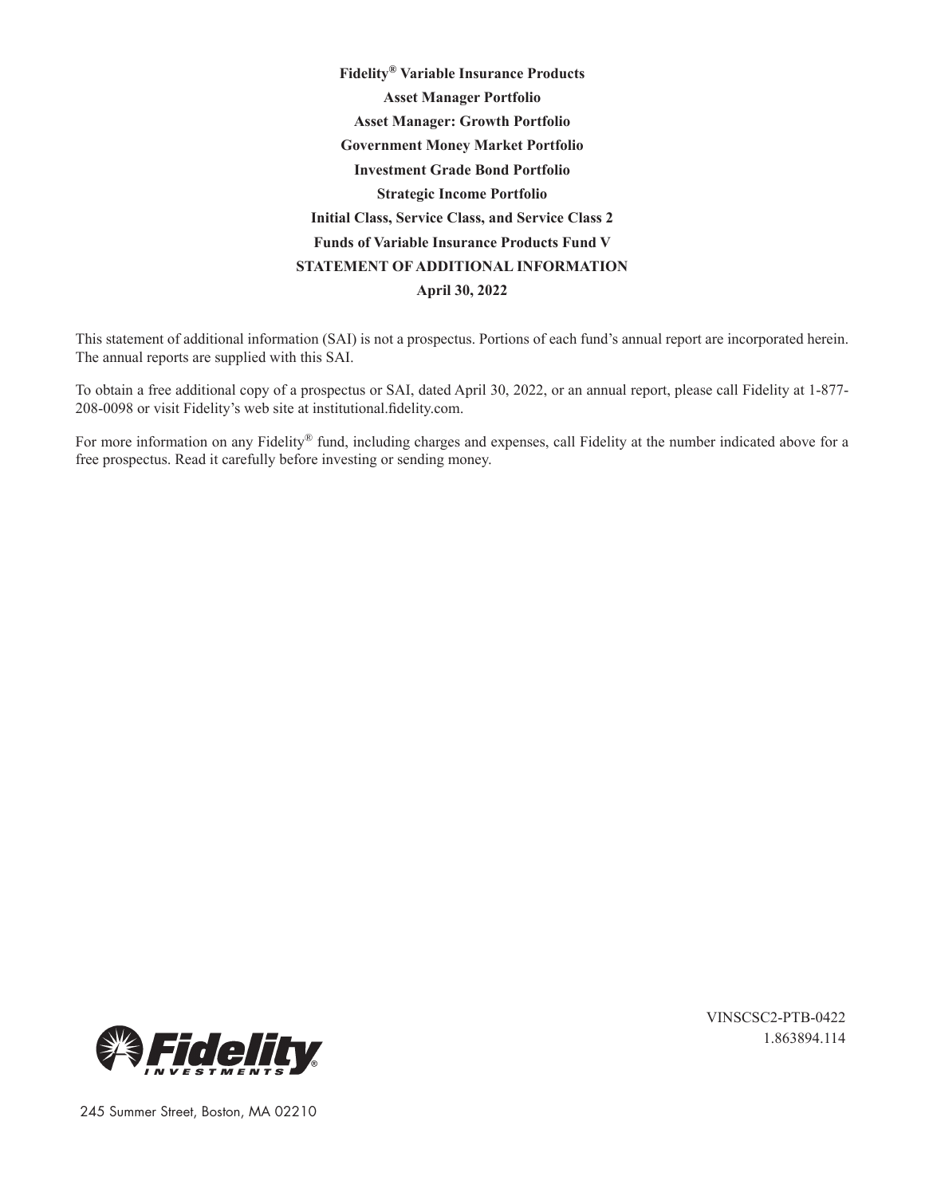**Fidelity® Variable Insurance Products**

**Asset Manager Portfolio**

**Asset Manager: Growth Portfolio**

**Government Money Market Portfolio**

**Investment Grade Bond Portfolio**

**Strategic Income Portfolio**

**Initial Class, Service Class, and Service Class 2**

**Funds of Variable Insurance Products Fund V**

**STATEMENT OF ADDITIONAL INFORMATION**

**April 30, 2022**

This statement of additional information (SAI) is not a prospectus. Portions of each fund's annual report are incorporated herein. The annual reports are supplied with this SAI.

To obtain a free additional copy of a prospectus or SAI, dated April 30, 2022, or an annual report, please call Fidelity at 1-877-208-0098 or visit Fidelity's web site at institutional.fidelity.com.

For more information on any Fidelity® fund, including charges and expenses, call Fidelity at the number indicated above for a free prospectus. Read it carefully before investing or sending money.

VINSCSC2-PTB-0422
1.863894.114

Fidelity INVESTMENTS®

245 Summer Street, Boston, MA 02210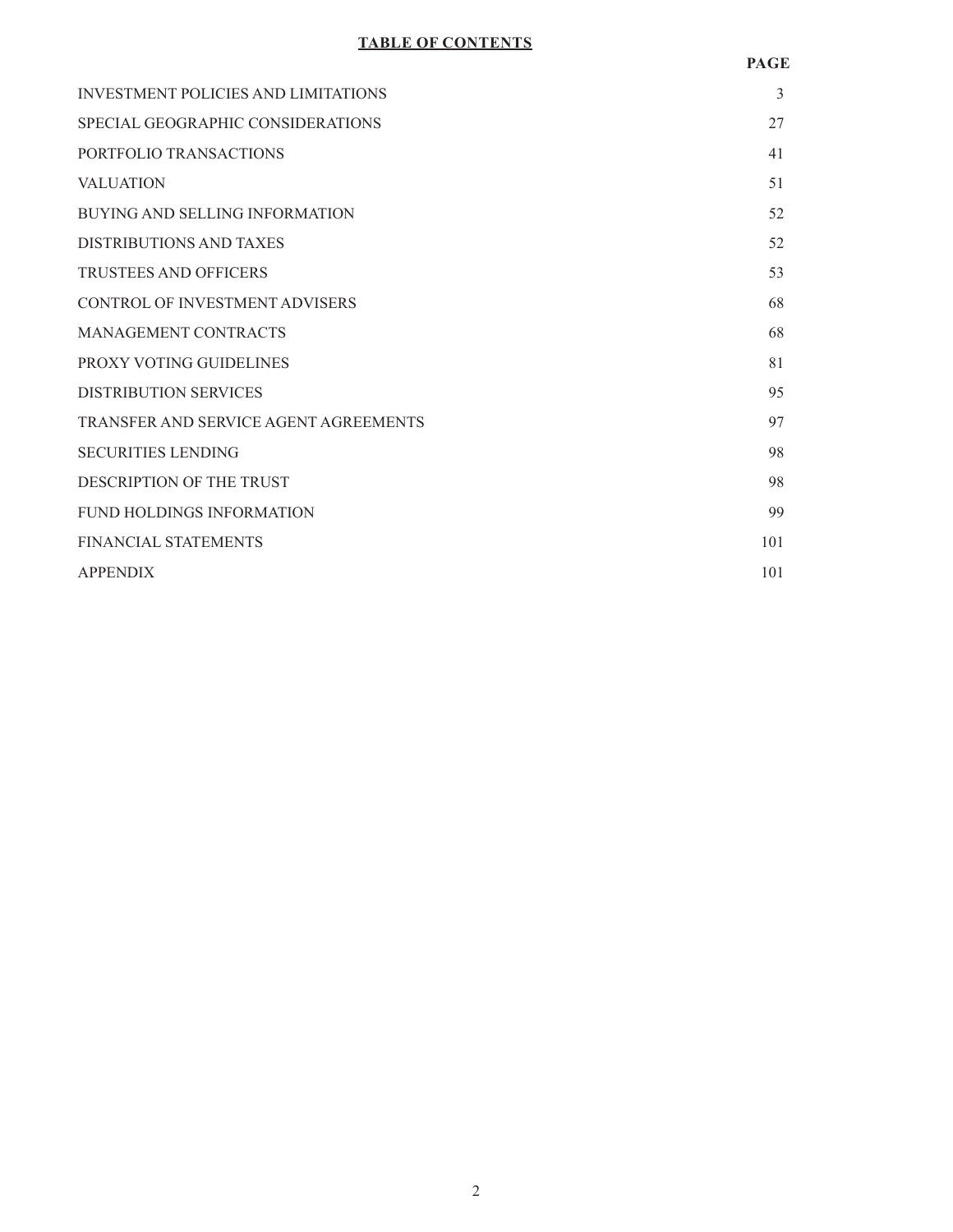**TABLE OF CONTENTS**

| | PAGE |
|---|---|
| INVESTMENT POLICIES AND LIMITATIONS | 3 |
| SPECIAL GEOGRAPHIC CONSIDERATIONS | 27 |
| PORTFOLIO TRANSACTIONS | 41 |
| VALUATION | 51 |
| BUYING AND SELLING INFORMATION | 52 |
| DISTRIBUTIONS AND TAXES | 52 |
| TRUSTEES AND OFFICERS | 53 |
| CONTROL OF INVESTMENT ADVISERS | 68 |
| MANAGEMENT CONTRACTS | 68 |
| PROXY VOTING GUIDELINES | 81 |
| DISTRIBUTION SERVICES | 95 |
| TRANSFER AND SERVICE AGENT AGREEMENTS | 97 |
| SECURITIES LENDING | 98 |
| DESCRIPTION OF THE TRUST | 98 |
| FUND HOLDINGS INFORMATION | 99 |
| FINANCIAL STATEMENTS | 101 |
| APPENDIX | 101 |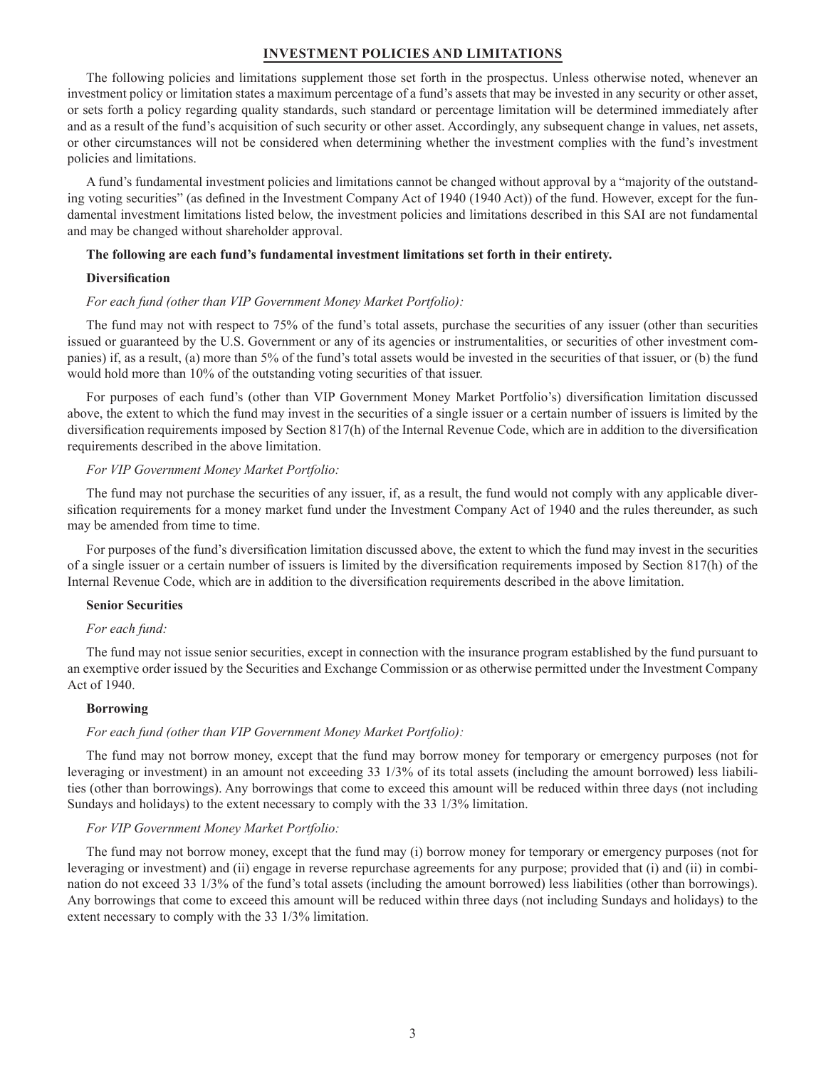## INVESTMENT POLICIES AND LIMITATIONS

The following policies and limitations supplement those set forth in the prospectus. Unless otherwise noted, whenever an investment policy or limitation states a maximum percentage of a fund's assets that may be invested in any security or other asset, or sets forth a policy regarding quality standards, such standard or percentage limitation will be determined immediately after and as a result of the fund's acquisition of such security or other asset. Accordingly, any subsequent change in values, net assets, or other circumstances will not be considered when determining whether the investment complies with the fund's investment policies and limitations.

A fund's fundamental investment policies and limitations cannot be changed without approval by a "majority of the outstanding voting securities" (as defined in the Investment Company Act of 1940 (1940 Act)) of the fund. However, except for the fundamental investment limitations listed below, the investment policies and limitations described in this SAI are not fundamental and may be changed without shareholder approval.

**The following are each fund's fundamental investment limitations set forth in their entirety.**

**Diversification**

*For each fund (other than VIP Government Money Market Portfolio):*

The fund may not with respect to 75% of the fund's total assets, purchase the securities of any issuer (other than securities issued or guaranteed by the U.S. Government or any of its agencies or instrumentalities, or securities of other investment companies) if, as a result, (a) more than 5% of the fund's total assets would be invested in the securities of that issuer, or (b) the fund would hold more than 10% of the outstanding voting securities of that issuer.

For purposes of each fund's (other than VIP Government Money Market Portfolio's) diversification limitation discussed above, the extent to which the fund may invest in the securities of a single issuer or a certain number of issuers is limited by the diversification requirements imposed by Section 817(h) of the Internal Revenue Code, which are in addition to the diversification requirements described in the above limitation.

*For VIP Government Money Market Portfolio:*

The fund may not purchase the securities of any issuer, if, as a result, the fund would not comply with any applicable diversification requirements for a money market fund under the Investment Company Act of 1940 and the rules thereunder, as such may be amended from time to time.

For purposes of the fund's diversification limitation discussed above, the extent to which the fund may invest in the securities of a single issuer or a certain number of issuers is limited by the diversification requirements imposed by Section 817(h) of the Internal Revenue Code, which are in addition to the diversification requirements described in the above limitation.

**Senior Securities**

*For each fund:*

The fund may not issue senior securities, except in connection with the insurance program established by the fund pursuant to an exemptive order issued by the Securities and Exchange Commission or as otherwise permitted under the Investment Company Act of 1940.

**Borrowing**

*For each fund (other than VIP Government Money Market Portfolio):*

The fund may not borrow money, except that the fund may borrow money for temporary or emergency purposes (not for leveraging or investment) in an amount not exceeding 33 1/3% of its total assets (including the amount borrowed) less liabilities (other than borrowings). Any borrowings that come to exceed this amount will be reduced within three days (not including Sundays and holidays) to the extent necessary to comply with the 33 1/3% limitation.

*For VIP Government Money Market Portfolio:*

The fund may not borrow money, except that the fund may (i) borrow money for temporary or emergency purposes (not for leveraging or investment) and (ii) engage in reverse repurchase agreements for any purpose; provided that (i) and (ii) in combination do not exceed 33 1/3% of the fund's total assets (including the amount borrowed) less liabilities (other than borrowings). Any borrowings that come to exceed this amount will be reduced within three days (not including Sundays and holidays) to the extent necessary to comply with the 33 1/3% limitation.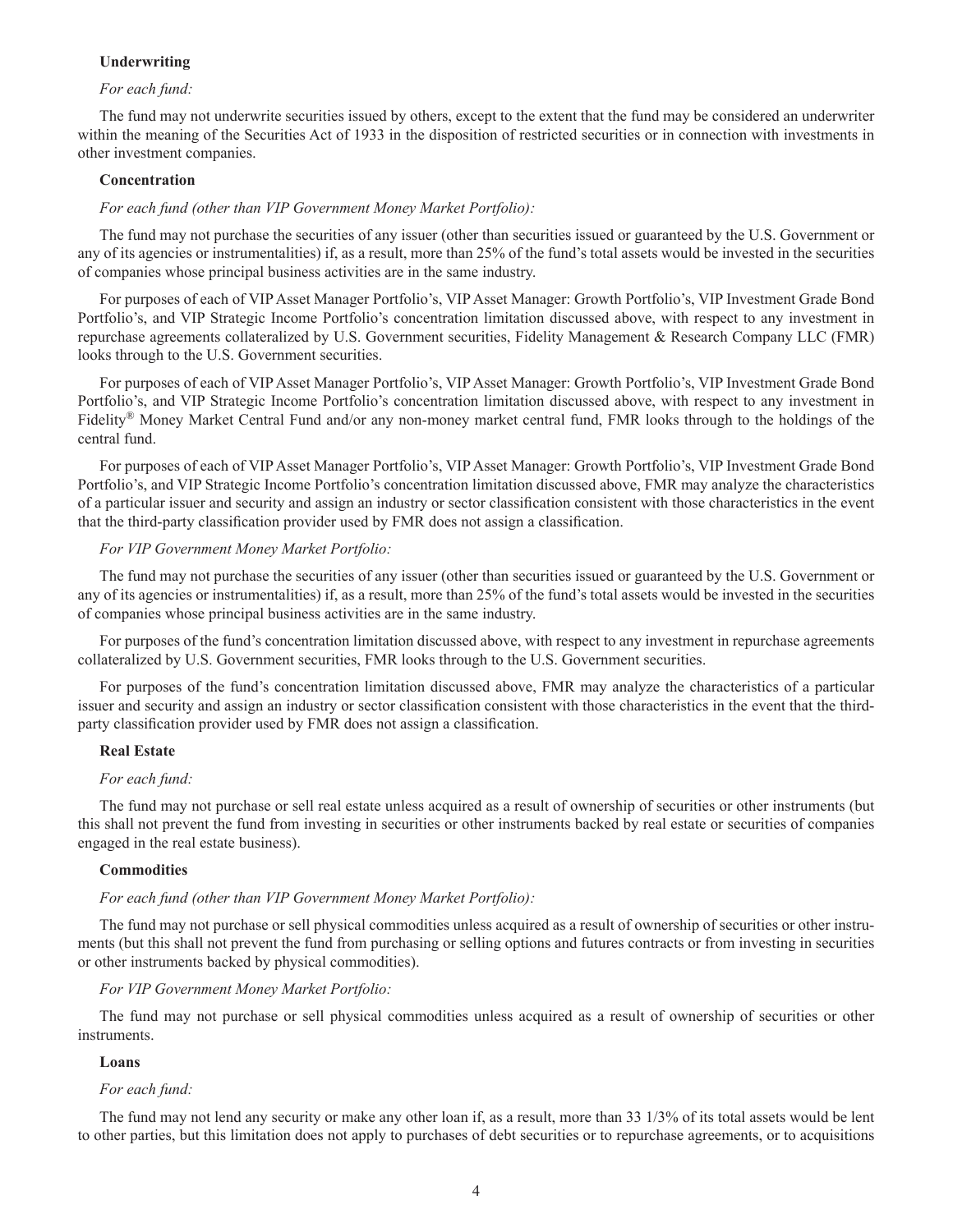**Underwriting**

*For each fund:*

The fund may not underwrite securities issued by others, except to the extent that the fund may be considered an underwriter within the meaning of the Securities Act of 1933 in the disposition of restricted securities or in connection with investments in other investment companies.

**Concentration**

*For each fund (other than VIP Government Money Market Portfolio):*

The fund may not purchase the securities of any issuer (other than securities issued or guaranteed by the U.S. Government or any of its agencies or instrumentalities) if, as a result, more than 25% of the fund's total assets would be invested in the securities of companies whose principal business activities are in the same industry.

For purposes of each of VIP Asset Manager Portfolio's, VIP Asset Manager: Growth Portfolio's, VIP Investment Grade Bond Portfolio's, and VIP Strategic Income Portfolio's concentration limitation discussed above, with respect to any investment in repurchase agreements collateralized by U.S. Government securities, Fidelity Management & Research Company LLC (FMR) looks through to the U.S. Government securities.

For purposes of each of VIP Asset Manager Portfolio's, VIP Asset Manager: Growth Portfolio's, VIP Investment Grade Bond Portfolio's, and VIP Strategic Income Portfolio's concentration limitation discussed above, with respect to any investment in Fidelity® Money Market Central Fund and/or any non-money market central fund, FMR looks through to the holdings of the central fund.

For purposes of each of VIP Asset Manager Portfolio's, VIP Asset Manager: Growth Portfolio's, VIP Investment Grade Bond Portfolio's, and VIP Strategic Income Portfolio's concentration limitation discussed above, FMR may analyze the characteristics of a particular issuer and security and assign an industry or sector classification consistent with those characteristics in the event that the third-party classification provider used by FMR does not assign a classification.

*For VIP Government Money Market Portfolio:*

The fund may not purchase the securities of any issuer (other than securities issued or guaranteed by the U.S. Government or any of its agencies or instrumentalities) if, as a result, more than 25% of the fund's total assets would be invested in the securities of companies whose principal business activities are in the same industry.

For purposes of the fund's concentration limitation discussed above, with respect to any investment in repurchase agreements collateralized by U.S. Government securities, FMR looks through to the U.S. Government securities.

For purposes of the fund's concentration limitation discussed above, FMR may analyze the characteristics of a particular issuer and security and assign an industry or sector classification consistent with those characteristics in the event that the third-party classification provider used by FMR does not assign a classification.

**Real Estate**

*For each fund:*

The fund may not purchase or sell real estate unless acquired as a result of ownership of securities or other instruments (but this shall not prevent the fund from investing in securities or other instruments backed by real estate or securities of companies engaged in the real estate business).

**Commodities**

*For each fund (other than VIP Government Money Market Portfolio):*

The fund may not purchase or sell physical commodities unless acquired as a result of ownership of securities or other instruments (but this shall not prevent the fund from purchasing or selling options and futures contracts or from investing in securities or other instruments backed by physical commodities).

*For VIP Government Money Market Portfolio:*

The fund may not purchase or sell physical commodities unless acquired as a result of ownership of securities or other instruments.

**Loans**

*For each fund:*

The fund may not lend any security or make any other loan if, as a result, more than 33 1/3% of its total assets would be lent to other parties, but this limitation does not apply to purchases of debt securities or to repurchase agreements, or to acquisitions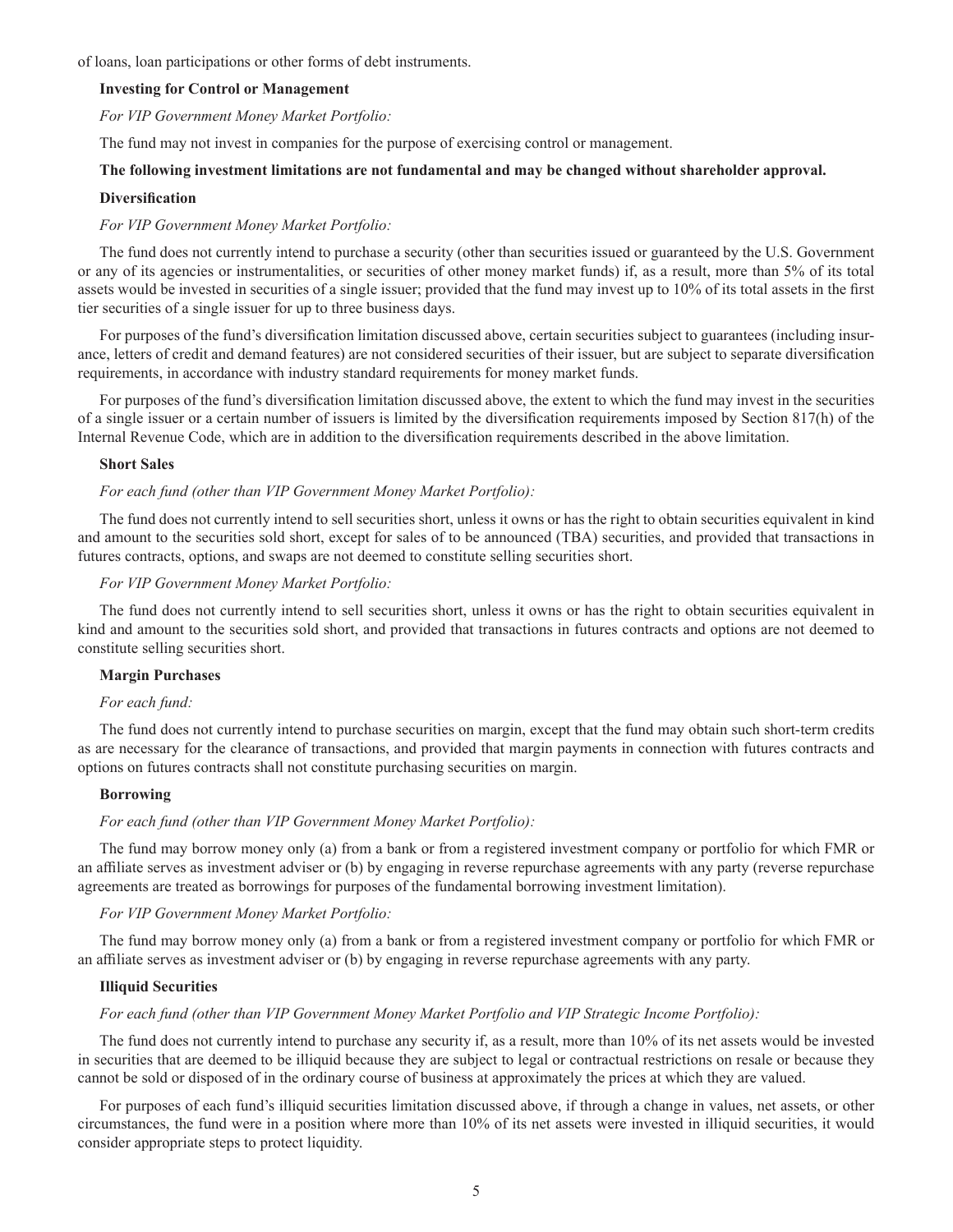of loans, loan participations or other forms of debt instruments.

**Investing for Control or Management**

*For VIP Government Money Market Portfolio:*

The fund may not invest in companies for the purpose of exercising control or management.

**The following investment limitations are not fundamental and may be changed without shareholder approval.**

**Diversification**

*For VIP Government Money Market Portfolio:*

The fund does not currently intend to purchase a security (other than securities issued or guaranteed by the U.S. Government or any of its agencies or instrumentalities, or securities of other money market funds) if, as a result, more than 5% of its total assets would be invested in securities of a single issuer; provided that the fund may invest up to 10% of its total assets in the first tier securities of a single issuer for up to three business days.

For purposes of the fund's diversification limitation discussed above, certain securities subject to guarantees (including insurance, letters of credit and demand features) are not considered securities of their issuer, but are subject to separate diversification requirements, in accordance with industry standard requirements for money market funds.

For purposes of the fund's diversification limitation discussed above, the extent to which the fund may invest in the securities of a single issuer or a certain number of issuers is limited by the diversification requirements imposed by Section 817(h) of the Internal Revenue Code, which are in addition to the diversification requirements described in the above limitation.

**Short Sales**

*For each fund (other than VIP Government Money Market Portfolio):*

The fund does not currently intend to sell securities short, unless it owns or has the right to obtain securities equivalent in kind and amount to the securities sold short, except for sales of to be announced (TBA) securities, and provided that transactions in futures contracts, options, and swaps are not deemed to constitute selling securities short.

*For VIP Government Money Market Portfolio:*

The fund does not currently intend to sell securities short, unless it owns or has the right to obtain securities equivalent in kind and amount to the securities sold short, and provided that transactions in futures contracts and options are not deemed to constitute selling securities short.

**Margin Purchases**

*For each fund:*

The fund does not currently intend to purchase securities on margin, except that the fund may obtain such short-term credits as are necessary for the clearance of transactions, and provided that margin payments in connection with futures contracts and options on futures contracts shall not constitute purchasing securities on margin.

**Borrowing**

*For each fund (other than VIP Government Money Market Portfolio):*

The fund may borrow money only (a) from a bank or from a registered investment company or portfolio for which FMR or an affiliate serves as investment adviser or (b) by engaging in reverse repurchase agreements with any party (reverse repurchase agreements are treated as borrowings for purposes of the fundamental borrowing investment limitation).

*For VIP Government Money Market Portfolio:*

The fund may borrow money only (a) from a bank or from a registered investment company or portfolio for which FMR or an affiliate serves as investment adviser or (b) by engaging in reverse repurchase agreements with any party.

**Illiquid Securities**

*For each fund (other than VIP Government Money Market Portfolio and VIP Strategic Income Portfolio):*

The fund does not currently intend to purchase any security if, as a result, more than 10% of its net assets would be invested in securities that are deemed to be illiquid because they are subject to legal or contractual restrictions on resale or because they cannot be sold or disposed of in the ordinary course of business at approximately the prices at which they are valued.

For purposes of each fund's illiquid securities limitation discussed above, if through a change in values, net assets, or other circumstances, the fund were in a position where more than 10% of its net assets were invested in illiquid securities, it would consider appropriate steps to protect liquidity.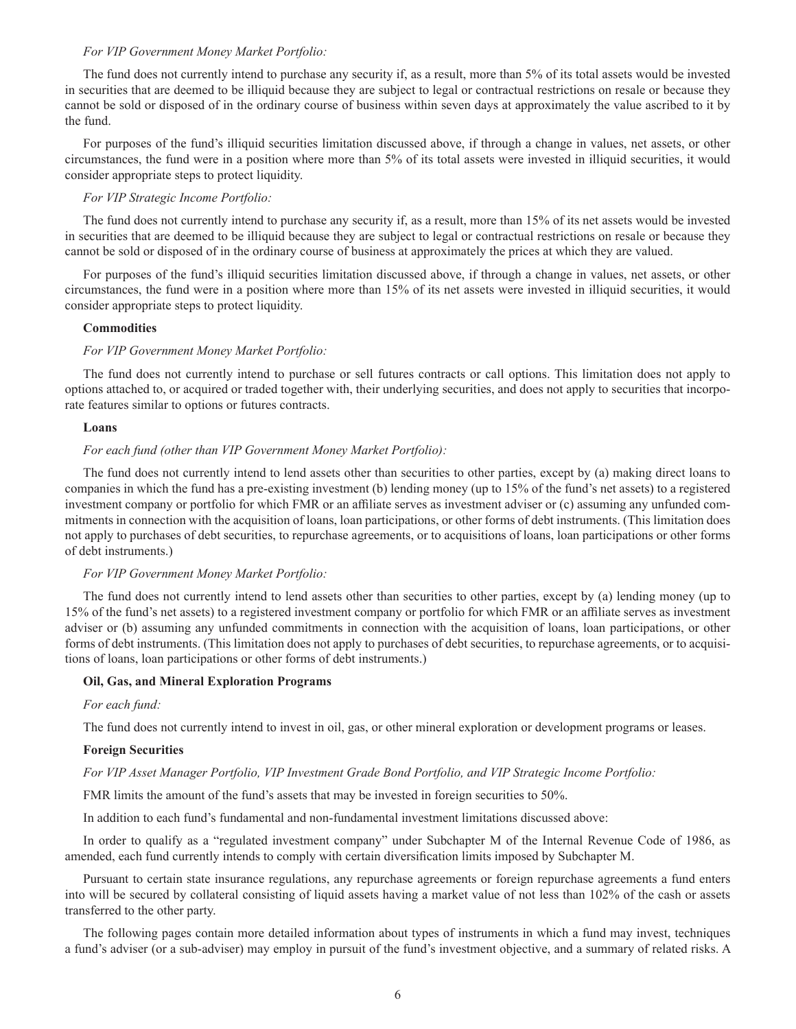*For VIP Government Money Market Portfolio:*

The fund does not currently intend to purchase any security if, as a result, more than 5% of its total assets would be invested in securities that are deemed to be illiquid because they are subject to legal or contractual restrictions on resale or because they cannot be sold or disposed of in the ordinary course of business within seven days at approximately the value ascribed to it by the fund.

For purposes of the fund's illiquid securities limitation discussed above, if through a change in values, net assets, or other circumstances, the fund were in a position where more than 5% of its total assets were invested in illiquid securities, it would consider appropriate steps to protect liquidity.

*For VIP Strategic Income Portfolio:*

The fund does not currently intend to purchase any security if, as a result, more than 15% of its net assets would be invested in securities that are deemed to be illiquid because they are subject to legal or contractual restrictions on resale or because they cannot be sold or disposed of in the ordinary course of business at approximately the prices at which they are valued.

For purposes of the fund's illiquid securities limitation discussed above, if through a change in values, net assets, or other circumstances, the fund were in a position where more than 15% of its net assets were invested in illiquid securities, it would consider appropriate steps to protect liquidity.

**Commodities**

*For VIP Government Money Market Portfolio:*

The fund does not currently intend to purchase or sell futures contracts or call options. This limitation does not apply to options attached to, or acquired or traded together with, their underlying securities, and does not apply to securities that incorporate features similar to options or futures contracts.

**Loans**

*For each fund (other than VIP Government Money Market Portfolio):*

The fund does not currently intend to lend assets other than securities to other parties, except by (a) making direct loans to companies in which the fund has a pre-existing investment (b) lending money (up to 15% of the fund's net assets) to a registered investment company or portfolio for which FMR or an affiliate serves as investment adviser or (c) assuming any unfunded commitments in connection with the acquisition of loans, loan participations, or other forms of debt instruments. (This limitation does not apply to purchases of debt securities, to repurchase agreements, or to acquisitions of loans, loan participations or other forms of debt instruments.)

*For VIP Government Money Market Portfolio:*

The fund does not currently intend to lend assets other than securities to other parties, except by (a) lending money (up to 15% of the fund's net assets) to a registered investment company or portfolio for which FMR or an affiliate serves as investment adviser or (b) assuming any unfunded commitments in connection with the acquisition of loans, loan participations, or other forms of debt instruments. (This limitation does not apply to purchases of debt securities, to repurchase agreements, or to acquisitions of loans, loan participations or other forms of debt instruments.)

**Oil, Gas, and Mineral Exploration Programs**

*For each fund:*

The fund does not currently intend to invest in oil, gas, or other mineral exploration or development programs or leases.

**Foreign Securities**

*For VIP Asset Manager Portfolio, VIP Investment Grade Bond Portfolio, and VIP Strategic Income Portfolio:*

FMR limits the amount of the fund's assets that may be invested in foreign securities to 50%.

In addition to each fund's fundamental and non-fundamental investment limitations discussed above:

In order to qualify as a "regulated investment company" under Subchapter M of the Internal Revenue Code of 1986, as amended, each fund currently intends to comply with certain diversification limits imposed by Subchapter M.

Pursuant to certain state insurance regulations, any repurchase agreements or foreign repurchase agreements a fund enters into will be secured by collateral consisting of liquid assets having a market value of not less than 102% of the cash or assets transferred to the other party.

The following pages contain more detailed information about types of instruments in which a fund may invest, techniques a fund's adviser (or a sub-adviser) may employ in pursuit of the fund's investment objective, and a summary of related risks. A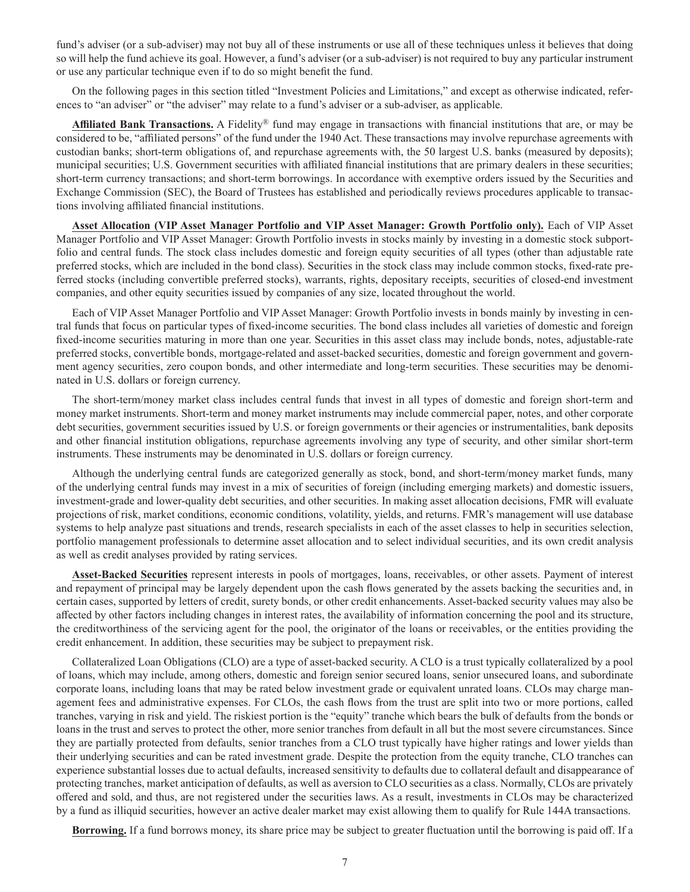fund's adviser (or a sub-adviser) may not buy all of these instruments or use all of these techniques unless it believes that doing so will help the fund achieve its goal. However, a fund's adviser (or a sub-adviser) is not required to buy any particular instrument or use any particular technique even if to do so might benefit the fund.

On the following pages in this section titled "Investment Policies and Limitations," and except as otherwise indicated, references to "an adviser" or "the adviser" may relate to a fund's adviser or a sub-adviser, as applicable.

**Affiliated Bank Transactions.** A Fidelity® fund may engage in transactions with financial institutions that are, or may be considered to be, "affiliated persons" of the fund under the 1940 Act. These transactions may involve repurchase agreements with custodian banks; short-term obligations of, and repurchase agreements with, the 50 largest U.S. banks (measured by deposits); municipal securities; U.S. Government securities with affiliated financial institutions that are primary dealers in these securities; short-term currency transactions; and short-term borrowings. In accordance with exemptive orders issued by the Securities and Exchange Commission (SEC), the Board of Trustees has established and periodically reviews procedures applicable to transactions involving affiliated financial institutions.

**Asset Allocation (VIP Asset Manager Portfolio and VIP Asset Manager: Growth Portfolio only).** Each of VIP Asset Manager Portfolio and VIP Asset Manager: Growth Portfolio invests in stocks mainly by investing in a domestic stock subportfolio and central funds. The stock class includes domestic and foreign equity securities of all types (other than adjustable rate preferred stocks, which are included in the bond class). Securities in the stock class may include common stocks, fixed-rate preferred stocks (including convertible preferred stocks), warrants, rights, depositary receipts, securities of closed-end investment companies, and other equity securities issued by companies of any size, located throughout the world.

Each of VIP Asset Manager Portfolio and VIP Asset Manager: Growth Portfolio invests in bonds mainly by investing in central funds that focus on particular types of fixed-income securities. The bond class includes all varieties of domestic and foreign fixed-income securities maturing in more than one year. Securities in this asset class may include bonds, notes, adjustable-rate preferred stocks, convertible bonds, mortgage-related and asset-backed securities, domestic and foreign government and government agency securities, zero coupon bonds, and other intermediate and long-term securities. These securities may be denominated in U.S. dollars or foreign currency.

The short-term/money market class includes central funds that invest in all types of domestic and foreign short-term and money market instruments. Short-term and money market instruments may include commercial paper, notes, and other corporate debt securities, government securities issued by U.S. or foreign governments or their agencies or instrumentalities, bank deposits and other financial institution obligations, repurchase agreements involving any type of security, and other similar short-term instruments. These instruments may be denominated in U.S. dollars or foreign currency.

Although the underlying central funds are categorized generally as stock, bond, and short-term/money market funds, many of the underlying central funds may invest in a mix of securities of foreign (including emerging markets) and domestic issuers, investment-grade and lower-quality debt securities, and other securities. In making asset allocation decisions, FMR will evaluate projections of risk, market conditions, economic conditions, volatility, yields, and returns. FMR's management will use database systems to help analyze past situations and trends, research specialists in each of the asset classes to help in securities selection, portfolio management professionals to determine asset allocation and to select individual securities, and its own credit analysis as well as credit analyses provided by rating services.

**Asset-Backed Securities** represent interests in pools of mortgages, loans, receivables, or other assets. Payment of interest and repayment of principal may be largely dependent upon the cash flows generated by the assets backing the securities and, in certain cases, supported by letters of credit, surety bonds, or other credit enhancements. Asset-backed security values may also be affected by other factors including changes in interest rates, the availability of information concerning the pool and its structure, the creditworthiness of the servicing agent for the pool, the originator of the loans or receivables, or the entities providing the credit enhancement. In addition, these securities may be subject to prepayment risk.

Collateralized Loan Obligations (CLO) are a type of asset-backed security. A CLO is a trust typically collateralized by a pool of loans, which may include, among others, domestic and foreign senior secured loans, senior unsecured loans, and subordinate corporate loans, including loans that may be rated below investment grade or equivalent unrated loans. CLOs may charge management fees and administrative expenses. For CLOs, the cash flows from the trust are split into two or more portions, called tranches, varying in risk and yield. The riskiest portion is the "equity" tranche which bears the bulk of defaults from the bonds or loans in the trust and serves to protect the other, more senior tranches from default in all but the most severe circumstances. Since they are partially protected from defaults, senior tranches from a CLO trust typically have higher ratings and lower yields than their underlying securities and can be rated investment grade. Despite the protection from the equity tranche, CLO tranches can experience substantial losses due to actual defaults, increased sensitivity to defaults due to collateral default and disappearance of protecting tranches, market anticipation of defaults, as well as aversion to CLO securities as a class. Normally, CLOs are privately offered and sold, and thus, are not registered under the securities laws. As a result, investments in CLOs may be characterized by a fund as illiquid securities, however an active dealer market may exist allowing them to qualify for Rule 144A transactions.

**Borrowing.** If a fund borrows money, its share price may be subject to greater fluctuation until the borrowing is paid off. If a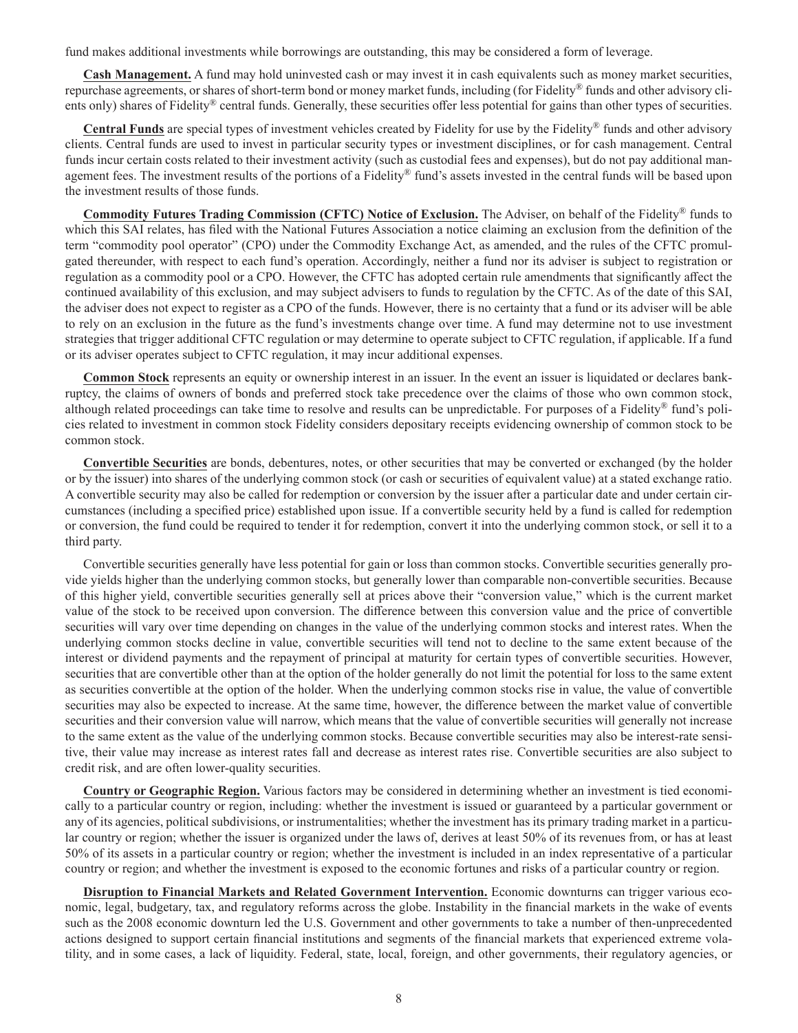fund makes additional investments while borrowings are outstanding, this may be considered a form of leverage.

**Cash Management.** A fund may hold uninvested cash or may invest it in cash equivalents such as money market securities, repurchase agreements, or shares of short-term bond or money market funds, including (for Fidelity® funds and other advisory clients only) shares of Fidelity® central funds. Generally, these securities offer less potential for gains than other types of securities.

**Central Funds** are special types of investment vehicles created by Fidelity for use by the Fidelity® funds and other advisory clients. Central funds are used to invest in particular security types or investment disciplines, or for cash management. Central funds incur certain costs related to their investment activity (such as custodial fees and expenses), but do not pay additional management fees. The investment results of the portions of a Fidelity® fund's assets invested in the central funds will be based upon the investment results of those funds.

**Commodity Futures Trading Commission (CFTC) Notice of Exclusion.** The Adviser, on behalf of the Fidelity® funds to which this SAI relates, has filed with the National Futures Association a notice claiming an exclusion from the definition of the term "commodity pool operator" (CPO) under the Commodity Exchange Act, as amended, and the rules of the CFTC promulgated thereunder, with respect to each fund's operation. Accordingly, neither a fund nor its adviser is subject to registration or regulation as a commodity pool or a CPO. However, the CFTC has adopted certain rule amendments that significantly affect the continued availability of this exclusion, and may subject advisers to funds to regulation by the CFTC. As of the date of this SAI, the adviser does not expect to register as a CPO of the funds. However, there is no certainty that a fund or its adviser will be able to rely on an exclusion in the future as the fund's investments change over time. A fund may determine not to use investment strategies that trigger additional CFTC regulation or may determine to operate subject to CFTC regulation, if applicable. If a fund or its adviser operates subject to CFTC regulation, it may incur additional expenses.

**Common Stock** represents an equity or ownership interest in an issuer. In the event an issuer is liquidated or declares bankruptcy, the claims of owners of bonds and preferred stock take precedence over the claims of those who own common stock, although related proceedings can take time to resolve and results can be unpredictable. For purposes of a Fidelity® fund's policies related to investment in common stock Fidelity considers depositary receipts evidencing ownership of common stock to be common stock.

**Convertible Securities** are bonds, debentures, notes, or other securities that may be converted or exchanged (by the holder or by the issuer) into shares of the underlying common stock (or cash or securities of equivalent value) at a stated exchange ratio. A convertible security may also be called for redemption or conversion by the issuer after a particular date and under certain circumstances (including a specified price) established upon issue. If a convertible security held by a fund is called for redemption or conversion, the fund could be required to tender it for redemption, convert it into the underlying common stock, or sell it to a third party.

Convertible securities generally have less potential for gain or loss than common stocks. Convertible securities generally provide yields higher than the underlying common stocks, but generally lower than comparable non-convertible securities. Because of this higher yield, convertible securities generally sell at prices above their "conversion value," which is the current market value of the stock to be received upon conversion. The difference between this conversion value and the price of convertible securities will vary over time depending on changes in the value of the underlying common stocks and interest rates. When the underlying common stocks decline in value, convertible securities will tend not to decline to the same extent because of the interest or dividend payments and the repayment of principal at maturity for certain types of convertible securities. However, securities that are convertible other than at the option of the holder generally do not limit the potential for loss to the same extent as securities convertible at the option of the holder. When the underlying common stocks rise in value, the value of convertible securities may also be expected to increase. At the same time, however, the difference between the market value of convertible securities and their conversion value will narrow, which means that the value of convertible securities will generally not increase to the same extent as the value of the underlying common stocks. Because convertible securities may also be interest-rate sensitive, their value may increase as interest rates fall and decrease as interest rates rise. Convertible securities are also subject to credit risk, and are often lower-quality securities.

**Country or Geographic Region.** Various factors may be considered in determining whether an investment is tied economically to a particular country or region, including: whether the investment is issued or guaranteed by a particular government or any of its agencies, political subdivisions, or instrumentalities; whether the investment has its primary trading market in a particular country or region; whether the issuer is organized under the laws of, derives at least 50% of its revenues from, or has at least 50% of its assets in a particular country or region; whether the investment is included in an index representative of a particular country or region; and whether the investment is exposed to the economic fortunes and risks of a particular country or region.

**Disruption to Financial Markets and Related Government Intervention.** Economic downturns can trigger various economic, legal, budgetary, tax, and regulatory reforms across the globe. Instability in the financial markets in the wake of events such as the 2008 economic downturn led the U.S. Government and other governments to take a number of then-unprecedented actions designed to support certain financial institutions and segments of the financial markets that experienced extreme volatility, and in some cases, a lack of liquidity. Federal, state, local, foreign, and other governments, their regulatory agencies, or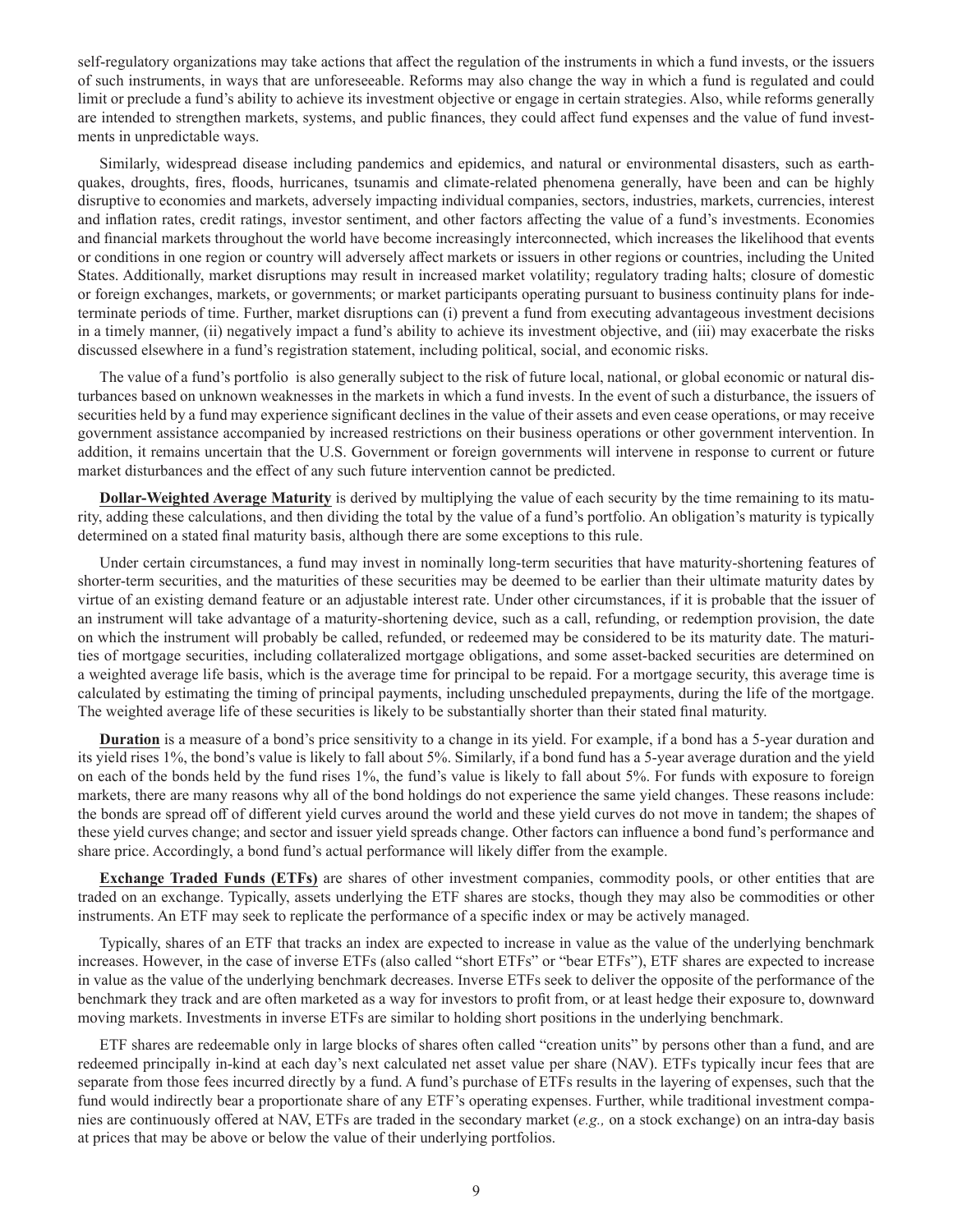self-regulatory organizations may take actions that affect the regulation of the instruments in which a fund invests, or the issuers of such instruments, in ways that are unforeseeable. Reforms may also change the way in which a fund is regulated and could limit or preclude a fund's ability to achieve its investment objective or engage in certain strategies. Also, while reforms generally are intended to strengthen markets, systems, and public finances, they could affect fund expenses and the value of fund investments in unpredictable ways.

Similarly, widespread disease including pandemics and epidemics, and natural or environmental disasters, such as earthquakes, droughts, fires, floods, hurricanes, tsunamis and climate-related phenomena generally, have been and can be highly disruptive to economies and markets, adversely impacting individual companies, sectors, industries, markets, currencies, interest and inflation rates, credit ratings, investor sentiment, and other factors affecting the value of a fund's investments. Economies and financial markets throughout the world have become increasingly interconnected, which increases the likelihood that events or conditions in one region or country will adversely affect markets or issuers in other regions or countries, including the United States. Additionally, market disruptions may result in increased market volatility; regulatory trading halts; closure of domestic or foreign exchanges, markets, or governments; or market participants operating pursuant to business continuity plans for indeterminate periods of time. Further, market disruptions can (i) prevent a fund from executing advantageous investment decisions in a timely manner, (ii) negatively impact a fund's ability to achieve its investment objective, and (iii) may exacerbate the risks discussed elsewhere in a fund's registration statement, including political, social, and economic risks.

The value of a fund's portfolio is also generally subject to the risk of future local, national, or global economic or natural disturbances based on unknown weaknesses in the markets in which a fund invests. In the event of such a disturbance, the issuers of securities held by a fund may experience significant declines in the value of their assets and even cease operations, or may receive government assistance accompanied by increased restrictions on their business operations or other government intervention. In addition, it remains uncertain that the U.S. Government or foreign governments will intervene in response to current or future market disturbances and the effect of any such future intervention cannot be predicted.

**Dollar-Weighted Average Maturity** is derived by multiplying the value of each security by the time remaining to its maturity, adding these calculations, and then dividing the total by the value of a fund's portfolio. An obligation's maturity is typically determined on a stated final maturity basis, although there are some exceptions to this rule.

Under certain circumstances, a fund may invest in nominally long-term securities that have maturity-shortening features of shorter-term securities, and the maturities of these securities may be deemed to be earlier than their ultimate maturity dates by virtue of an existing demand feature or an adjustable interest rate. Under other circumstances, if it is probable that the issuer of an instrument will take advantage of a maturity-shortening device, such as a call, refunding, or redemption provision, the date on which the instrument will probably be called, refunded, or redeemed may be considered to be its maturity date. The maturities of mortgage securities, including collateralized mortgage obligations, and some asset-backed securities are determined on a weighted average life basis, which is the average time for principal to be repaid. For a mortgage security, this average time is calculated by estimating the timing of principal payments, including unscheduled prepayments, during the life of the mortgage. The weighted average life of these securities is likely to be substantially shorter than their stated final maturity.

**Duration** is a measure of a bond's price sensitivity to a change in its yield. For example, if a bond has a 5-year duration and its yield rises 1%, the bond's value is likely to fall about 5%. Similarly, if a bond fund has a 5-year average duration and the yield on each of the bonds held by the fund rises 1%, the fund's value is likely to fall about 5%. For funds with exposure to foreign markets, there are many reasons why all of the bond holdings do not experience the same yield changes. These reasons include: the bonds are spread off of different yield curves around the world and these yield curves do not move in tandem; the shapes of these yield curves change; and sector and issuer yield spreads change. Other factors can influence a bond fund's performance and share price. Accordingly, a bond fund's actual performance will likely differ from the example.

**Exchange Traded Funds (ETFs)** are shares of other investment companies, commodity pools, or other entities that are traded on an exchange. Typically, assets underlying the ETF shares are stocks, though they may also be commodities or other instruments. An ETF may seek to replicate the performance of a specific index or may be actively managed.

Typically, shares of an ETF that tracks an index are expected to increase in value as the value of the underlying benchmark increases. However, in the case of inverse ETFs (also called "short ETFs" or "bear ETFs"), ETF shares are expected to increase in value as the value of the underlying benchmark decreases. Inverse ETFs seek to deliver the opposite of the performance of the benchmark they track and are often marketed as a way for investors to profit from, or at least hedge their exposure to, downward moving markets. Investments in inverse ETFs are similar to holding short positions in the underlying benchmark.

ETF shares are redeemable only in large blocks of shares often called "creation units" by persons other than a fund, and are redeemed principally in-kind at each day's next calculated net asset value per share (NAV). ETFs typically incur fees that are separate from those fees incurred directly by a fund. A fund's purchase of ETFs results in the layering of expenses, such that the fund would indirectly bear a proportionate share of any ETF's operating expenses. Further, while traditional investment companies are continuously offered at NAV, ETFs are traded in the secondary market (*e.g.,* on a stock exchange) on an intra-day basis at prices that may be above or below the value of their underlying portfolios.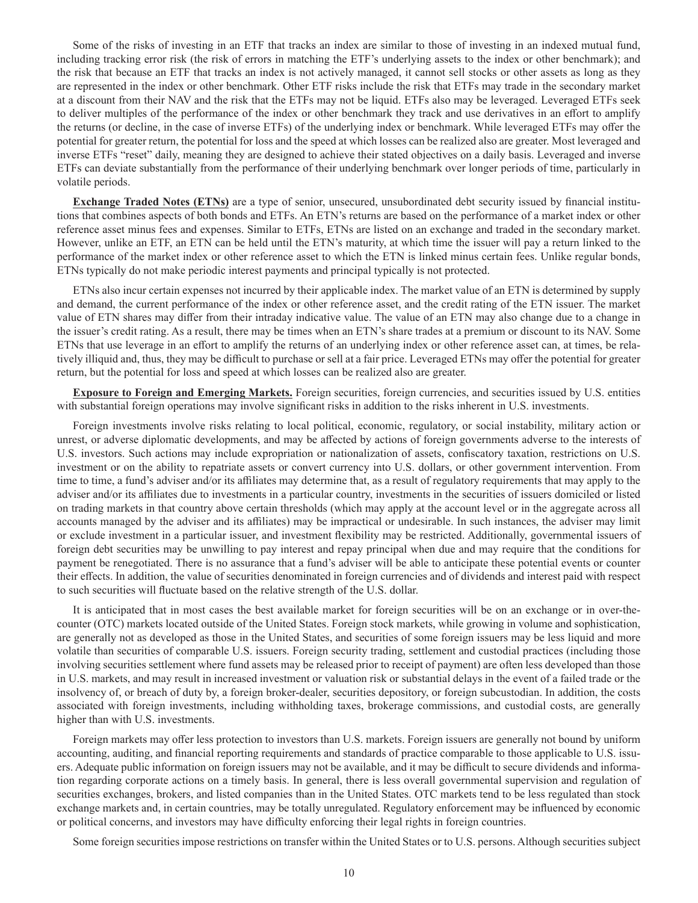Some of the risks of investing in an ETF that tracks an index are similar to those of investing in an indexed mutual fund, including tracking error risk (the risk of errors in matching the ETF's underlying assets to the index or other benchmark); and the risk that because an ETF that tracks an index is not actively managed, it cannot sell stocks or other assets as long as they are represented in the index or other benchmark. Other ETF risks include the risk that ETFs may trade in the secondary market at a discount from their NAV and the risk that the ETFs may not be liquid. ETFs also may be leveraged. Leveraged ETFs seek to deliver multiples of the performance of the index or other benchmark they track and use derivatives in an effort to amplify the returns (or decline, in the case of inverse ETFs) of the underlying index or benchmark. While leveraged ETFs may offer the potential for greater return, the potential for loss and the speed at which losses can be realized also are greater. Most leveraged and inverse ETFs "reset" daily, meaning they are designed to achieve their stated objectives on a daily basis. Leveraged and inverse ETFs can deviate substantially from the performance of their underlying benchmark over longer periods of time, particularly in volatile periods.

**Exchange Traded Notes (ETNs)** are a type of senior, unsecured, unsubordinated debt security issued by financial institutions that combines aspects of both bonds and ETFs. An ETN's returns are based on the performance of a market index or other reference asset minus fees and expenses. Similar to ETFs, ETNs are listed on an exchange and traded in the secondary market. However, unlike an ETF, an ETN can be held until the ETN's maturity, at which time the issuer will pay a return linked to the performance of the market index or other reference asset to which the ETN is linked minus certain fees. Unlike regular bonds, ETNs typically do not make periodic interest payments and principal typically is not protected.

ETNs also incur certain expenses not incurred by their applicable index. The market value of an ETN is determined by supply and demand, the current performance of the index or other reference asset, and the credit rating of the ETN issuer. The market value of ETN shares may differ from their intraday indicative value. The value of an ETN may also change due to a change in the issuer's credit rating. As a result, there may be times when an ETN's share trades at a premium or discount to its NAV. Some ETNs that use leverage in an effort to amplify the returns of an underlying index or other reference asset can, at times, be relatively illiquid and, thus, they may be difficult to purchase or sell at a fair price. Leveraged ETNs may offer the potential for greater return, but the potential for loss and speed at which losses can be realized also are greater.

**Exposure to Foreign and Emerging Markets.** Foreign securities, foreign currencies, and securities issued by U.S. entities with substantial foreign operations may involve significant risks in addition to the risks inherent in U.S. investments.

Foreign investments involve risks relating to local political, economic, regulatory, or social instability, military action or unrest, or adverse diplomatic developments, and may be affected by actions of foreign governments adverse to the interests of U.S. investors. Such actions may include expropriation or nationalization of assets, confiscatory taxation, restrictions on U.S. investment or on the ability to repatriate assets or convert currency into U.S. dollars, or other government intervention. From time to time, a fund's adviser and/or its affiliates may determine that, as a result of regulatory requirements that may apply to the adviser and/or its affiliates due to investments in a particular country, investments in the securities of issuers domiciled or listed on trading markets in that country above certain thresholds (which may apply at the account level or in the aggregate across all accounts managed by the adviser and its affiliates) may be impractical or undesirable. In such instances, the adviser may limit or exclude investment in a particular issuer, and investment flexibility may be restricted. Additionally, governmental issuers of foreign debt securities may be unwilling to pay interest and repay principal when due and may require that the conditions for payment be renegotiated. There is no assurance that a fund's adviser will be able to anticipate these potential events or counter their effects. In addition, the value of securities denominated in foreign currencies and of dividends and interest paid with respect to such securities will fluctuate based on the relative strength of the U.S. dollar.

It is anticipated that in most cases the best available market for foreign securities will be on an exchange or in over-the-counter (OTC) markets located outside of the United States. Foreign stock markets, while growing in volume and sophistication, are generally not as developed as those in the United States, and securities of some foreign issuers may be less liquid and more volatile than securities of comparable U.S. issuers. Foreign security trading, settlement and custodial practices (including those involving securities settlement where fund assets may be released prior to receipt of payment) are often less developed than those in U.S. markets, and may result in increased investment or valuation risk or substantial delays in the event of a failed trade or the insolvency of, or breach of duty by, a foreign broker-dealer, securities depository, or foreign subcustodian. In addition, the costs associated with foreign investments, including withholding taxes, brokerage commissions, and custodial costs, are generally higher than with U.S. investments.

Foreign markets may offer less protection to investors than U.S. markets. Foreign issuers are generally not bound by uniform accounting, auditing, and financial reporting requirements and standards of practice comparable to those applicable to U.S. issuers. Adequate public information on foreign issuers may not be available, and it may be difficult to secure dividends and information regarding corporate actions on a timely basis. In general, there is less overall governmental supervision and regulation of securities exchanges, brokers, and listed companies than in the United States. OTC markets tend to be less regulated than stock exchange markets and, in certain countries, may be totally unregulated. Regulatory enforcement may be influenced by economic or political concerns, and investors may have difficulty enforcing their legal rights in foreign countries.

Some foreign securities impose restrictions on transfer within the United States or to U.S. persons. Although securities subject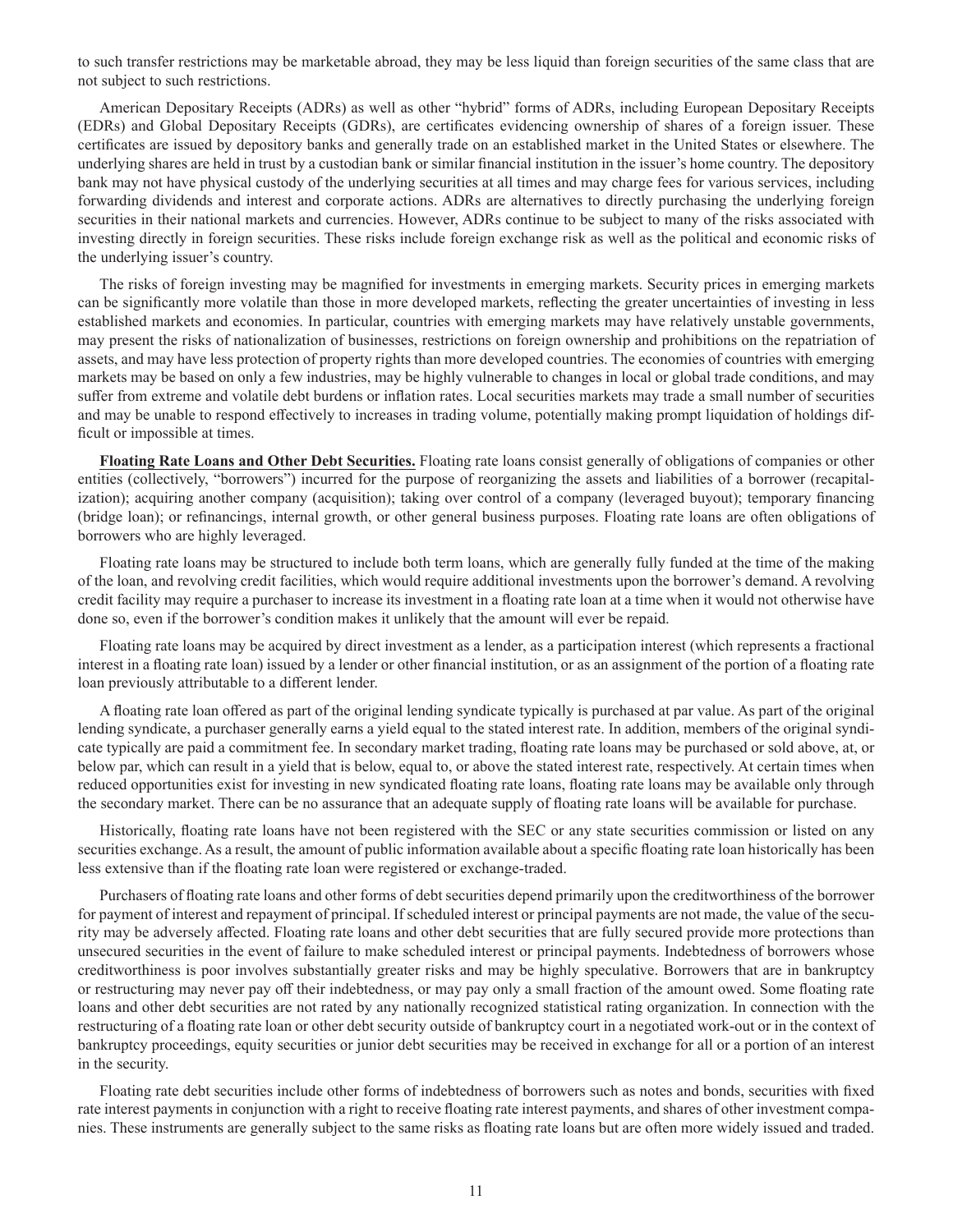to such transfer restrictions may be marketable abroad, they may be less liquid than foreign securities of the same class that are not subject to such restrictions.

American Depositary Receipts (ADRs) as well as other "hybrid" forms of ADRs, including European Depositary Receipts (EDRs) and Global Depositary Receipts (GDRs), are certificates evidencing ownership of shares of a foreign issuer. These certificates are issued by depository banks and generally trade on an established market in the United States or elsewhere. The underlying shares are held in trust by a custodian bank or similar financial institution in the issuer's home country. The depository bank may not have physical custody of the underlying securities at all times and may charge fees for various services, including forwarding dividends and interest and corporate actions. ADRs are alternatives to directly purchasing the underlying foreign securities in their national markets and currencies. However, ADRs continue to be subject to many of the risks associated with investing directly in foreign securities. These risks include foreign exchange risk as well as the political and economic risks of the underlying issuer's country.

The risks of foreign investing may be magnified for investments in emerging markets. Security prices in emerging markets can be significantly more volatile than those in more developed markets, reflecting the greater uncertainties of investing in less established markets and economies. In particular, countries with emerging markets may have relatively unstable governments, may present the risks of nationalization of businesses, restrictions on foreign ownership and prohibitions on the repatriation of assets, and may have less protection of property rights than more developed countries. The economies of countries with emerging markets may be based on only a few industries, may be highly vulnerable to changes in local or global trade conditions, and may suffer from extreme and volatile debt burdens or inflation rates. Local securities markets may trade a small number of securities and may be unable to respond effectively to increases in trading volume, potentially making prompt liquidation of holdings difficult or impossible at times.

**Floating Rate Loans and Other Debt Securities.** Floating rate loans consist generally of obligations of companies or other entities (collectively, "borrowers") incurred for the purpose of reorganizing the assets and liabilities of a borrower (recapitalization); acquiring another company (acquisition); taking over control of a company (leveraged buyout); temporary financing (bridge loan); or refinancings, internal growth, or other general business purposes. Floating rate loans are often obligations of borrowers who are highly leveraged.

Floating rate loans may be structured to include both term loans, which are generally fully funded at the time of the making of the loan, and revolving credit facilities, which would require additional investments upon the borrower's demand. A revolving credit facility may require a purchaser to increase its investment in a floating rate loan at a time when it would not otherwise have done so, even if the borrower's condition makes it unlikely that the amount will ever be repaid.

Floating rate loans may be acquired by direct investment as a lender, as a participation interest (which represents a fractional interest in a floating rate loan) issued by a lender or other financial institution, or as an assignment of the portion of a floating rate loan previously attributable to a different lender.

A floating rate loan offered as part of the original lending syndicate typically is purchased at par value. As part of the original lending syndicate, a purchaser generally earns a yield equal to the stated interest rate. In addition, members of the original syndicate typically are paid a commitment fee. In secondary market trading, floating rate loans may be purchased or sold above, at, or below par, which can result in a yield that is below, equal to, or above the stated interest rate, respectively. At certain times when reduced opportunities exist for investing in new syndicated floating rate loans, floating rate loans may be available only through the secondary market. There can be no assurance that an adequate supply of floating rate loans will be available for purchase.

Historically, floating rate loans have not been registered with the SEC or any state securities commission or listed on any securities exchange. As a result, the amount of public information available about a specific floating rate loan historically has been less extensive than if the floating rate loan were registered or exchange-traded.

Purchasers of floating rate loans and other forms of debt securities depend primarily upon the creditworthiness of the borrower for payment of interest and repayment of principal. If scheduled interest or principal payments are not made, the value of the security may be adversely affected. Floating rate loans and other debt securities that are fully secured provide more protections than unsecured securities in the event of failure to make scheduled interest or principal payments. Indebtedness of borrowers whose creditworthiness is poor involves substantially greater risks and may be highly speculative. Borrowers that are in bankruptcy or restructuring may never pay off their indebtedness, or may pay only a small fraction of the amount owed. Some floating rate loans and other debt securities are not rated by any nationally recognized statistical rating organization. In connection with the restructuring of a floating rate loan or other debt security outside of bankruptcy court in a negotiated work-out or in the context of bankruptcy proceedings, equity securities or junior debt securities may be received in exchange for all or a portion of an interest in the security.

Floating rate debt securities include other forms of indebtedness of borrowers such as notes and bonds, securities with fixed rate interest payments in conjunction with a right to receive floating rate interest payments, and shares of other investment companies. These instruments are generally subject to the same risks as floating rate loans but are often more widely issued and traded.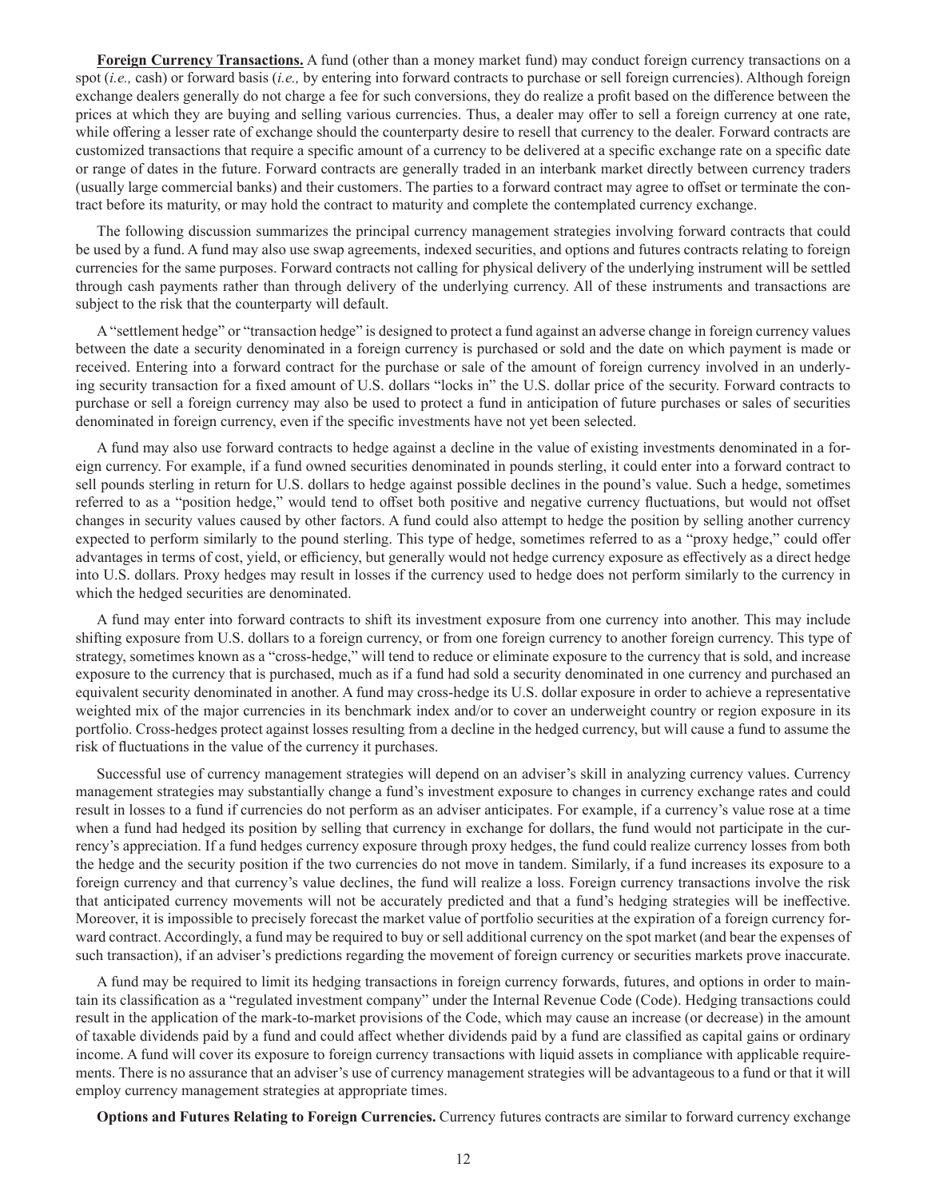**Foreign Currency Transactions.** A fund (other than a money market fund) may conduct foreign currency transactions on a spot (*i.e.,* cash) or forward basis (*i.e.,* by entering into forward contracts to purchase or sell foreign currencies). Although foreign exchange dealers generally do not charge a fee for such conversions, they do realize a profit based on the difference between the prices at which they are buying and selling various currencies. Thus, a dealer may offer to sell a foreign currency at one rate, while offering a lesser rate of exchange should the counterparty desire to resell that currency to the dealer. Forward contracts are customized transactions that require a specific amount of a currency to be delivered at a specific exchange rate on a specific date or range of dates in the future. Forward contracts are generally traded in an interbank market directly between currency traders (usually large commercial banks) and their customers. The parties to a forward contract may agree to offset or terminate the contract before its maturity, or may hold the contract to maturity and complete the contemplated currency exchange.

The following discussion summarizes the principal currency management strategies involving forward contracts that could be used by a fund. A fund may also use swap agreements, indexed securities, and options and futures contracts relating to foreign currencies for the same purposes. Forward contracts not calling for physical delivery of the underlying instrument will be settled through cash payments rather than through delivery of the underlying currency. All of these instruments and transactions are subject to the risk that the counterparty will default.

A "settlement hedge" or "transaction hedge" is designed to protect a fund against an adverse change in foreign currency values between the date a security denominated in a foreign currency is purchased or sold and the date on which payment is made or received. Entering into a forward contract for the purchase or sale of the amount of foreign currency involved in an underlying security transaction for a fixed amount of U.S. dollars "locks in" the U.S. dollar price of the security. Forward contracts to purchase or sell a foreign currency may also be used to protect a fund in anticipation of future purchases or sales of securities denominated in foreign currency, even if the specific investments have not yet been selected.

A fund may also use forward contracts to hedge against a decline in the value of existing investments denominated in a foreign currency. For example, if a fund owned securities denominated in pounds sterling, it could enter into a forward contract to sell pounds sterling in return for U.S. dollars to hedge against possible declines in the pound's value. Such a hedge, sometimes referred to as a "position hedge," would tend to offset both positive and negative currency fluctuations, but would not offset changes in security values caused by other factors. A fund could also attempt to hedge the position by selling another currency expected to perform similarly to the pound sterling. This type of hedge, sometimes referred to as a "proxy hedge," could offer advantages in terms of cost, yield, or efficiency, but generally would not hedge currency exposure as effectively as a direct hedge into U.S. dollars. Proxy hedges may result in losses if the currency used to hedge does not perform similarly to the currency in which the hedged securities are denominated.

A fund may enter into forward contracts to shift its investment exposure from one currency into another. This may include shifting exposure from U.S. dollars to a foreign currency, or from one foreign currency to another foreign currency. This type of strategy, sometimes known as a "cross-hedge," will tend to reduce or eliminate exposure to the currency that is sold, and increase exposure to the currency that is purchased, much as if a fund had sold a security denominated in one currency and purchased an equivalent security denominated in another. A fund may cross-hedge its U.S. dollar exposure in order to achieve a representative weighted mix of the major currencies in its benchmark index and/or to cover an underweight country or region exposure in its portfolio. Cross-hedges protect against losses resulting from a decline in the hedged currency, but will cause a fund to assume the risk of fluctuations in the value of the currency it purchases.

Successful use of currency management strategies will depend on an adviser's skill in analyzing currency values. Currency management strategies may substantially change a fund's investment exposure to changes in currency exchange rates and could result in losses to a fund if currencies do not perform as an adviser anticipates. For example, if a currency's value rose at a time when a fund had hedged its position by selling that currency in exchange for dollars, the fund would not participate in the currency's appreciation. If a fund hedges currency exposure through proxy hedges, the fund could realize currency losses from both the hedge and the security position if the two currencies do not move in tandem. Similarly, if a fund increases its exposure to a foreign currency and that currency's value declines, the fund will realize a loss. Foreign currency transactions involve the risk that anticipated currency movements will not be accurately predicted and that a fund's hedging strategies will be ineffective. Moreover, it is impossible to precisely forecast the market value of portfolio securities at the expiration of a foreign currency forward contract. Accordingly, a fund may be required to buy or sell additional currency on the spot market (and bear the expenses of such transaction), if an adviser's predictions regarding the movement of foreign currency or securities markets prove inaccurate.

A fund may be required to limit its hedging transactions in foreign currency forwards, futures, and options in order to maintain its classification as a "regulated investment company" under the Internal Revenue Code (Code). Hedging transactions could result in the application of the mark-to-market provisions of the Code, which may cause an increase (or decrease) in the amount of taxable dividends paid by a fund and could affect whether dividends paid by a fund are classified as capital gains or ordinary income. A fund will cover its exposure to foreign currency transactions with liquid assets in compliance with applicable requirements. There is no assurance that an adviser's use of currency management strategies will be advantageous to a fund or that it will employ currency management strategies at appropriate times.

**Options and Futures Relating to Foreign Currencies.** Currency futures contracts are similar to forward currency exchange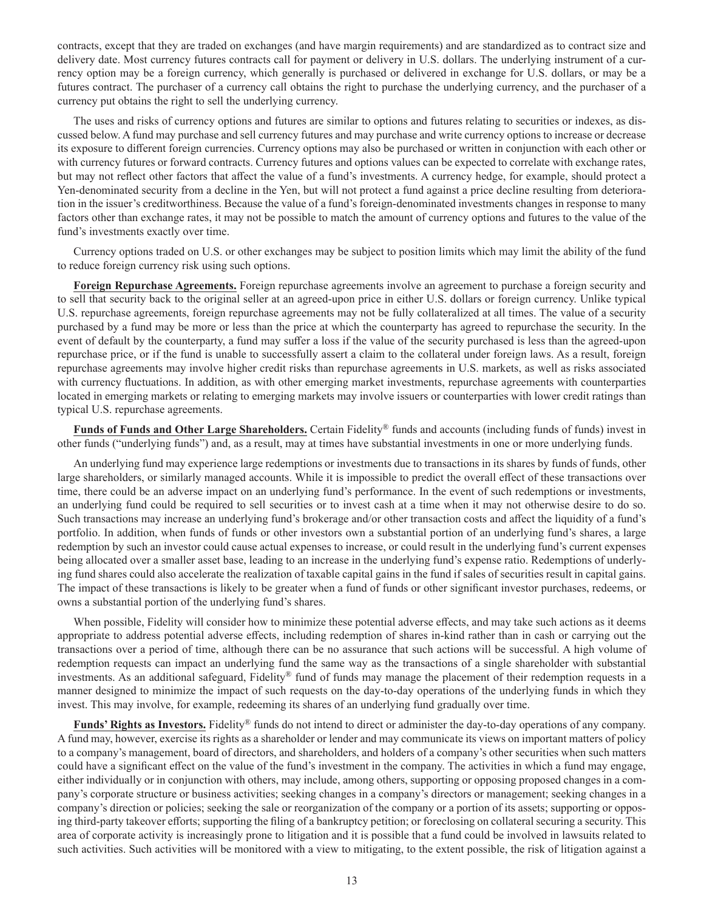contracts, except that they are traded on exchanges (and have margin requirements) and are standardized as to contract size and delivery date. Most currency futures contracts call for payment or delivery in U.S. dollars. The underlying instrument of a currency option may be a foreign currency, which generally is purchased or delivered in exchange for U.S. dollars, or may be a futures contract. The purchaser of a currency call obtains the right to purchase the underlying currency, and the purchaser of a currency put obtains the right to sell the underlying currency.

The uses and risks of currency options and futures are similar to options and futures relating to securities or indexes, as discussed below. A fund may purchase and sell currency futures and may purchase and write currency options to increase or decrease its exposure to different foreign currencies. Currency options may also be purchased or written in conjunction with each other or with currency futures or forward contracts. Currency futures and options values can be expected to correlate with exchange rates, but may not reflect other factors that affect the value of a fund's investments. A currency hedge, for example, should protect a Yen-denominated security from a decline in the Yen, but will not protect a fund against a price decline resulting from deterioration in the issuer's creditworthiness. Because the value of a fund's foreign-denominated investments changes in response to many factors other than exchange rates, it may not be possible to match the amount of currency options and futures to the value of the fund's investments exactly over time.

Currency options traded on U.S. or other exchanges may be subject to position limits which may limit the ability of the fund to reduce foreign currency risk using such options.

**Foreign Repurchase Agreements.** Foreign repurchase agreements involve an agreement to purchase a foreign security and to sell that security back to the original seller at an agreed-upon price in either U.S. dollars or foreign currency. Unlike typical U.S. repurchase agreements, foreign repurchase agreements may not be fully collateralized at all times. The value of a security purchased by a fund may be more or less than the price at which the counterparty has agreed to repurchase the security. In the event of default by the counterparty, a fund may suffer a loss if the value of the security purchased is less than the agreed-upon repurchase price, or if the fund is unable to successfully assert a claim to the collateral under foreign laws. As a result, foreign repurchase agreements may involve higher credit risks than repurchase agreements in U.S. markets, as well as risks associated with currency fluctuations. In addition, as with other emerging market investments, repurchase agreements with counterparties located in emerging markets or relating to emerging markets may involve issuers or counterparties with lower credit ratings than typical U.S. repurchase agreements.

**Funds of Funds and Other Large Shareholders.** Certain Fidelity® funds and accounts (including funds of funds) invest in other funds ("underlying funds") and, as a result, may at times have substantial investments in one or more underlying funds.

An underlying fund may experience large redemptions or investments due to transactions in its shares by funds of funds, other large shareholders, or similarly managed accounts. While it is impossible to predict the overall effect of these transactions over time, there could be an adverse impact on an underlying fund's performance. In the event of such redemptions or investments, an underlying fund could be required to sell securities or to invest cash at a time when it may not otherwise desire to do so. Such transactions may increase an underlying fund's brokerage and/or other transaction costs and affect the liquidity of a fund's portfolio. In addition, when funds of funds or other investors own a substantial portion of an underlying fund's shares, a large redemption by such an investor could cause actual expenses to increase, or could result in the underlying fund's current expenses being allocated over a smaller asset base, leading to an increase in the underlying fund's expense ratio. Redemptions of underlying fund shares could also accelerate the realization of taxable capital gains in the fund if sales of securities result in capital gains. The impact of these transactions is likely to be greater when a fund of funds or other significant investor purchases, redeems, or owns a substantial portion of the underlying fund's shares.

When possible, Fidelity will consider how to minimize these potential adverse effects, and may take such actions as it deems appropriate to address potential adverse effects, including redemption of shares in-kind rather than in cash or carrying out the transactions over a period of time, although there can be no assurance that such actions will be successful. A high volume of redemption requests can impact an underlying fund the same way as the transactions of a single shareholder with substantial investments. As an additional safeguard, Fidelity® fund of funds may manage the placement of their redemption requests in a manner designed to minimize the impact of such requests on the day-to-day operations of the underlying funds in which they invest. This may involve, for example, redeeming its shares of an underlying fund gradually over time.

**Funds' Rights as Investors.** Fidelity® funds do not intend to direct or administer the day-to-day operations of any company. A fund may, however, exercise its rights as a shareholder or lender and may communicate its views on important matters of policy to a company's management, board of directors, and shareholders, and holders of a company's other securities when such matters could have a significant effect on the value of the fund's investment in the company. The activities in which a fund may engage, either individually or in conjunction with others, may include, among others, supporting or opposing proposed changes in a company's corporate structure or business activities; seeking changes in a company's directors or management; seeking changes in a company's direction or policies; seeking the sale or reorganization of the company or a portion of its assets; supporting or opposing third-party takeover efforts; supporting the filing of a bankruptcy petition; or foreclosing on collateral securing a security. This area of corporate activity is increasingly prone to litigation and it is possible that a fund could be involved in lawsuits related to such activities. Such activities will be monitored with a view to mitigating, to the extent possible, the risk of litigation against a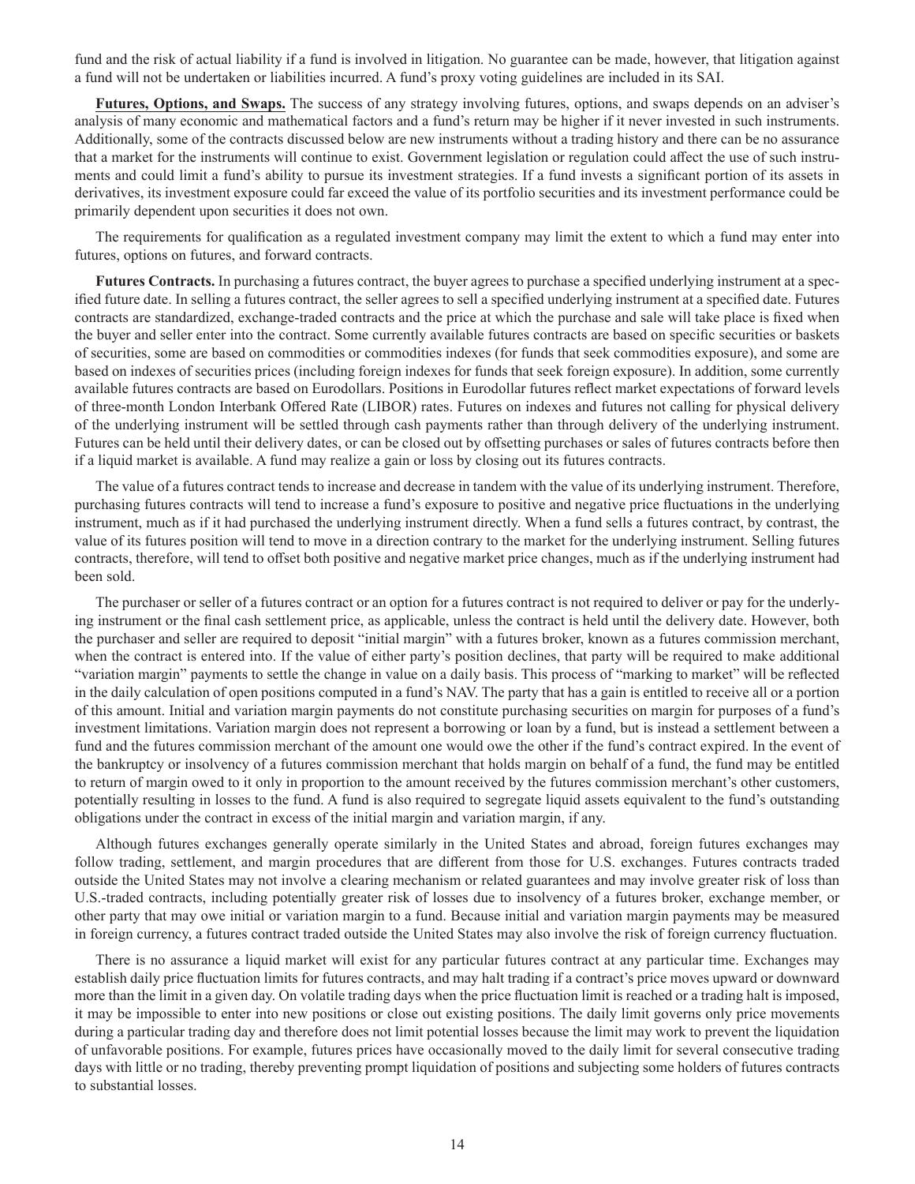fund and the risk of actual liability if a fund is involved in litigation. No guarantee can be made, however, that litigation against a fund will not be undertaken or liabilities incurred. A fund's proxy voting guidelines are included in its SAI.

**Futures, Options, and Swaps.** The success of any strategy involving futures, options, and swaps depends on an adviser's analysis of many economic and mathematical factors and a fund's return may be higher if it never invested in such instruments. Additionally, some of the contracts discussed below are new instruments without a trading history and there can be no assurance that a market for the instruments will continue to exist. Government legislation or regulation could affect the use of such instruments and could limit a fund's ability to pursue its investment strategies. If a fund invests a significant portion of its assets in derivatives, its investment exposure could far exceed the value of its portfolio securities and its investment performance could be primarily dependent upon securities it does not own.

The requirements for qualification as a regulated investment company may limit the extent to which a fund may enter into futures, options on futures, and forward contracts.

**Futures Contracts.** In purchasing a futures contract, the buyer agrees to purchase a specified underlying instrument at a specified future date. In selling a futures contract, the seller agrees to sell a specified underlying instrument at a specified date. Futures contracts are standardized, exchange-traded contracts and the price at which the purchase and sale will take place is fixed when the buyer and seller enter into the contract. Some currently available futures contracts are based on specific securities or baskets of securities, some are based on commodities or commodities indexes (for funds that seek commodities exposure), and some are based on indexes of securities prices (including foreign indexes for funds that seek foreign exposure). In addition, some currently available futures contracts are based on Eurodollars. Positions in Eurodollar futures reflect market expectations of forward levels of three-month London Interbank Offered Rate (LIBOR) rates. Futures on indexes and futures not calling for physical delivery of the underlying instrument will be settled through cash payments rather than through delivery of the underlying instrument. Futures can be held until their delivery dates, or can be closed out by offsetting purchases or sales of futures contracts before then if a liquid market is available. A fund may realize a gain or loss by closing out its futures contracts.

The value of a futures contract tends to increase and decrease in tandem with the value of its underlying instrument. Therefore, purchasing futures contracts will tend to increase a fund's exposure to positive and negative price fluctuations in the underlying instrument, much as if it had purchased the underlying instrument directly. When a fund sells a futures contract, by contrast, the value of its futures position will tend to move in a direction contrary to the market for the underlying instrument. Selling futures contracts, therefore, will tend to offset both positive and negative market price changes, much as if the underlying instrument had been sold.

The purchaser or seller of a futures contract or an option for a futures contract is not required to deliver or pay for the underlying instrument or the final cash settlement price, as applicable, unless the contract is held until the delivery date. However, both the purchaser and seller are required to deposit "initial margin" with a futures broker, known as a futures commission merchant, when the contract is entered into. If the value of either party's position declines, that party will be required to make additional "variation margin" payments to settle the change in value on a daily basis. This process of "marking to market" will be reflected in the daily calculation of open positions computed in a fund's NAV. The party that has a gain is entitled to receive all or a portion of this amount. Initial and variation margin payments do not constitute purchasing securities on margin for purposes of a fund's investment limitations. Variation margin does not represent a borrowing or loan by a fund, but is instead a settlement between a fund and the futures commission merchant of the amount one would owe the other if the fund's contract expired. In the event of the bankruptcy or insolvency of a futures commission merchant that holds margin on behalf of a fund, the fund may be entitled to return of margin owed to it only in proportion to the amount received by the futures commission merchant's other customers, potentially resulting in losses to the fund. A fund is also required to segregate liquid assets equivalent to the fund's outstanding obligations under the contract in excess of the initial margin and variation margin, if any.

Although futures exchanges generally operate similarly in the United States and abroad, foreign futures exchanges may follow trading, settlement, and margin procedures that are different from those for U.S. exchanges. Futures contracts traded outside the United States may not involve a clearing mechanism or related guarantees and may involve greater risk of loss than U.S.-traded contracts, including potentially greater risk of losses due to insolvency of a futures broker, exchange member, or other party that may owe initial or variation margin to a fund. Because initial and variation margin payments may be measured in foreign currency, a futures contract traded outside the United States may also involve the risk of foreign currency fluctuation.

There is no assurance a liquid market will exist for any particular futures contract at any particular time. Exchanges may establish daily price fluctuation limits for futures contracts, and may halt trading if a contract's price moves upward or downward more than the limit in a given day. On volatile trading days when the price fluctuation limit is reached or a trading halt is imposed, it may be impossible to enter into new positions or close out existing positions. The daily limit governs only price movements during a particular trading day and therefore does not limit potential losses because the limit may work to prevent the liquidation of unfavorable positions. For example, futures prices have occasionally moved to the daily limit for several consecutive trading days with little or no trading, thereby preventing prompt liquidation of positions and subjecting some holders of futures contracts to substantial losses.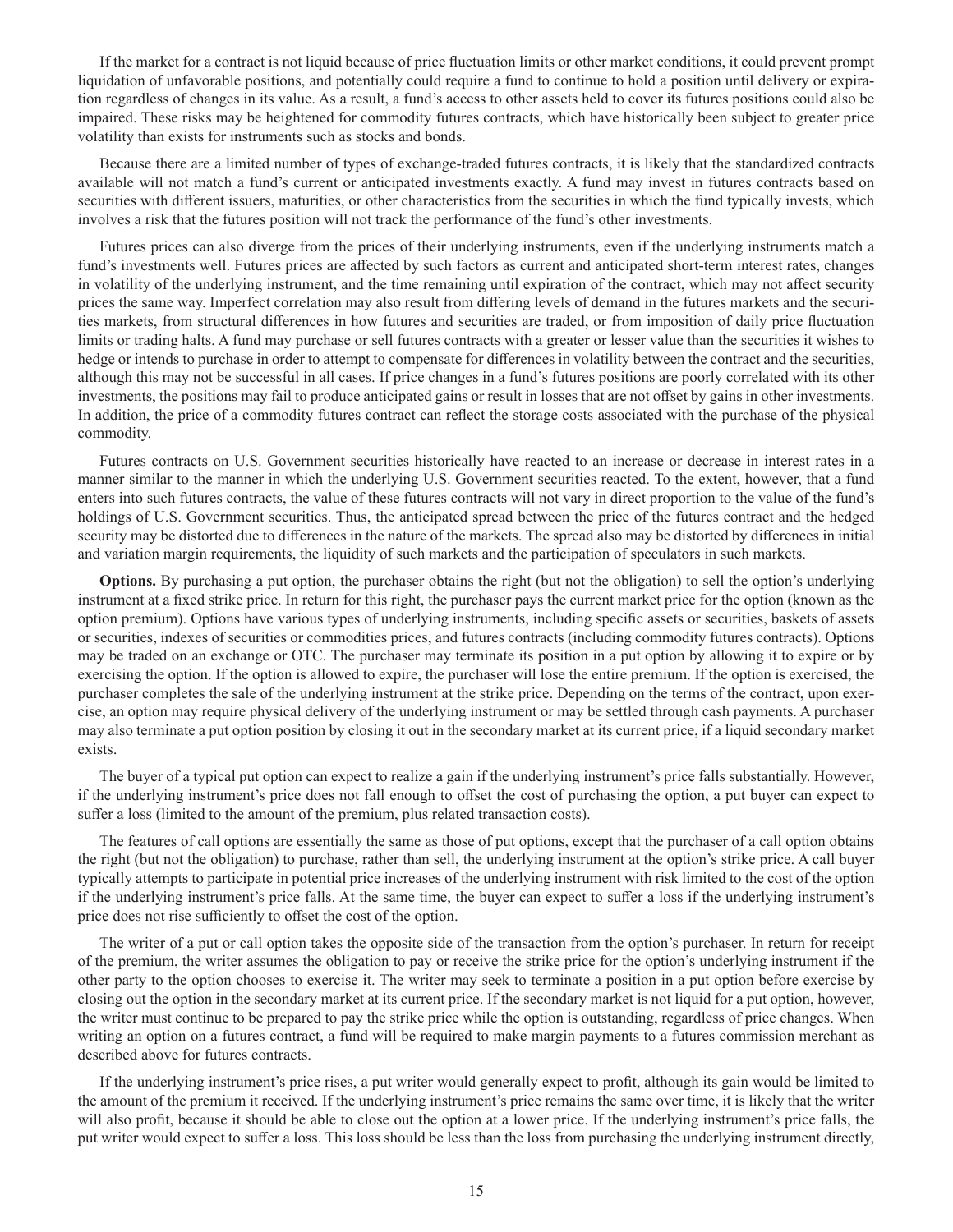If the market for a contract is not liquid because of price fluctuation limits or other market conditions, it could prevent prompt liquidation of unfavorable positions, and potentially could require a fund to continue to hold a position until delivery or expiration regardless of changes in its value. As a result, a fund's access to other assets held to cover its futures positions could also be impaired. These risks may be heightened for commodity futures contracts, which have historically been subject to greater price volatility than exists for instruments such as stocks and bonds.

Because there are a limited number of types of exchange-traded futures contracts, it is likely that the standardized contracts available will not match a fund's current or anticipated investments exactly. A fund may invest in futures contracts based on securities with different issuers, maturities, or other characteristics from the securities in which the fund typically invests, which involves a risk that the futures position will not track the performance of the fund's other investments.

Futures prices can also diverge from the prices of their underlying instruments, even if the underlying instruments match a fund's investments well. Futures prices are affected by such factors as current and anticipated short-term interest rates, changes in volatility of the underlying instrument, and the time remaining until expiration of the contract, which may not affect security prices the same way. Imperfect correlation may also result from differing levels of demand in the futures markets and the securities markets, from structural differences in how futures and securities are traded, or from imposition of daily price fluctuation limits or trading halts. A fund may purchase or sell futures contracts with a greater or lesser value than the securities it wishes to hedge or intends to purchase in order to attempt to compensate for differences in volatility between the contract and the securities, although this may not be successful in all cases. If price changes in a fund's futures positions are poorly correlated with its other investments, the positions may fail to produce anticipated gains or result in losses that are not offset by gains in other investments. In addition, the price of a commodity futures contract can reflect the storage costs associated with the purchase of the physical commodity.

Futures contracts on U.S. Government securities historically have reacted to an increase or decrease in interest rates in a manner similar to the manner in which the underlying U.S. Government securities reacted. To the extent, however, that a fund enters into such futures contracts, the value of these futures contracts will not vary in direct proportion to the value of the fund's holdings of U.S. Government securities. Thus, the anticipated spread between the price of the futures contract and the hedged security may be distorted due to differences in the nature of the markets. The spread also may be distorted by differences in initial and variation margin requirements, the liquidity of such markets and the participation of speculators in such markets.

**Options.** By purchasing a put option, the purchaser obtains the right (but not the obligation) to sell the option's underlying instrument at a fixed strike price. In return for this right, the purchaser pays the current market price for the option (known as the option premium). Options have various types of underlying instruments, including specific assets or securities, baskets of assets or securities, indexes of securities or commodities prices, and futures contracts (including commodity futures contracts). Options may be traded on an exchange or OTC. The purchaser may terminate its position in a put option by allowing it to expire or by exercising the option. If the option is allowed to expire, the purchaser will lose the entire premium. If the option is exercised, the purchaser completes the sale of the underlying instrument at the strike price. Depending on the terms of the contract, upon exercise, an option may require physical delivery of the underlying instrument or may be settled through cash payments. A purchaser may also terminate a put option position by closing it out in the secondary market at its current price, if a liquid secondary market exists.

The buyer of a typical put option can expect to realize a gain if the underlying instrument's price falls substantially. However, if the underlying instrument's price does not fall enough to offset the cost of purchasing the option, a put buyer can expect to suffer a loss (limited to the amount of the premium, plus related transaction costs).

The features of call options are essentially the same as those of put options, except that the purchaser of a call option obtains the right (but not the obligation) to purchase, rather than sell, the underlying instrument at the option's strike price. A call buyer typically attempts to participate in potential price increases of the underlying instrument with risk limited to the cost of the option if the underlying instrument's price falls. At the same time, the buyer can expect to suffer a loss if the underlying instrument's price does not rise sufficiently to offset the cost of the option.

The writer of a put or call option takes the opposite side of the transaction from the option's purchaser. In return for receipt of the premium, the writer assumes the obligation to pay or receive the strike price for the option's underlying instrument if the other party to the option chooses to exercise it. The writer may seek to terminate a position in a put option before exercise by closing out the option in the secondary market at its current price. If the secondary market is not liquid for a put option, however, the writer must continue to be prepared to pay the strike price while the option is outstanding, regardless of price changes. When writing an option on a futures contract, a fund will be required to make margin payments to a futures commission merchant as described above for futures contracts.

If the underlying instrument's price rises, a put writer would generally expect to profit, although its gain would be limited to the amount of the premium it received. If the underlying instrument's price remains the same over time, it is likely that the writer will also profit, because it should be able to close out the option at a lower price. If the underlying instrument's price falls, the put writer would expect to suffer a loss. This loss should be less than the loss from purchasing the underlying instrument directly,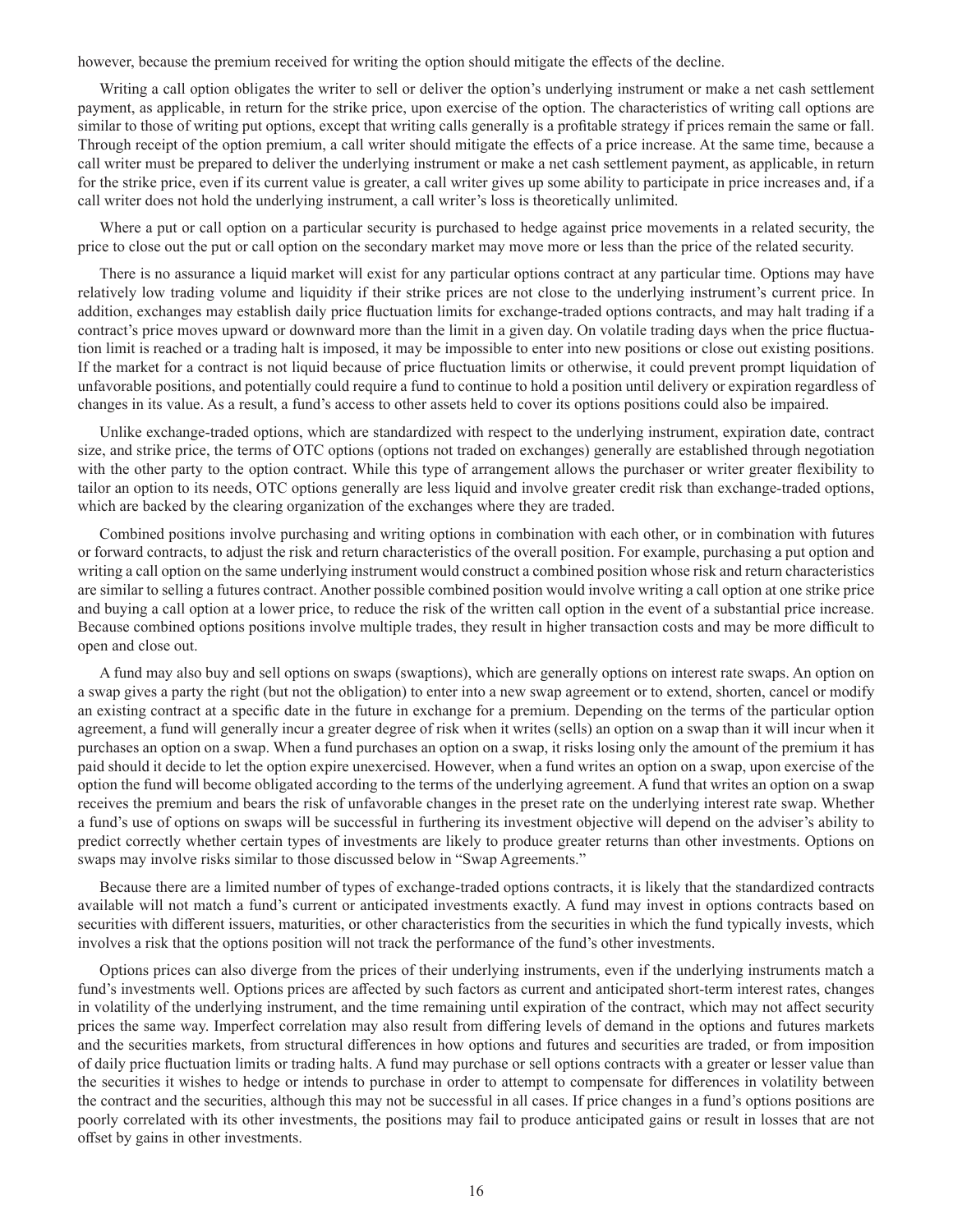however, because the premium received for writing the option should mitigate the effects of the decline.

Writing a call option obligates the writer to sell or deliver the option's underlying instrument or make a net cash settlement payment, as applicable, in return for the strike price, upon exercise of the option. The characteristics of writing call options are similar to those of writing put options, except that writing calls generally is a profitable strategy if prices remain the same or fall. Through receipt of the option premium, a call writer should mitigate the effects of a price increase. At the same time, because a call writer must be prepared to deliver the underlying instrument or make a net cash settlement payment, as applicable, in return for the strike price, even if its current value is greater, a call writer gives up some ability to participate in price increases and, if a call writer does not hold the underlying instrument, a call writer's loss is theoretically unlimited.

Where a put or call option on a particular security is purchased to hedge against price movements in a related security, the price to close out the put or call option on the secondary market may move more or less than the price of the related security.

There is no assurance a liquid market will exist for any particular options contract at any particular time. Options may have relatively low trading volume and liquidity if their strike prices are not close to the underlying instrument's current price. In addition, exchanges may establish daily price fluctuation limits for exchange-traded options contracts, and may halt trading if a contract's price moves upward or downward more than the limit in a given day. On volatile trading days when the price fluctuation limit is reached or a trading halt is imposed, it may be impossible to enter into new positions or close out existing positions. If the market for a contract is not liquid because of price fluctuation limits or otherwise, it could prevent prompt liquidation of unfavorable positions, and potentially could require a fund to continue to hold a position until delivery or expiration regardless of changes in its value. As a result, a fund's access to other assets held to cover its options positions could also be impaired.

Unlike exchange-traded options, which are standardized with respect to the underlying instrument, expiration date, contract size, and strike price, the terms of OTC options (options not traded on exchanges) generally are established through negotiation with the other party to the option contract. While this type of arrangement allows the purchaser or writer greater flexibility to tailor an option to its needs, OTC options generally are less liquid and involve greater credit risk than exchange-traded options, which are backed by the clearing organization of the exchanges where they are traded.

Combined positions involve purchasing and writing options in combination with each other, or in combination with futures or forward contracts, to adjust the risk and return characteristics of the overall position. For example, purchasing a put option and writing a call option on the same underlying instrument would construct a combined position whose risk and return characteristics are similar to selling a futures contract. Another possible combined position would involve writing a call option at one strike price and buying a call option at a lower price, to reduce the risk of the written call option in the event of a substantial price increase. Because combined options positions involve multiple trades, they result in higher transaction costs and may be more difficult to open and close out.

A fund may also buy and sell options on swaps (swaptions), which are generally options on interest rate swaps. An option on a swap gives a party the right (but not the obligation) to enter into a new swap agreement or to extend, shorten, cancel or modify an existing contract at a specific date in the future in exchange for a premium. Depending on the terms of the particular option agreement, a fund will generally incur a greater degree of risk when it writes (sells) an option on a swap than it will incur when it purchases an option on a swap. When a fund purchases an option on a swap, it risks losing only the amount of the premium it has paid should it decide to let the option expire unexercised. However, when a fund writes an option on a swap, upon exercise of the option the fund will become obligated according to the terms of the underlying agreement. A fund that writes an option on a swap receives the premium and bears the risk of unfavorable changes in the preset rate on the underlying interest rate swap. Whether a fund's use of options on swaps will be successful in furthering its investment objective will depend on the adviser's ability to predict correctly whether certain types of investments are likely to produce greater returns than other investments. Options on swaps may involve risks similar to those discussed below in "Swap Agreements."

Because there are a limited number of types of exchange-traded options contracts, it is likely that the standardized contracts available will not match a fund's current or anticipated investments exactly. A fund may invest in options contracts based on securities with different issuers, maturities, or other characteristics from the securities in which the fund typically invests, which involves a risk that the options position will not track the performance of the fund's other investments.

Options prices can also diverge from the prices of their underlying instruments, even if the underlying instruments match a fund's investments well. Options prices are affected by such factors as current and anticipated short-term interest rates, changes in volatility of the underlying instrument, and the time remaining until expiration of the contract, which may not affect security prices the same way. Imperfect correlation may also result from differing levels of demand in the options and futures markets and the securities markets, from structural differences in how options and futures and securities are traded, or from imposition of daily price fluctuation limits or trading halts. A fund may purchase or sell options contracts with a greater or lesser value than the securities it wishes to hedge or intends to purchase in order to attempt to compensate for differences in volatility between the contract and the securities, although this may not be successful in all cases. If price changes in a fund's options positions are poorly correlated with its other investments, the positions may fail to produce anticipated gains or result in losses that are not offset by gains in other investments.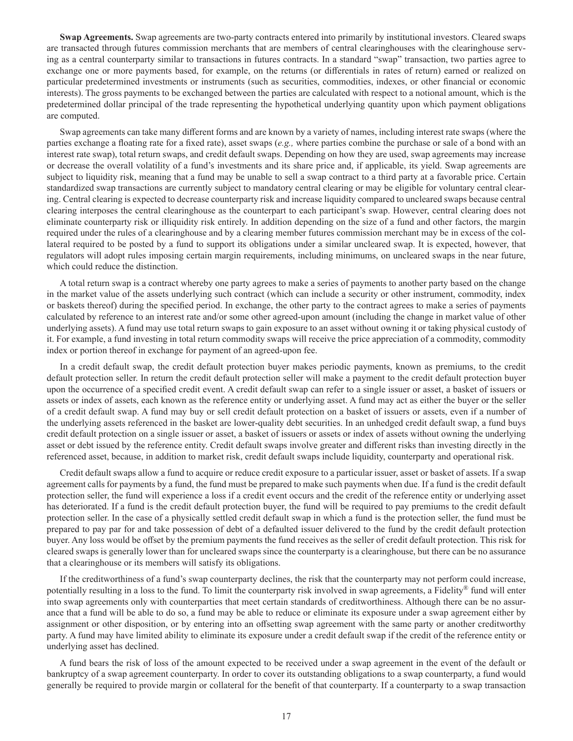**Swap Agreements.** Swap agreements are two-party contracts entered into primarily by institutional investors. Cleared swaps are transacted through futures commission merchants that are members of central clearinghouses with the clearinghouse serving as a central counterparty similar to transactions in futures contracts. In a standard "swap" transaction, two parties agree to exchange one or more payments based, for example, on the returns (or differentials in rates of return) earned or realized on particular predetermined investments or instruments (such as securities, commodities, indexes, or other financial or economic interests). The gross payments to be exchanged between the parties are calculated with respect to a notional amount, which is the predetermined dollar principal of the trade representing the hypothetical underlying quantity upon which payment obligations are computed.

Swap agreements can take many different forms and are known by a variety of names, including interest rate swaps (where the parties exchange a floating rate for a fixed rate), asset swaps (*e.g.,* where parties combine the purchase or sale of a bond with an interest rate swap), total return swaps, and credit default swaps. Depending on how they are used, swap agreements may increase or decrease the overall volatility of a fund's investments and its share price and, if applicable, its yield. Swap agreements are subject to liquidity risk, meaning that a fund may be unable to sell a swap contract to a third party at a favorable price. Certain standardized swap transactions are currently subject to mandatory central clearing or may be eligible for voluntary central clearing. Central clearing is expected to decrease counterparty risk and increase liquidity compared to uncleared swaps because central clearing interposes the central clearinghouse as the counterpart to each participant's swap. However, central clearing does not eliminate counterparty risk or illiquidity risk entirely. In addition depending on the size of a fund and other factors, the margin required under the rules of a clearinghouse and by a clearing member futures commission merchant may be in excess of the collateral required to be posted by a fund to support its obligations under a similar uncleared swap. It is expected, however, that regulators will adopt rules imposing certain margin requirements, including minimums, on uncleared swaps in the near future, which could reduce the distinction.

A total return swap is a contract whereby one party agrees to make a series of payments to another party based on the change in the market value of the assets underlying such contract (which can include a security or other instrument, commodity, index or baskets thereof) during the specified period. In exchange, the other party to the contract agrees to make a series of payments calculated by reference to an interest rate and/or some other agreed-upon amount (including the change in market value of other underlying assets). A fund may use total return swaps to gain exposure to an asset without owning it or taking physical custody of it. For example, a fund investing in total return commodity swaps will receive the price appreciation of a commodity, commodity index or portion thereof in exchange for payment of an agreed-upon fee.

In a credit default swap, the credit default protection buyer makes periodic payments, known as premiums, to the credit default protection seller. In return the credit default protection seller will make a payment to the credit default protection buyer upon the occurrence of a specified credit event. A credit default swap can refer to a single issuer or asset, a basket of issuers or assets or index of assets, each known as the reference entity or underlying asset. A fund may act as either the buyer or the seller of a credit default swap. A fund may buy or sell credit default protection on a basket of issuers or assets, even if a number of the underlying assets referenced in the basket are lower-quality debt securities. In an unhedged credit default swap, a fund buys credit default protection on a single issuer or asset, a basket of issuers or assets or index of assets without owning the underlying asset or debt issued by the reference entity. Credit default swaps involve greater and different risks than investing directly in the referenced asset, because, in addition to market risk, credit default swaps include liquidity, counterparty and operational risk.

Credit default swaps allow a fund to acquire or reduce credit exposure to a particular issuer, asset or basket of assets. If a swap agreement calls for payments by a fund, the fund must be prepared to make such payments when due. If a fund is the credit default protection seller, the fund will experience a loss if a credit event occurs and the credit of the reference entity or underlying asset has deteriorated. If a fund is the credit default protection buyer, the fund will be required to pay premiums to the credit default protection seller. In the case of a physically settled credit default swap in which a fund is the protection seller, the fund must be prepared to pay par for and take possession of debt of a defaulted issuer delivered to the fund by the credit default protection buyer. Any loss would be offset by the premium payments the fund receives as the seller of credit default protection. This risk for cleared swaps is generally lower than for uncleared swaps since the counterparty is a clearinghouse, but there can be no assurance that a clearinghouse or its members will satisfy its obligations.

If the creditworthiness of a fund's swap counterparty declines, the risk that the counterparty may not perform could increase, potentially resulting in a loss to the fund. To limit the counterparty risk involved in swap agreements, a Fidelity® fund will enter into swap agreements only with counterparties that meet certain standards of creditworthiness. Although there can be no assurance that a fund will be able to do so, a fund may be able to reduce or eliminate its exposure under a swap agreement either by assignment or other disposition, or by entering into an offsetting swap agreement with the same party or another creditworthy party. A fund may have limited ability to eliminate its exposure under a credit default swap if the credit of the reference entity or underlying asset has declined.

A fund bears the risk of loss of the amount expected to be received under a swap agreement in the event of the default or bankruptcy of a swap agreement counterparty. In order to cover its outstanding obligations to a swap counterparty, a fund would generally be required to provide margin or collateral for the benefit of that counterparty. If a counterparty to a swap transaction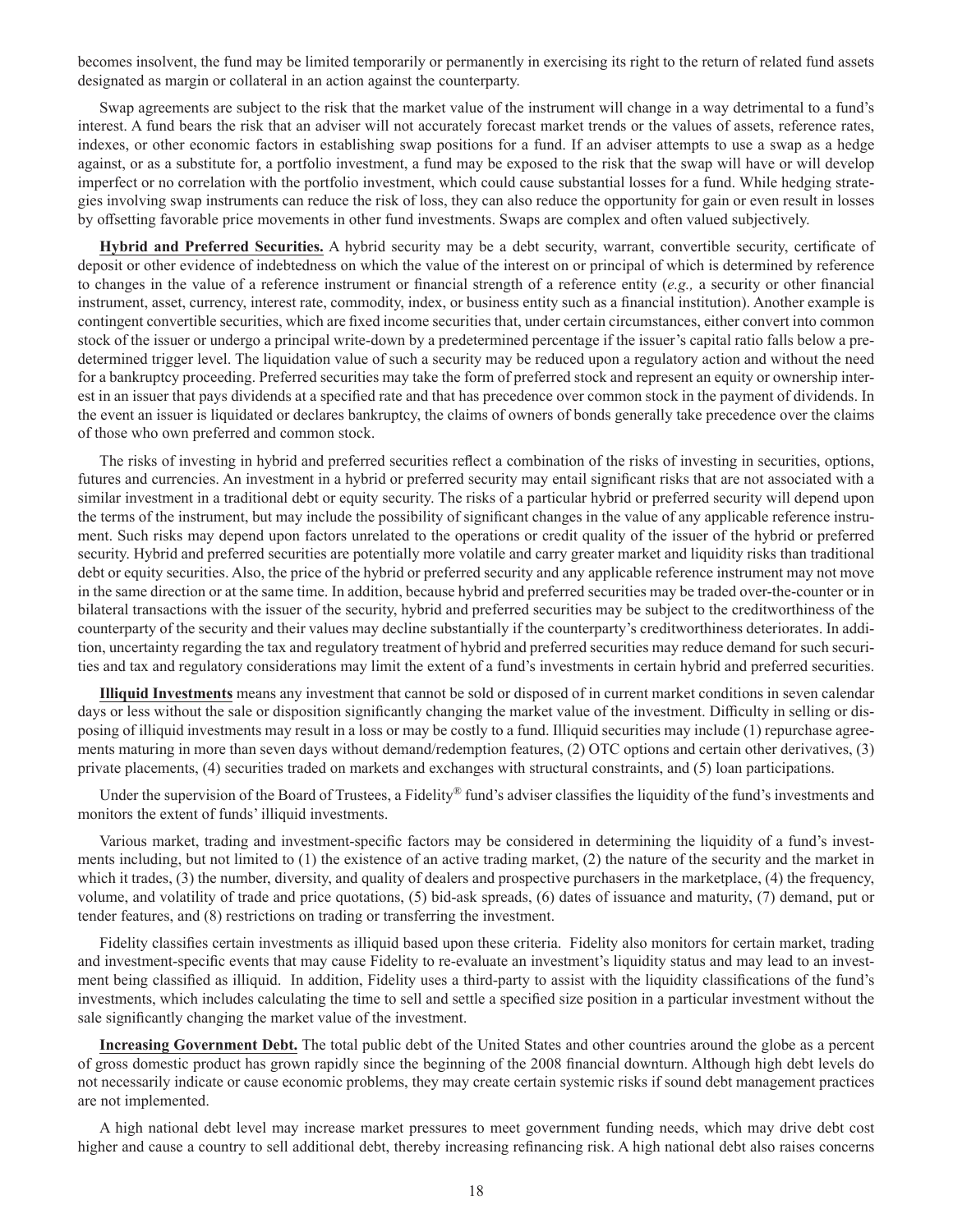becomes insolvent, the fund may be limited temporarily or permanently in exercising its right to the return of related fund assets designated as margin or collateral in an action against the counterparty.

Swap agreements are subject to the risk that the market value of the instrument will change in a way detrimental to a fund's interest. A fund bears the risk that an adviser will not accurately forecast market trends or the values of assets, reference rates, indexes, or other economic factors in establishing swap positions for a fund. If an adviser attempts to use a swap as a hedge against, or as a substitute for, a portfolio investment, a fund may be exposed to the risk that the swap will have or will develop imperfect or no correlation with the portfolio investment, which could cause substantial losses for a fund. While hedging strategies involving swap instruments can reduce the risk of loss, they can also reduce the opportunity for gain or even result in losses by offsetting favorable price movements in other fund investments. Swaps are complex and often valued subjectively.

**Hybrid and Preferred Securities.** A hybrid security may be a debt security, warrant, convertible security, certificate of deposit or other evidence of indebtedness on which the value of the interest on or principal of which is determined by reference to changes in the value of a reference instrument or financial strength of a reference entity (*e.g.,* a security or other financial instrument, asset, currency, interest rate, commodity, index, or business entity such as a financial institution). Another example is contingent convertible securities, which are fixed income securities that, under certain circumstances, either convert into common stock of the issuer or undergo a principal write-down by a predetermined percentage if the issuer's capital ratio falls below a predetermined trigger level. The liquidation value of such a security may be reduced upon a regulatory action and without the need for a bankruptcy proceeding. Preferred securities may take the form of preferred stock and represent an equity or ownership interest in an issuer that pays dividends at a specified rate and that has precedence over common stock in the payment of dividends. In the event an issuer is liquidated or declares bankruptcy, the claims of owners of bonds generally take precedence over the claims of those who own preferred and common stock.

The risks of investing in hybrid and preferred securities reflect a combination of the risks of investing in securities, options, futures and currencies. An investment in a hybrid or preferred security may entail significant risks that are not associated with a similar investment in a traditional debt or equity security. The risks of a particular hybrid or preferred security will depend upon the terms of the instrument, but may include the possibility of significant changes in the value of any applicable reference instrument. Such risks may depend upon factors unrelated to the operations or credit quality of the issuer of the hybrid or preferred security. Hybrid and preferred securities are potentially more volatile and carry greater market and liquidity risks than traditional debt or equity securities. Also, the price of the hybrid or preferred security and any applicable reference instrument may not move in the same direction or at the same time. In addition, because hybrid and preferred securities may be traded over-the-counter or in bilateral transactions with the issuer of the security, hybrid and preferred securities may be subject to the creditworthiness of the counterparty of the security and their values may decline substantially if the counterparty's creditworthiness deteriorates. In addition, uncertainty regarding the tax and regulatory treatment of hybrid and preferred securities may reduce demand for such securities and tax and regulatory considerations may limit the extent of a fund's investments in certain hybrid and preferred securities.

**Illiquid Investments** means any investment that cannot be sold or disposed of in current market conditions in seven calendar days or less without the sale or disposition significantly changing the market value of the investment. Difficulty in selling or disposing of illiquid investments may result in a loss or may be costly to a fund. Illiquid securities may include (1) repurchase agreements maturing in more than seven days without demand/redemption features, (2) OTC options and certain other derivatives, (3) private placements, (4) securities traded on markets and exchanges with structural constraints, and (5) loan participations.

Under the supervision of the Board of Trustees, a Fidelity® fund's adviser classifies the liquidity of the fund's investments and monitors the extent of funds' illiquid investments.

Various market, trading and investment-specific factors may be considered in determining the liquidity of a fund's investments including, but not limited to (1) the existence of an active trading market, (2) the nature of the security and the market in which it trades, (3) the number, diversity, and quality of dealers and prospective purchasers in the marketplace, (4) the frequency, volume, and volatility of trade and price quotations, (5) bid-ask spreads, (6) dates of issuance and maturity, (7) demand, put or tender features, and (8) restrictions on trading or transferring the investment.

Fidelity classifies certain investments as illiquid based upon these criteria. Fidelity also monitors for certain market, trading and investment-specific events that may cause Fidelity to re-evaluate an investment's liquidity status and may lead to an investment being classified as illiquid. In addition, Fidelity uses a third-party to assist with the liquidity classifications of the fund's investments, which includes calculating the time to sell and settle a specified size position in a particular investment without the sale significantly changing the market value of the investment.

**Increasing Government Debt.** The total public debt of the United States and other countries around the globe as a percent of gross domestic product has grown rapidly since the beginning of the 2008 financial downturn. Although high debt levels do not necessarily indicate or cause economic problems, they may create certain systemic risks if sound debt management practices are not implemented.

A high national debt level may increase market pressures to meet government funding needs, which may drive debt cost higher and cause a country to sell additional debt, thereby increasing refinancing risk. A high national debt also raises concerns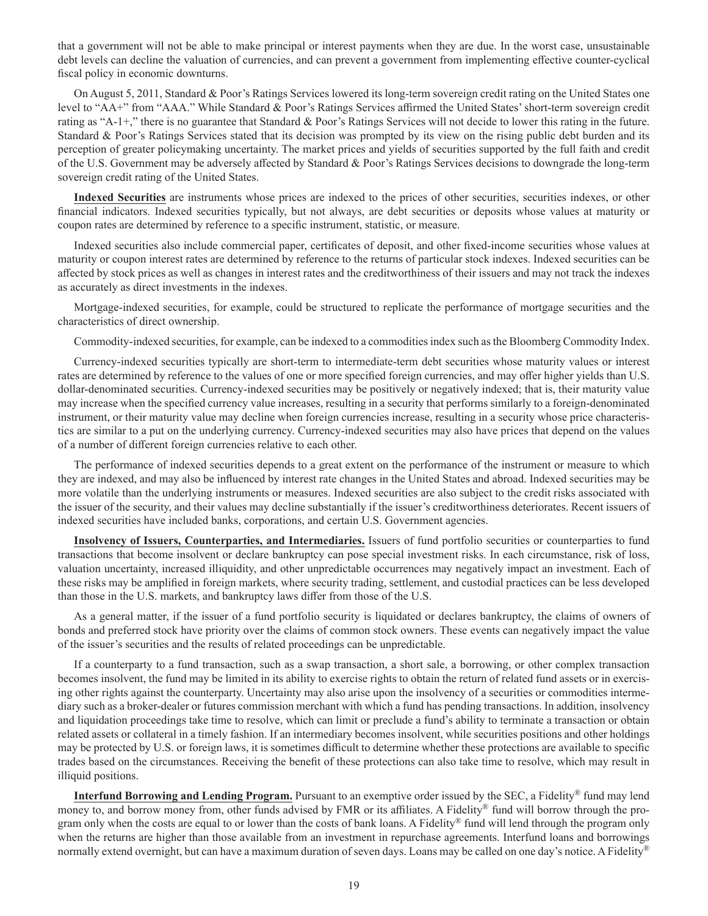that a government will not be able to make principal or interest payments when they are due. In the worst case, unsustainable debt levels can decline the valuation of currencies, and can prevent a government from implementing effective counter-cyclical fiscal policy in economic downturns.

On August 5, 2011, Standard & Poor's Ratings Services lowered its long-term sovereign credit rating on the United States one level to "AA+" from "AAA." While Standard & Poor's Ratings Services affirmed the United States' short-term sovereign credit rating as "A-1+," there is no guarantee that Standard & Poor's Ratings Services will not decide to lower this rating in the future. Standard & Poor's Ratings Services stated that its decision was prompted by its view on the rising public debt burden and its perception of greater policymaking uncertainty. The market prices and yields of securities supported by the full faith and credit of the U.S. Government may be adversely affected by Standard & Poor's Ratings Services decisions to downgrade the long-term sovereign credit rating of the United States.

**Indexed Securities** are instruments whose prices are indexed to the prices of other securities, securities indexes, or other financial indicators. Indexed securities typically, but not always, are debt securities or deposits whose values at maturity or coupon rates are determined by reference to a specific instrument, statistic, or measure.

Indexed securities also include commercial paper, certificates of deposit, and other fixed-income securities whose values at maturity or coupon interest rates are determined by reference to the returns of particular stock indexes. Indexed securities can be affected by stock prices as well as changes in interest rates and the creditworthiness of their issuers and may not track the indexes as accurately as direct investments in the indexes.

Mortgage-indexed securities, for example, could be structured to replicate the performance of mortgage securities and the characteristics of direct ownership.

Commodity-indexed securities, for example, can be indexed to a commodities index such as the Bloomberg Commodity Index.

Currency-indexed securities typically are short-term to intermediate-term debt securities whose maturity values or interest rates are determined by reference to the values of one or more specified foreign currencies, and may offer higher yields than U.S. dollar-denominated securities. Currency-indexed securities may be positively or negatively indexed; that is, their maturity value may increase when the specified currency value increases, resulting in a security that performs similarly to a foreign-denominated instrument, or their maturity value may decline when foreign currencies increase, resulting in a security whose price characteristics are similar to a put on the underlying currency. Currency-indexed securities may also have prices that depend on the values of a number of different foreign currencies relative to each other.

The performance of indexed securities depends to a great extent on the performance of the instrument or measure to which they are indexed, and may also be influenced by interest rate changes in the United States and abroad. Indexed securities may be more volatile than the underlying instruments or measures. Indexed securities are also subject to the credit risks associated with the issuer of the security, and their values may decline substantially if the issuer's creditworthiness deteriorates. Recent issuers of indexed securities have included banks, corporations, and certain U.S. Government agencies.

**Insolvency of Issuers, Counterparties, and Intermediaries.** Issuers of fund portfolio securities or counterparties to fund transactions that become insolvent or declare bankruptcy can pose special investment risks. In each circumstance, risk of loss, valuation uncertainty, increased illiquidity, and other unpredictable occurrences may negatively impact an investment. Each of these risks may be amplified in foreign markets, where security trading, settlement, and custodial practices can be less developed than those in the U.S. markets, and bankruptcy laws differ from those of the U.S.

As a general matter, if the issuer of a fund portfolio security is liquidated or declares bankruptcy, the claims of owners of bonds and preferred stock have priority over the claims of common stock owners. These events can negatively impact the value of the issuer's securities and the results of related proceedings can be unpredictable.

If a counterparty to a fund transaction, such as a swap transaction, a short sale, a borrowing, or other complex transaction becomes insolvent, the fund may be limited in its ability to exercise rights to obtain the return of related fund assets or in exercising other rights against the counterparty. Uncertainty may also arise upon the insolvency of a securities or commodities intermediary such as a broker-dealer or futures commission merchant with which a fund has pending transactions. In addition, insolvency and liquidation proceedings take time to resolve, which can limit or preclude a fund's ability to terminate a transaction or obtain related assets or collateral in a timely fashion. If an intermediary becomes insolvent, while securities positions and other holdings may be protected by U.S. or foreign laws, it is sometimes difficult to determine whether these protections are available to specific trades based on the circumstances. Receiving the benefit of these protections can also take time to resolve, which may result in illiquid positions.

**Interfund Borrowing and Lending Program.** Pursuant to an exemptive order issued by the SEC, a Fidelity® fund may lend money to, and borrow money from, other funds advised by FMR or its affiliates. A Fidelity® fund will borrow through the program only when the costs are equal to or lower than the costs of bank loans. A Fidelity® fund will lend through the program only when the returns are higher than those available from an investment in repurchase agreements. Interfund loans and borrowings normally extend overnight, but can have a maximum duration of seven days. Loans may be called on one day's notice. A Fidelity®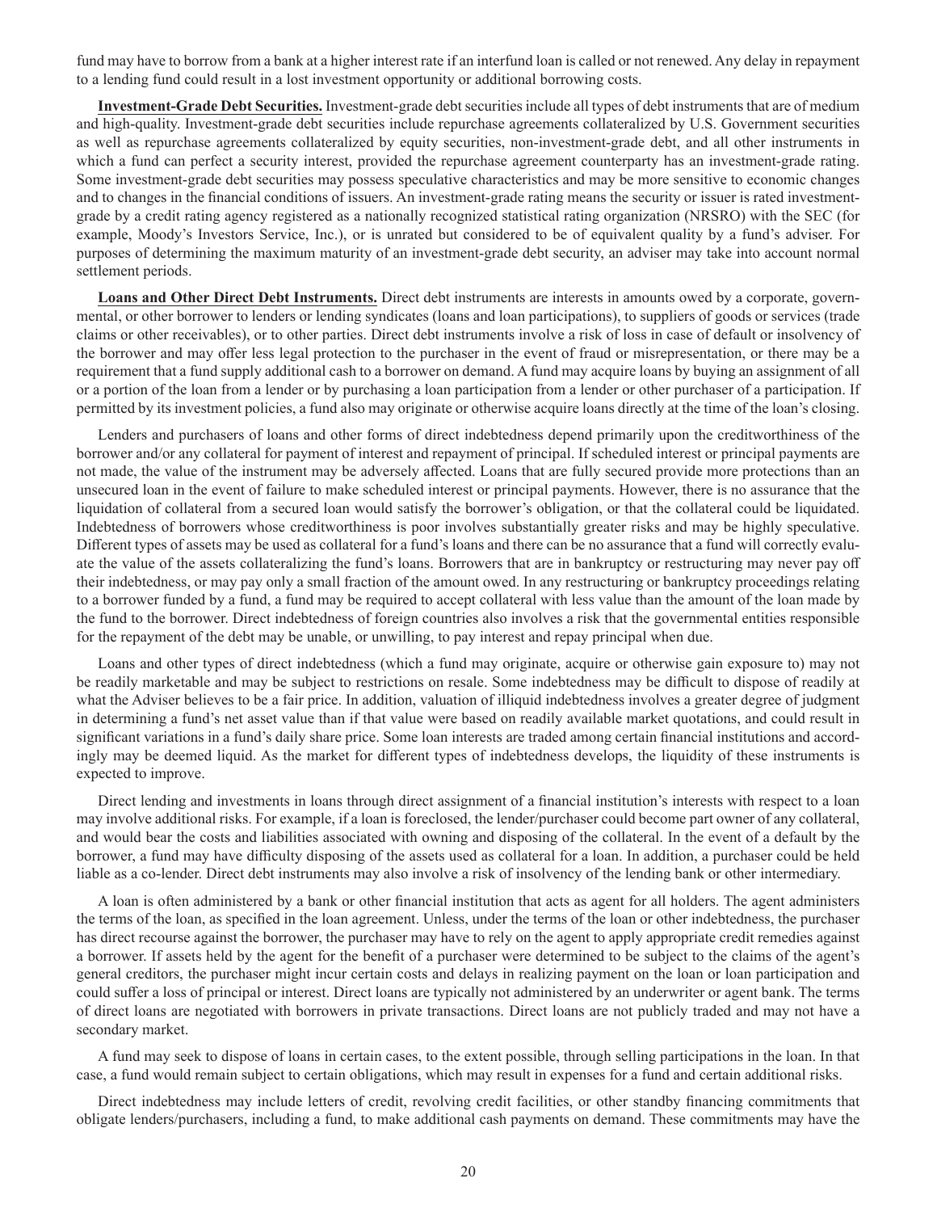fund may have to borrow from a bank at a higher interest rate if an interfund loan is called or not renewed. Any delay in repayment to a lending fund could result in a lost investment opportunity or additional borrowing costs.

**Investment-Grade Debt Securities.** Investment-grade debt securities include all types of debt instruments that are of medium and high-quality. Investment-grade debt securities include repurchase agreements collateralized by U.S. Government securities as well as repurchase agreements collateralized by equity securities, non-investment-grade debt, and all other instruments in which a fund can perfect a security interest, provided the repurchase agreement counterparty has an investment-grade rating. Some investment-grade debt securities may possess speculative characteristics and may be more sensitive to economic changes and to changes in the financial conditions of issuers. An investment-grade rating means the security or issuer is rated investment-grade by a credit rating agency registered as a nationally recognized statistical rating organization (NRSRO) with the SEC (for example, Moody's Investors Service, Inc.), or is unrated but considered to be of equivalent quality by a fund's adviser. For purposes of determining the maximum maturity of an investment-grade debt security, an adviser may take into account normal settlement periods.

**Loans and Other Direct Debt Instruments.** Direct debt instruments are interests in amounts owed by a corporate, governmental, or other borrower to lenders or lending syndicates (loans and loan participations), to suppliers of goods or services (trade claims or other receivables), or to other parties. Direct debt instruments involve a risk of loss in case of default or insolvency of the borrower and may offer less legal protection to the purchaser in the event of fraud or misrepresentation, or there may be a requirement that a fund supply additional cash to a borrower on demand. A fund may acquire loans by buying an assignment of all or a portion of the loan from a lender or by purchasing a loan participation from a lender or other purchaser of a participation. If permitted by its investment policies, a fund also may originate or otherwise acquire loans directly at the time of the loan's closing.

Lenders and purchasers of loans and other forms of direct indebtedness depend primarily upon the creditworthiness of the borrower and/or any collateral for payment of interest and repayment of principal. If scheduled interest or principal payments are not made, the value of the instrument may be adversely affected. Loans that are fully secured provide more protections than an unsecured loan in the event of failure to make scheduled interest or principal payments. However, there is no assurance that the liquidation of collateral from a secured loan would satisfy the borrower's obligation, or that the collateral could be liquidated. Indebtedness of borrowers whose creditworthiness is poor involves substantially greater risks and may be highly speculative. Different types of assets may be used as collateral for a fund's loans and there can be no assurance that a fund will correctly evaluate the value of the assets collateralizing the fund's loans. Borrowers that are in bankruptcy or restructuring may never pay off their indebtedness, or may pay only a small fraction of the amount owed. In any restructuring or bankruptcy proceedings relating to a borrower funded by a fund, a fund may be required to accept collateral with less value than the amount of the loan made by the fund to the borrower. Direct indebtedness of foreign countries also involves a risk that the governmental entities responsible for the repayment of the debt may be unable, or unwilling, to pay interest and repay principal when due.

Loans and other types of direct indebtedness (which a fund may originate, acquire or otherwise gain exposure to) may not be readily marketable and may be subject to restrictions on resale. Some indebtedness may be difficult to dispose of readily at what the Adviser believes to be a fair price. In addition, valuation of illiquid indebtedness involves a greater degree of judgment in determining a fund's net asset value than if that value were based on readily available market quotations, and could result in significant variations in a fund's daily share price. Some loan interests are traded among certain financial institutions and accordingly may be deemed liquid. As the market for different types of indebtedness develops, the liquidity of these instruments is expected to improve.

Direct lending and investments in loans through direct assignment of a financial institution's interests with respect to a loan may involve additional risks. For example, if a loan is foreclosed, the lender/purchaser could become part owner of any collateral, and would bear the costs and liabilities associated with owning and disposing of the collateral. In the event of a default by the borrower, a fund may have difficulty disposing of the assets used as collateral for a loan. In addition, a purchaser could be held liable as a co-lender. Direct debt instruments may also involve a risk of insolvency of the lending bank or other intermediary.

A loan is often administered by a bank or other financial institution that acts as agent for all holders. The agent administers the terms of the loan, as specified in the loan agreement. Unless, under the terms of the loan or other indebtedness, the purchaser has direct recourse against the borrower, the purchaser may have to rely on the agent to apply appropriate credit remedies against a borrower. If assets held by the agent for the benefit of a purchaser were determined to be subject to the claims of the agent's general creditors, the purchaser might incur certain costs and delays in realizing payment on the loan or loan participation and could suffer a loss of principal or interest. Direct loans are typically not administered by an underwriter or agent bank. The terms of direct loans are negotiated with borrowers in private transactions. Direct loans are not publicly traded and may not have a secondary market.

A fund may seek to dispose of loans in certain cases, to the extent possible, through selling participations in the loan. In that case, a fund would remain subject to certain obligations, which may result in expenses for a fund and certain additional risks.

Direct indebtedness may include letters of credit, revolving credit facilities, or other standby financing commitments that obligate lenders/purchasers, including a fund, to make additional cash payments on demand. These commitments may have the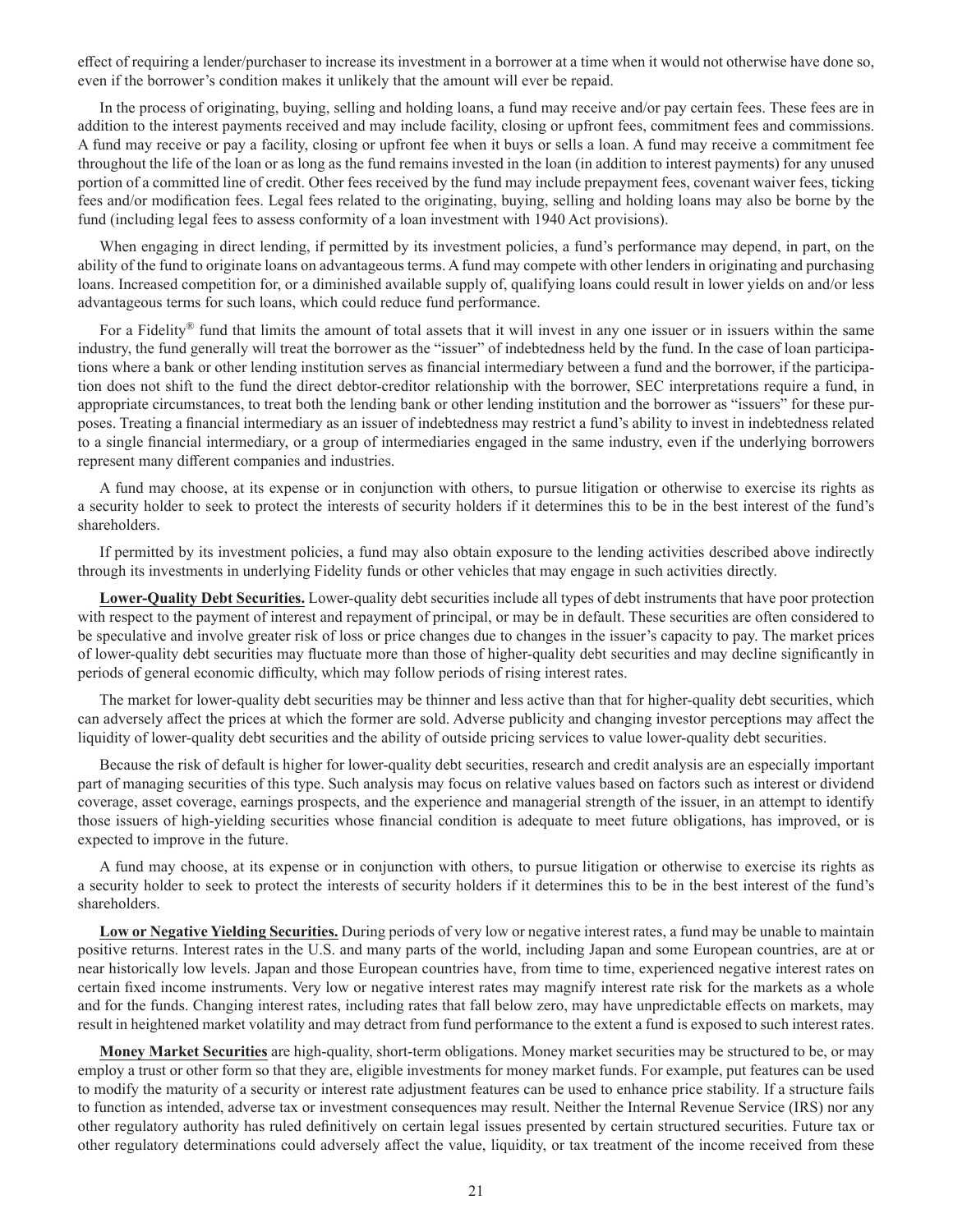effect of requiring a lender/purchaser to increase its investment in a borrower at a time when it would not otherwise have done so, even if the borrower's condition makes it unlikely that the amount will ever be repaid.

In the process of originating, buying, selling and holding loans, a fund may receive and/or pay certain fees. These fees are in addition to the interest payments received and may include facility, closing or upfront fees, commitment fees and commissions. A fund may receive or pay a facility, closing or upfront fee when it buys or sells a loan. A fund may receive a commitment fee throughout the life of the loan or as long as the fund remains invested in the loan (in addition to interest payments) for any unused portion of a committed line of credit. Other fees received by the fund may include prepayment fees, covenant waiver fees, ticking fees and/or modification fees. Legal fees related to the originating, buying, selling and holding loans may also be borne by the fund (including legal fees to assess conformity of a loan investment with 1940 Act provisions).

When engaging in direct lending, if permitted by its investment policies, a fund's performance may depend, in part, on the ability of the fund to originate loans on advantageous terms. A fund may compete with other lenders in originating and purchasing loans. Increased competition for, or a diminished available supply of, qualifying loans could result in lower yields on and/or less advantageous terms for such loans, which could reduce fund performance.

For a Fidelity® fund that limits the amount of total assets that it will invest in any one issuer or in issuers within the same industry, the fund generally will treat the borrower as the "issuer" of indebtedness held by the fund. In the case of loan participations where a bank or other lending institution serves as financial intermediary between a fund and the borrower, if the participation does not shift to the fund the direct debtor-creditor relationship with the borrower, SEC interpretations require a fund, in appropriate circumstances, to treat both the lending bank or other lending institution and the borrower as "issuers" for these purposes. Treating a financial intermediary as an issuer of indebtedness may restrict a fund's ability to invest in indebtedness related to a single financial intermediary, or a group of intermediaries engaged in the same industry, even if the underlying borrowers represent many different companies and industries.

A fund may choose, at its expense or in conjunction with others, to pursue litigation or otherwise to exercise its rights as a security holder to seek to protect the interests of security holders if it determines this to be in the best interest of the fund's shareholders.

If permitted by its investment policies, a fund may also obtain exposure to the lending activities described above indirectly through its investments in underlying Fidelity funds or other vehicles that may engage in such activities directly.

**Lower-Quality Debt Securities.** Lower-quality debt securities include all types of debt instruments that have poor protection with respect to the payment of interest and repayment of principal, or may be in default. These securities are often considered to be speculative and involve greater risk of loss or price changes due to changes in the issuer's capacity to pay. The market prices of lower-quality debt securities may fluctuate more than those of higher-quality debt securities and may decline significantly in periods of general economic difficulty, which may follow periods of rising interest rates.

The market for lower-quality debt securities may be thinner and less active than that for higher-quality debt securities, which can adversely affect the prices at which the former are sold. Adverse publicity and changing investor perceptions may affect the liquidity of lower-quality debt securities and the ability of outside pricing services to value lower-quality debt securities.

Because the risk of default is higher for lower-quality debt securities, research and credit analysis are an especially important part of managing securities of this type. Such analysis may focus on relative values based on factors such as interest or dividend coverage, asset coverage, earnings prospects, and the experience and managerial strength of the issuer, in an attempt to identify those issuers of high-yielding securities whose financial condition is adequate to meet future obligations, has improved, or is expected to improve in the future.

A fund may choose, at its expense or in conjunction with others, to pursue litigation or otherwise to exercise its rights as a security holder to seek to protect the interests of security holders if it determines this to be in the best interest of the fund's shareholders.

**Low or Negative Yielding Securities.** During periods of very low or negative interest rates, a fund may be unable to maintain positive returns. Interest rates in the U.S. and many parts of the world, including Japan and some European countries, are at or near historically low levels. Japan and those European countries have, from time to time, experienced negative interest rates on certain fixed income instruments. Very low or negative interest rates may magnify interest rate risk for the markets as a whole and for the funds. Changing interest rates, including rates that fall below zero, may have unpredictable effects on markets, may result in heightened market volatility and may detract from fund performance to the extent a fund is exposed to such interest rates.

**Money Market Securities** are high-quality, short-term obligations. Money market securities may be structured to be, or may employ a trust or other form so that they are, eligible investments for money market funds. For example, put features can be used to modify the maturity of a security or interest rate adjustment features can be used to enhance price stability. If a structure fails to function as intended, adverse tax or investment consequences may result. Neither the Internal Revenue Service (IRS) nor any other regulatory authority has ruled definitively on certain legal issues presented by certain structured securities. Future tax or other regulatory determinations could adversely affect the value, liquidity, or tax treatment of the income received from these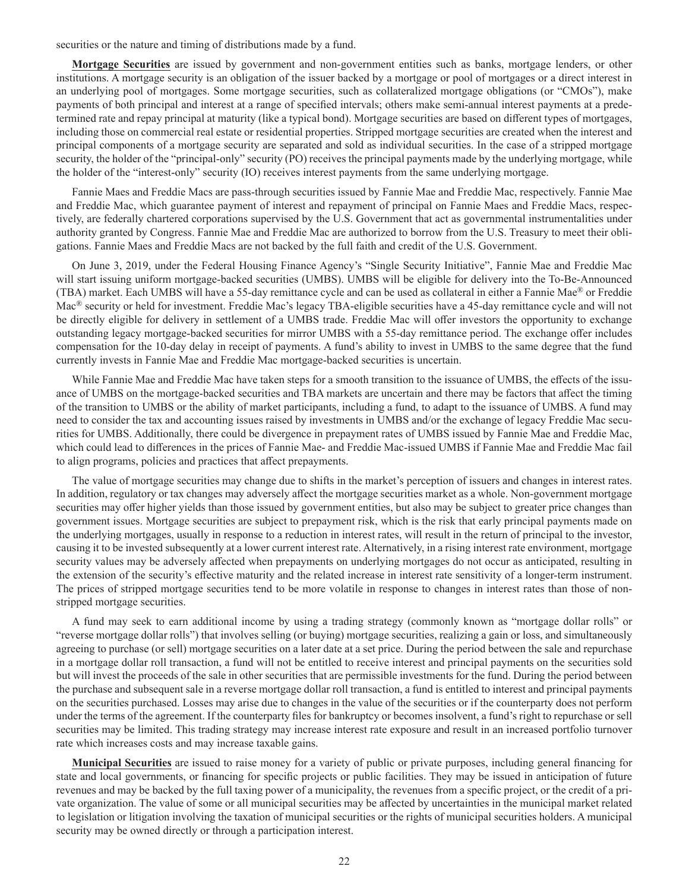securities or the nature and timing of distributions made by a fund.

**Mortgage Securities** are issued by government and non-government entities such as banks, mortgage lenders, or other institutions. A mortgage security is an obligation of the issuer backed by a mortgage or pool of mortgages or a direct interest in an underlying pool of mortgages. Some mortgage securities, such as collateralized mortgage obligations (or "CMOs"), make payments of both principal and interest at a range of specified intervals; others make semi-annual interest payments at a predetermined rate and repay principal at maturity (like a typical bond). Mortgage securities are based on different types of mortgages, including those on commercial real estate or residential properties. Stripped mortgage securities are created when the interest and principal components of a mortgage security are separated and sold as individual securities. In the case of a stripped mortgage security, the holder of the "principal-only" security (PO) receives the principal payments made by the underlying mortgage, while the holder of the "interest-only" security (IO) receives interest payments from the same underlying mortgage.

Fannie Maes and Freddie Macs are pass-through securities issued by Fannie Mae and Freddie Mac, respectively. Fannie Mae and Freddie Mac, which guarantee payment of interest and repayment of principal on Fannie Maes and Freddie Macs, respectively, are federally chartered corporations supervised by the U.S. Government that act as governmental instrumentalities under authority granted by Congress. Fannie Mae and Freddie Mac are authorized to borrow from the U.S. Treasury to meet their obligations. Fannie Maes and Freddie Macs are not backed by the full faith and credit of the U.S. Government.

On June 3, 2019, under the Federal Housing Finance Agency's "Single Security Initiative", Fannie Mae and Freddie Mac will start issuing uniform mortgage-backed securities (UMBS). UMBS will be eligible for delivery into the To-Be-Announced (TBA) market. Each UMBS will have a 55-day remittance cycle and can be used as collateral in either a Fannie Mae® or Freddie Mac® security or held for investment. Freddie Mac's legacy TBA-eligible securities have a 45-day remittance cycle and will not be directly eligible for delivery in settlement of a UMBS trade. Freddie Mac will offer investors the opportunity to exchange outstanding legacy mortgage-backed securities for mirror UMBS with a 55-day remittance period. The exchange offer includes compensation for the 10-day delay in receipt of payments. A fund's ability to invest in UMBS to the same degree that the fund currently invests in Fannie Mae and Freddie Mac mortgage-backed securities is uncertain.

While Fannie Mae and Freddie Mac have taken steps for a smooth transition to the issuance of UMBS, the effects of the issuance of UMBS on the mortgage-backed securities and TBA markets are uncertain and there may be factors that affect the timing of the transition to UMBS or the ability of market participants, including a fund, to adapt to the issuance of UMBS. A fund may need to consider the tax and accounting issues raised by investments in UMBS and/or the exchange of legacy Freddie Mac securities for UMBS. Additionally, there could be divergence in prepayment rates of UMBS issued by Fannie Mae and Freddie Mac, which could lead to differences in the prices of Fannie Mae- and Freddie Mac-issued UMBS if Fannie Mae and Freddie Mac fail to align programs, policies and practices that affect prepayments.

The value of mortgage securities may change due to shifts in the market's perception of issuers and changes in interest rates. In addition, regulatory or tax changes may adversely affect the mortgage securities market as a whole. Non-government mortgage securities may offer higher yields than those issued by government entities, but also may be subject to greater price changes than government issues. Mortgage securities are subject to prepayment risk, which is the risk that early principal payments made on the underlying mortgages, usually in response to a reduction in interest rates, will result in the return of principal to the investor, causing it to be invested subsequently at a lower current interest rate. Alternatively, in a rising interest rate environment, mortgage security values may be adversely affected when prepayments on underlying mortgages do not occur as anticipated, resulting in the extension of the security's effective maturity and the related increase in interest rate sensitivity of a longer-term instrument. The prices of stripped mortgage securities tend to be more volatile in response to changes in interest rates than those of non-stripped mortgage securities.

A fund may seek to earn additional income by using a trading strategy (commonly known as "mortgage dollar rolls" or "reverse mortgage dollar rolls") that involves selling (or buying) mortgage securities, realizing a gain or loss, and simultaneously agreeing to purchase (or sell) mortgage securities on a later date at a set price. During the period between the sale and repurchase in a mortgage dollar roll transaction, a fund will not be entitled to receive interest and principal payments on the securities sold but will invest the proceeds of the sale in other securities that are permissible investments for the fund. During the period between the purchase and subsequent sale in a reverse mortgage dollar roll transaction, a fund is entitled to interest and principal payments on the securities purchased. Losses may arise due to changes in the value of the securities or if the counterparty does not perform under the terms of the agreement. If the counterparty files for bankruptcy or becomes insolvent, a fund's right to repurchase or sell securities may be limited. This trading strategy may increase interest rate exposure and result in an increased portfolio turnover rate which increases costs and may increase taxable gains.

**Municipal Securities** are issued to raise money for a variety of public or private purposes, including general financing for state and local governments, or financing for specific projects or public facilities. They may be issued in anticipation of future revenues and may be backed by the full taxing power of a municipality, the revenues from a specific project, or the credit of a private organization. The value of some or all municipal securities may be affected by uncertainties in the municipal market related to legislation or litigation involving the taxation of municipal securities or the rights of municipal securities holders. A municipal security may be owned directly or through a participation interest.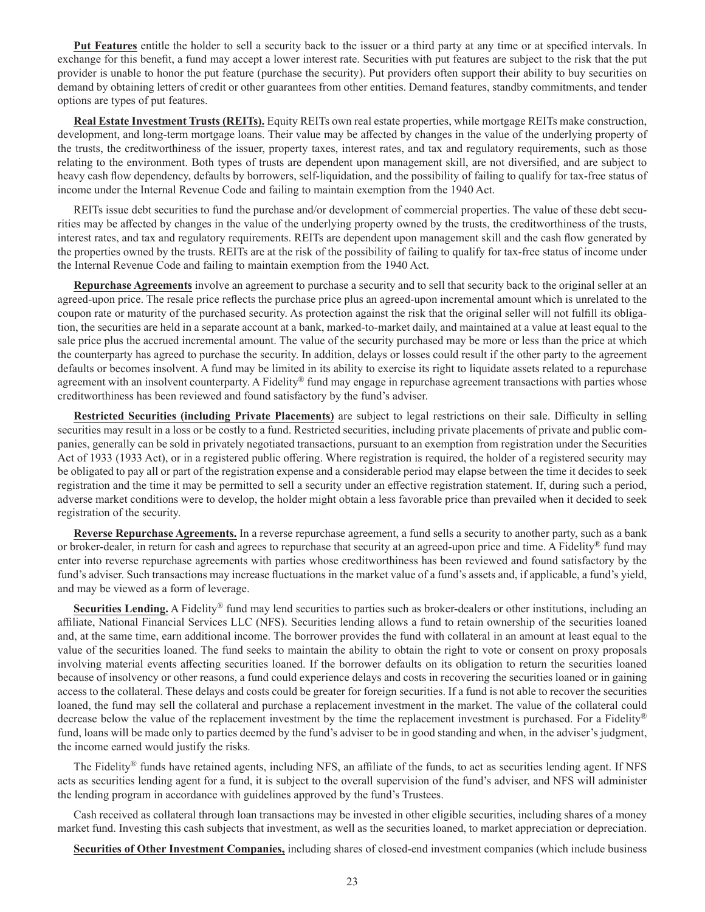**Put Features** entitle the holder to sell a security back to the issuer or a third party at any time or at specified intervals. In exchange for this benefit, a fund may accept a lower interest rate. Securities with put features are subject to the risk that the put provider is unable to honor the put feature (purchase the security). Put providers often support their ability to buy securities on demand by obtaining letters of credit or other guarantees from other entities. Demand features, standby commitments, and tender options are types of put features.

**Real Estate Investment Trusts (REITs).** Equity REITs own real estate properties, while mortgage REITs make construction, development, and long-term mortgage loans. Their value may be affected by changes in the value of the underlying property of the trusts, the creditworthiness of the issuer, property taxes, interest rates, and tax and regulatory requirements, such as those relating to the environment. Both types of trusts are dependent upon management skill, are not diversified, and are subject to heavy cash flow dependency, defaults by borrowers, self-liquidation, and the possibility of failing to qualify for tax-free status of income under the Internal Revenue Code and failing to maintain exemption from the 1940 Act.

REITs issue debt securities to fund the purchase and/or development of commercial properties. The value of these debt securities may be affected by changes in the value of the underlying property owned by the trusts, the creditworthiness of the trusts, interest rates, and tax and regulatory requirements. REITs are dependent upon management skill and the cash flow generated by the properties owned by the trusts. REITs are at the risk of the possibility of failing to qualify for tax-free status of income under the Internal Revenue Code and failing to maintain exemption from the 1940 Act.

**Repurchase Agreements** involve an agreement to purchase a security and to sell that security back to the original seller at an agreed-upon price. The resale price reflects the purchase price plus an agreed-upon incremental amount which is unrelated to the coupon rate or maturity of the purchased security. As protection against the risk that the original seller will not fulfill its obligation, the securities are held in a separate account at a bank, marked-to-market daily, and maintained at a value at least equal to the sale price plus the accrued incremental amount. The value of the security purchased may be more or less than the price at which the counterparty has agreed to purchase the security. In addition, delays or losses could result if the other party to the agreement defaults or becomes insolvent. A fund may be limited in its ability to exercise its right to liquidate assets related to a repurchase agreement with an insolvent counterparty. A Fidelity® fund may engage in repurchase agreement transactions with parties whose creditworthiness has been reviewed and found satisfactory by the fund's adviser.

**Restricted Securities (including Private Placements)** are subject to legal restrictions on their sale. Difficulty in selling securities may result in a loss or be costly to a fund. Restricted securities, including private placements of private and public companies, generally can be sold in privately negotiated transactions, pursuant to an exemption from registration under the Securities Act of 1933 (1933 Act), or in a registered public offering. Where registration is required, the holder of a registered security may be obligated to pay all or part of the registration expense and a considerable period may elapse between the time it decides to seek registration and the time it may be permitted to sell a security under an effective registration statement. If, during such a period, adverse market conditions were to develop, the holder might obtain a less favorable price than prevailed when it decided to seek registration of the security.

**Reverse Repurchase Agreements.** In a reverse repurchase agreement, a fund sells a security to another party, such as a bank or broker-dealer, in return for cash and agrees to repurchase that security at an agreed-upon price and time. A Fidelity® fund may enter into reverse repurchase agreements with parties whose creditworthiness has been reviewed and found satisfactory by the fund's adviser. Such transactions may increase fluctuations in the market value of a fund's assets and, if applicable, a fund's yield, and may be viewed as a form of leverage.

**Securities Lending.** A Fidelity® fund may lend securities to parties such as broker-dealers or other institutions, including an affiliate, National Financial Services LLC (NFS). Securities lending allows a fund to retain ownership of the securities loaned and, at the same time, earn additional income. The borrower provides the fund with collateral in an amount at least equal to the value of the securities loaned. The fund seeks to maintain the ability to obtain the right to vote or consent on proxy proposals involving material events affecting securities loaned. If the borrower defaults on its obligation to return the securities loaned because of insolvency or other reasons, a fund could experience delays and costs in recovering the securities loaned or in gaining access to the collateral. These delays and costs could be greater for foreign securities. If a fund is not able to recover the securities loaned, the fund may sell the collateral and purchase a replacement investment in the market. The value of the collateral could decrease below the value of the replacement investment by the time the replacement investment is purchased. For a Fidelity® fund, loans will be made only to parties deemed by the fund's adviser to be in good standing and when, in the adviser's judgment, the income earned would justify the risks.

The Fidelity® funds have retained agents, including NFS, an affiliate of the funds, to act as securities lending agent. If NFS acts as securities lending agent for a fund, it is subject to the overall supervision of the fund's adviser, and NFS will administer the lending program in accordance with guidelines approved by the fund's Trustees.

Cash received as collateral through loan transactions may be invested in other eligible securities, including shares of a money market fund. Investing this cash subjects that investment, as well as the securities loaned, to market appreciation or depreciation.

**Securities of Other Investment Companies,** including shares of closed-end investment companies (which include business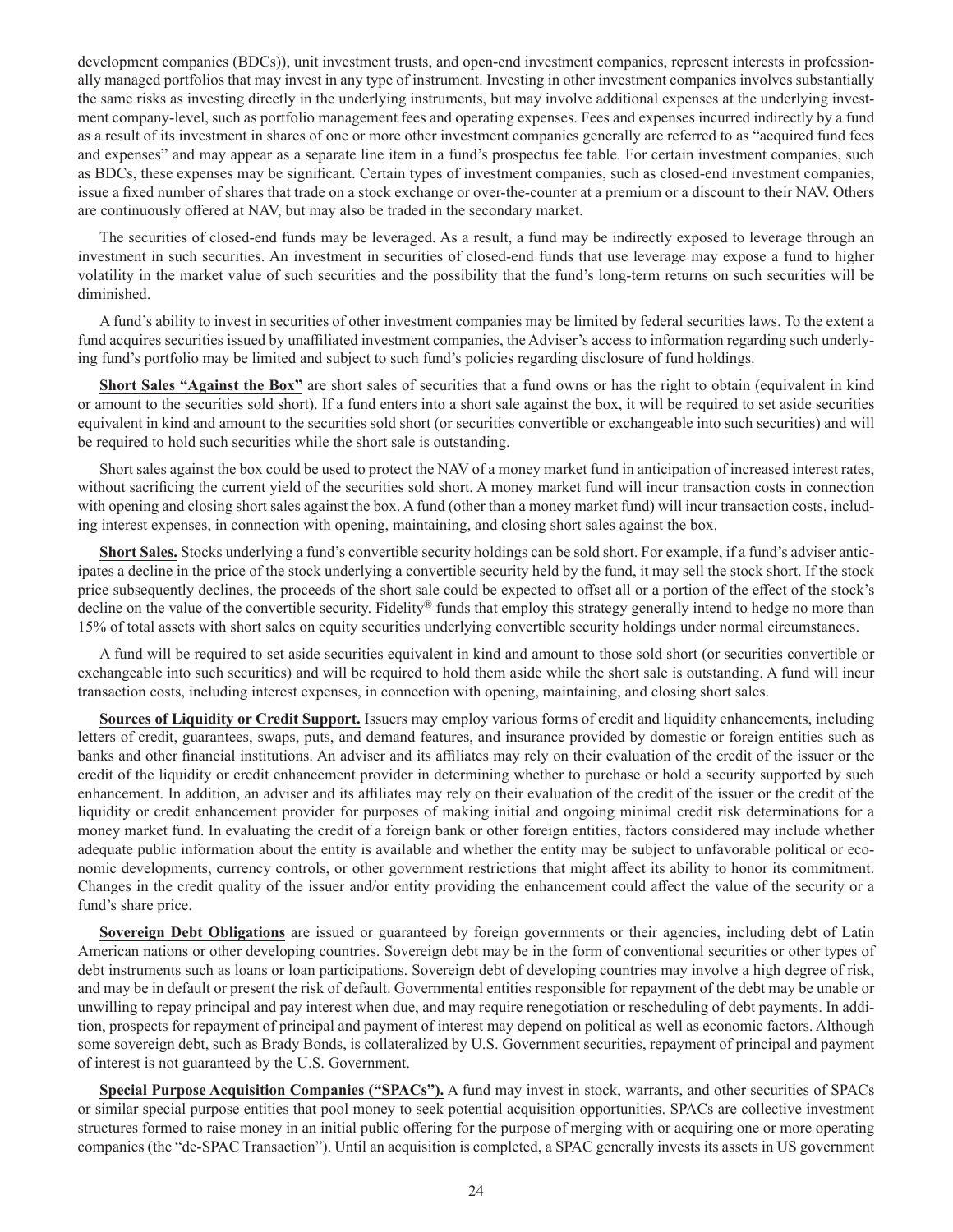development companies (BDCs)), unit investment trusts, and open-end investment companies, represent interests in professionally managed portfolios that may invest in any type of instrument. Investing in other investment companies involves substantially the same risks as investing directly in the underlying instruments, but may involve additional expenses at the underlying investment company-level, such as portfolio management fees and operating expenses. Fees and expenses incurred indirectly by a fund as a result of its investment in shares of one or more other investment companies generally are referred to as "acquired fund fees and expenses" and may appear as a separate line item in a fund's prospectus fee table. For certain investment companies, such as BDCs, these expenses may be significant. Certain types of investment companies, such as closed-end investment companies, issue a fixed number of shares that trade on a stock exchange or over-the-counter at a premium or a discount to their NAV. Others are continuously offered at NAV, but may also be traded in the secondary market.

The securities of closed-end funds may be leveraged. As a result, a fund may be indirectly exposed to leverage through an investment in such securities. An investment in securities of closed-end funds that use leverage may expose a fund to higher volatility in the market value of such securities and the possibility that the fund's long-term returns on such securities will be diminished.

A fund's ability to invest in securities of other investment companies may be limited by federal securities laws. To the extent a fund acquires securities issued by unaffiliated investment companies, the Adviser's access to information regarding such underlying fund's portfolio may be limited and subject to such fund's policies regarding disclosure of fund holdings.

**Short Sales "Against the Box"** are short sales of securities that a fund owns or has the right to obtain (equivalent in kind or amount to the securities sold short). If a fund enters into a short sale against the box, it will be required to set aside securities equivalent in kind and amount to the securities sold short (or securities convertible or exchangeable into such securities) and will be required to hold such securities while the short sale is outstanding.

Short sales against the box could be used to protect the NAV of a money market fund in anticipation of increased interest rates, without sacrificing the current yield of the securities sold short. A money market fund will incur transaction costs in connection with opening and closing short sales against the box. A fund (other than a money market fund) will incur transaction costs, including interest expenses, in connection with opening, maintaining, and closing short sales against the box.

**Short Sales.** Stocks underlying a fund's convertible security holdings can be sold short. For example, if a fund's adviser anticipates a decline in the price of the stock underlying a convertible security held by the fund, it may sell the stock short. If the stock price subsequently declines, the proceeds of the short sale could be expected to offset all or a portion of the effect of the stock's decline on the value of the convertible security. Fidelity® funds that employ this strategy generally intend to hedge no more than 15% of total assets with short sales on equity securities underlying convertible security holdings under normal circumstances.

A fund will be required to set aside securities equivalent in kind and amount to those sold short (or securities convertible or exchangeable into such securities) and will be required to hold them aside while the short sale is outstanding. A fund will incur transaction costs, including interest expenses, in connection with opening, maintaining, and closing short sales.

**Sources of Liquidity or Credit Support.** Issuers may employ various forms of credit and liquidity enhancements, including letters of credit, guarantees, swaps, puts, and demand features, and insurance provided by domestic or foreign entities such as banks and other financial institutions. An adviser and its affiliates may rely on their evaluation of the credit of the issuer or the credit of the liquidity or credit enhancement provider in determining whether to purchase or hold a security supported by such enhancement. In addition, an adviser and its affiliates may rely on their evaluation of the credit of the issuer or the credit of the liquidity or credit enhancement provider for purposes of making initial and ongoing minimal credit risk determinations for a money market fund. In evaluating the credit of a foreign bank or other foreign entities, factors considered may include whether adequate public information about the entity is available and whether the entity may be subject to unfavorable political or economic developments, currency controls, or other government restrictions that might affect its ability to honor its commitment. Changes in the credit quality of the issuer and/or entity providing the enhancement could affect the value of the security or a fund's share price.

**Sovereign Debt Obligations** are issued or guaranteed by foreign governments or their agencies, including debt of Latin American nations or other developing countries. Sovereign debt may be in the form of conventional securities or other types of debt instruments such as loans or loan participations. Sovereign debt of developing countries may involve a high degree of risk, and may be in default or present the risk of default. Governmental entities responsible for repayment of the debt may be unable or unwilling to repay principal and pay interest when due, and may require renegotiation or rescheduling of debt payments. In addition, prospects for repayment of principal and payment of interest may depend on political as well as economic factors. Although some sovereign debt, such as Brady Bonds, is collateralized by U.S. Government securities, repayment of principal and payment of interest is not guaranteed by the U.S. Government.

**Special Purpose Acquisition Companies ("SPACs").** A fund may invest in stock, warrants, and other securities of SPACs or similar special purpose entities that pool money to seek potential acquisition opportunities. SPACs are collective investment structures formed to raise money in an initial public offering for the purpose of merging with or acquiring one or more operating companies (the "de-SPAC Transaction"). Until an acquisition is completed, a SPAC generally invests its assets in US government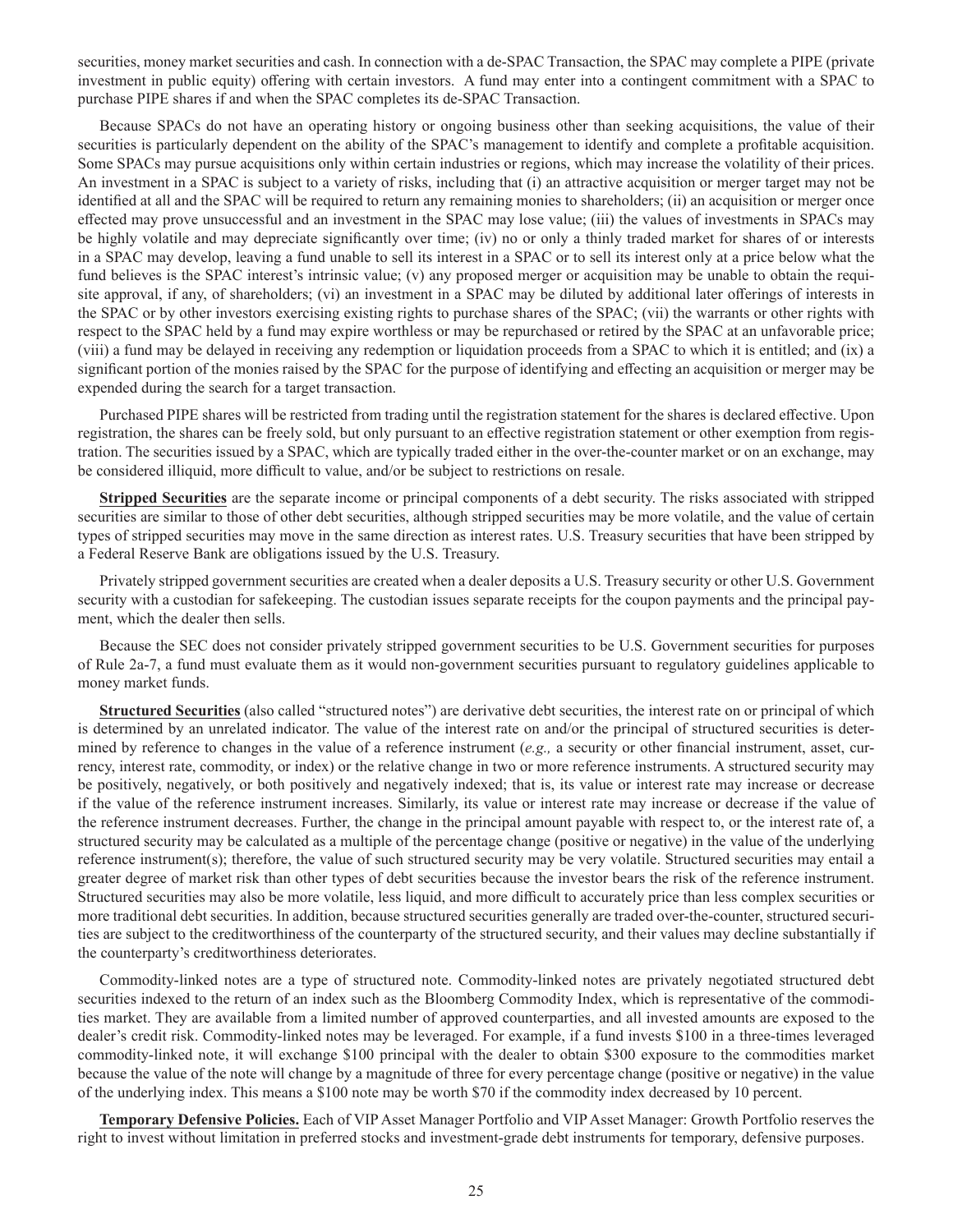securities, money market securities and cash. In connection with a de-SPAC Transaction, the SPAC may complete a PIPE (private investment in public equity) offering with certain investors. A fund may enter into a contingent commitment with a SPAC to purchase PIPE shares if and when the SPAC completes its de-SPAC Transaction.

Because SPACs do not have an operating history or ongoing business other than seeking acquisitions, the value of their securities is particularly dependent on the ability of the SPAC's management to identify and complete a profitable acquisition. Some SPACs may pursue acquisitions only within certain industries or regions, which may increase the volatility of their prices. An investment in a SPAC is subject to a variety of risks, including that (i) an attractive acquisition or merger target may not be identified at all and the SPAC will be required to return any remaining monies to shareholders; (ii) an acquisition or merger once effected may prove unsuccessful and an investment in the SPAC may lose value; (iii) the values of investments in SPACs may be highly volatile and may depreciate significantly over time; (iv) no or only a thinly traded market for shares of or interests in a SPAC may develop, leaving a fund unable to sell its interest in a SPAC or to sell its interest only at a price below what the fund believes is the SPAC interest's intrinsic value; (v) any proposed merger or acquisition may be unable to obtain the requisite approval, if any, of shareholders; (vi) an investment in a SPAC may be diluted by additional later offerings of interests in the SPAC or by other investors exercising existing rights to purchase shares of the SPAC; (vii) the warrants or other rights with respect to the SPAC held by a fund may expire worthless or may be repurchased or retired by the SPAC at an unfavorable price; (viii) a fund may be delayed in receiving any redemption or liquidation proceeds from a SPAC to which it is entitled; and (ix) a significant portion of the monies raised by the SPAC for the purpose of identifying and effecting an acquisition or merger may be expended during the search for a target transaction.

Purchased PIPE shares will be restricted from trading until the registration statement for the shares is declared effective. Upon registration, the shares can be freely sold, but only pursuant to an effective registration statement or other exemption from registration. The securities issued by a SPAC, which are typically traded either in the over-the-counter market or on an exchange, may be considered illiquid, more difficult to value, and/or be subject to restrictions on resale.

**Stripped Securities** are the separate income or principal components of a debt security. The risks associated with stripped securities are similar to those of other debt securities, although stripped securities may be more volatile, and the value of certain types of stripped securities may move in the same direction as interest rates. U.S. Treasury securities that have been stripped by a Federal Reserve Bank are obligations issued by the U.S. Treasury.

Privately stripped government securities are created when a dealer deposits a U.S. Treasury security or other U.S. Government security with a custodian for safekeeping. The custodian issues separate receipts for the coupon payments and the principal payment, which the dealer then sells.

Because the SEC does not consider privately stripped government securities to be U.S. Government securities for purposes of Rule 2a-7, a fund must evaluate them as it would non-government securities pursuant to regulatory guidelines applicable to money market funds.

**Structured Securities** (also called "structured notes") are derivative debt securities, the interest rate on or principal of which is determined by an unrelated indicator. The value of the interest rate on and/or the principal of structured securities is determined by reference to changes in the value of a reference instrument (*e.g.,* a security or other financial instrument, asset, currency, interest rate, commodity, or index) or the relative change in two or more reference instruments. A structured security may be positively, negatively, or both positively and negatively indexed; that is, its value or interest rate may increase or decrease if the value of the reference instrument increases. Similarly, its value or interest rate may increase or decrease if the value of the reference instrument decreases. Further, the change in the principal amount payable with respect to, or the interest rate of, a structured security may be calculated as a multiple of the percentage change (positive or negative) in the value of the underlying reference instrument(s); therefore, the value of such structured security may be very volatile. Structured securities may entail a greater degree of market risk than other types of debt securities because the investor bears the risk of the reference instrument. Structured securities may also be more volatile, less liquid, and more difficult to accurately price than less complex securities or more traditional debt securities. In addition, because structured securities generally are traded over-the-counter, structured securities are subject to the creditworthiness of the counterparty of the structured security, and their values may decline substantially if the counterparty's creditworthiness deteriorates.

Commodity-linked notes are a type of structured note. Commodity-linked notes are privately negotiated structured debt securities indexed to the return of an index such as the Bloomberg Commodity Index, which is representative of the commodities market. They are available from a limited number of approved counterparties, and all invested amounts are exposed to the dealer's credit risk. Commodity-linked notes may be leveraged. For example, if a fund invests $100 in a three-times leveraged commodity-linked note, it will exchange $100 principal with the dealer to obtain $300 exposure to the commodities market because the value of the note will change by a magnitude of three for every percentage change (positive or negative) in the value of the underlying index. This means a $100 note may be worth $70 if the commodity index decreased by 10 percent.

**Temporary Defensive Policies.** Each of VIP Asset Manager Portfolio and VIP Asset Manager: Growth Portfolio reserves the right to invest without limitation in preferred stocks and investment-grade debt instruments for temporary, defensive purposes.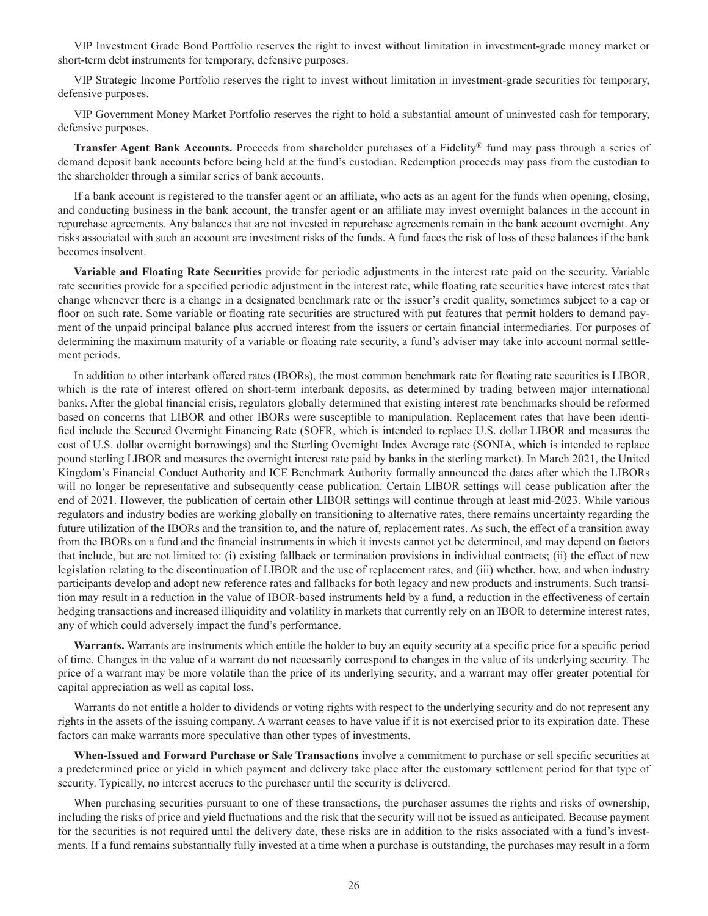VIP Investment Grade Bond Portfolio reserves the right to invest without limitation in investment-grade money market or short-term debt instruments for temporary, defensive purposes.

VIP Strategic Income Portfolio reserves the right to invest without limitation in investment-grade securities for temporary, defensive purposes.

VIP Government Money Market Portfolio reserves the right to hold a substantial amount of uninvested cash for temporary, defensive purposes.

**Transfer Agent Bank Accounts.** Proceeds from shareholder purchases of a Fidelity® fund may pass through a series of demand deposit bank accounts before being held at the fund's custodian. Redemption proceeds may pass from the custodian to the shareholder through a similar series of bank accounts.

If a bank account is registered to the transfer agent or an affiliate, who acts as an agent for the funds when opening, closing, and conducting business in the bank account, the transfer agent or an affiliate may invest overnight balances in the account in repurchase agreements. Any balances that are not invested in repurchase agreements remain in the bank account overnight. Any risks associated with such an account are investment risks of the funds. A fund faces the risk of loss of these balances if the bank becomes insolvent.

**Variable and Floating Rate Securities** provide for periodic adjustments in the interest rate paid on the security. Variable rate securities provide for a specified periodic adjustment in the interest rate, while floating rate securities have interest rates that change whenever there is a change in a designated benchmark rate or the issuer's credit quality, sometimes subject to a cap or floor on such rate. Some variable or floating rate securities are structured with put features that permit holders to demand payment of the unpaid principal balance plus accrued interest from the issuers or certain financial intermediaries. For purposes of determining the maximum maturity of a variable or floating rate security, a fund's adviser may take into account normal settlement periods.

In addition to other interbank offered rates (IBORs), the most common benchmark rate for floating rate securities is LIBOR, which is the rate of interest offered on short-term interbank deposits, as determined by trading between major international banks. After the global financial crisis, regulators globally determined that existing interest rate benchmarks should be reformed based on concerns that LIBOR and other IBORs were susceptible to manipulation. Replacement rates that have been identified include the Secured Overnight Financing Rate (SOFR, which is intended to replace U.S. dollar LIBOR and measures the cost of U.S. dollar overnight borrowings) and the Sterling Overnight Index Average rate (SONIA, which is intended to replace pound sterling LIBOR and measures the overnight interest rate paid by banks in the sterling market). In March 2021, the United Kingdom's Financial Conduct Authority and ICE Benchmark Authority formally announced the dates after which the LIBORs will no longer be representative and subsequently cease publication. Certain LIBOR settings will cease publication after the end of 2021. However, the publication of certain other LIBOR settings will continue through at least mid-2023. While various regulators and industry bodies are working globally on transitioning to alternative rates, there remains uncertainty regarding the future utilization of the IBORs and the transition to, and the nature of, replacement rates. As such, the effect of a transition away from the IBORs on a fund and the financial instruments in which it invests cannot yet be determined, and may depend on factors that include, but are not limited to: (i) existing fallback or termination provisions in individual contracts; (ii) the effect of new legislation relating to the discontinuation of LIBOR and the use of replacement rates, and (iii) whether, how, and when industry participants develop and adopt new reference rates and fallbacks for both legacy and new products and instruments. Such transition may result in a reduction in the value of IBOR-based instruments held by a fund, a reduction in the effectiveness of certain hedging transactions and increased illiquidity and volatility in markets that currently rely on an IBOR to determine interest rates, any of which could adversely impact the fund's performance.

**Warrants.** Warrants are instruments which entitle the holder to buy an equity security at a specific price for a specific period of time. Changes in the value of a warrant do not necessarily correspond to changes in the value of its underlying security. The price of a warrant may be more volatile than the price of its underlying security, and a warrant may offer greater potential for capital appreciation as well as capital loss.

Warrants do not entitle a holder to dividends or voting rights with respect to the underlying security and do not represent any rights in the assets of the issuing company. A warrant ceases to have value if it is not exercised prior to its expiration date. These factors can make warrants more speculative than other types of investments.

**When-Issued and Forward Purchase or Sale Transactions** involve a commitment to purchase or sell specific securities at a predetermined price or yield in which payment and delivery take place after the customary settlement period for that type of security. Typically, no interest accrues to the purchaser until the security is delivered.

When purchasing securities pursuant to one of these transactions, the purchaser assumes the rights and risks of ownership, including the risks of price and yield fluctuations and the risk that the security will not be issued as anticipated. Because payment for the securities is not required until the delivery date, these risks are in addition to the risks associated with a fund's investments. If a fund remains substantially fully invested at a time when a purchase is outstanding, the purchases may result in a form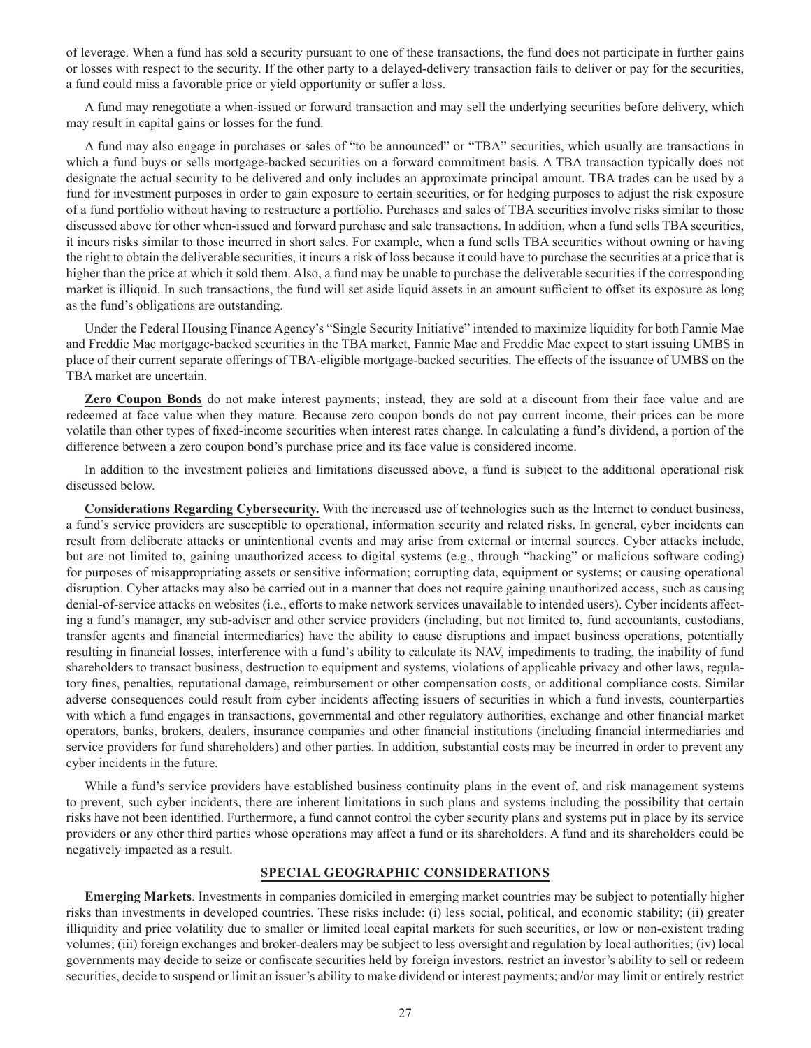of leverage. When a fund has sold a security pursuant to one of these transactions, the fund does not participate in further gains or losses with respect to the security. If the other party to a delayed-delivery transaction fails to deliver or pay for the securities, a fund could miss a favorable price or yield opportunity or suffer a loss.

A fund may renegotiate a when-issued or forward transaction and may sell the underlying securities before delivery, which may result in capital gains or losses for the fund.

A fund may also engage in purchases or sales of "to be announced" or "TBA" securities, which usually are transactions in which a fund buys or sells mortgage-backed securities on a forward commitment basis. A TBA transaction typically does not designate the actual security to be delivered and only includes an approximate principal amount. TBA trades can be used by a fund for investment purposes in order to gain exposure to certain securities, or for hedging purposes to adjust the risk exposure of a fund portfolio without having to restructure a portfolio. Purchases and sales of TBA securities involve risks similar to those discussed above for other when-issued and forward purchase and sale transactions. In addition, when a fund sells TBA securities, it incurs risks similar to those incurred in short sales. For example, when a fund sells TBA securities without owning or having the right to obtain the deliverable securities, it incurs a risk of loss because it could have to purchase the securities at a price that is higher than the price at which it sold them. Also, a fund may be unable to purchase the deliverable securities if the corresponding market is illiquid. In such transactions, the fund will set aside liquid assets in an amount sufficient to offset its exposure as long as the fund's obligations are outstanding.

Under the Federal Housing Finance Agency's "Single Security Initiative" intended to maximize liquidity for both Fannie Mae and Freddie Mac mortgage-backed securities in the TBA market, Fannie Mae and Freddie Mac expect to start issuing UMBS in place of their current separate offerings of TBA-eligible mortgage-backed securities. The effects of the issuance of UMBS on the TBA market are uncertain.

**Zero Coupon Bonds** do not make interest payments; instead, they are sold at a discount from their face value and are redeemed at face value when they mature. Because zero coupon bonds do not pay current income, their prices can be more volatile than other types of fixed-income securities when interest rates change. In calculating a fund's dividend, a portion of the difference between a zero coupon bond's purchase price and its face value is considered income.

In addition to the investment policies and limitations discussed above, a fund is subject to the additional operational risk discussed below.

**Considerations Regarding Cybersecurity.** With the increased use of technologies such as the Internet to conduct business, a fund's service providers are susceptible to operational, information security and related risks. In general, cyber incidents can result from deliberate attacks or unintentional events and may arise from external or internal sources. Cyber attacks include, but are not limited to, gaining unauthorized access to digital systems (e.g., through "hacking" or malicious software coding) for purposes of misappropriating assets or sensitive information; corrupting data, equipment or systems; or causing operational disruption. Cyber attacks may also be carried out in a manner that does not require gaining unauthorized access, such as causing denial-of-service attacks on websites (i.e., efforts to make network services unavailable to intended users). Cyber incidents affecting a fund's manager, any sub-adviser and other service providers (including, but not limited to, fund accountants, custodians, transfer agents and financial intermediaries) have the ability to cause disruptions and impact business operations, potentially resulting in financial losses, interference with a fund's ability to calculate its NAV, impediments to trading, the inability of fund shareholders to transact business, destruction to equipment and systems, violations of applicable privacy and other laws, regulatory fines, penalties, reputational damage, reimbursement or other compensation costs, or additional compliance costs. Similar adverse consequences could result from cyber incidents affecting issuers of securities in which a fund invests, counterparties with which a fund engages in transactions, governmental and other regulatory authorities, exchange and other financial market operators, banks, brokers, dealers, insurance companies and other financial institutions (including financial intermediaries and service providers for fund shareholders) and other parties. In addition, substantial costs may be incurred in order to prevent any cyber incidents in the future.

While a fund's service providers have established business continuity plans in the event of, and risk management systems to prevent, such cyber incidents, there are inherent limitations in such plans and systems including the possibility that certain risks have not been identified. Furthermore, a fund cannot control the cyber security plans and systems put in place by its service providers or any other third parties whose operations may affect a fund or its shareholders. A fund and its shareholders could be negatively impacted as a result.

## SPECIAL GEOGRAPHIC CONSIDERATIONS

**Emerging Markets**. Investments in companies domiciled in emerging market countries may be subject to potentially higher risks than investments in developed countries. These risks include: (i) less social, political, and economic stability; (ii) greater illiquidity and price volatility due to smaller or limited local capital markets for such securities, or low or non-existent trading volumes; (iii) foreign exchanges and broker-dealers may be subject to less oversight and regulation by local authorities; (iv) local governments may decide to seize or confiscate securities held by foreign investors, restrict an investor's ability to sell or redeem securities, decide to suspend or limit an issuer's ability to make dividend or interest payments; and/or may limit or entirely restrict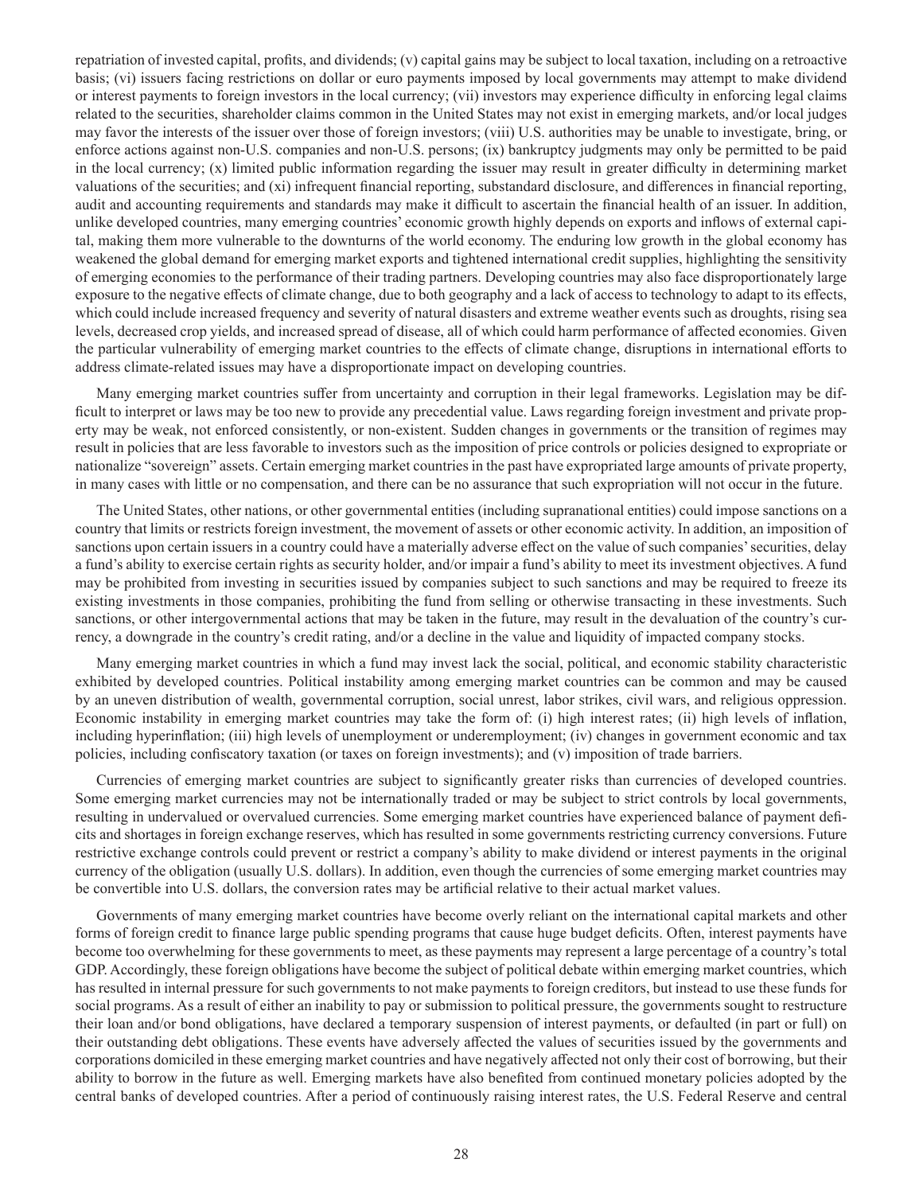repatriation of invested capital, profits, and dividends; (v) capital gains may be subject to local taxation, including on a retroactive basis; (vi) issuers facing restrictions on dollar or euro payments imposed by local governments may attempt to make dividend or interest payments to foreign investors in the local currency; (vii) investors may experience difficulty in enforcing legal claims related to the securities, shareholder claims common in the United States may not exist in emerging markets, and/or local judges may favor the interests of the issuer over those of foreign investors; (viii) U.S. authorities may be unable to investigate, bring, or enforce actions against non-U.S. companies and non-U.S. persons; (ix) bankruptcy judgments may only be permitted to be paid in the local currency; (x) limited public information regarding the issuer may result in greater difficulty in determining market valuations of the securities; and (xi) infrequent financial reporting, substandard disclosure, and differences in financial reporting, audit and accounting requirements and standards may make it difficult to ascertain the financial health of an issuer. In addition, unlike developed countries, many emerging countries' economic growth highly depends on exports and inflows of external capital, making them more vulnerable to the downturns of the world economy. The enduring low growth in the global economy has weakened the global demand for emerging market exports and tightened international credit supplies, highlighting the sensitivity of emerging economies to the performance of their trading partners. Developing countries may also face disproportionately large exposure to the negative effects of climate change, due to both geography and a lack of access to technology to adapt to its effects, which could include increased frequency and severity of natural disasters and extreme weather events such as droughts, rising sea levels, decreased crop yields, and increased spread of disease, all of which could harm performance of affected economies. Given the particular vulnerability of emerging market countries to the effects of climate change, disruptions in international efforts to address climate-related issues may have a disproportionate impact on developing countries.

Many emerging market countries suffer from uncertainty and corruption in their legal frameworks. Legislation may be difficult to interpret or laws may be too new to provide any precedential value. Laws regarding foreign investment and private property may be weak, not enforced consistently, or non-existent. Sudden changes in governments or the transition of regimes may result in policies that are less favorable to investors such as the imposition of price controls or policies designed to expropriate or nationalize "sovereign" assets. Certain emerging market countries in the past have expropriated large amounts of private property, in many cases with little or no compensation, and there can be no assurance that such expropriation will not occur in the future.

The United States, other nations, or other governmental entities (including supranational entities) could impose sanctions on a country that limits or restricts foreign investment, the movement of assets or other economic activity. In addition, an imposition of sanctions upon certain issuers in a country could have a materially adverse effect on the value of such companies' securities, delay a fund's ability to exercise certain rights as security holder, and/or impair a fund's ability to meet its investment objectives. A fund may be prohibited from investing in securities issued by companies subject to such sanctions and may be required to freeze its existing investments in those companies, prohibiting the fund from selling or otherwise transacting in these investments. Such sanctions, or other intergovernmental actions that may be taken in the future, may result in the devaluation of the country's currency, a downgrade in the country's credit rating, and/or a decline in the value and liquidity of impacted company stocks.

Many emerging market countries in which a fund may invest lack the social, political, and economic stability characteristic exhibited by developed countries. Political instability among emerging market countries can be common and may be caused by an uneven distribution of wealth, governmental corruption, social unrest, labor strikes, civil wars, and religious oppression. Economic instability in emerging market countries may take the form of: (i) high interest rates; (ii) high levels of inflation, including hyperinflation; (iii) high levels of unemployment or underemployment; (iv) changes in government economic and tax policies, including confiscatory taxation (or taxes on foreign investments); and (v) imposition of trade barriers.

Currencies of emerging market countries are subject to significantly greater risks than currencies of developed countries. Some emerging market currencies may not be internationally traded or may be subject to strict controls by local governments, resulting in undervalued or overvalued currencies. Some emerging market countries have experienced balance of payment deficits and shortages in foreign exchange reserves, which has resulted in some governments restricting currency conversions. Future restrictive exchange controls could prevent or restrict a company's ability to make dividend or interest payments in the original currency of the obligation (usually U.S. dollars). In addition, even though the currencies of some emerging market countries may be convertible into U.S. dollars, the conversion rates may be artificial relative to their actual market values.

Governments of many emerging market countries have become overly reliant on the international capital markets and other forms of foreign credit to finance large public spending programs that cause huge budget deficits. Often, interest payments have become too overwhelming for these governments to meet, as these payments may represent a large percentage of a country's total GDP. Accordingly, these foreign obligations have become the subject of political debate within emerging market countries, which has resulted in internal pressure for such governments to not make payments to foreign creditors, but instead to use these funds for social programs. As a result of either an inability to pay or submission to political pressure, the governments sought to restructure their loan and/or bond obligations, have declared a temporary suspension of interest payments, or defaulted (in part or full) on their outstanding debt obligations. These events have adversely affected the values of securities issued by the governments and corporations domiciled in these emerging market countries and have negatively affected not only their cost of borrowing, but their ability to borrow in the future as well. Emerging markets have also benefited from continued monetary policies adopted by the central banks of developed countries. After a period of continuously raising interest rates, the U.S. Federal Reserve and central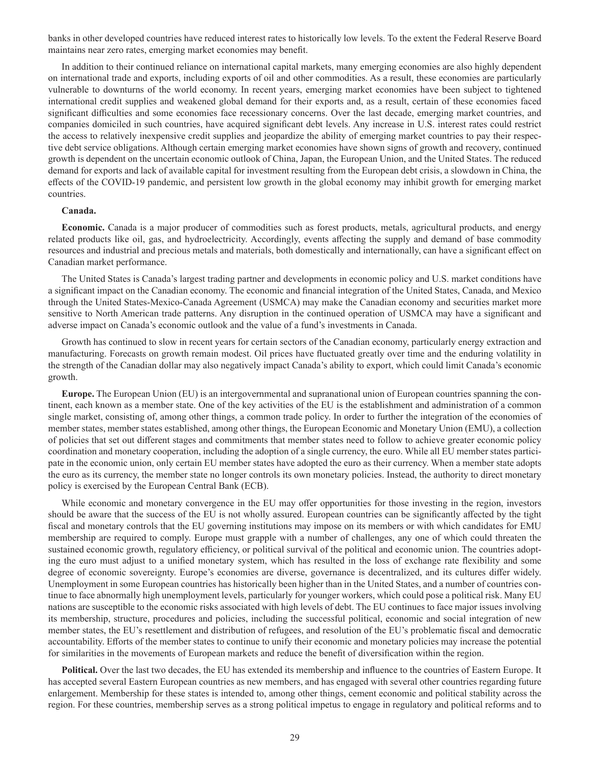banks in other developed countries have reduced interest rates to historically low levels. To the extent the Federal Reserve Board maintains near zero rates, emerging market economies may benefit.

In addition to their continued reliance on international capital markets, many emerging economies are also highly dependent on international trade and exports, including exports of oil and other commodities. As a result, these economies are particularly vulnerable to downturns of the world economy. In recent years, emerging market economies have been subject to tightened international credit supplies and weakened global demand for their exports and, as a result, certain of these economies faced significant difficulties and some economies face recessionary concerns. Over the last decade, emerging market countries, and companies domiciled in such countries, have acquired significant debt levels. Any increase in U.S. interest rates could restrict the access to relatively inexpensive credit supplies and jeopardize the ability of emerging market countries to pay their respective debt service obligations. Although certain emerging market economies have shown signs of growth and recovery, continued growth is dependent on the uncertain economic outlook of China, Japan, the European Union, and the United States. The reduced demand for exports and lack of available capital for investment resulting from the European debt crisis, a slowdown in China, the effects of the COVID-19 pandemic, and persistent low growth in the global economy may inhibit growth for emerging market countries.

**Canada.**

**Economic.** Canada is a major producer of commodities such as forest products, metals, agricultural products, and energy related products like oil, gas, and hydroelectricity. Accordingly, events affecting the supply and demand of base commodity resources and industrial and precious metals and materials, both domestically and internationally, can have a significant effect on Canadian market performance.

The United States is Canada's largest trading partner and developments in economic policy and U.S. market conditions have a significant impact on the Canadian economy. The economic and financial integration of the United States, Canada, and Mexico through the United States-Mexico-Canada Agreement (USMCA) may make the Canadian economy and securities market more sensitive to North American trade patterns. Any disruption in the continued operation of USMCA may have a significant and adverse impact on Canada's economic outlook and the value of a fund's investments in Canada.

Growth has continued to slow in recent years for certain sectors of the Canadian economy, particularly energy extraction and manufacturing. Forecasts on growth remain modest. Oil prices have fluctuated greatly over time and the enduring volatility in the strength of the Canadian dollar may also negatively impact Canada's ability to export, which could limit Canada's economic growth.

**Europe.** The European Union (EU) is an intergovernmental and supranational union of European countries spanning the continent, each known as a member state. One of the key activities of the EU is the establishment and administration of a common single market, consisting of, among other things, a common trade policy. In order to further the integration of the economies of member states, member states established, among other things, the European Economic and Monetary Union (EMU), a collection of policies that set out different stages and commitments that member states need to follow to achieve greater economic policy coordination and monetary cooperation, including the adoption of a single currency, the euro. While all EU member states participate in the economic union, only certain EU member states have adopted the euro as their currency. When a member state adopts the euro as its currency, the member state no longer controls its own monetary policies. Instead, the authority to direct monetary policy is exercised by the European Central Bank (ECB).

While economic and monetary convergence in the EU may offer opportunities for those investing in the region, investors should be aware that the success of the EU is not wholly assured. European countries can be significantly affected by the tight fiscal and monetary controls that the EU governing institutions may impose on its members or with which candidates for EMU membership are required to comply. Europe must grapple with a number of challenges, any one of which could threaten the sustained economic growth, regulatory efficiency, or political survival of the political and economic union. The countries adopting the euro must adjust to a unified monetary system, which has resulted in the loss of exchange rate flexibility and some degree of economic sovereignty. Europe's economies are diverse, governance is decentralized, and its cultures differ widely. Unemployment in some European countries has historically been higher than in the United States, and a number of countries continue to face abnormally high unemployment levels, particularly for younger workers, which could pose a political risk. Many EU nations are susceptible to the economic risks associated with high levels of debt. The EU continues to face major issues involving its membership, structure, procedures and policies, including the successful political, economic and social integration of new member states, the EU's resettlement and distribution of refugees, and resolution of the EU's problematic fiscal and democratic accountability. Efforts of the member states to continue to unify their economic and monetary policies may increase the potential for similarities in the movements of European markets and reduce the benefit of diversification within the region.

**Political.** Over the last two decades, the EU has extended its membership and influence to the countries of Eastern Europe. It has accepted several Eastern European countries as new members, and has engaged with several other countries regarding future enlargement. Membership for these states is intended to, among other things, cement economic and political stability across the region. For these countries, membership serves as a strong political impetus to engage in regulatory and political reforms and to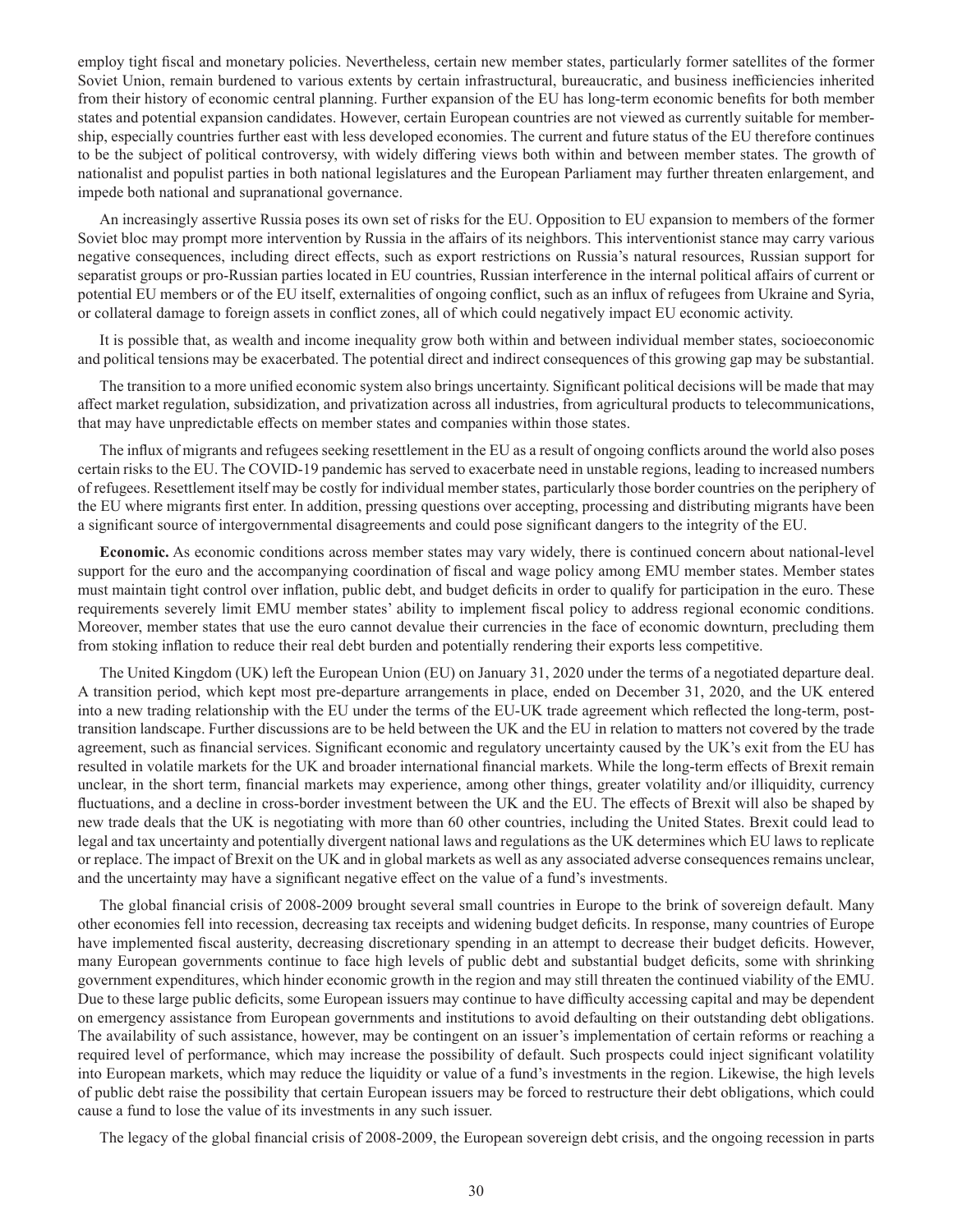employ tight fiscal and monetary policies. Nevertheless, certain new member states, particularly former satellites of the former Soviet Union, remain burdened to various extents by certain infrastructural, bureaucratic, and business inefficiencies inherited from their history of economic central planning. Further expansion of the EU has long-term economic benefits for both member states and potential expansion candidates. However, certain European countries are not viewed as currently suitable for membership, especially countries further east with less developed economies. The current and future status of the EU therefore continues to be the subject of political controversy, with widely differing views both within and between member states. The growth of nationalist and populist parties in both national legislatures and the European Parliament may further threaten enlargement, and impede both national and supranational governance.

An increasingly assertive Russia poses its own set of risks for the EU. Opposition to EU expansion to members of the former Soviet bloc may prompt more intervention by Russia in the affairs of its neighbors. This interventionist stance may carry various negative consequences, including direct effects, such as export restrictions on Russia's natural resources, Russian support for separatist groups or pro-Russian parties located in EU countries, Russian interference in the internal political affairs of current or potential EU members or of the EU itself, externalities of ongoing conflict, such as an influx of refugees from Ukraine and Syria, or collateral damage to foreign assets in conflict zones, all of which could negatively impact EU economic activity.

It is possible that, as wealth and income inequality grow both within and between individual member states, socioeconomic and political tensions may be exacerbated. The potential direct and indirect consequences of this growing gap may be substantial.

The transition to a more unified economic system also brings uncertainty. Significant political decisions will be made that may affect market regulation, subsidization, and privatization across all industries, from agricultural products to telecommunications, that may have unpredictable effects on member states and companies within those states.

The influx of migrants and refugees seeking resettlement in the EU as a result of ongoing conflicts around the world also poses certain risks to the EU. The COVID-19 pandemic has served to exacerbate need in unstable regions, leading to increased numbers of refugees. Resettlement itself may be costly for individual member states, particularly those border countries on the periphery of the EU where migrants first enter. In addition, pressing questions over accepting, processing and distributing migrants have been a significant source of intergovernmental disagreements and could pose significant dangers to the integrity of the EU.

**Economic.** As economic conditions across member states may vary widely, there is continued concern about national-level support for the euro and the accompanying coordination of fiscal and wage policy among EMU member states. Member states must maintain tight control over inflation, public debt, and budget deficits in order to qualify for participation in the euro. These requirements severely limit EMU member states' ability to implement fiscal policy to address regional economic conditions. Moreover, member states that use the euro cannot devalue their currencies in the face of economic downturn, precluding them from stoking inflation to reduce their real debt burden and potentially rendering their exports less competitive.

The United Kingdom (UK) left the European Union (EU) on January 31, 2020 under the terms of a negotiated departure deal. A transition period, which kept most pre-departure arrangements in place, ended on December 31, 2020, and the UK entered into a new trading relationship with the EU under the terms of the EU-UK trade agreement which reflected the long-term, post-transition landscape. Further discussions are to be held between the UK and the EU in relation to matters not covered by the trade agreement, such as financial services. Significant economic and regulatory uncertainty caused by the UK's exit from the EU has resulted in volatile markets for the UK and broader international financial markets. While the long-term effects of Brexit remain unclear, in the short term, financial markets may experience, among other things, greater volatility and/or illiquidity, currency fluctuations, and a decline in cross-border investment between the UK and the EU. The effects of Brexit will also be shaped by new trade deals that the UK is negotiating with more than 60 other countries, including the United States. Brexit could lead to legal and tax uncertainty and potentially divergent national laws and regulations as the UK determines which EU laws to replicate or replace. The impact of Brexit on the UK and in global markets as well as any associated adverse consequences remains unclear, and the uncertainty may have a significant negative effect on the value of a fund's investments.

The global financial crisis of 2008-2009 brought several small countries in Europe to the brink of sovereign default. Many other economies fell into recession, decreasing tax receipts and widening budget deficits. In response, many countries of Europe have implemented fiscal austerity, decreasing discretionary spending in an attempt to decrease their budget deficits. However, many European governments continue to face high levels of public debt and substantial budget deficits, some with shrinking government expenditures, which hinder economic growth in the region and may still threaten the continued viability of the EMU. Due to these large public deficits, some European issuers may continue to have difficulty accessing capital and may be dependent on emergency assistance from European governments and institutions to avoid defaulting on their outstanding debt obligations. The availability of such assistance, however, may be contingent on an issuer's implementation of certain reforms or reaching a required level of performance, which may increase the possibility of default. Such prospects could inject significant volatility into European markets, which may reduce the liquidity or value of a fund's investments in the region. Likewise, the high levels of public debt raise the possibility that certain European issuers may be forced to restructure their debt obligations, which could cause a fund to lose the value of its investments in any such issuer.

The legacy of the global financial crisis of 2008-2009, the European sovereign debt crisis, and the ongoing recession in parts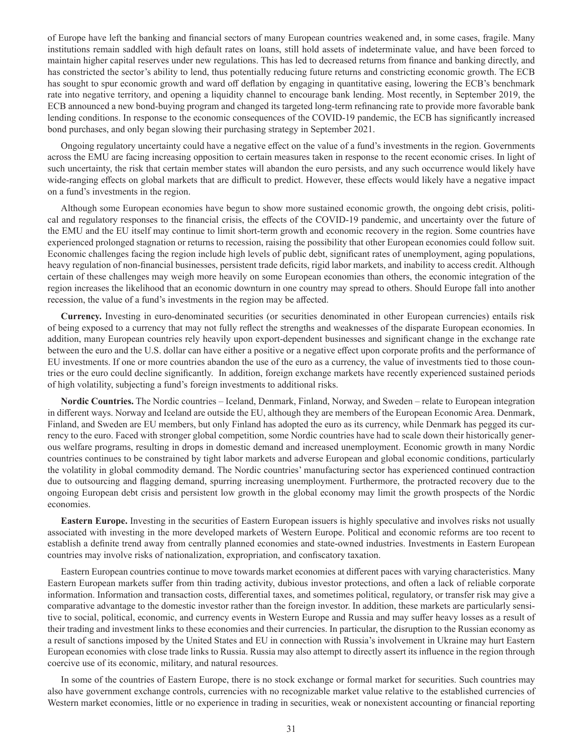of Europe have left the banking and financial sectors of many European countries weakened and, in some cases, fragile. Many institutions remain saddled with high default rates on loans, still hold assets of indeterminate value, and have been forced to maintain higher capital reserves under new regulations. This has led to decreased returns from finance and banking directly, and has constricted the sector's ability to lend, thus potentially reducing future returns and constricting economic growth. The ECB has sought to spur economic growth and ward off deflation by engaging in quantitative easing, lowering the ECB's benchmark rate into negative territory, and opening a liquidity channel to encourage bank lending. Most recently, in September 2019, the ECB announced a new bond-buying program and changed its targeted long-term refinancing rate to provide more favorable bank lending conditions. In response to the economic consequences of the COVID-19 pandemic, the ECB has significantly increased bond purchases, and only began slowing their purchasing strategy in September 2021.

Ongoing regulatory uncertainty could have a negative effect on the value of a fund's investments in the region. Governments across the EMU are facing increasing opposition to certain measures taken in response to the recent economic crises. In light of such uncertainty, the risk that certain member states will abandon the euro persists, and any such occurrence would likely have wide-ranging effects on global markets that are difficult to predict. However, these effects would likely have a negative impact on a fund's investments in the region.

Although some European economies have begun to show more sustained economic growth, the ongoing debt crisis, political and regulatory responses to the financial crisis, the effects of the COVID-19 pandemic, and uncertainty over the future of the EMU and the EU itself may continue to limit short-term growth and economic recovery in the region. Some countries have experienced prolonged stagnation or returns to recession, raising the possibility that other European economies could follow suit. Economic challenges facing the region include high levels of public debt, significant rates of unemployment, aging populations, heavy regulation of non-financial businesses, persistent trade deficits, rigid labor markets, and inability to access credit. Although certain of these challenges may weigh more heavily on some European economies than others, the economic integration of the region increases the likelihood that an economic downturn in one country may spread to others. Should Europe fall into another recession, the value of a fund's investments in the region may be affected.

**Currency.** Investing in euro-denominated securities (or securities denominated in other European currencies) entails risk of being exposed to a currency that may not fully reflect the strengths and weaknesses of the disparate European economies. In addition, many European countries rely heavily upon export-dependent businesses and significant change in the exchange rate between the euro and the U.S. dollar can have either a positive or a negative effect upon corporate profits and the performance of EU investments. If one or more countries abandon the use of the euro as a currency, the value of investments tied to those countries or the euro could decline significantly. In addition, foreign exchange markets have recently experienced sustained periods of high volatility, subjecting a fund's foreign investments to additional risks.

**Nordic Countries.** The Nordic countries – Iceland, Denmark, Finland, Norway, and Sweden – relate to European integration in different ways. Norway and Iceland are outside the EU, although they are members of the European Economic Area. Denmark, Finland, and Sweden are EU members, but only Finland has adopted the euro as its currency, while Denmark has pegged its currency to the euro. Faced with stronger global competition, some Nordic countries have had to scale down their historically generous welfare programs, resulting in drops in domestic demand and increased unemployment. Economic growth in many Nordic countries continues to be constrained by tight labor markets and adverse European and global economic conditions, particularly the volatility in global commodity demand. The Nordic countries' manufacturing sector has experienced continued contraction due to outsourcing and flagging demand, spurring increasing unemployment. Furthermore, the protracted recovery due to the ongoing European debt crisis and persistent low growth in the global economy may limit the growth prospects of the Nordic economies.

**Eastern Europe.** Investing in the securities of Eastern European issuers is highly speculative and involves risks not usually associated with investing in the more developed markets of Western Europe. Political and economic reforms are too recent to establish a definite trend away from centrally planned economies and state-owned industries. Investments in Eastern European countries may involve risks of nationalization, expropriation, and confiscatory taxation.

Eastern European countries continue to move towards market economies at different paces with varying characteristics. Many Eastern European markets suffer from thin trading activity, dubious investor protections, and often a lack of reliable corporate information. Information and transaction costs, differential taxes, and sometimes political, regulatory, or transfer risk may give a comparative advantage to the domestic investor rather than the foreign investor. In addition, these markets are particularly sensitive to social, political, economic, and currency events in Western Europe and Russia and may suffer heavy losses as a result of their trading and investment links to these economies and their currencies. In particular, the disruption to the Russian economy as a result of sanctions imposed by the United States and EU in connection with Russia's involvement in Ukraine may hurt Eastern European economies with close trade links to Russia. Russia may also attempt to directly assert its influence in the region through coercive use of its economic, military, and natural resources.

In some of the countries of Eastern Europe, there is no stock exchange or formal market for securities. Such countries may also have government exchange controls, currencies with no recognizable market value relative to the established currencies of Western market economies, little or no experience in trading in securities, weak or nonexistent accounting or financial reporting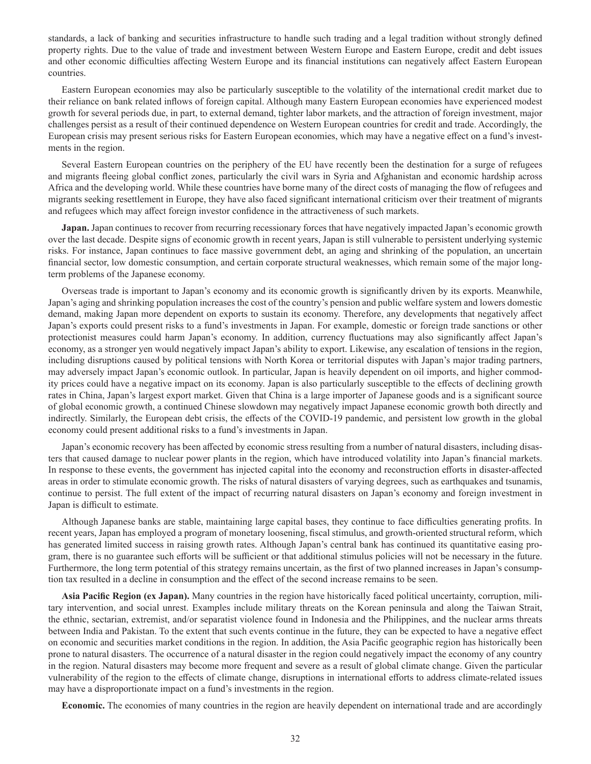standards, a lack of banking and securities infrastructure to handle such trading and a legal tradition without strongly defined property rights. Due to the value of trade and investment between Western Europe and Eastern Europe, credit and debt issues and other economic difficulties affecting Western Europe and its financial institutions can negatively affect Eastern European countries.

Eastern European economies may also be particularly susceptible to the volatility of the international credit market due to their reliance on bank related inflows of foreign capital. Although many Eastern European economies have experienced modest growth for several periods due, in part, to external demand, tighter labor markets, and the attraction of foreign investment, major challenges persist as a result of their continued dependence on Western European countries for credit and trade. Accordingly, the European crisis may present serious risks for Eastern European economies, which may have a negative effect on a fund's investments in the region.

Several Eastern European countries on the periphery of the EU have recently been the destination for a surge of refugees and migrants fleeing global conflict zones, particularly the civil wars in Syria and Afghanistan and economic hardship across Africa and the developing world. While these countries have borne many of the direct costs of managing the flow of refugees and migrants seeking resettlement in Europe, they have also faced significant international criticism over their treatment of migrants and refugees which may affect foreign investor confidence in the attractiveness of such markets.

**Japan.** Japan continues to recover from recurring recessionary forces that have negatively impacted Japan's economic growth over the last decade. Despite signs of economic growth in recent years, Japan is still vulnerable to persistent underlying systemic risks. For instance, Japan continues to face massive government debt, an aging and shrinking of the population, an uncertain financial sector, low domestic consumption, and certain corporate structural weaknesses, which remain some of the major long-term problems of the Japanese economy.

Overseas trade is important to Japan's economy and its economic growth is significantly driven by its exports. Meanwhile, Japan's aging and shrinking population increases the cost of the country's pension and public welfare system and lowers domestic demand, making Japan more dependent on exports to sustain its economy. Therefore, any developments that negatively affect Japan's exports could present risks to a fund's investments in Japan. For example, domestic or foreign trade sanctions or other protectionist measures could harm Japan's economy. In addition, currency fluctuations may also significantly affect Japan's economy, as a stronger yen would negatively impact Japan's ability to export. Likewise, any escalation of tensions in the region, including disruptions caused by political tensions with North Korea or territorial disputes with Japan's major trading partners, may adversely impact Japan's economic outlook. In particular, Japan is heavily dependent on oil imports, and higher commodity prices could have a negative impact on its economy. Japan is also particularly susceptible to the effects of declining growth rates in China, Japan's largest export market. Given that China is a large importer of Japanese goods and is a significant source of global economic growth, a continued Chinese slowdown may negatively impact Japanese economic growth both directly and indirectly. Similarly, the European debt crisis, the effects of the COVID-19 pandemic, and persistent low growth in the global economy could present additional risks to a fund's investments in Japan.

Japan's economic recovery has been affected by economic stress resulting from a number of natural disasters, including disasters that caused damage to nuclear power plants in the region, which have introduced volatility into Japan's financial markets. In response to these events, the government has injected capital into the economy and reconstruction efforts in disaster-affected areas in order to stimulate economic growth. The risks of natural disasters of varying degrees, such as earthquakes and tsunamis, continue to persist. The full extent of the impact of recurring natural disasters on Japan's economy and foreign investment in Japan is difficult to estimate.

Although Japanese banks are stable, maintaining large capital bases, they continue to face difficulties generating profits. In recent years, Japan has employed a program of monetary loosening, fiscal stimulus, and growth-oriented structural reform, which has generated limited success in raising growth rates. Although Japan's central bank has continued its quantitative easing program, there is no guarantee such efforts will be sufficient or that additional stimulus policies will not be necessary in the future. Furthermore, the long term potential of this strategy remains uncertain, as the first of two planned increases in Japan's consumption tax resulted in a decline in consumption and the effect of the second increase remains to be seen.

**Asia Pacific Region (ex Japan).** Many countries in the region have historically faced political uncertainty, corruption, military intervention, and social unrest. Examples include military threats on the Korean peninsula and along the Taiwan Strait, the ethnic, sectarian, extremist, and/or separatist violence found in Indonesia and the Philippines, and the nuclear arms threats between India and Pakistan. To the extent that such events continue in the future, they can be expected to have a negative effect on economic and securities market conditions in the region. In addition, the Asia Pacific geographic region has historically been prone to natural disasters. The occurrence of a natural disaster in the region could negatively impact the economy of any country in the region. Natural disasters may become more frequent and severe as a result of global climate change. Given the particular vulnerability of the region to the effects of climate change, disruptions in international efforts to address climate-related issues may have a disproportionate impact on a fund's investments in the region.

**Economic.** The economies of many countries in the region are heavily dependent on international trade and are accordingly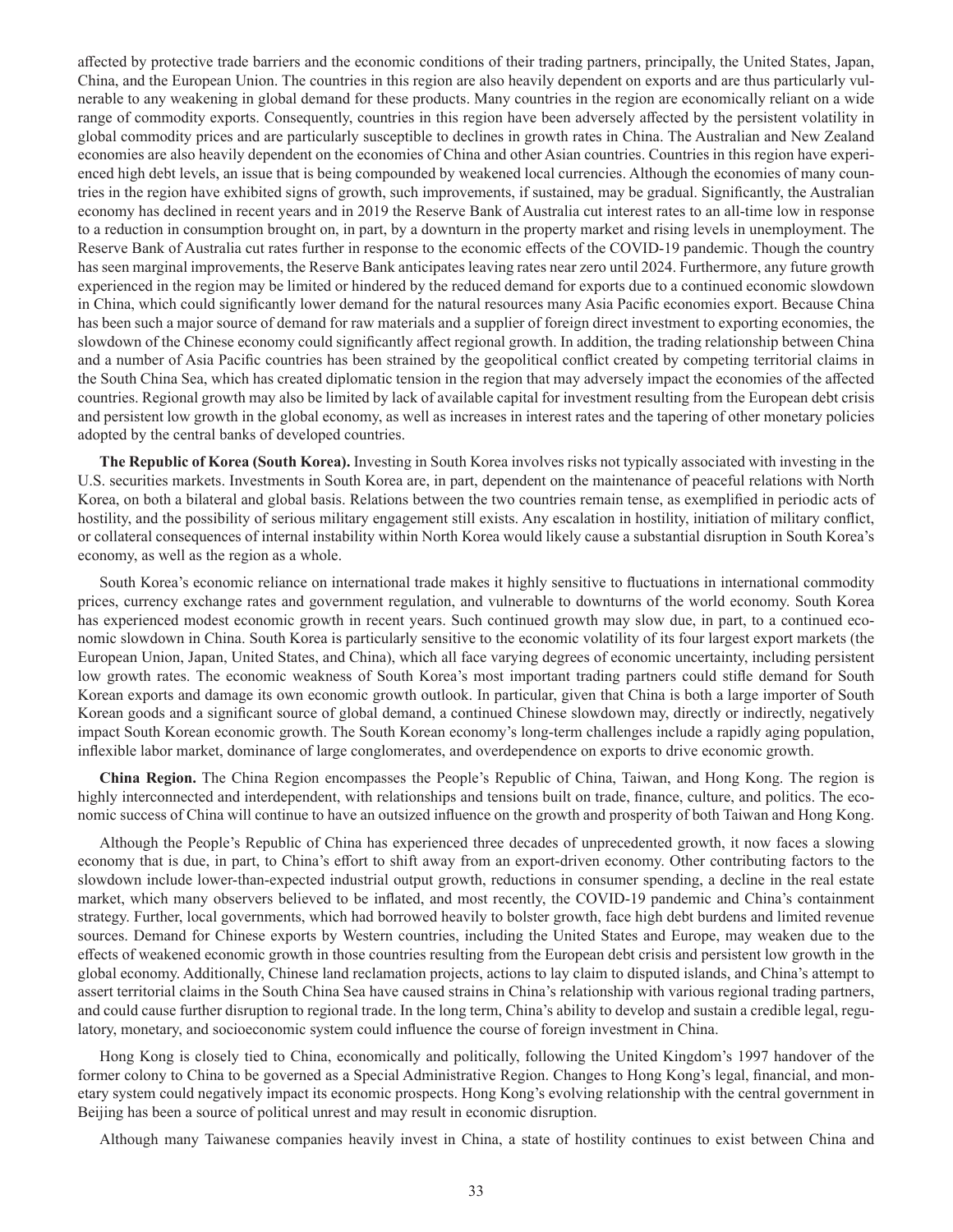affected by protective trade barriers and the economic conditions of their trading partners, principally, the United States, Japan, China, and the European Union. The countries in this region are also heavily dependent on exports and are thus particularly vulnerable to any weakening in global demand for these products. Many countries in the region are economically reliant on a wide range of commodity exports. Consequently, countries in this region have been adversely affected by the persistent volatility in global commodity prices and are particularly susceptible to declines in growth rates in China. The Australian and New Zealand economies are also heavily dependent on the economies of China and other Asian countries. Countries in this region have experienced high debt levels, an issue that is being compounded by weakened local currencies. Although the economies of many countries in the region have exhibited signs of growth, such improvements, if sustained, may be gradual. Significantly, the Australian economy has declined in recent years and in 2019 the Reserve Bank of Australia cut interest rates to an all-time low in response to a reduction in consumption brought on, in part, by a downturn in the property market and rising levels in unemployment. The Reserve Bank of Australia cut rates further in response to the economic effects of the COVID-19 pandemic. Though the country has seen marginal improvements, the Reserve Bank anticipates leaving rates near zero until 2024. Furthermore, any future growth experienced in the region may be limited or hindered by the reduced demand for exports due to a continued economic slowdown in China, which could significantly lower demand for the natural resources many Asia Pacific economies export. Because China has been such a major source of demand for raw materials and a supplier of foreign direct investment to exporting economies, the slowdown of the Chinese economy could significantly affect regional growth. In addition, the trading relationship between China and a number of Asia Pacific countries has been strained by the geopolitical conflict created by competing territorial claims in the South China Sea, which has created diplomatic tension in the region that may adversely impact the economies of the affected countries. Regional growth may also be limited by lack of available capital for investment resulting from the European debt crisis and persistent low growth in the global economy, as well as increases in interest rates and the tapering of other monetary policies adopted by the central banks of developed countries.

**The Republic of Korea (South Korea).** Investing in South Korea involves risks not typically associated with investing in the U.S. securities markets. Investments in South Korea are, in part, dependent on the maintenance of peaceful relations with North Korea, on both a bilateral and global basis. Relations between the two countries remain tense, as exemplified in periodic acts of hostility, and the possibility of serious military engagement still exists. Any escalation in hostility, initiation of military conflict, or collateral consequences of internal instability within North Korea would likely cause a substantial disruption in South Korea's economy, as well as the region as a whole.

South Korea's economic reliance on international trade makes it highly sensitive to fluctuations in international commodity prices, currency exchange rates and government regulation, and vulnerable to downturns of the world economy. South Korea has experienced modest economic growth in recent years. Such continued growth may slow due, in part, to a continued economic slowdown in China. South Korea is particularly sensitive to the economic volatility of its four largest export markets (the European Union, Japan, United States, and China), which all face varying degrees of economic uncertainty, including persistent low growth rates. The economic weakness of South Korea's most important trading partners could stifle demand for South Korean exports and damage its own economic growth outlook. In particular, given that China is both a large importer of South Korean goods and a significant source of global demand, a continued Chinese slowdown may, directly or indirectly, negatively impact South Korean economic growth. The South Korean economy's long-term challenges include a rapidly aging population, inflexible labor market, dominance of large conglomerates, and overdependence on exports to drive economic growth.

**China Region.** The China Region encompasses the People's Republic of China, Taiwan, and Hong Kong. The region is highly interconnected and interdependent, with relationships and tensions built on trade, finance, culture, and politics. The economic success of China will continue to have an outsized influence on the growth and prosperity of both Taiwan and Hong Kong.

Although the People's Republic of China has experienced three decades of unprecedented growth, it now faces a slowing economy that is due, in part, to China's effort to shift away from an export-driven economy. Other contributing factors to the slowdown include lower-than-expected industrial output growth, reductions in consumer spending, a decline in the real estate market, which many observers believed to be inflated, and most recently, the COVID-19 pandemic and China's containment strategy. Further, local governments, which had borrowed heavily to bolster growth, face high debt burdens and limited revenue sources. Demand for Chinese exports by Western countries, including the United States and Europe, may weaken due to the effects of weakened economic growth in those countries resulting from the European debt crisis and persistent low growth in the global economy. Additionally, Chinese land reclamation projects, actions to lay claim to disputed islands, and China's attempt to assert territorial claims in the South China Sea have caused strains in China's relationship with various regional trading partners, and could cause further disruption to regional trade. In the long term, China's ability to develop and sustain a credible legal, regulatory, monetary, and socioeconomic system could influence the course of foreign investment in China.

Hong Kong is closely tied to China, economically and politically, following the United Kingdom's 1997 handover of the former colony to China to be governed as a Special Administrative Region. Changes to Hong Kong's legal, financial, and monetary system could negatively impact its economic prospects. Hong Kong's evolving relationship with the central government in Beijing has been a source of political unrest and may result in economic disruption.

Although many Taiwanese companies heavily invest in China, a state of hostility continues to exist between China and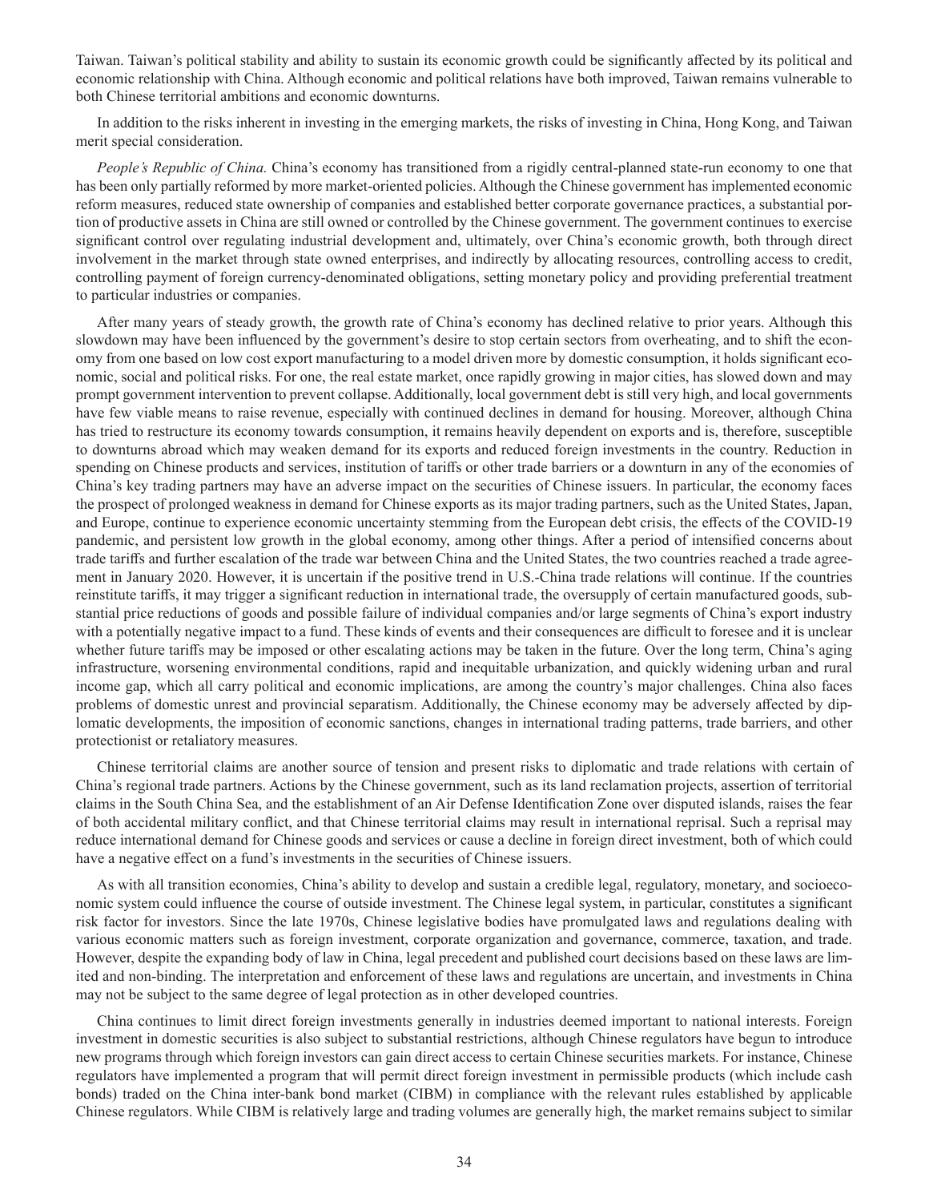Taiwan. Taiwan's political stability and ability to sustain its economic growth could be significantly affected by its political and economic relationship with China. Although economic and political relations have both improved, Taiwan remains vulnerable to both Chinese territorial ambitions and economic downturns.

In addition to the risks inherent in investing in the emerging markets, the risks of investing in China, Hong Kong, and Taiwan merit special consideration.

*People's Republic of China.* China's economy has transitioned from a rigidly central-planned state-run economy to one that has been only partially reformed by more market-oriented policies. Although the Chinese government has implemented economic reform measures, reduced state ownership of companies and established better corporate governance practices, a substantial portion of productive assets in China are still owned or controlled by the Chinese government. The government continues to exercise significant control over regulating industrial development and, ultimately, over China's economic growth, both through direct involvement in the market through state owned enterprises, and indirectly by allocating resources, controlling access to credit, controlling payment of foreign currency-denominated obligations, setting monetary policy and providing preferential treatment to particular industries or companies.

After many years of steady growth, the growth rate of China's economy has declined relative to prior years. Although this slowdown may have been influenced by the government's desire to stop certain sectors from overheating, and to shift the economy from one based on low cost export manufacturing to a model driven more by domestic consumption, it holds significant economic, social and political risks. For one, the real estate market, once rapidly growing in major cities, has slowed down and may prompt government intervention to prevent collapse. Additionally, local government debt is still very high, and local governments have few viable means to raise revenue, especially with continued declines in demand for housing. Moreover, although China has tried to restructure its economy towards consumption, it remains heavily dependent on exports and is, therefore, susceptible to downturns abroad which may weaken demand for its exports and reduced foreign investments in the country. Reduction in spending on Chinese products and services, institution of tariffs or other trade barriers or a downturn in any of the economies of China's key trading partners may have an adverse impact on the securities of Chinese issuers. In particular, the economy faces the prospect of prolonged weakness in demand for Chinese exports as its major trading partners, such as the United States, Japan, and Europe, continue to experience economic uncertainty stemming from the European debt crisis, the effects of the COVID-19 pandemic, and persistent low growth in the global economy, among other things. After a period of intensified concerns about trade tariffs and further escalation of the trade war between China and the United States, the two countries reached a trade agreement in January 2020. However, it is uncertain if the positive trend in U.S.-China trade relations will continue. If the countries reinstitute tariffs, it may trigger a significant reduction in international trade, the oversupply of certain manufactured goods, substantial price reductions of goods and possible failure of individual companies and/or large segments of China's export industry with a potentially negative impact to a fund. These kinds of events and their consequences are difficult to foresee and it is unclear whether future tariffs may be imposed or other escalating actions may be taken in the future. Over the long term, China's aging infrastructure, worsening environmental conditions, rapid and inequitable urbanization, and quickly widening urban and rural income gap, which all carry political and economic implications, are among the country's major challenges. China also faces problems of domestic unrest and provincial separatism. Additionally, the Chinese economy may be adversely affected by diplomatic developments, the imposition of economic sanctions, changes in international trading patterns, trade barriers, and other protectionist or retaliatory measures.

Chinese territorial claims are another source of tension and present risks to diplomatic and trade relations with certain of China's regional trade partners. Actions by the Chinese government, such as its land reclamation projects, assertion of territorial claims in the South China Sea, and the establishment of an Air Defense Identification Zone over disputed islands, raises the fear of both accidental military conflict, and that Chinese territorial claims may result in international reprisal. Such a reprisal may reduce international demand for Chinese goods and services or cause a decline in foreign direct investment, both of which could have a negative effect on a fund's investments in the securities of Chinese issuers.

As with all transition economies, China's ability to develop and sustain a credible legal, regulatory, monetary, and socioeconomic system could influence the course of outside investment. The Chinese legal system, in particular, constitutes a significant risk factor for investors. Since the late 1970s, Chinese legislative bodies have promulgated laws and regulations dealing with various economic matters such as foreign investment, corporate organization and governance, commerce, taxation, and trade. However, despite the expanding body of law in China, legal precedent and published court decisions based on these laws are limited and non-binding. The interpretation and enforcement of these laws and regulations are uncertain, and investments in China may not be subject to the same degree of legal protection as in other developed countries.

China continues to limit direct foreign investments generally in industries deemed important to national interests. Foreign investment in domestic securities is also subject to substantial restrictions, although Chinese regulators have begun to introduce new programs through which foreign investors can gain direct access to certain Chinese securities markets. For instance, Chinese regulators have implemented a program that will permit direct foreign investment in permissible products (which include cash bonds) traded on the China inter-bank bond market (CIBM) in compliance with the relevant rules established by applicable Chinese regulators. While CIBM is relatively large and trading volumes are generally high, the market remains subject to similar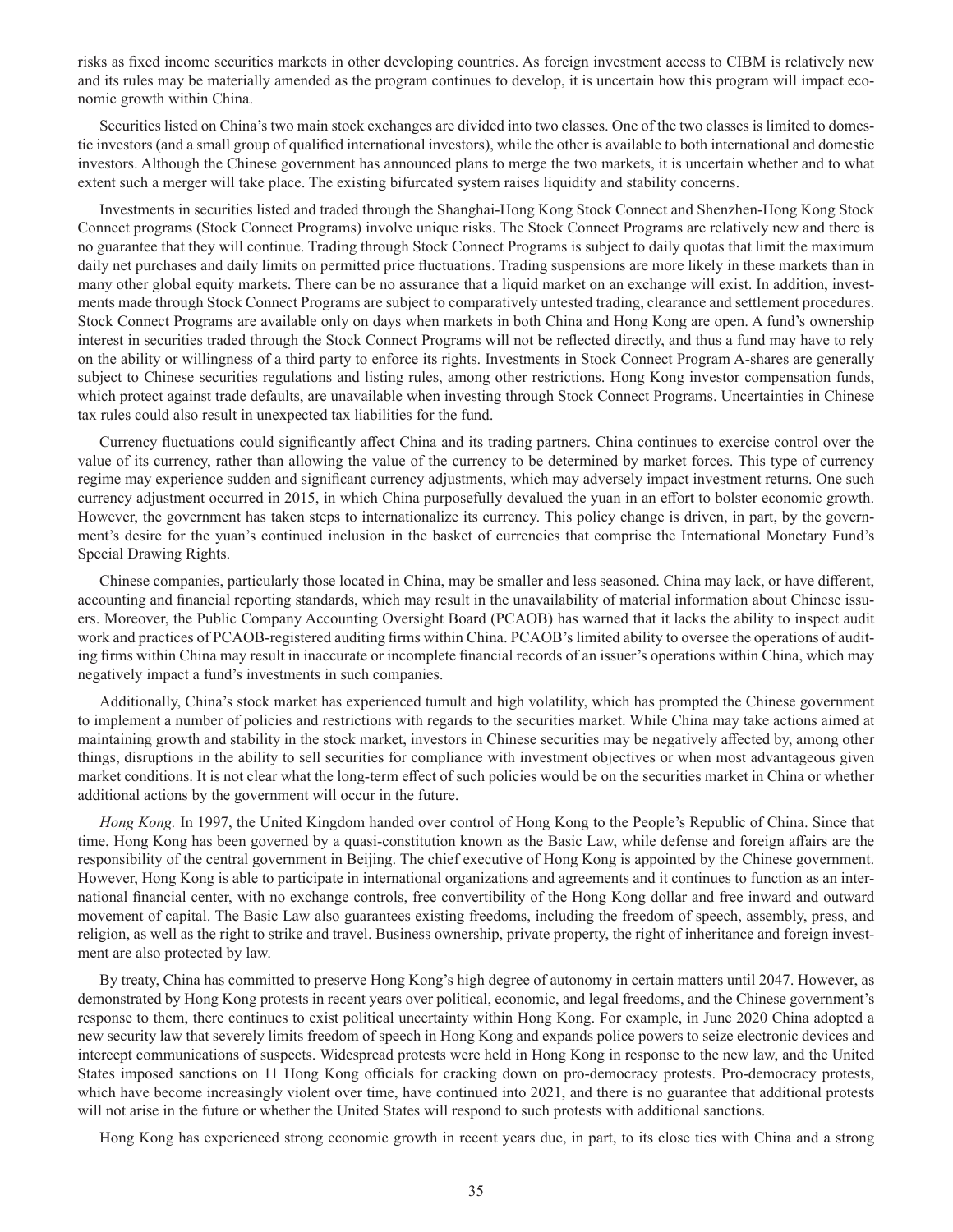risks as fixed income securities markets in other developing countries. As foreign investment access to CIBM is relatively new and its rules may be materially amended as the program continues to develop, it is uncertain how this program will impact economic growth within China.

Securities listed on China's two main stock exchanges are divided into two classes. One of the two classes is limited to domestic investors (and a small group of qualified international investors), while the other is available to both international and domestic investors. Although the Chinese government has announced plans to merge the two markets, it is uncertain whether and to what extent such a merger will take place. The existing bifurcated system raises liquidity and stability concerns.

Investments in securities listed and traded through the Shanghai-Hong Kong Stock Connect and Shenzhen-Hong Kong Stock Connect programs (Stock Connect Programs) involve unique risks. The Stock Connect Programs are relatively new and there is no guarantee that they will continue. Trading through Stock Connect Programs is subject to daily quotas that limit the maximum daily net purchases and daily limits on permitted price fluctuations. Trading suspensions are more likely in these markets than in many other global equity markets. There can be no assurance that a liquid market on an exchange will exist. In addition, investments made through Stock Connect Programs are subject to comparatively untested trading, clearance and settlement procedures. Stock Connect Programs are available only on days when markets in both China and Hong Kong are open. A fund's ownership interest in securities traded through the Stock Connect Programs will not be reflected directly, and thus a fund may have to rely on the ability or willingness of a third party to enforce its rights. Investments in Stock Connect Program A-shares are generally subject to Chinese securities regulations and listing rules, among other restrictions. Hong Kong investor compensation funds, which protect against trade defaults, are unavailable when investing through Stock Connect Programs. Uncertainties in Chinese tax rules could also result in unexpected tax liabilities for the fund.

Currency fluctuations could significantly affect China and its trading partners. China continues to exercise control over the value of its currency, rather than allowing the value of the currency to be determined by market forces. This type of currency regime may experience sudden and significant currency adjustments, which may adversely impact investment returns. One such currency adjustment occurred in 2015, in which China purposefully devalued the yuan in an effort to bolster economic growth. However, the government has taken steps to internationalize its currency. This policy change is driven, in part, by the government's desire for the yuan's continued inclusion in the basket of currencies that comprise the International Monetary Fund's Special Drawing Rights.

Chinese companies, particularly those located in China, may be smaller and less seasoned. China may lack, or have different, accounting and financial reporting standards, which may result in the unavailability of material information about Chinese issuers. Moreover, the Public Company Accounting Oversight Board (PCAOB) has warned that it lacks the ability to inspect audit work and practices of PCAOB-registered auditing firms within China. PCAOB's limited ability to oversee the operations of auditing firms within China may result in inaccurate or incomplete financial records of an issuer's operations within China, which may negatively impact a fund's investments in such companies.

Additionally, China's stock market has experienced tumult and high volatility, which has prompted the Chinese government to implement a number of policies and restrictions with regards to the securities market. While China may take actions aimed at maintaining growth and stability in the stock market, investors in Chinese securities may be negatively affected by, among other things, disruptions in the ability to sell securities for compliance with investment objectives or when most advantageous given market conditions. It is not clear what the long-term effect of such policies would be on the securities market in China or whether additional actions by the government will occur in the future.

*Hong Kong.* In 1997, the United Kingdom handed over control of Hong Kong to the People's Republic of China. Since that time, Hong Kong has been governed by a quasi-constitution known as the Basic Law, while defense and foreign affairs are the responsibility of the central government in Beijing. The chief executive of Hong Kong is appointed by the Chinese government. However, Hong Kong is able to participate in international organizations and agreements and it continues to function as an international financial center, with no exchange controls, free convertibility of the Hong Kong dollar and free inward and outward movement of capital. The Basic Law also guarantees existing freedoms, including the freedom of speech, assembly, press, and religion, as well as the right to strike and travel. Business ownership, private property, the right of inheritance and foreign investment are also protected by law.

By treaty, China has committed to preserve Hong Kong's high degree of autonomy in certain matters until 2047. However, as demonstrated by Hong Kong protests in recent years over political, economic, and legal freedoms, and the Chinese government's response to them, there continues to exist political uncertainty within Hong Kong. For example, in June 2020 China adopted a new security law that severely limits freedom of speech in Hong Kong and expands police powers to seize electronic devices and intercept communications of suspects. Widespread protests were held in Hong Kong in response to the new law, and the United States imposed sanctions on 11 Hong Kong officials for cracking down on pro-democracy protests. Pro-democracy protests, which have become increasingly violent over time, have continued into 2021, and there is no guarantee that additional protests will not arise in the future or whether the United States will respond to such protests with additional sanctions.

Hong Kong has experienced strong economic growth in recent years due, in part, to its close ties with China and a strong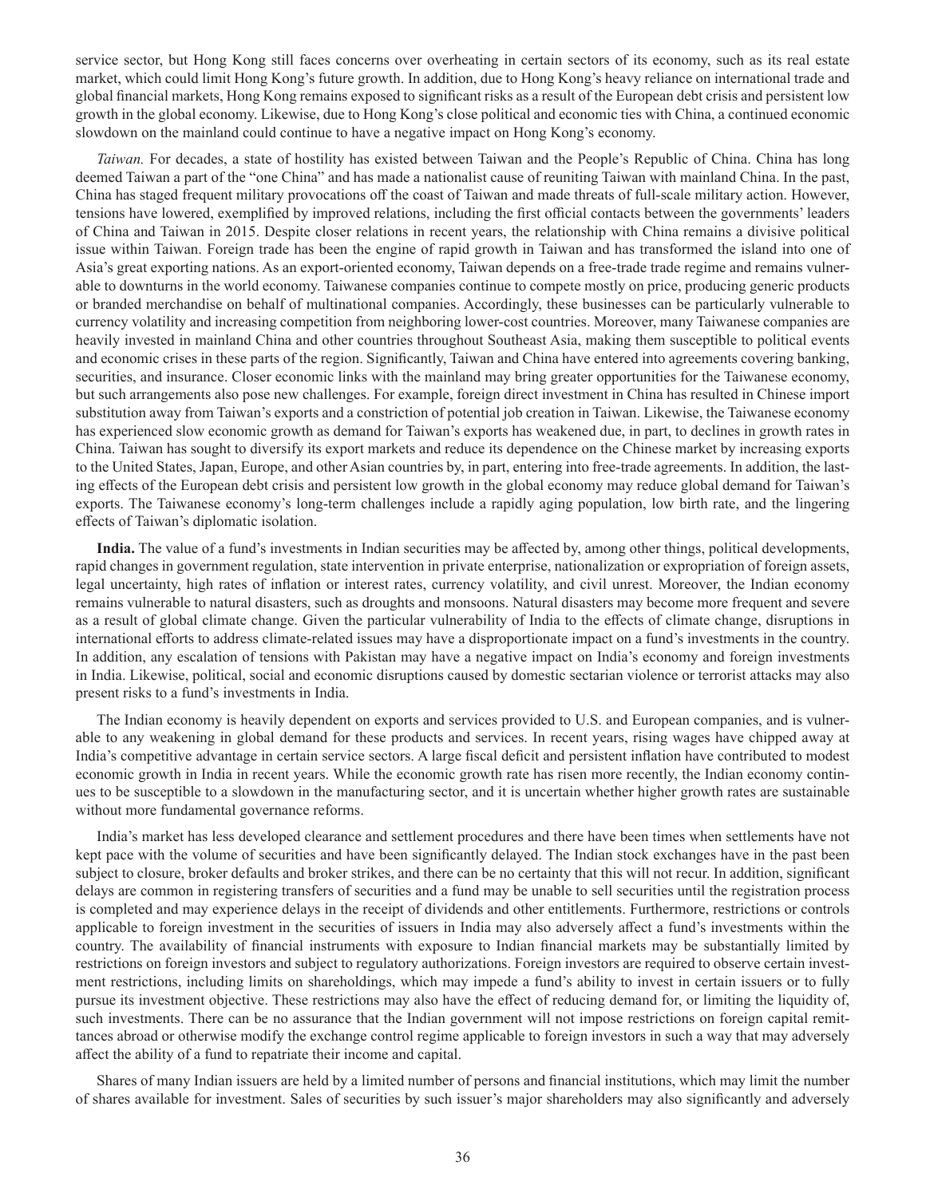service sector, but Hong Kong still faces concerns over overheating in certain sectors of its economy, such as its real estate market, which could limit Hong Kong's future growth. In addition, due to Hong Kong's heavy reliance on international trade and global financial markets, Hong Kong remains exposed to significant risks as a result of the European debt crisis and persistent low growth in the global economy. Likewise, due to Hong Kong's close political and economic ties with China, a continued economic slowdown on the mainland could continue to have a negative impact on Hong Kong's economy.

*Taiwan.* For decades, a state of hostility has existed between Taiwan and the People's Republic of China. China has long deemed Taiwan a part of the "one China" and has made a nationalist cause of reuniting Taiwan with mainland China. In the past, China has staged frequent military provocations off the coast of Taiwan and made threats of full-scale military action. However, tensions have lowered, exemplified by improved relations, including the first official contacts between the governments' leaders of China and Taiwan in 2015. Despite closer relations in recent years, the relationship with China remains a divisive political issue within Taiwan. Foreign trade has been the engine of rapid growth in Taiwan and has transformed the island into one of Asia's great exporting nations. As an export-oriented economy, Taiwan depends on a free-trade trade regime and remains vulnerable to downturns in the world economy. Taiwanese companies continue to compete mostly on price, producing generic products or branded merchandise on behalf of multinational companies. Accordingly, these businesses can be particularly vulnerable to currency volatility and increasing competition from neighboring lower-cost countries. Moreover, many Taiwanese companies are heavily invested in mainland China and other countries throughout Southeast Asia, making them susceptible to political events and economic crises in these parts of the region. Significantly, Taiwan and China have entered into agreements covering banking, securities, and insurance. Closer economic links with the mainland may bring greater opportunities for the Taiwanese economy, but such arrangements also pose new challenges. For example, foreign direct investment in China has resulted in Chinese import substitution away from Taiwan's exports and a constriction of potential job creation in Taiwan. Likewise, the Taiwanese economy has experienced slow economic growth as demand for Taiwan's exports has weakened due, in part, to declines in growth rates in China. Taiwan has sought to diversify its export markets and reduce its dependence on the Chinese market by increasing exports to the United States, Japan, Europe, and other Asian countries by, in part, entering into free-trade agreements. In addition, the lasting effects of the European debt crisis and persistent low growth in the global economy may reduce global demand for Taiwan's exports. The Taiwanese economy's long-term challenges include a rapidly aging population, low birth rate, and the lingering effects of Taiwan's diplomatic isolation.

**India.** The value of a fund's investments in Indian securities may be affected by, among other things, political developments, rapid changes in government regulation, state intervention in private enterprise, nationalization or expropriation of foreign assets, legal uncertainty, high rates of inflation or interest rates, currency volatility, and civil unrest. Moreover, the Indian economy remains vulnerable to natural disasters, such as droughts and monsoons. Natural disasters may become more frequent and severe as a result of global climate change. Given the particular vulnerability of India to the effects of climate change, disruptions in international efforts to address climate-related issues may have a disproportionate impact on a fund's investments in the country. In addition, any escalation of tensions with Pakistan may have a negative impact on India's economy and foreign investments in India. Likewise, political, social and economic disruptions caused by domestic sectarian violence or terrorist attacks may also present risks to a fund's investments in India.

The Indian economy is heavily dependent on exports and services provided to U.S. and European companies, and is vulnerable to any weakening in global demand for these products and services. In recent years, rising wages have chipped away at India's competitive advantage in certain service sectors. A large fiscal deficit and persistent inflation have contributed to modest economic growth in India in recent years. While the economic growth rate has risen more recently, the Indian economy continues to be susceptible to a slowdown in the manufacturing sector, and it is uncertain whether higher growth rates are sustainable without more fundamental governance reforms.

India's market has less developed clearance and settlement procedures and there have been times when settlements have not kept pace with the volume of securities and have been significantly delayed. The Indian stock exchanges have in the past been subject to closure, broker defaults and broker strikes, and there can be no certainty that this will not recur. In addition, significant delays are common in registering transfers of securities and a fund may be unable to sell securities until the registration process is completed and may experience delays in the receipt of dividends and other entitlements. Furthermore, restrictions or controls applicable to foreign investment in the securities of issuers in India may also adversely affect a fund's investments within the country. The availability of financial instruments with exposure to Indian financial markets may be substantially limited by restrictions on foreign investors and subject to regulatory authorizations. Foreign investors are required to observe certain investment restrictions, including limits on shareholdings, which may impede a fund's ability to invest in certain issuers or to fully pursue its investment objective. These restrictions may also have the effect of reducing demand for, or limiting the liquidity of, such investments. There can be no assurance that the Indian government will not impose restrictions on foreign capital remittances abroad or otherwise modify the exchange control regime applicable to foreign investors in such a way that may adversely affect the ability of a fund to repatriate their income and capital.

Shares of many Indian issuers are held by a limited number of persons and financial institutions, which may limit the number of shares available for investment. Sales of securities by such issuer's major shareholders may also significantly and adversely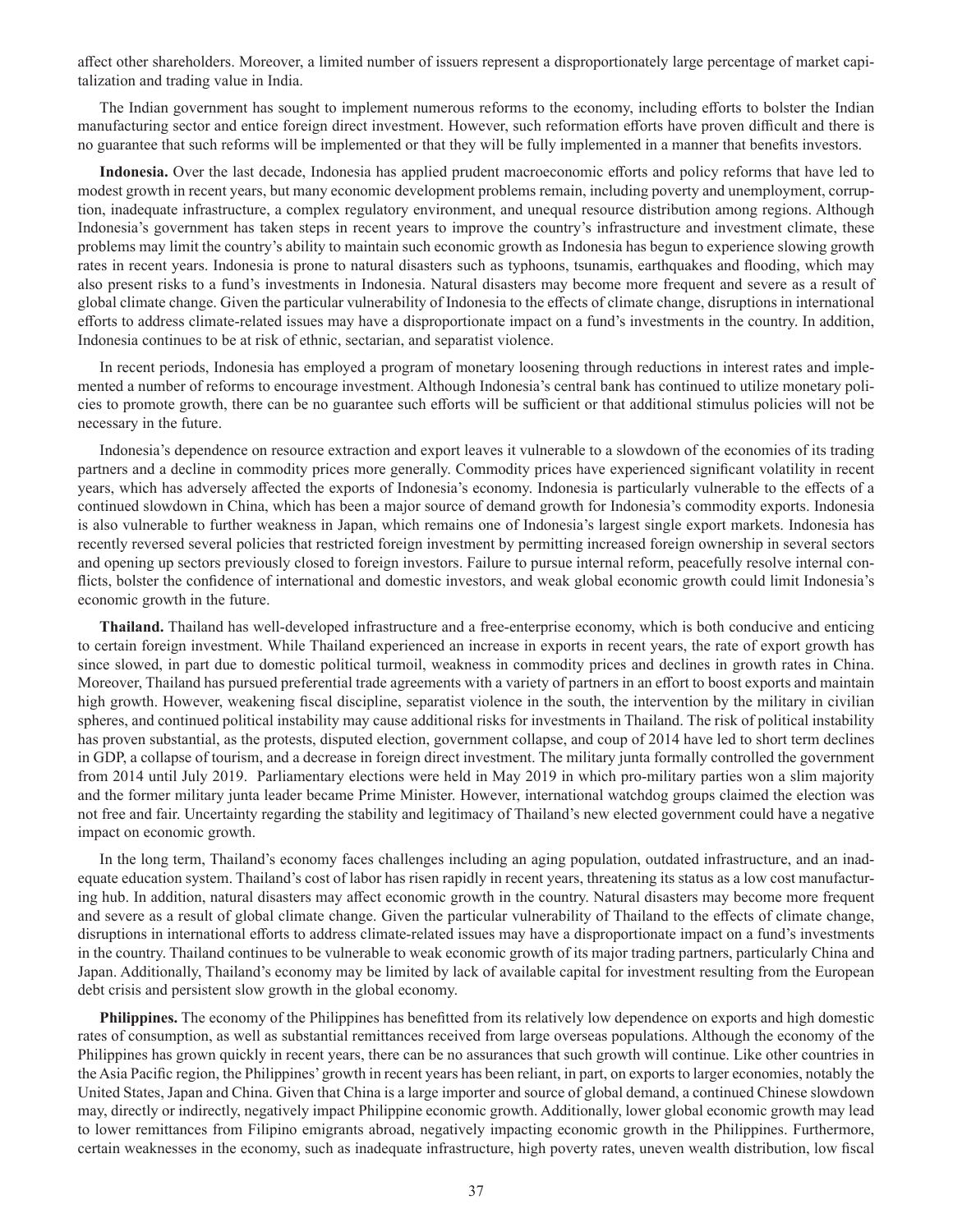affect other shareholders. Moreover, a limited number of issuers represent a disproportionately large percentage of market capitalization and trading value in India.

The Indian government has sought to implement numerous reforms to the economy, including efforts to bolster the Indian manufacturing sector and entice foreign direct investment. However, such reformation efforts have proven difficult and there is no guarantee that such reforms will be implemented or that they will be fully implemented in a manner that benefits investors.

**Indonesia.** Over the last decade, Indonesia has applied prudent macroeconomic efforts and policy reforms that have led to modest growth in recent years, but many economic development problems remain, including poverty and unemployment, corruption, inadequate infrastructure, a complex regulatory environment, and unequal resource distribution among regions. Although Indonesia's government has taken steps in recent years to improve the country's infrastructure and investment climate, these problems may limit the country's ability to maintain such economic growth as Indonesia has begun to experience slowing growth rates in recent years. Indonesia is prone to natural disasters such as typhoons, tsunamis, earthquakes and flooding, which may also present risks to a fund's investments in Indonesia. Natural disasters may become more frequent and severe as a result of global climate change. Given the particular vulnerability of Indonesia to the effects of climate change, disruptions in international efforts to address climate-related issues may have a disproportionate impact on a fund's investments in the country. In addition, Indonesia continues to be at risk of ethnic, sectarian, and separatist violence.

In recent periods, Indonesia has employed a program of monetary loosening through reductions in interest rates and implemented a number of reforms to encourage investment. Although Indonesia's central bank has continued to utilize monetary policies to promote growth, there can be no guarantee such efforts will be sufficient or that additional stimulus policies will not be necessary in the future.

Indonesia's dependence on resource extraction and export leaves it vulnerable to a slowdown of the economies of its trading partners and a decline in commodity prices more generally. Commodity prices have experienced significant volatility in recent years, which has adversely affected the exports of Indonesia's economy. Indonesia is particularly vulnerable to the effects of a continued slowdown in China, which has been a major source of demand growth for Indonesia's commodity exports. Indonesia is also vulnerable to further weakness in Japan, which remains one of Indonesia's largest single export markets. Indonesia has recently reversed several policies that restricted foreign investment by permitting increased foreign ownership in several sectors and opening up sectors previously closed to foreign investors. Failure to pursue internal reform, peacefully resolve internal conflicts, bolster the confidence of international and domestic investors, and weak global economic growth could limit Indonesia's economic growth in the future.

**Thailand.** Thailand has well-developed infrastructure and a free-enterprise economy, which is both conducive and enticing to certain foreign investment. While Thailand experienced an increase in exports in recent years, the rate of export growth has since slowed, in part due to domestic political turmoil, weakness in commodity prices and declines in growth rates in China. Moreover, Thailand has pursued preferential trade agreements with a variety of partners in an effort to boost exports and maintain high growth. However, weakening fiscal discipline, separatist violence in the south, the intervention by the military in civilian spheres, and continued political instability may cause additional risks for investments in Thailand. The risk of political instability has proven substantial, as the protests, disputed election, government collapse, and coup of 2014 have led to short term declines in GDP, a collapse of tourism, and a decrease in foreign direct investment. The military junta formally controlled the government from 2014 until July 2019. Parliamentary elections were held in May 2019 in which pro-military parties won a slim majority and the former military junta leader became Prime Minister. However, international watchdog groups claimed the election was not free and fair. Uncertainty regarding the stability and legitimacy of Thailand's new elected government could have a negative impact on economic growth.

In the long term, Thailand's economy faces challenges including an aging population, outdated infrastructure, and an inadequate education system. Thailand's cost of labor has risen rapidly in recent years, threatening its status as a low cost manufacturing hub. In addition, natural disasters may affect economic growth in the country. Natural disasters may become more frequent and severe as a result of global climate change. Given the particular vulnerability of Thailand to the effects of climate change, disruptions in international efforts to address climate-related issues may have a disproportionate impact on a fund's investments in the country. Thailand continues to be vulnerable to weak economic growth of its major trading partners, particularly China and Japan. Additionally, Thailand's economy may be limited by lack of available capital for investment resulting from the European debt crisis and persistent slow growth in the global economy.

**Philippines.** The economy of the Philippines has benefitted from its relatively low dependence on exports and high domestic rates of consumption, as well as substantial remittances received from large overseas populations. Although the economy of the Philippines has grown quickly in recent years, there can be no assurances that such growth will continue. Like other countries in the Asia Pacific region, the Philippines' growth in recent years has been reliant, in part, on exports to larger economies, notably the United States, Japan and China. Given that China is a large importer and source of global demand, a continued Chinese slowdown may, directly or indirectly, negatively impact Philippine economic growth. Additionally, lower global economic growth may lead to lower remittances from Filipino emigrants abroad, negatively impacting economic growth in the Philippines. Furthermore, certain weaknesses in the economy, such as inadequate infrastructure, high poverty rates, uneven wealth distribution, low fiscal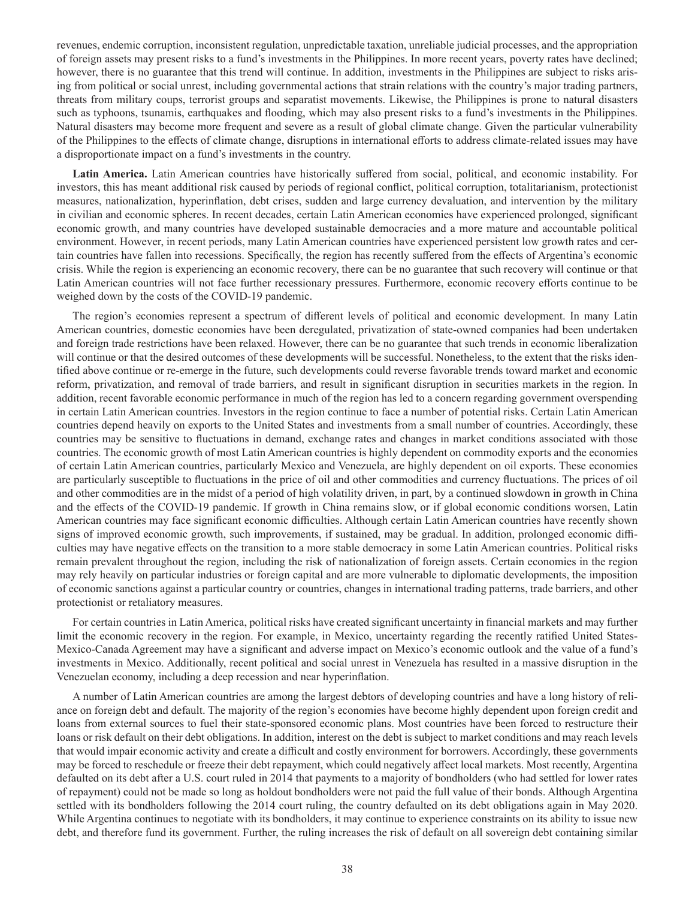revenues, endemic corruption, inconsistent regulation, unpredictable taxation, unreliable judicial processes, and the appropriation of foreign assets may present risks to a fund's investments in the Philippines. In more recent years, poverty rates have declined; however, there is no guarantee that this trend will continue. In addition, investments in the Philippines are subject to risks arising from political or social unrest, including governmental actions that strain relations with the country's major trading partners, threats from military coups, terrorist groups and separatist movements. Likewise, the Philippines is prone to natural disasters such as typhoons, tsunamis, earthquakes and flooding, which may also present risks to a fund's investments in the Philippines. Natural disasters may become more frequent and severe as a result of global climate change. Given the particular vulnerability of the Philippines to the effects of climate change, disruptions in international efforts to address climate-related issues may have a disproportionate impact on a fund's investments in the country.

**Latin America.** Latin American countries have historically suffered from social, political, and economic instability. For investors, this has meant additional risk caused by periods of regional conflict, political corruption, totalitarianism, protectionist measures, nationalization, hyperinflation, debt crises, sudden and large currency devaluation, and intervention by the military in civilian and economic spheres. In recent decades, certain Latin American economies have experienced prolonged, significant economic growth, and many countries have developed sustainable democracies and a more mature and accountable political environment. However, in recent periods, many Latin American countries have experienced persistent low growth rates and certain countries have fallen into recessions. Specifically, the region has recently suffered from the effects of Argentina's economic crisis. While the region is experiencing an economic recovery, there can be no guarantee that such recovery will continue or that Latin American countries will not face further recessionary pressures. Furthermore, economic recovery efforts continue to be weighed down by the costs of the COVID-19 pandemic.

The region's economies represent a spectrum of different levels of political and economic development. In many Latin American countries, domestic economies have been deregulated, privatization of state-owned companies had been undertaken and foreign trade restrictions have been relaxed. However, there can be no guarantee that such trends in economic liberalization will continue or that the desired outcomes of these developments will be successful. Nonetheless, to the extent that the risks identified above continue or re-emerge in the future, such developments could reverse favorable trends toward market and economic reform, privatization, and removal of trade barriers, and result in significant disruption in securities markets in the region. In addition, recent favorable economic performance in much of the region has led to a concern regarding government overspending in certain Latin American countries. Investors in the region continue to face a number of potential risks. Certain Latin American countries depend heavily on exports to the United States and investments from a small number of countries. Accordingly, these countries may be sensitive to fluctuations in demand, exchange rates and changes in market conditions associated with those countries. The economic growth of most Latin American countries is highly dependent on commodity exports and the economies of certain Latin American countries, particularly Mexico and Venezuela, are highly dependent on oil exports. These economies are particularly susceptible to fluctuations in the price of oil and other commodities and currency fluctuations. The prices of oil and other commodities are in the midst of a period of high volatility driven, in part, by a continued slowdown in growth in China and the effects of the COVID-19 pandemic. If growth in China remains slow, or if global economic conditions worsen, Latin American countries may face significant economic difficulties. Although certain Latin American countries have recently shown signs of improved economic growth, such improvements, if sustained, may be gradual. In addition, prolonged economic difficulties may have negative effects on the transition to a more stable democracy in some Latin American countries. Political risks remain prevalent throughout the region, including the risk of nationalization of foreign assets. Certain economies in the region may rely heavily on particular industries or foreign capital and are more vulnerable to diplomatic developments, the imposition of economic sanctions against a particular country or countries, changes in international trading patterns, trade barriers, and other protectionist or retaliatory measures.

For certain countries in Latin America, political risks have created significant uncertainty in financial markets and may further limit the economic recovery in the region. For example, in Mexico, uncertainty regarding the recently ratified United States-Mexico-Canada Agreement may have a significant and adverse impact on Mexico's economic outlook and the value of a fund's investments in Mexico. Additionally, recent political and social unrest in Venezuela has resulted in a massive disruption in the Venezuelan economy, including a deep recession and near hyperinflation.

A number of Latin American countries are among the largest debtors of developing countries and have a long history of reliance on foreign debt and default. The majority of the region's economies have become highly dependent upon foreign credit and loans from external sources to fuel their state-sponsored economic plans. Most countries have been forced to restructure their loans or risk default on their debt obligations. In addition, interest on the debt is subject to market conditions and may reach levels that would impair economic activity and create a difficult and costly environment for borrowers. Accordingly, these governments may be forced to reschedule or freeze their debt repayment, which could negatively affect local markets. Most recently, Argentina defaulted on its debt after a U.S. court ruled in 2014 that payments to a majority of bondholders (who had settled for lower rates of repayment) could not be made so long as holdout bondholders were not paid the full value of their bonds. Although Argentina settled with its bondholders following the 2014 court ruling, the country defaulted on its debt obligations again in May 2020. While Argentina continues to negotiate with its bondholders, it may continue to experience constraints on its ability to issue new debt, and therefore fund its government. Further, the ruling increases the risk of default on all sovereign debt containing similar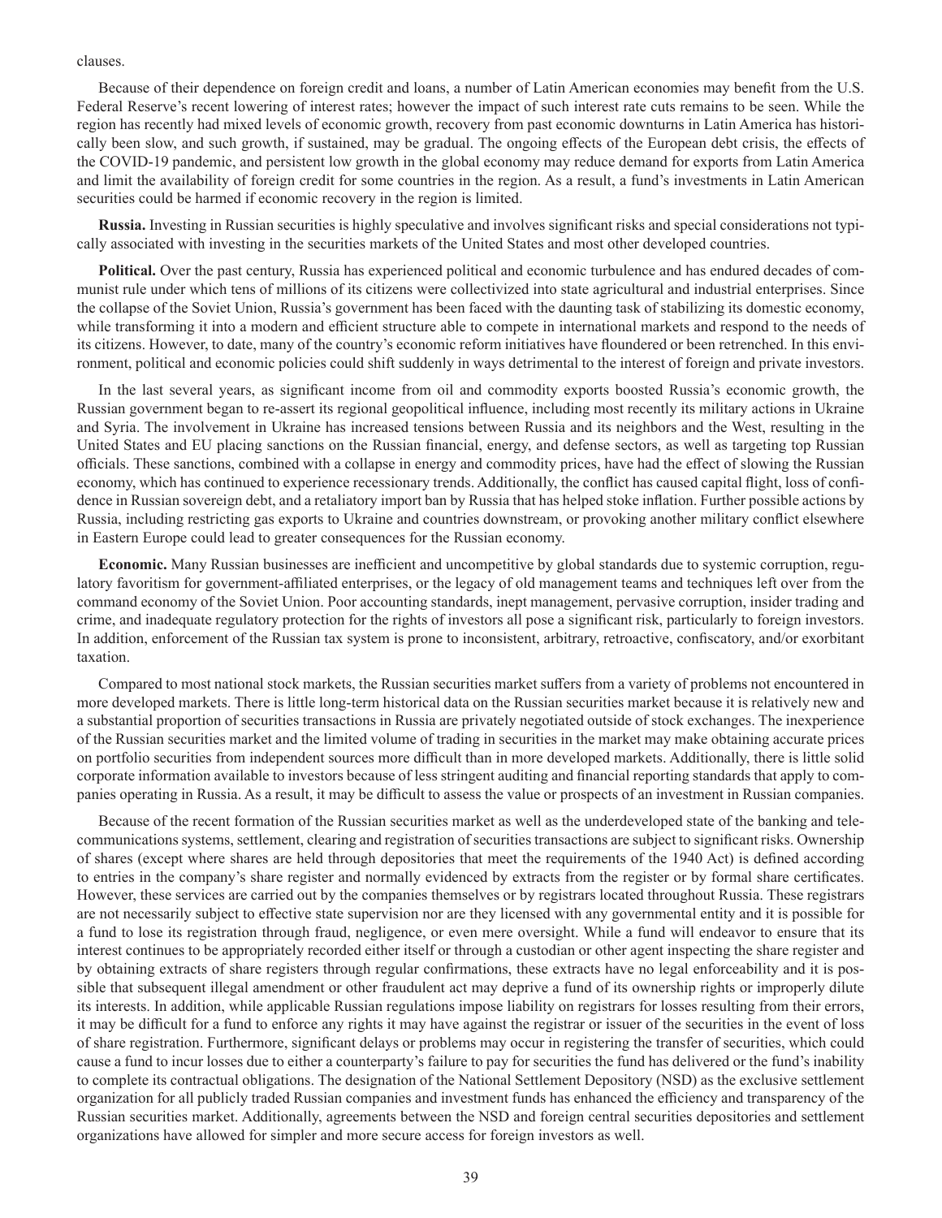clauses.

Because of their dependence on foreign credit and loans, a number of Latin American economies may benefit from the U.S. Federal Reserve's recent lowering of interest rates; however the impact of such interest rate cuts remains to be seen. While the region has recently had mixed levels of economic growth, recovery from past economic downturns in Latin America has historically been slow, and such growth, if sustained, may be gradual. The ongoing effects of the European debt crisis, the effects of the COVID-19 pandemic, and persistent low growth in the global economy may reduce demand for exports from Latin America and limit the availability of foreign credit for some countries in the region. As a result, a fund's investments in Latin American securities could be harmed if economic recovery in the region is limited.

**Russia.** Investing in Russian securities is highly speculative and involves significant risks and special considerations not typically associated with investing in the securities markets of the United States and most other developed countries.

**Political.** Over the past century, Russia has experienced political and economic turbulence and has endured decades of communist rule under which tens of millions of its citizens were collectivized into state agricultural and industrial enterprises. Since the collapse of the Soviet Union, Russia's government has been faced with the daunting task of stabilizing its domestic economy, while transforming it into a modern and efficient structure able to compete in international markets and respond to the needs of its citizens. However, to date, many of the country's economic reform initiatives have floundered or been retrenched. In this environment, political and economic policies could shift suddenly in ways detrimental to the interest of foreign and private investors.

In the last several years, as significant income from oil and commodity exports boosted Russia's economic growth, the Russian government began to re-assert its regional geopolitical influence, including most recently its military actions in Ukraine and Syria. The involvement in Ukraine has increased tensions between Russia and its neighbors and the West, resulting in the United States and EU placing sanctions on the Russian financial, energy, and defense sectors, as well as targeting top Russian officials. These sanctions, combined with a collapse in energy and commodity prices, have had the effect of slowing the Russian economy, which has continued to experience recessionary trends. Additionally, the conflict has caused capital flight, loss of confidence in Russian sovereign debt, and a retaliatory import ban by Russia that has helped stoke inflation. Further possible actions by Russia, including restricting gas exports to Ukraine and countries downstream, or provoking another military conflict elsewhere in Eastern Europe could lead to greater consequences for the Russian economy.

**Economic.** Many Russian businesses are inefficient and uncompetitive by global standards due to systemic corruption, regulatory favoritism for government-affiliated enterprises, or the legacy of old management teams and techniques left over from the command economy of the Soviet Union. Poor accounting standards, inept management, pervasive corruption, insider trading and crime, and inadequate regulatory protection for the rights of investors all pose a significant risk, particularly to foreign investors. In addition, enforcement of the Russian tax system is prone to inconsistent, arbitrary, retroactive, confiscatory, and/or exorbitant taxation.

Compared to most national stock markets, the Russian securities market suffers from a variety of problems not encountered in more developed markets. There is little long-term historical data on the Russian securities market because it is relatively new and a substantial proportion of securities transactions in Russia are privately negotiated outside of stock exchanges. The inexperience of the Russian securities market and the limited volume of trading in securities in the market may make obtaining accurate prices on portfolio securities from independent sources more difficult than in more developed markets. Additionally, there is little solid corporate information available to investors because of less stringent auditing and financial reporting standards that apply to companies operating in Russia. As a result, it may be difficult to assess the value or prospects of an investment in Russian companies.

Because of the recent formation of the Russian securities market as well as the underdeveloped state of the banking and telecommunications systems, settlement, clearing and registration of securities transactions are subject to significant risks. Ownership of shares (except where shares are held through depositories that meet the requirements of the 1940 Act) is defined according to entries in the company's share register and normally evidenced by extracts from the register or by formal share certificates. However, these services are carried out by the companies themselves or by registrars located throughout Russia. These registrars are not necessarily subject to effective state supervision nor are they licensed with any governmental entity and it is possible for a fund to lose its registration through fraud, negligence, or even mere oversight. While a fund will endeavor to ensure that its interest continues to be appropriately recorded either itself or through a custodian or other agent inspecting the share register and by obtaining extracts of share registers through regular confirmations, these extracts have no legal enforceability and it is possible that subsequent illegal amendment or other fraudulent act may deprive a fund of its ownership rights or improperly dilute its interests. In addition, while applicable Russian regulations impose liability on registrars for losses resulting from their errors, it may be difficult for a fund to enforce any rights it may have against the registrar or issuer of the securities in the event of loss of share registration. Furthermore, significant delays or problems may occur in registering the transfer of securities, which could cause a fund to incur losses due to either a counterparty's failure to pay for securities the fund has delivered or the fund's inability to complete its contractual obligations. The designation of the National Settlement Depository (NSD) as the exclusive settlement organization for all publicly traded Russian companies and investment funds has enhanced the efficiency and transparency of the Russian securities market. Additionally, agreements between the NSD and foreign central securities depositories and settlement organizations have allowed for simpler and more secure access for foreign investors as well.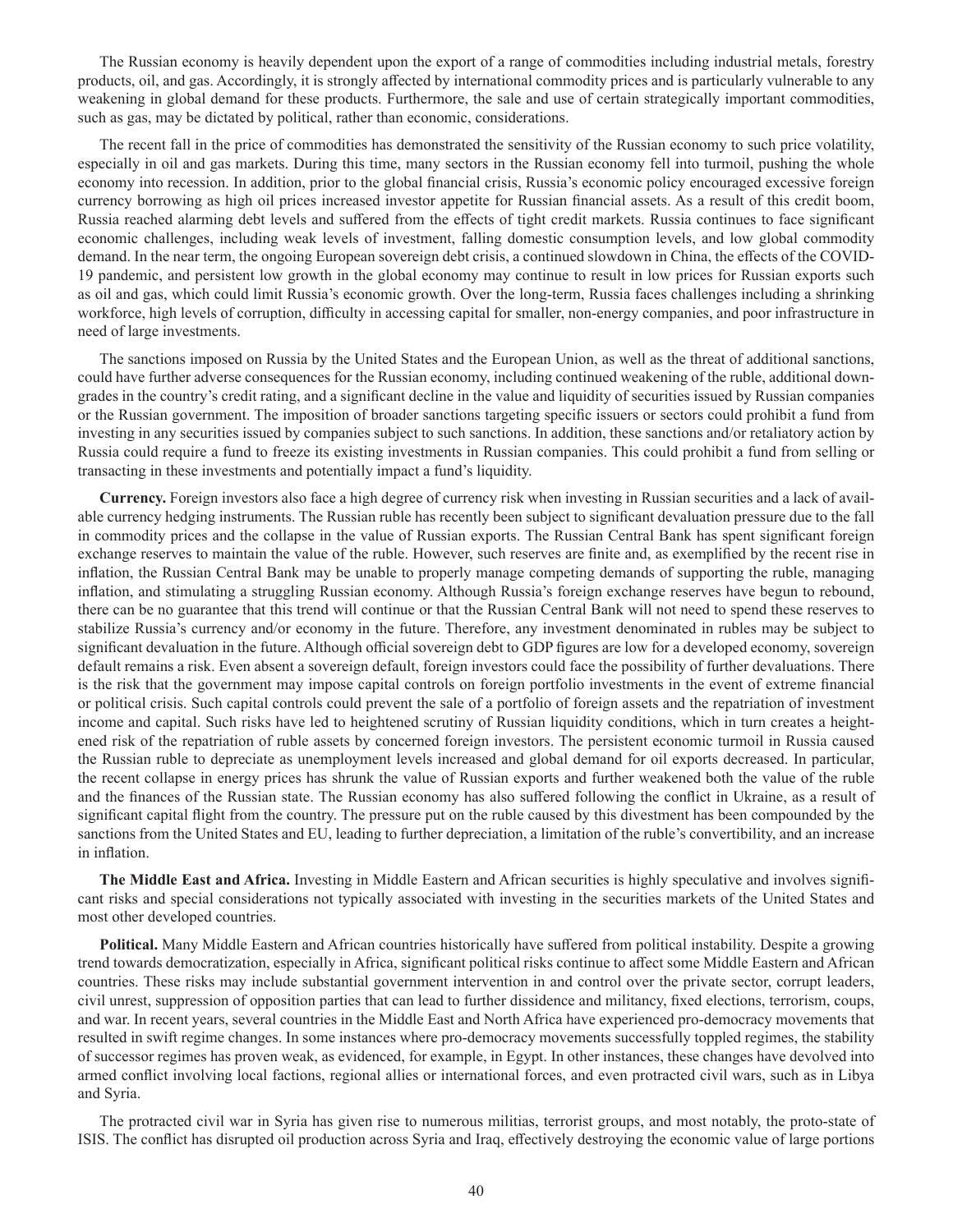The Russian economy is heavily dependent upon the export of a range of commodities including industrial metals, forestry products, oil, and gas. Accordingly, it is strongly affected by international commodity prices and is particularly vulnerable to any weakening in global demand for these products. Furthermore, the sale and use of certain strategically important commodities, such as gas, may be dictated by political, rather than economic, considerations.

The recent fall in the price of commodities has demonstrated the sensitivity of the Russian economy to such price volatility, especially in oil and gas markets. During this time, many sectors in the Russian economy fell into turmoil, pushing the whole economy into recession. In addition, prior to the global financial crisis, Russia's economic policy encouraged excessive foreign currency borrowing as high oil prices increased investor appetite for Russian financial assets. As a result of this credit boom, Russia reached alarming debt levels and suffered from the effects of tight credit markets. Russia continues to face significant economic challenges, including weak levels of investment, falling domestic consumption levels, and low global commodity demand. In the near term, the ongoing European sovereign debt crisis, a continued slowdown in China, the effects of the COVID-19 pandemic, and persistent low growth in the global economy may continue to result in low prices for Russian exports such as oil and gas, which could limit Russia's economic growth. Over the long-term, Russia faces challenges including a shrinking workforce, high levels of corruption, difficulty in accessing capital for smaller, non-energy companies, and poor infrastructure in need of large investments.

The sanctions imposed on Russia by the United States and the European Union, as well as the threat of additional sanctions, could have further adverse consequences for the Russian economy, including continued weakening of the ruble, additional downgrades in the country's credit rating, and a significant decline in the value and liquidity of securities issued by Russian companies or the Russian government. The imposition of broader sanctions targeting specific issuers or sectors could prohibit a fund from investing in any securities issued by companies subject to such sanctions. In addition, these sanctions and/or retaliatory action by Russia could require a fund to freeze its existing investments in Russian companies. This could prohibit a fund from selling or transacting in these investments and potentially impact a fund's liquidity.

**Currency.** Foreign investors also face a high degree of currency risk when investing in Russian securities and a lack of available currency hedging instruments. The Russian ruble has recently been subject to significant devaluation pressure due to the fall in commodity prices and the collapse in the value of Russian exports. The Russian Central Bank has spent significant foreign exchange reserves to maintain the value of the ruble. However, such reserves are finite and, as exemplified by the recent rise in inflation, the Russian Central Bank may be unable to properly manage competing demands of supporting the ruble, managing inflation, and stimulating a struggling Russian economy. Although Russia's foreign exchange reserves have begun to rebound, there can be no guarantee that this trend will continue or that the Russian Central Bank will not need to spend these reserves to stabilize Russia's currency and/or economy in the future. Therefore, any investment denominated in rubles may be subject to significant devaluation in the future. Although official sovereign debt to GDP figures are low for a developed economy, sovereign default remains a risk. Even absent a sovereign default, foreign investors could face the possibility of further devaluations. There is the risk that the government may impose capital controls on foreign portfolio investments in the event of extreme financial or political crisis. Such capital controls could prevent the sale of a portfolio of foreign assets and the repatriation of investment income and capital. Such risks have led to heightened scrutiny of Russian liquidity conditions, which in turn creates a heightened risk of the repatriation of ruble assets by concerned foreign investors. The persistent economic turmoil in Russia caused the Russian ruble to depreciate as unemployment levels increased and global demand for oil exports decreased. In particular, the recent collapse in energy prices has shrunk the value of Russian exports and further weakened both the value of the ruble and the finances of the Russian state. The Russian economy has also suffered following the conflict in Ukraine, as a result of significant capital flight from the country. The pressure put on the ruble caused by this divestment has been compounded by the sanctions from the United States and EU, leading to further depreciation, a limitation of the ruble's convertibility, and an increase in inflation.

**The Middle East and Africa.** Investing in Middle Eastern and African securities is highly speculative and involves significant risks and special considerations not typically associated with investing in the securities markets of the United States and most other developed countries.

**Political.** Many Middle Eastern and African countries historically have suffered from political instability. Despite a growing trend towards democratization, especially in Africa, significant political risks continue to affect some Middle Eastern and African countries. These risks may include substantial government intervention in and control over the private sector, corrupt leaders, civil unrest, suppression of opposition parties that can lead to further dissidence and militancy, fixed elections, terrorism, coups, and war. In recent years, several countries in the Middle East and North Africa have experienced pro-democracy movements that resulted in swift regime changes. In some instances where pro-democracy movements successfully toppled regimes, the stability of successor regimes has proven weak, as evidenced, for example, in Egypt. In other instances, these changes have devolved into armed conflict involving local factions, regional allies or international forces, and even protracted civil wars, such as in Libya and Syria.

The protracted civil war in Syria has given rise to numerous militias, terrorist groups, and most notably, the proto-state of ISIS. The conflict has disrupted oil production across Syria and Iraq, effectively destroying the economic value of large portions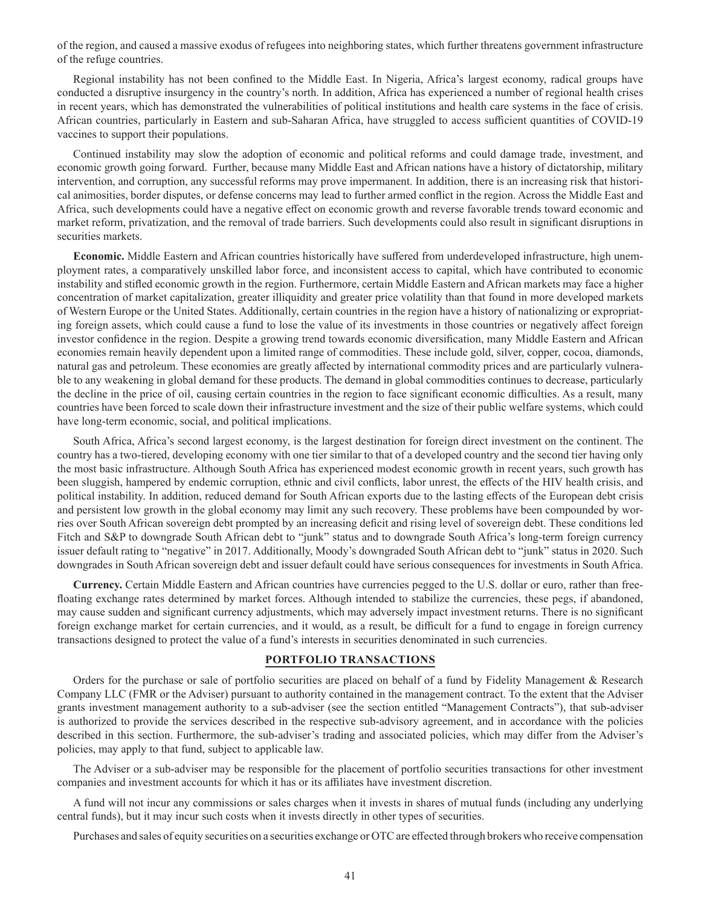of the region, and caused a massive exodus of refugees into neighboring states, which further threatens government infrastructure of the refuge countries.

Regional instability has not been confined to the Middle East. In Nigeria, Africa's largest economy, radical groups have conducted a disruptive insurgency in the country's north. In addition, Africa has experienced a number of regional health crises in recent years, which has demonstrated the vulnerabilities of political institutions and health care systems in the face of crisis. African countries, particularly in Eastern and sub-Saharan Africa, have struggled to access sufficient quantities of COVID-19 vaccines to support their populations.

Continued instability may slow the adoption of economic and political reforms and could damage trade, investment, and economic growth going forward. Further, because many Middle East and African nations have a history of dictatorship, military intervention, and corruption, any successful reforms may prove impermanent. In addition, there is an increasing risk that historical animosities, border disputes, or defense concerns may lead to further armed conflict in the region. Across the Middle East and Africa, such developments could have a negative effect on economic growth and reverse favorable trends toward economic and market reform, privatization, and the removal of trade barriers. Such developments could also result in significant disruptions in securities markets.

**Economic.** Middle Eastern and African countries historically have suffered from underdeveloped infrastructure, high unemployment rates, a comparatively unskilled labor force, and inconsistent access to capital, which have contributed to economic instability and stifled economic growth in the region. Furthermore, certain Middle Eastern and African markets may face a higher concentration of market capitalization, greater illiquidity and greater price volatility than that found in more developed markets of Western Europe or the United States. Additionally, certain countries in the region have a history of nationalizing or expropriating foreign assets, which could cause a fund to lose the value of its investments in those countries or negatively affect foreign investor confidence in the region. Despite a growing trend towards economic diversification, many Middle Eastern and African economies remain heavily dependent upon a limited range of commodities. These include gold, silver, copper, cocoa, diamonds, natural gas and petroleum. These economies are greatly affected by international commodity prices and are particularly vulnerable to any weakening in global demand for these products. The demand in global commodities continues to decrease, particularly the decline in the price of oil, causing certain countries in the region to face significant economic difficulties. As a result, many countries have been forced to scale down their infrastructure investment and the size of their public welfare systems, which could have long-term economic, social, and political implications.

South Africa, Africa's second largest economy, is the largest destination for foreign direct investment on the continent. The country has a two-tiered, developing economy with one tier similar to that of a developed country and the second tier having only the most basic infrastructure. Although South Africa has experienced modest economic growth in recent years, such growth has been sluggish, hampered by endemic corruption, ethnic and civil conflicts, labor unrest, the effects of the HIV health crisis, and political instability. In addition, reduced demand for South African exports due to the lasting effects of the European debt crisis and persistent low growth in the global economy may limit any such recovery. These problems have been compounded by worries over South African sovereign debt prompted by an increasing deficit and rising level of sovereign debt. These conditions led Fitch and S&P to downgrade South African debt to "junk" status and to downgrade South Africa's long-term foreign currency issuer default rating to "negative" in 2017. Additionally, Moody's downgraded South African debt to "junk" status in 2020. Such downgrades in South African sovereign debt and issuer default could have serious consequences for investments in South Africa.

**Currency.** Certain Middle Eastern and African countries have currencies pegged to the U.S. dollar or euro, rather than free-floating exchange rates determined by market forces. Although intended to stabilize the currencies, these pegs, if abandoned, may cause sudden and significant currency adjustments, which may adversely impact investment returns. There is no significant foreign exchange market for certain currencies, and it would, as a result, be difficult for a fund to engage in foreign currency transactions designed to protect the value of a fund's interests in securities denominated in such currencies.

## PORTFOLIO TRANSACTIONS

Orders for the purchase or sale of portfolio securities are placed on behalf of a fund by Fidelity Management & Research Company LLC (FMR or the Adviser) pursuant to authority contained in the management contract. To the extent that the Adviser grants investment management authority to a sub-adviser (see the section entitled "Management Contracts"), that sub-adviser is authorized to provide the services described in the respective sub-advisory agreement, and in accordance with the policies described in this section. Furthermore, the sub-adviser's trading and associated policies, which may differ from the Adviser's policies, may apply to that fund, subject to applicable law.

The Adviser or a sub-adviser may be responsible for the placement of portfolio securities transactions for other investment companies and investment accounts for which it has or its affiliates have investment discretion.

A fund will not incur any commissions or sales charges when it invests in shares of mutual funds (including any underlying central funds), but it may incur such costs when it invests directly in other types of securities.

Purchases and sales of equity securities on a securities exchange or OTC are effected through brokers who receive compensation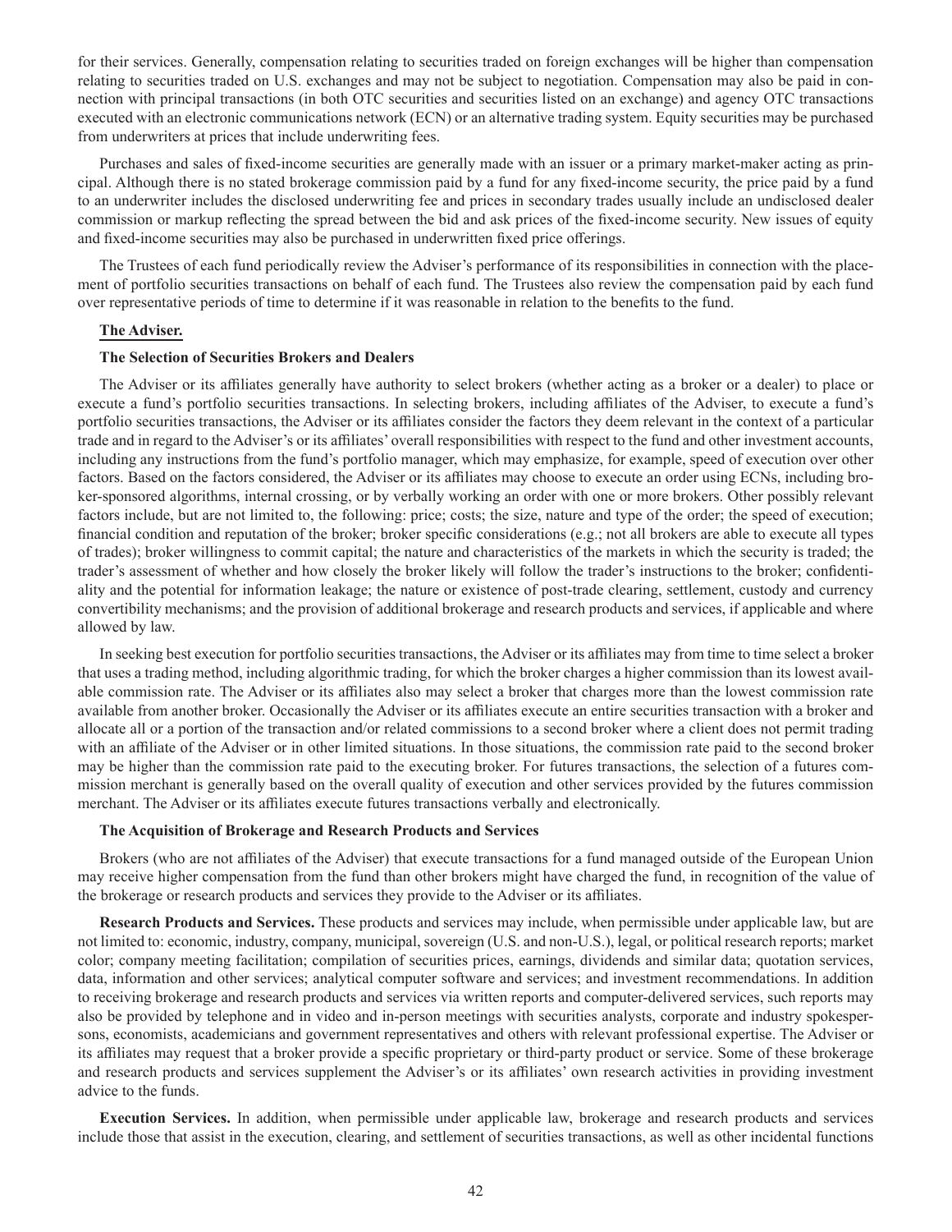for their services. Generally, compensation relating to securities traded on foreign exchanges will be higher than compensation relating to securities traded on U.S. exchanges and may not be subject to negotiation. Compensation may also be paid in connection with principal transactions (in both OTC securities and securities listed on an exchange) and agency OTC transactions executed with an electronic communications network (ECN) or an alternative trading system. Equity securities may be purchased from underwriters at prices that include underwriting fees.

Purchases and sales of fixed-income securities are generally made with an issuer or a primary market-maker acting as principal. Although there is no stated brokerage commission paid by a fund for any fixed-income security, the price paid by a fund to an underwriter includes the disclosed underwriting fee and prices in secondary trades usually include an undisclosed dealer commission or markup reflecting the spread between the bid and ask prices of the fixed-income security. New issues of equity and fixed-income securities may also be purchased in underwritten fixed price offerings.

The Trustees of each fund periodically review the Adviser's performance of its responsibilities in connection with the placement of portfolio securities transactions on behalf of each fund. The Trustees also review the compensation paid by each fund over representative periods of time to determine if it was reasonable in relation to the benefits to the fund.

**The Adviser.**

**The Selection of Securities Brokers and Dealers**

The Adviser or its affiliates generally have authority to select brokers (whether acting as a broker or a dealer) to place or execute a fund's portfolio securities transactions. In selecting brokers, including affiliates of the Adviser, to execute a fund's portfolio securities transactions, the Adviser or its affiliates consider the factors they deem relevant in the context of a particular trade and in regard to the Adviser's or its affiliates' overall responsibilities with respect to the fund and other investment accounts, including any instructions from the fund's portfolio manager, which may emphasize, for example, speed of execution over other factors. Based on the factors considered, the Adviser or its affiliates may choose to execute an order using ECNs, including broker-sponsored algorithms, internal crossing, or by verbally working an order with one or more brokers. Other possibly relevant factors include, but are not limited to, the following: price; costs; the size, nature and type of the order; the speed of execution; financial condition and reputation of the broker; broker specific considerations (e.g.; not all brokers are able to execute all types of trades); broker willingness to commit capital; the nature and characteristics of the markets in which the security is traded; the trader's assessment of whether and how closely the broker likely will follow the trader's instructions to the broker; confidentiality and the potential for information leakage; the nature or existence of post-trade clearing, settlement, custody and currency convertibility mechanisms; and the provision of additional brokerage and research products and services, if applicable and where allowed by law.

In seeking best execution for portfolio securities transactions, the Adviser or its affiliates may from time to time select a broker that uses a trading method, including algorithmic trading, for which the broker charges a higher commission than its lowest available commission rate. The Adviser or its affiliates also may select a broker that charges more than the lowest commission rate available from another broker. Occasionally the Adviser or its affiliates execute an entire securities transaction with a broker and allocate all or a portion of the transaction and/or related commissions to a second broker where a client does not permit trading with an affiliate of the Adviser or in other limited situations. In those situations, the commission rate paid to the second broker may be higher than the commission rate paid to the executing broker. For futures transactions, the selection of a futures commission merchant is generally based on the overall quality of execution and other services provided by the futures commission merchant. The Adviser or its affiliates execute futures transactions verbally and electronically.

**The Acquisition of Brokerage and Research Products and Services**

Brokers (who are not affiliates of the Adviser) that execute transactions for a fund managed outside of the European Union may receive higher compensation from the fund than other brokers might have charged the fund, in recognition of the value of the brokerage or research products and services they provide to the Adviser or its affiliates.

**Research Products and Services.** These products and services may include, when permissible under applicable law, but are not limited to: economic, industry, company, municipal, sovereign (U.S. and non-U.S.), legal, or political research reports; market color; company meeting facilitation; compilation of securities prices, earnings, dividends and similar data; quotation services, data, information and other services; analytical computer software and services; and investment recommendations. In addition to receiving brokerage and research products and services via written reports and computer-delivered services, such reports may also be provided by telephone and in video and in-person meetings with securities analysts, corporate and industry spokespersons, economists, academicians and government representatives and others with relevant professional expertise. The Adviser or its affiliates may request that a broker provide a specific proprietary or third-party product or service. Some of these brokerage and research products and services supplement the Adviser's or its affiliates' own research activities in providing investment advice to the funds.

**Execution Services.** In addition, when permissible under applicable law, brokerage and research products and services include those that assist in the execution, clearing, and settlement of securities transactions, as well as other incidental functions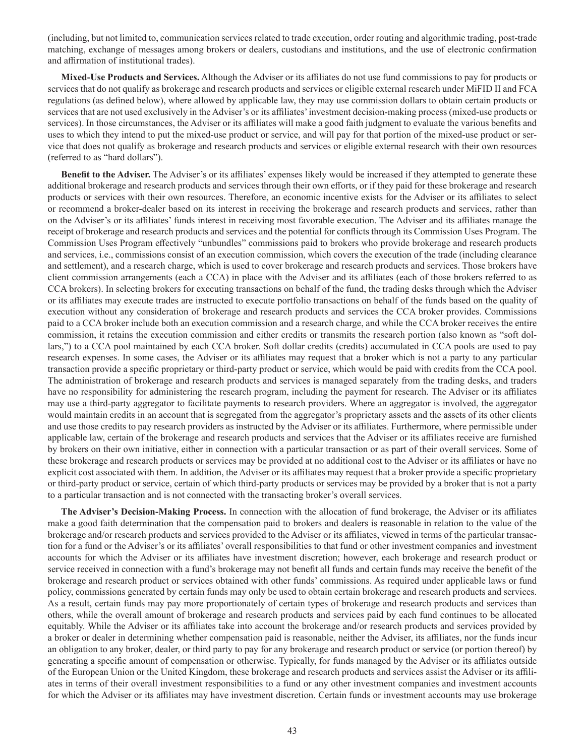(including, but not limited to, communication services related to trade execution, order routing and algorithmic trading, post-trade matching, exchange of messages among brokers or dealers, custodians and institutions, and the use of electronic confirmation and affirmation of institutional trades).

**Mixed-Use Products and Services.** Although the Adviser or its affiliates do not use fund commissions to pay for products or services that do not qualify as brokerage and research products and services or eligible external research under MiFID II and FCA regulations (as defined below), where allowed by applicable law, they may use commission dollars to obtain certain products or services that are not used exclusively in the Adviser's or its affiliates' investment decision-making process (mixed-use products or services). In those circumstances, the Adviser or its affiliates will make a good faith judgment to evaluate the various benefits and uses to which they intend to put the mixed-use product or service, and will pay for that portion of the mixed-use product or service that does not qualify as brokerage and research products and services or eligible external research with their own resources (referred to as "hard dollars").

**Benefit to the Adviser.** The Adviser's or its affiliates' expenses likely would be increased if they attempted to generate these additional brokerage and research products and services through their own efforts, or if they paid for these brokerage and research products or services with their own resources. Therefore, an economic incentive exists for the Adviser or its affiliates to select or recommend a broker-dealer based on its interest in receiving the brokerage and research products and services, rather than on the Adviser's or its affiliates' funds interest in receiving most favorable execution. The Adviser and its affiliates manage the receipt of brokerage and research products and services and the potential for conflicts through its Commission Uses Program. The Commission Uses Program effectively "unbundles" commissions paid to brokers who provide brokerage and research products and services, i.e., commissions consist of an execution commission, which covers the execution of the trade (including clearance and settlement), and a research charge, which is used to cover brokerage and research products and services. Those brokers have client commission arrangements (each a CCA) in place with the Adviser and its affiliates (each of those brokers referred to as CCA brokers). In selecting brokers for executing transactions on behalf of the fund, the trading desks through which the Adviser or its affiliates may execute trades are instructed to execute portfolio transactions on behalf of the funds based on the quality of execution without any consideration of brokerage and research products and services the CCA broker provides. Commissions paid to a CCA broker include both an execution commission and a research charge, and while the CCA broker receives the entire commission, it retains the execution commission and either credits or transmits the research portion (also known as "soft dollars,") to a CCA pool maintained by each CCA broker. Soft dollar credits (credits) accumulated in CCA pools are used to pay research expenses. In some cases, the Adviser or its affiliates may request that a broker which is not a party to any particular transaction provide a specific proprietary or third-party product or service, which would be paid with credits from the CCA pool. The administration of brokerage and research products and services is managed separately from the trading desks, and traders have no responsibility for administering the research program, including the payment for research. The Adviser or its affiliates may use a third-party aggregator to facilitate payments to research providers. Where an aggregator is involved, the aggregator would maintain credits in an account that is segregated from the aggregator's proprietary assets and the assets of its other clients and use those credits to pay research providers as instructed by the Adviser or its affiliates. Furthermore, where permissible under applicable law, certain of the brokerage and research products and services that the Adviser or its affiliates receive are furnished by brokers on their own initiative, either in connection with a particular transaction or as part of their overall services. Some of these brokerage and research products or services may be provided at no additional cost to the Adviser or its affiliates or have no explicit cost associated with them. In addition, the Adviser or its affiliates may request that a broker provide a specific proprietary or third-party product or service, certain of which third-party products or services may be provided by a broker that is not a party to a particular transaction and is not connected with the transacting broker's overall services.

**The Adviser's Decision-Making Process.** In connection with the allocation of fund brokerage, the Adviser or its affiliates make a good faith determination that the compensation paid to brokers and dealers is reasonable in relation to the value of the brokerage and/or research products and services provided to the Adviser or its affiliates, viewed in terms of the particular transaction for a fund or the Adviser's or its affiliates' overall responsibilities to that fund or other investment companies and investment accounts for which the Adviser or its affiliates have investment discretion; however, each brokerage and research product or service received in connection with a fund's brokerage may not benefit all funds and certain funds may receive the benefit of the brokerage and research product or services obtained with other funds' commissions. As required under applicable laws or fund policy, commissions generated by certain funds may only be used to obtain certain brokerage and research products and services. As a result, certain funds may pay more proportionately of certain types of brokerage and research products and services than others, while the overall amount of brokerage and research products and services paid by each fund continues to be allocated equitably. While the Adviser or its affiliates take into account the brokerage and/or research products and services provided by a broker or dealer in determining whether compensation paid is reasonable, neither the Adviser, its affiliates, nor the funds incur an obligation to any broker, dealer, or third party to pay for any brokerage and research product or service (or portion thereof) by generating a specific amount of compensation or otherwise. Typically, for funds managed by the Adviser or its affiliates outside of the European Union or the United Kingdom, these brokerage and research products and services assist the Adviser or its affiliates in terms of their overall investment responsibilities to a fund or any other investment companies and investment accounts for which the Adviser or its affiliates may have investment discretion. Certain funds or investment accounts may use brokerage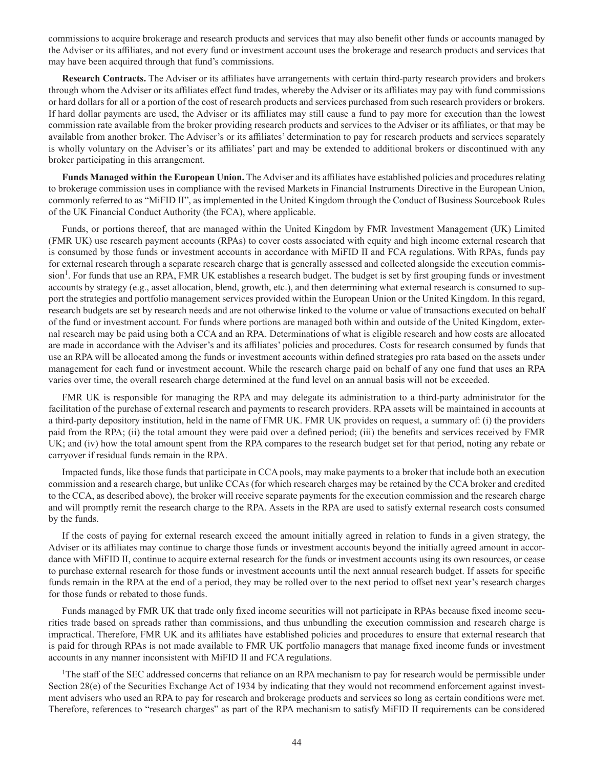commissions to acquire brokerage and research products and services that may also benefit other funds or accounts managed by the Adviser or its affiliates, and not every fund or investment account uses the brokerage and research products and services that may have been acquired through that fund's commissions.

**Research Contracts.** The Adviser or its affiliates have arrangements with certain third-party research providers and brokers through whom the Adviser or its affiliates effect fund trades, whereby the Adviser or its affiliates may pay with fund commissions or hard dollars for all or a portion of the cost of research products and services purchased from such research providers or brokers. If hard dollar payments are used, the Adviser or its affiliates may still cause a fund to pay more for execution than the lowest commission rate available from the broker providing research products and services to the Adviser or its affiliates, or that may be available from another broker. The Adviser's or its affiliates' determination to pay for research products and services separately is wholly voluntary on the Adviser's or its affiliates' part and may be extended to additional brokers or discontinued with any broker participating in this arrangement.

**Funds Managed within the European Union.** The Adviser and its affiliates have established policies and procedures relating to brokerage commission uses in compliance with the revised Markets in Financial Instruments Directive in the European Union, commonly referred to as "MiFID II", as implemented in the United Kingdom through the Conduct of Business Sourcebook Rules of the UK Financial Conduct Authority (the FCA), where applicable.

Funds, or portions thereof, that are managed within the United Kingdom by FMR Investment Management (UK) Limited (FMR UK) use research payment accounts (RPAs) to cover costs associated with equity and high income external research that is consumed by those funds or investment accounts in accordance with MiFID II and FCA regulations. With RPAs, funds pay for external research through a separate research charge that is generally assessed and collected alongside the execution commission[1]. For funds that use an RPA, FMR UK establishes a research budget. The budget is set by first grouping funds or investment accounts by strategy (e.g., asset allocation, blend, growth, etc.), and then determining what external research is consumed to support the strategies and portfolio management services provided within the European Union or the United Kingdom. In this regard, research budgets are set by research needs and are not otherwise linked to the volume or value of transactions executed on behalf of the fund or investment account. For funds where portions are managed both within and outside of the United Kingdom, external research may be paid using both a CCA and an RPA. Determinations of what is eligible research and how costs are allocated are made in accordance with the Adviser's and its affiliates' policies and procedures. Costs for research consumed by funds that use an RPA will be allocated among the funds or investment accounts within defined strategies pro rata based on the assets under management for each fund or investment account. While the research charge paid on behalf of any one fund that uses an RPA varies over time, the overall research charge determined at the fund level on an annual basis will not be exceeded.

FMR UK is responsible for managing the RPA and may delegate its administration to a third-party administrator for the facilitation of the purchase of external research and payments to research providers. RPA assets will be maintained in accounts at a third-party depository institution, held in the name of FMR UK. FMR UK provides on request, a summary of: (i) the providers paid from the RPA; (ii) the total amount they were paid over a defined period; (iii) the benefits and services received by FMR UK; and (iv) how the total amount spent from the RPA compares to the research budget set for that period, noting any rebate or carryover if residual funds remain in the RPA.

Impacted funds, like those funds that participate in CCA pools, may make payments to a broker that include both an execution commission and a research charge, but unlike CCAs (for which research charges may be retained by the CCA broker and credited to the CCA, as described above), the broker will receive separate payments for the execution commission and the research charge and will promptly remit the research charge to the RPA. Assets in the RPA are used to satisfy external research costs consumed by the funds.

If the costs of paying for external research exceed the amount initially agreed in relation to funds in a given strategy, the Adviser or its affiliates may continue to charge those funds or investment accounts beyond the initially agreed amount in accordance with MiFID II, continue to acquire external research for the funds or investment accounts using its own resources, or cease to purchase external research for those funds or investment accounts until the next annual research budget. If assets for specific funds remain in the RPA at the end of a period, they may be rolled over to the next period to offset next year's research charges for those funds or rebated to those funds.

Funds managed by FMR UK that trade only fixed income securities will not participate in RPAs because fixed income securities trade based on spreads rather than commissions, and thus unbundling the execution commission and research charge is impractical. Therefore, FMR UK and its affiliates have established policies and procedures to ensure that external research that is paid for through RPAs is not made available to FMR UK portfolio managers that manage fixed income funds or investment accounts in any manner inconsistent with MiFID II and FCA regulations.

[1]The staff of the SEC addressed concerns that reliance on an RPA mechanism to pay for research would be permissible under Section 28(e) of the Securities Exchange Act of 1934 by indicating that they would not recommend enforcement against investment advisers who used an RPA to pay for research and brokerage products and services so long as certain conditions were met. Therefore, references to "research charges" as part of the RPA mechanism to satisfy MiFID II requirements can be considered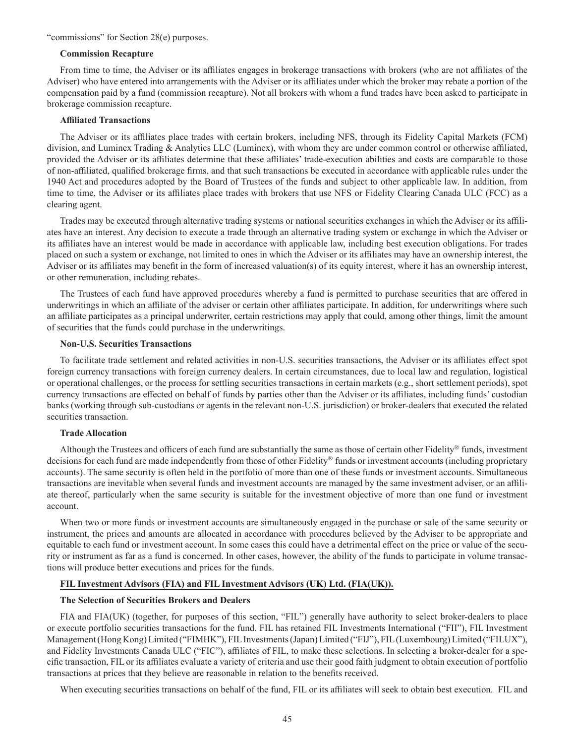"commissions" for Section 28(e) purposes.

**Commission Recapture**

From time to time, the Adviser or its affiliates engages in brokerage transactions with brokers (who are not affiliates of the Adviser) who have entered into arrangements with the Adviser or its affiliates under which the broker may rebate a portion of the compensation paid by a fund (commission recapture). Not all brokers with whom a fund trades have been asked to participate in brokerage commission recapture.

**Affiliated Transactions**

The Adviser or its affiliates place trades with certain brokers, including NFS, through its Fidelity Capital Markets (FCM) division, and Luminex Trading & Analytics LLC (Luminex), with whom they are under common control or otherwise affiliated, provided the Adviser or its affiliates determine that these affiliates' trade-execution abilities and costs are comparable to those of non-affiliated, qualified brokerage firms, and that such transactions be executed in accordance with applicable rules under the 1940 Act and procedures adopted by the Board of Trustees of the funds and subject to other applicable law. In addition, from time to time, the Adviser or its affiliates place trades with brokers that use NFS or Fidelity Clearing Canada ULC (FCC) as a clearing agent.

Trades may be executed through alternative trading systems or national securities exchanges in which the Adviser or its affiliates have an interest. Any decision to execute a trade through an alternative trading system or exchange in which the Adviser or its affiliates have an interest would be made in accordance with applicable law, including best execution obligations. For trades placed on such a system or exchange, not limited to ones in which the Adviser or its affiliates may have an ownership interest, the Adviser or its affiliates may benefit in the form of increased valuation(s) of its equity interest, where it has an ownership interest, or other remuneration, including rebates.

The Trustees of each fund have approved procedures whereby a fund is permitted to purchase securities that are offered in underwritings in which an affiliate of the adviser or certain other affiliates participate. In addition, for underwritings where such an affiliate participates as a principal underwriter, certain restrictions may apply that could, among other things, limit the amount of securities that the funds could purchase in the underwritings.

**Non-U.S. Securities Transactions**

To facilitate trade settlement and related activities in non-U.S. securities transactions, the Adviser or its affiliates effect spot foreign currency transactions with foreign currency dealers. In certain circumstances, due to local law and regulation, logistical or operational challenges, or the process for settling securities transactions in certain markets (e.g., short settlement periods), spot currency transactions are effected on behalf of funds by parties other than the Adviser or its affiliates, including funds' custodian banks (working through sub-custodians or agents in the relevant non-U.S. jurisdiction) or broker-dealers that executed the related securities transaction.

**Trade Allocation**

Although the Trustees and officers of each fund are substantially the same as those of certain other Fidelity® funds, investment decisions for each fund are made independently from those of other Fidelity® funds or investment accounts (including proprietary accounts). The same security is often held in the portfolio of more than one of these funds or investment accounts. Simultaneous transactions are inevitable when several funds and investment accounts are managed by the same investment adviser, or an affiliate thereof, particularly when the same security is suitable for the investment objective of more than one fund or investment account.

When two or more funds or investment accounts are simultaneously engaged in the purchase or sale of the same security or instrument, the prices and amounts are allocated in accordance with procedures believed by the Adviser to be appropriate and equitable to each fund or investment account. In some cases this could have a detrimental effect on the price or value of the security or instrument as far as a fund is concerned. In other cases, however, the ability of the funds to participate in volume transactions will produce better executions and prices for the funds.

**FIL Investment Advisors (FIA) and FIL Investment Advisors (UK) Ltd. (FIA(UK)).**

**The Selection of Securities Brokers and Dealers**

FIA and FIA(UK) (together, for purposes of this section, "FIL") generally have authority to select broker-dealers to place or execute portfolio securities transactions for the fund. FIL has retained FIL Investments International ("FII"), FIL Investment Management (Hong Kong) Limited ("FIMHK"), FIL Investments (Japan) Limited ("FIJ"), FIL (Luxembourg) Limited ("FILUX"), and Fidelity Investments Canada ULC ("FIC"), affiliates of FIL, to make these selections. In selecting a broker-dealer for a specific transaction, FIL or its affiliates evaluate a variety of criteria and use their good faith judgment to obtain execution of portfolio transactions at prices that they believe are reasonable in relation to the benefits received.

When executing securities transactions on behalf of the fund, FIL or its affiliates will seek to obtain best execution. FIL and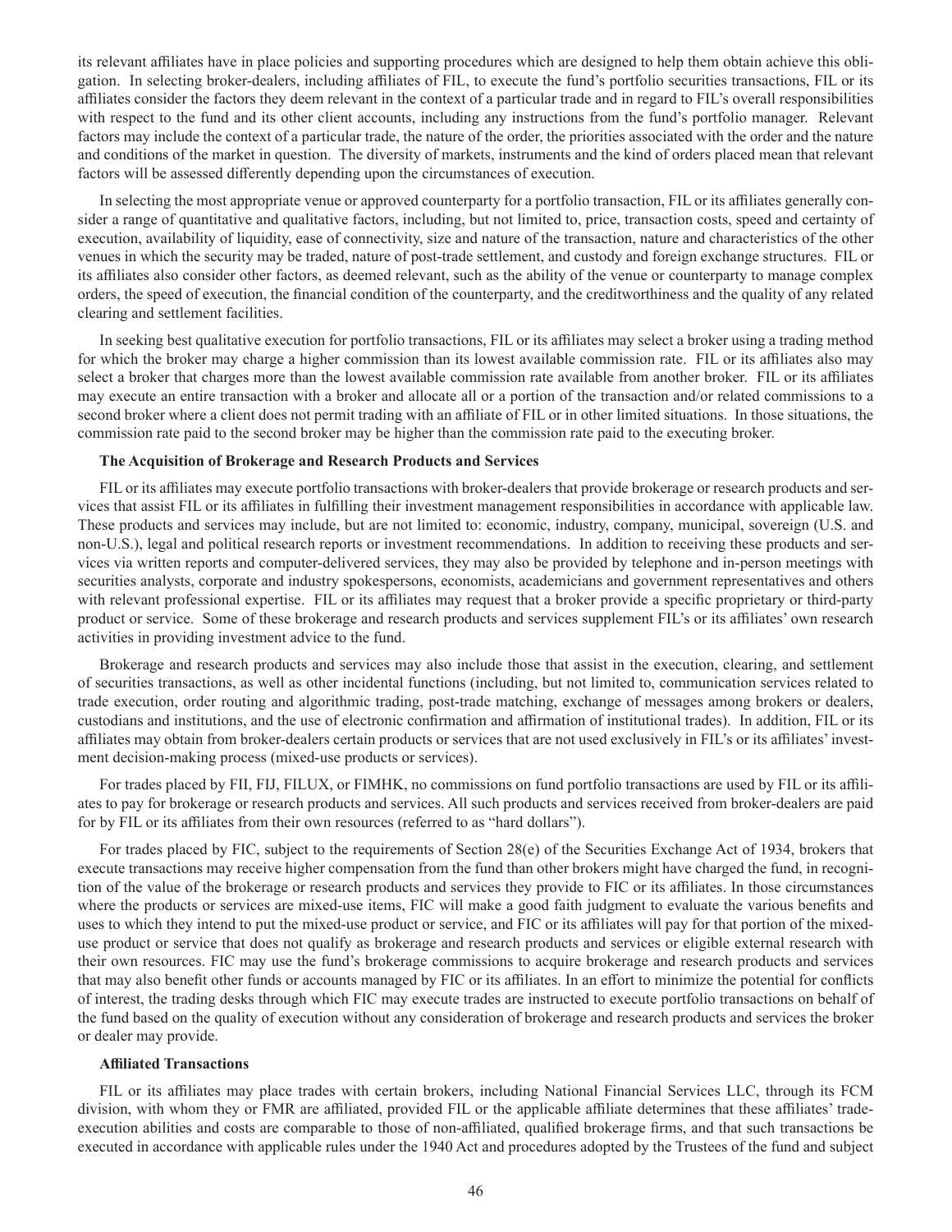its relevant affiliates have in place policies and supporting procedures which are designed to help them obtain achieve this obligation. In selecting broker-dealers, including affiliates of FIL, to execute the fund's portfolio securities transactions, FIL or its affiliates consider the factors they deem relevant in the context of a particular trade and in regard to FIL's overall responsibilities with respect to the fund and its other client accounts, including any instructions from the fund's portfolio manager. Relevant factors may include the context of a particular trade, the nature of the order, the priorities associated with the order and the nature and conditions of the market in question. The diversity of markets, instruments and the kind of orders placed mean that relevant factors will be assessed differently depending upon the circumstances of execution.

In selecting the most appropriate venue or approved counterparty for a portfolio transaction, FIL or its affiliates generally consider a range of quantitative and qualitative factors, including, but not limited to, price, transaction costs, speed and certainty of execution, availability of liquidity, ease of connectivity, size and nature of the transaction, nature and characteristics of the other venues in which the security may be traded, nature of post-trade settlement, and custody and foreign exchange structures. FIL or its affiliates also consider other factors, as deemed relevant, such as the ability of the venue or counterparty to manage complex orders, the speed of execution, the financial condition of the counterparty, and the creditworthiness and the quality of any related clearing and settlement facilities.

In seeking best qualitative execution for portfolio transactions, FIL or its affiliates may select a broker using a trading method for which the broker may charge a higher commission than its lowest available commission rate. FIL or its affiliates also may select a broker that charges more than the lowest available commission rate available from another broker. FIL or its affiliates may execute an entire transaction with a broker and allocate all or a portion of the transaction and/or related commissions to a second broker where a client does not permit trading with an affiliate of FIL or in other limited situations. In those situations, the commission rate paid to the second broker may be higher than the commission rate paid to the executing broker.

**The Acquisition of Brokerage and Research Products and Services**

FIL or its affiliates may execute portfolio transactions with broker-dealers that provide brokerage or research products and services that assist FIL or its affiliates in fulfilling their investment management responsibilities in accordance with applicable law. These products and services may include, but are not limited to: economic, industry, company, municipal, sovereign (U.S. and non-U.S.), legal and political research reports or investment recommendations. In addition to receiving these products and services via written reports and computer-delivered services, they may also be provided by telephone and in-person meetings with securities analysts, corporate and industry spokespersons, economists, academicians and government representatives and others with relevant professional expertise. FIL or its affiliates may request that a broker provide a specific proprietary or third-party product or service. Some of these brokerage and research products and services supplement FIL's or its affiliates' own research activities in providing investment advice to the fund.

Brokerage and research products and services may also include those that assist in the execution, clearing, and settlement of securities transactions, as well as other incidental functions (including, but not limited to, communication services related to trade execution, order routing and algorithmic trading, post-trade matching, exchange of messages among brokers or dealers, custodians and institutions, and the use of electronic confirmation and affirmation of institutional trades). In addition, FIL or its affiliates may obtain from broker-dealers certain products or services that are not used exclusively in FIL's or its affiliates' investment decision-making process (mixed-use products or services).

For trades placed by FII, FIJ, FILUX, or FIMHK, no commissions on fund portfolio transactions are used by FIL or its affiliates to pay for brokerage or research products and services. All such products and services received from broker-dealers are paid for by FIL or its affiliates from their own resources (referred to as "hard dollars").

For trades placed by FIC, subject to the requirements of Section 28(e) of the Securities Exchange Act of 1934, brokers that execute transactions may receive higher compensation from the fund than other brokers might have charged the fund, in recognition of the value of the brokerage or research products and services they provide to FIC or its affiliates. In those circumstances where the products or services are mixed-use items, FIC will make a good faith judgment to evaluate the various benefits and uses to which they intend to put the mixed-use product or service, and FIC or its affiliates will pay for that portion of the mixed-use product or service that does not qualify as brokerage and research products and services or eligible external research with their own resources. FIC may use the fund's brokerage commissions to acquire brokerage and research products and services that may also benefit other funds or accounts managed by FIC or its affiliates. In an effort to minimize the potential for conflicts of interest, the trading desks through which FIC may execute trades are instructed to execute portfolio transactions on behalf of the fund based on the quality of execution without any consideration of brokerage and research products and services the broker or dealer may provide.

**Affiliated Transactions**

FIL or its affiliates may place trades with certain brokers, including National Financial Services LLC, through its FCM division, with whom they or FMR are affiliated, provided FIL or the applicable affiliate determines that these affiliates' trade-execution abilities and costs are comparable to those of non-affiliated, qualified brokerage firms, and that such transactions be executed in accordance with applicable rules under the 1940 Act and procedures adopted by the Trustees of the fund and subject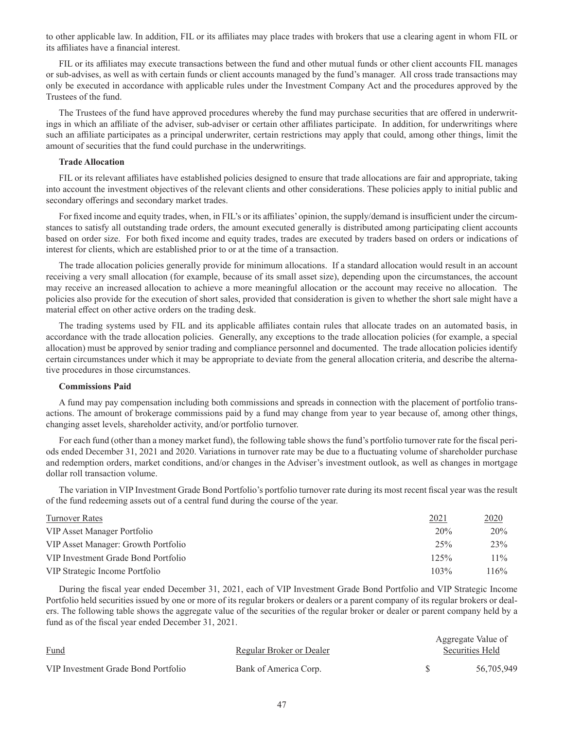to other applicable law. In addition, FIL or its affiliates may place trades with brokers that use a clearing agent in whom FIL or its affiliates have a financial interest.

FIL or its affiliates may execute transactions between the fund and other mutual funds or other client accounts FIL manages or sub-advises, as well as with certain funds or client accounts managed by the fund's manager. All cross trade transactions may only be executed in accordance with applicable rules under the Investment Company Act and the procedures approved by the Trustees of the fund.

The Trustees of the fund have approved procedures whereby the fund may purchase securities that are offered in underwritings in which an affiliate of the adviser, sub-adviser or certain other affiliates participate. In addition, for underwritings where such an affiliate participates as a principal underwriter, certain restrictions may apply that could, among other things, limit the amount of securities that the fund could purchase in the underwritings.

**Trade Allocation**

FIL or its relevant affiliates have established policies designed to ensure that trade allocations are fair and appropriate, taking into account the investment objectives of the relevant clients and other considerations. These policies apply to initial public and secondary offerings and secondary market trades.

For fixed income and equity trades, when, in FIL's or its affiliates' opinion, the supply/demand is insufficient under the circumstances to satisfy all outstanding trade orders, the amount executed generally is distributed among participating client accounts based on order size. For both fixed income and equity trades, trades are executed by traders based on orders or indications of interest for clients, which are established prior to or at the time of a transaction.

The trade allocation policies generally provide for minimum allocations. If a standard allocation would result in an account receiving a very small allocation (for example, because of its small asset size), depending upon the circumstances, the account may receive an increased allocation to achieve a more meaningful allocation or the account may receive no allocation. The policies also provide for the execution of short sales, provided that consideration is given to whether the short sale might have a material effect on other active orders on the trading desk.

The trading systems used by FIL and its applicable affiliates contain rules that allocate trades on an automated basis, in accordance with the trade allocation policies. Generally, any exceptions to the trade allocation policies (for example, a special allocation) must be approved by senior trading and compliance personnel and documented. The trade allocation policies identify certain circumstances under which it may be appropriate to deviate from the general allocation criteria, and describe the alternative procedures in those circumstances.

**Commissions Paid**

A fund may pay compensation including both commissions and spreads in connection with the placement of portfolio transactions. The amount of brokerage commissions paid by a fund may change from year to year because of, among other things, changing asset levels, shareholder activity, and/or portfolio turnover.

For each fund (other than a money market fund), the following table shows the fund's portfolio turnover rate for the fiscal periods ended December 31, 2021 and 2020. Variations in turnover rate may be due to a fluctuating volume of shareholder purchase and redemption orders, market conditions, and/or changes in the Adviser's investment outlook, as well as changes in mortgage dollar roll transaction volume.

The variation in VIP Investment Grade Bond Portfolio's portfolio turnover rate during its most recent fiscal year was the result of the fund redeeming assets out of a central fund during the course of the year.

| Turnover Rates | 2021 | 2020 |
|---|---|---|
| VIP Asset Manager Portfolio | 20% | 20% |
| VIP Asset Manager: Growth Portfolio | 25% | 23% |
| VIP Investment Grade Bond Portfolio | 125% | 11% |
| VIP Strategic Income Portfolio | 103% | 116% |

During the fiscal year ended December 31, 2021, each of VIP Investment Grade Bond Portfolio and VIP Strategic Income Portfolio held securities issued by one or more of its regular brokers or dealers or a parent company of its regular brokers or dealers. The following table shows the aggregate value of the securities of the regular broker or dealer or parent company held by a fund as of the fiscal year ended December 31, 2021.

| Fund | Regular Broker or Dealer | Aggregate Value of Securities Held |
|---|---|---|
| VIP Investment Grade Bond Portfolio | Bank of America Corp. | $ 56,705,949 |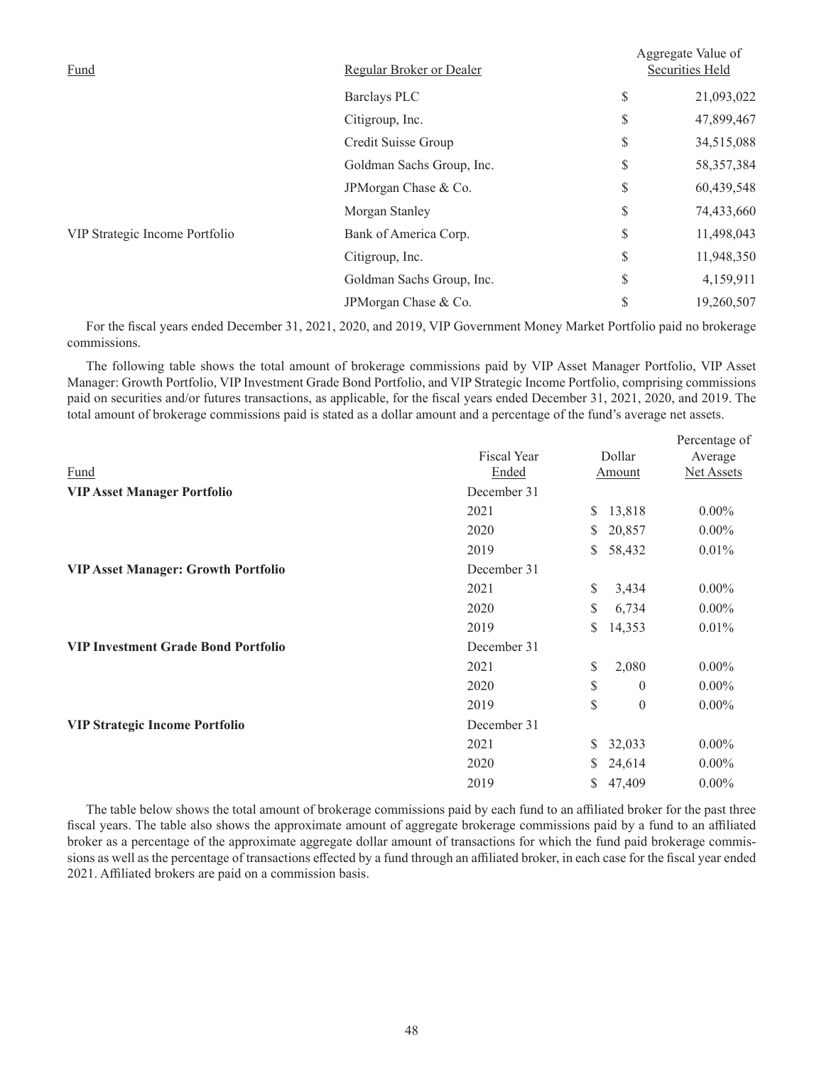| Fund | Regular Broker or Dealer | Aggregate Value of Securities Held |
|---|---|---|
| | Barclays PLC | $ 21,093,022 |
| | Citigroup, Inc. | $ 47,899,467 |
| | Credit Suisse Group | $ 34,515,088 |
| | Goldman Sachs Group, Inc. | $ 58,357,384 |
| | JPMorgan Chase & Co. | $ 60,439,548 |
| | Morgan Stanley | $ 74,433,660 |
| VIP Strategic Income Portfolio | Bank of America Corp. | $ 11,498,043 |
| | Citigroup, Inc. | $ 11,948,350 |
| | Goldman Sachs Group, Inc. | $ 4,159,911 |
| | JPMorgan Chase & Co. | $ 19,260,507 |

For the fiscal years ended December 31, 2021, 2020, and 2019, VIP Government Money Market Portfolio paid no brokerage commissions.

The following table shows the total amount of brokerage commissions paid by VIP Asset Manager Portfolio, VIP Asset Manager: Growth Portfolio, VIP Investment Grade Bond Portfolio, and VIP Strategic Income Portfolio, comprising commissions paid on securities and/or futures transactions, as applicable, for the fiscal years ended December 31, 2021, 2020, and 2019. The total amount of brokerage commissions paid is stated as a dollar amount and a percentage of the fund's average net assets.

| Fund | Fiscal Year Ended | Dollar Amount | Percentage of Average Net Assets |
|---|---|---|---|
| **VIP Asset Manager Portfolio** | December 31 | | |
| | 2021 | $ 13,818 | 0.00% |
| | 2020 | $ 20,857 | 0.00% |
| | 2019 | $ 58,432 | 0.01% |
| **VIP Asset Manager: Growth Portfolio** | December 31 | | |
| | 2021 | $ 3,434 | 0.00% |
| | 2020 | $ 6,734 | 0.00% |
| | 2019 | $ 14,353 | 0.01% |
| **VIP Investment Grade Bond Portfolio** | December 31 | | |
| | 2021 | $ 2,080 | 0.00% |
| | 2020 | $ 0 | 0.00% |
| | 2019 | $ 0 | 0.00% |
| **VIP Strategic Income Portfolio** | December 31 | | |
| | 2021 | $ 32,033 | 0.00% |
| | 2020 | $ 24,614 | 0.00% |
| | 2019 | $ 47,409 | 0.00% |

The table below shows the total amount of brokerage commissions paid by each fund to an affiliated broker for the past three fiscal years. The table also shows the approximate amount of aggregate brokerage commissions paid by a fund to an affiliated broker as a percentage of the approximate aggregate dollar amount of transactions for which the fund paid brokerage commissions as well as the percentage of transactions effected by a fund through an affiliated broker, in each case for the fiscal year ended 2021. Affiliated brokers are paid on a commission basis.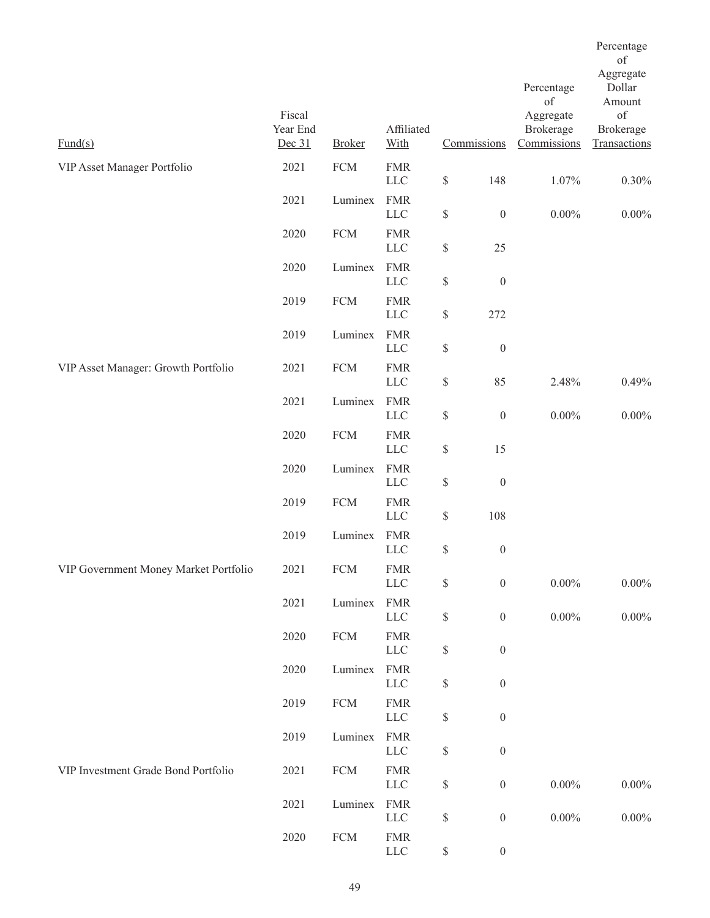| Fund(s) | Fiscal Year End Dec 31 | Broker | Affiliated With | Commissions | Percentage of Aggregate Brokerage Commissions | Percentage of Aggregate Dollar Amount of Brokerage Transactions |
|---|---|---|---|---|---|---|
| VIP Asset Manager Portfolio | 2021 | FCM | FMR LLC | $ 148 | 1.07% | 0.30% |
| | 2021 | Luminex | FMR LLC | $ 0 | 0.00% | 0.00% |
| | 2020 | FCM | FMR LLC | $ 25 | | |
| | 2020 | Luminex | FMR LLC | $ 0 | | |
| | 2019 | FCM | FMR LLC | $ 272 | | |
| | 2019 | Luminex | FMR LLC | $ 0 | | |
| VIP Asset Manager: Growth Portfolio | 2021 | FCM | FMR LLC | $ 85 | 2.48% | 0.49% |
| | 2021 | Luminex | FMR LLC | $ 0 | 0.00% | 0.00% |
| | 2020 | FCM | FMR LLC | $ 15 | | |
| | 2020 | Luminex | FMR LLC | $ 0 | | |
| | 2019 | FCM | FMR LLC | $ 108 | | |
| | 2019 | Luminex | FMR LLC | $ 0 | | |
| VIP Government Money Market Portfolio | 2021 | FCM | FMR LLC | $ 0 | 0.00% | 0.00% |
| | 2021 | Luminex | FMR LLC | $ 0 | 0.00% | 0.00% |
| | 2020 | FCM | FMR LLC | $ 0 | | |
| | 2020 | Luminex | FMR LLC | $ 0 | | |
| | 2019 | FCM | FMR LLC | $ 0 | | |
| | 2019 | Luminex | FMR LLC | $ 0 | | |
| VIP Investment Grade Bond Portfolio | 2021 | FCM | FMR LLC | $ 0 | 0.00% | 0.00% |
| | 2021 | Luminex | FMR LLC | $ 0 | 0.00% | 0.00% |
| | 2020 | FCM | FMR LLC | $ 0 | | |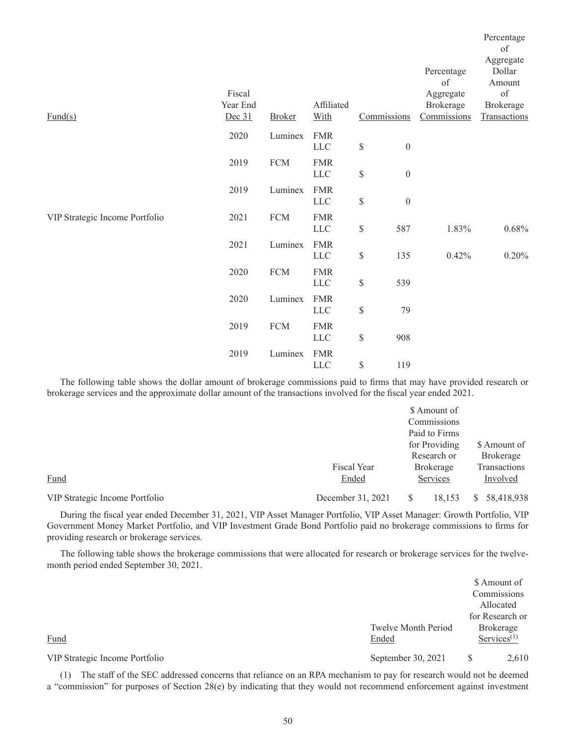| Fund(s) | Fiscal Year End Dec 31 | Broker | Affiliated With | Commissions | Percentage of Aggregate Brokerage Commissions | Percentage of Aggregate Dollar Amount of Brokerage Transactions |
|---|---|---|---|---|---|---|
| | 2020 | Luminex | FMR LLC | $ 0 | | |
| | 2019 | FCM | FMR LLC | $ 0 | | |
| | 2019 | Luminex | FMR LLC | $ 0 | | |
| VIP Strategic Income Portfolio | 2021 | FCM | FMR LLC | $ 587 | 1.83% | 0.68% |
| | 2021 | Luminex | FMR LLC | $ 135 | 0.42% | 0.20% |
| | 2020 | FCM | FMR LLC | $ 539 | | |
| | 2020 | Luminex | FMR LLC | $ 79 | | |
| | 2019 | FCM | FMR LLC | $ 908 | | |
| | 2019 | Luminex | FMR LLC | $ 119 | | |

The following table shows the dollar amount of brokerage commissions paid to firms that may have provided research or brokerage services and the approximate dollar amount of the transactions involved for the fiscal year ended 2021.

| Fund | Fiscal Year Ended | $ Amount of Commissions Paid to Firms for Providing Research or Brokerage Services | $ Amount of Brokerage Transactions Involved |
|---|---|---|---|
| VIP Strategic Income Portfolio | December 31, 2021 | $ 18,153 | $ 58,418,938 |

During the fiscal year ended December 31, 2021, VIP Asset Manager Portfolio, VIP Asset Manager: Growth Portfolio, VIP Government Money Market Portfolio, and VIP Investment Grade Bond Portfolio paid no brokerage commissions to firms for providing research or brokerage services.

The following table shows the brokerage commissions that were allocated for research or brokerage services for the twelve-month period ended September 30, 2021.

| Fund | Twelve Month Period Ended | $ Amount of Commissions Allocated for Research or Brokerage Services[(1)] |
|---|---|---|
| VIP Strategic Income Portfolio | September 30, 2021 | $ 2,610 |

(1) The staff of the SEC addressed concerns that reliance on an RPA mechanism to pay for research would not be deemed a "commission" for purposes of Section 28(e) by indicating that they would not recommend enforcement against investment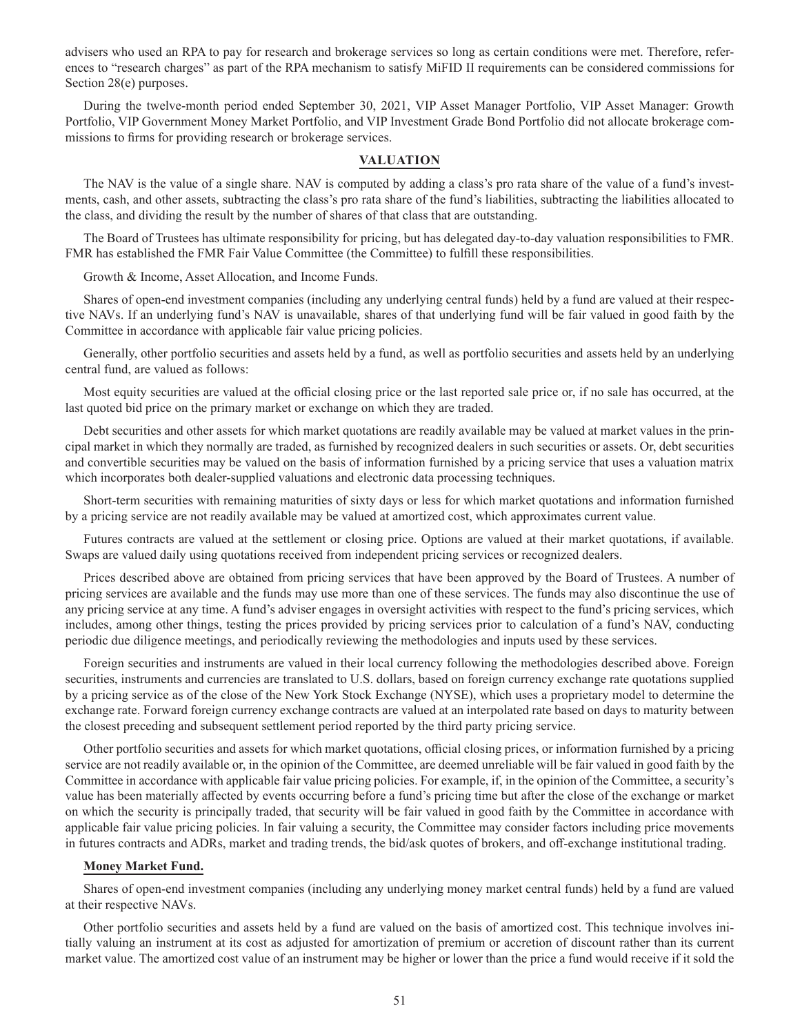advisers who used an RPA to pay for research and brokerage services so long as certain conditions were met. Therefore, references to "research charges" as part of the RPA mechanism to satisfy MiFID II requirements can be considered commissions for Section 28(e) purposes.

During the twelve-month period ended September 30, 2021, VIP Asset Manager Portfolio, VIP Asset Manager: Growth Portfolio, VIP Government Money Market Portfolio, and VIP Investment Grade Bond Portfolio did not allocate brokerage commissions to firms for providing research or brokerage services.

## VALUATION

The NAV is the value of a single share. NAV is computed by adding a class's pro rata share of the value of a fund's investments, cash, and other assets, subtracting the class's pro rata share of the fund's liabilities, subtracting the liabilities allocated to the class, and dividing the result by the number of shares of that class that are outstanding.

The Board of Trustees has ultimate responsibility for pricing, but has delegated day-to-day valuation responsibilities to FMR. FMR has established the FMR Fair Value Committee (the Committee) to fulfill these responsibilities.

Growth & Income, Asset Allocation, and Income Funds.

Shares of open-end investment companies (including any underlying central funds) held by a fund are valued at their respective NAVs. If an underlying fund's NAV is unavailable, shares of that underlying fund will be fair valued in good faith by the Committee in accordance with applicable fair value pricing policies.

Generally, other portfolio securities and assets held by a fund, as well as portfolio securities and assets held by an underlying central fund, are valued as follows:

Most equity securities are valued at the official closing price or the last reported sale price or, if no sale has occurred, at the last quoted bid price on the primary market or exchange on which they are traded.

Debt securities and other assets for which market quotations are readily available may be valued at market values in the principal market in which they normally are traded, as furnished by recognized dealers in such securities or assets. Or, debt securities and convertible securities may be valued on the basis of information furnished by a pricing service that uses a valuation matrix which incorporates both dealer-supplied valuations and electronic data processing techniques.

Short-term securities with remaining maturities of sixty days or less for which market quotations and information furnished by a pricing service are not readily available may be valued at amortized cost, which approximates current value.

Futures contracts are valued at the settlement or closing price. Options are valued at their market quotations, if available. Swaps are valued daily using quotations received from independent pricing services or recognized dealers.

Prices described above are obtained from pricing services that have been approved by the Board of Trustees. A number of pricing services are available and the funds may use more than one of these services. The funds may also discontinue the use of any pricing service at any time. A fund's adviser engages in oversight activities with respect to the fund's pricing services, which includes, among other things, testing the prices provided by pricing services prior to calculation of a fund's NAV, conducting periodic due diligence meetings, and periodically reviewing the methodologies and inputs used by these services.

Foreign securities and instruments are valued in their local currency following the methodologies described above. Foreign securities, instruments and currencies are translated to U.S. dollars, based on foreign currency exchange rate quotations supplied by a pricing service as of the close of the New York Stock Exchange (NYSE), which uses a proprietary model to determine the exchange rate. Forward foreign currency exchange contracts are valued at an interpolated rate based on days to maturity between the closest preceding and subsequent settlement period reported by the third party pricing service.

Other portfolio securities and assets for which market quotations, official closing prices, or information furnished by a pricing service are not readily available or, in the opinion of the Committee, are deemed unreliable will be fair valued in good faith by the Committee in accordance with applicable fair value pricing policies. For example, if, in the opinion of the Committee, a security's value has been materially affected by events occurring before a fund's pricing time but after the close of the exchange or market on which the security is principally traded, that security will be fair valued in good faith by the Committee in accordance with applicable fair value pricing policies. In fair valuing a security, the Committee may consider factors including price movements in futures contracts and ADRs, market and trading trends, the bid/ask quotes of brokers, and off-exchange institutional trading.

**Money Market Fund.**

Shares of open-end investment companies (including any underlying money market central funds) held by a fund are valued at their respective NAVs.

Other portfolio securities and assets held by a fund are valued on the basis of amortized cost. This technique involves initially valuing an instrument at its cost as adjusted for amortization of premium or accretion of discount rather than its current market value. The amortized cost value of an instrument may be higher or lower than the price a fund would receive if it sold the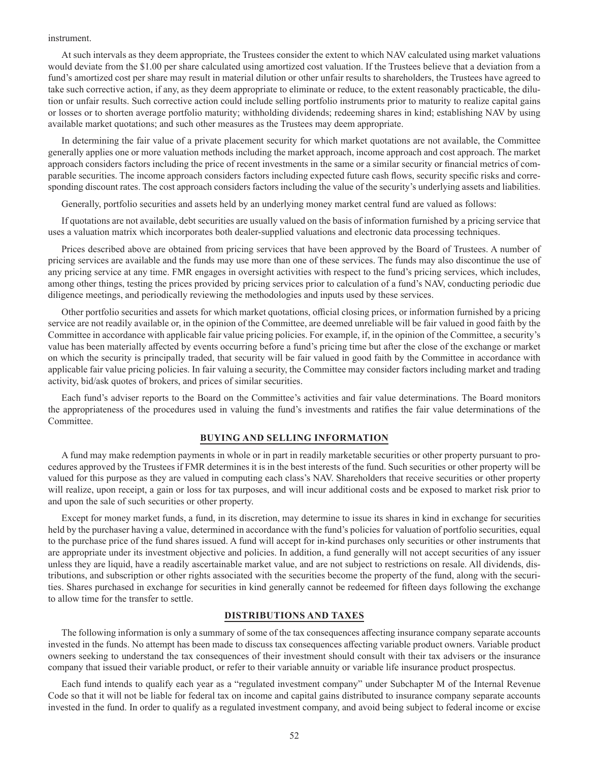instrument.

At such intervals as they deem appropriate, the Trustees consider the extent to which NAV calculated using market valuations would deviate from the $1.00 per share calculated using amortized cost valuation. If the Trustees believe that a deviation from a fund's amortized cost per share may result in material dilution or other unfair results to shareholders, the Trustees have agreed to take such corrective action, if any, as they deem appropriate to eliminate or reduce, to the extent reasonably practicable, the dilution or unfair results. Such corrective action could include selling portfolio instruments prior to maturity to realize capital gains or losses or to shorten average portfolio maturity; withholding dividends; redeeming shares in kind; establishing NAV by using available market quotations; and such other measures as the Trustees may deem appropriate.

In determining the fair value of a private placement security for which market quotations are not available, the Committee generally applies one or more valuation methods including the market approach, income approach and cost approach. The market approach considers factors including the price of recent investments in the same or a similar security or financial metrics of comparable securities. The income approach considers factors including expected future cash flows, security specific risks and corresponding discount rates. The cost approach considers factors including the value of the security's underlying assets and liabilities.

Generally, portfolio securities and assets held by an underlying money market central fund are valued as follows:

If quotations are not available, debt securities are usually valued on the basis of information furnished by a pricing service that uses a valuation matrix which incorporates both dealer-supplied valuations and electronic data processing techniques.

Prices described above are obtained from pricing services that have been approved by the Board of Trustees. A number of pricing services are available and the funds may use more than one of these services. The funds may also discontinue the use of any pricing service at any time. FMR engages in oversight activities with respect to the fund's pricing services, which includes, among other things, testing the prices provided by pricing services prior to calculation of a fund's NAV, conducting periodic due diligence meetings, and periodically reviewing the methodologies and inputs used by these services.

Other portfolio securities and assets for which market quotations, official closing prices, or information furnished by a pricing service are not readily available or, in the opinion of the Committee, are deemed unreliable will be fair valued in good faith by the Committee in accordance with applicable fair value pricing policies. For example, if, in the opinion of the Committee, a security's value has been materially affected by events occurring before a fund's pricing time but after the close of the exchange or market on which the security is principally traded, that security will be fair valued in good faith by the Committee in accordance with applicable fair value pricing policies. In fair valuing a security, the Committee may consider factors including market and trading activity, bid/ask quotes of brokers, and prices of similar securities.

Each fund's adviser reports to the Board on the Committee's activities and fair value determinations. The Board monitors the appropriateness of the procedures used in valuing the fund's investments and ratifies the fair value determinations of the Committee.

## BUYING AND SELLING INFORMATION

A fund may make redemption payments in whole or in part in readily marketable securities or other property pursuant to procedures approved by the Trustees if FMR determines it is in the best interests of the fund. Such securities or other property will be valued for this purpose as they are valued in computing each class's NAV. Shareholders that receive securities or other property will realize, upon receipt, a gain or loss for tax purposes, and will incur additional costs and be exposed to market risk prior to and upon the sale of such securities or other property.

Except for money market funds, a fund, in its discretion, may determine to issue its shares in kind in exchange for securities held by the purchaser having a value, determined in accordance with the fund's policies for valuation of portfolio securities, equal to the purchase price of the fund shares issued. A fund will accept for in-kind purchases only securities or other instruments that are appropriate under its investment objective and policies. In addition, a fund generally will not accept securities of any issuer unless they are liquid, have a readily ascertainable market value, and are not subject to restrictions on resale. All dividends, distributions, and subscription or other rights associated with the securities become the property of the fund, along with the securities. Shares purchased in exchange for securities in kind generally cannot be redeemed for fifteen days following the exchange to allow time for the transfer to settle.

## DISTRIBUTIONS AND TAXES

The following information is only a summary of some of the tax consequences affecting insurance company separate accounts invested in the funds. No attempt has been made to discuss tax consequences affecting variable product owners. Variable product owners seeking to understand the tax consequences of their investment should consult with their tax advisers or the insurance company that issued their variable product, or refer to their variable annuity or variable life insurance product prospectus.

Each fund intends to qualify each year as a "regulated investment company" under Subchapter M of the Internal Revenue Code so that it will not be liable for federal tax on income and capital gains distributed to insurance company separate accounts invested in the fund. In order to qualify as a regulated investment company, and avoid being subject to federal income or excise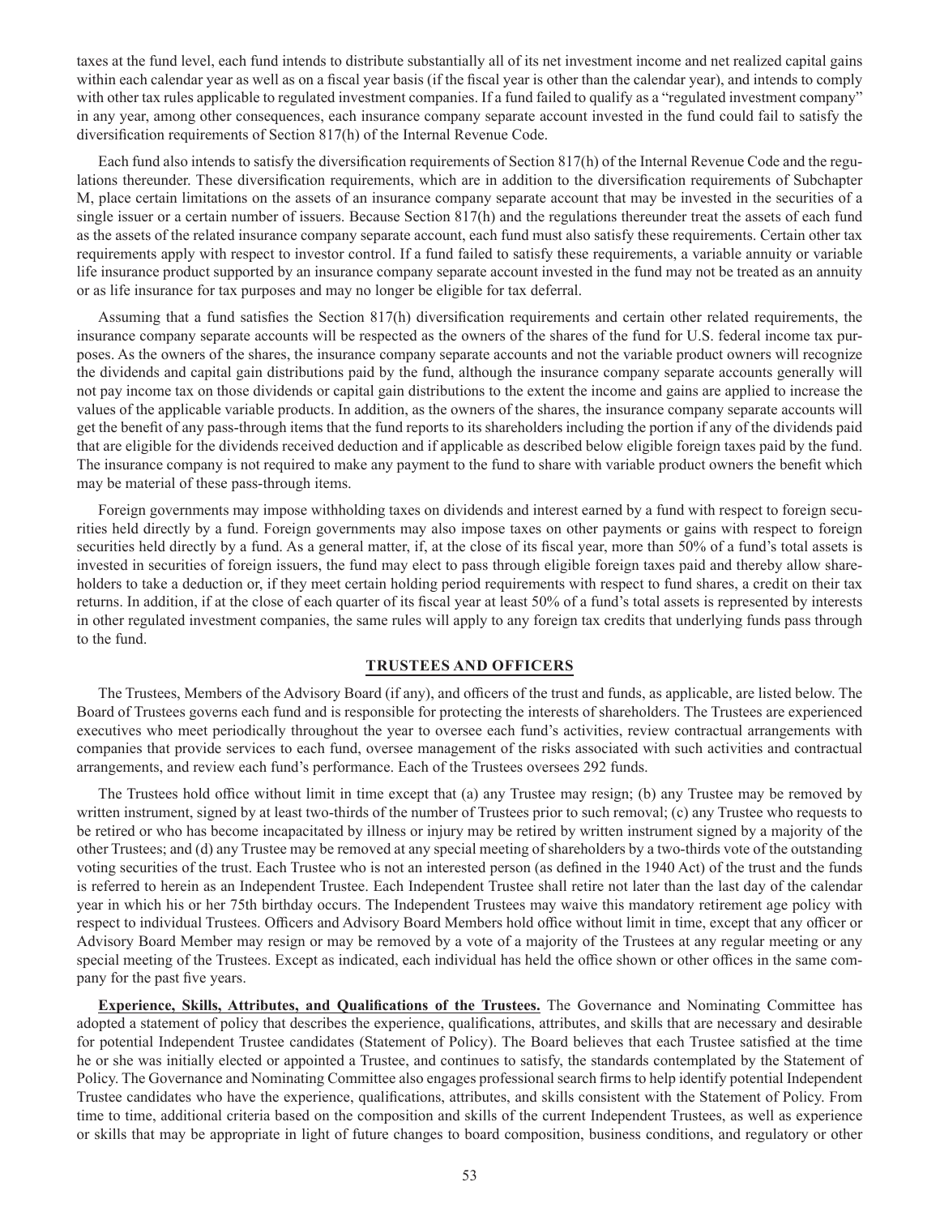taxes at the fund level, each fund intends to distribute substantially all of its net investment income and net realized capital gains within each calendar year as well as on a fiscal year basis (if the fiscal year is other than the calendar year), and intends to comply with other tax rules applicable to regulated investment companies. If a fund failed to qualify as a "regulated investment company" in any year, among other consequences, each insurance company separate account invested in the fund could fail to satisfy the diversification requirements of Section 817(h) of the Internal Revenue Code.

Each fund also intends to satisfy the diversification requirements of Section 817(h) of the Internal Revenue Code and the regulations thereunder. These diversification requirements, which are in addition to the diversification requirements of Subchapter M, place certain limitations on the assets of an insurance company separate account that may be invested in the securities of a single issuer or a certain number of issuers. Because Section 817(h) and the regulations thereunder treat the assets of each fund as the assets of the related insurance company separate account, each fund must also satisfy these requirements. Certain other tax requirements apply with respect to investor control. If a fund failed to satisfy these requirements, a variable annuity or variable life insurance product supported by an insurance company separate account invested in the fund may not be treated as an annuity or as life insurance for tax purposes and may no longer be eligible for tax deferral.

Assuming that a fund satisfies the Section 817(h) diversification requirements and certain other related requirements, the insurance company separate accounts will be respected as the owners of the shares of the fund for U.S. federal income tax purposes. As the owners of the shares, the insurance company separate accounts and not the variable product owners will recognize the dividends and capital gain distributions paid by the fund, although the insurance company separate accounts generally will not pay income tax on those dividends or capital gain distributions to the extent the income and gains are applied to increase the values of the applicable variable products. In addition, as the owners of the shares, the insurance company separate accounts will get the benefit of any pass-through items that the fund reports to its shareholders including the portion if any of the dividends paid that are eligible for the dividends received deduction and if applicable as described below eligible foreign taxes paid by the fund. The insurance company is not required to make any payment to the fund to share with variable product owners the benefit which may be material of these pass-through items.

Foreign governments may impose withholding taxes on dividends and interest earned by a fund with respect to foreign securities held directly by a fund. Foreign governments may also impose taxes on other payments or gains with respect to foreign securities held directly by a fund. As a general matter, if, at the close of its fiscal year, more than 50% of a fund's total assets is invested in securities of foreign issuers, the fund may elect to pass through eligible foreign taxes paid and thereby allow shareholders to take a deduction or, if they meet certain holding period requirements with respect to fund shares, a credit on their tax returns. In addition, if at the close of each quarter of its fiscal year at least 50% of a fund's total assets is represented by interests in other regulated investment companies, the same rules will apply to any foreign tax credits that underlying funds pass through to the fund.

## TRUSTEES AND OFFICERS

The Trustees, Members of the Advisory Board (if any), and officers of the trust and funds, as applicable, are listed below. The Board of Trustees governs each fund and is responsible for protecting the interests of shareholders. The Trustees are experienced executives who meet periodically throughout the year to oversee each fund's activities, review contractual arrangements with companies that provide services to each fund, oversee management of the risks associated with such activities and contractual arrangements, and review each fund's performance. Each of the Trustees oversees 292 funds.

The Trustees hold office without limit in time except that (a) any Trustee may resign; (b) any Trustee may be removed by written instrument, signed by at least two-thirds of the number of Trustees prior to such removal; (c) any Trustee who requests to be retired or who has become incapacitated by illness or injury may be retired by written instrument signed by a majority of the other Trustees; and (d) any Trustee may be removed at any special meeting of shareholders by a two-thirds vote of the outstanding voting securities of the trust. Each Trustee who is not an interested person (as defined in the 1940 Act) of the trust and the funds is referred to herein as an Independent Trustee. Each Independent Trustee shall retire not later than the last day of the calendar year in which his or her 75th birthday occurs. The Independent Trustees may waive this mandatory retirement age policy with respect to individual Trustees. Officers and Advisory Board Members hold office without limit in time, except that any officer or Advisory Board Member may resign or may be removed by a vote of a majority of the Trustees at any regular meeting or any special meeting of the Trustees. Except as indicated, each individual has held the office shown or other offices in the same company for the past five years.

**Experience, Skills, Attributes, and Qualifications of the Trustees.** The Governance and Nominating Committee has adopted a statement of policy that describes the experience, qualifications, attributes, and skills that are necessary and desirable for potential Independent Trustee candidates (Statement of Policy). The Board believes that each Trustee satisfied at the time he or she was initially elected or appointed a Trustee, and continues to satisfy, the standards contemplated by the Statement of Policy. The Governance and Nominating Committee also engages professional search firms to help identify potential Independent Trustee candidates who have the experience, qualifications, attributes, and skills consistent with the Statement of Policy. From time to time, additional criteria based on the composition and skills of the current Independent Trustees, as well as experience or skills that may be appropriate in light of future changes to board composition, business conditions, and regulatory or other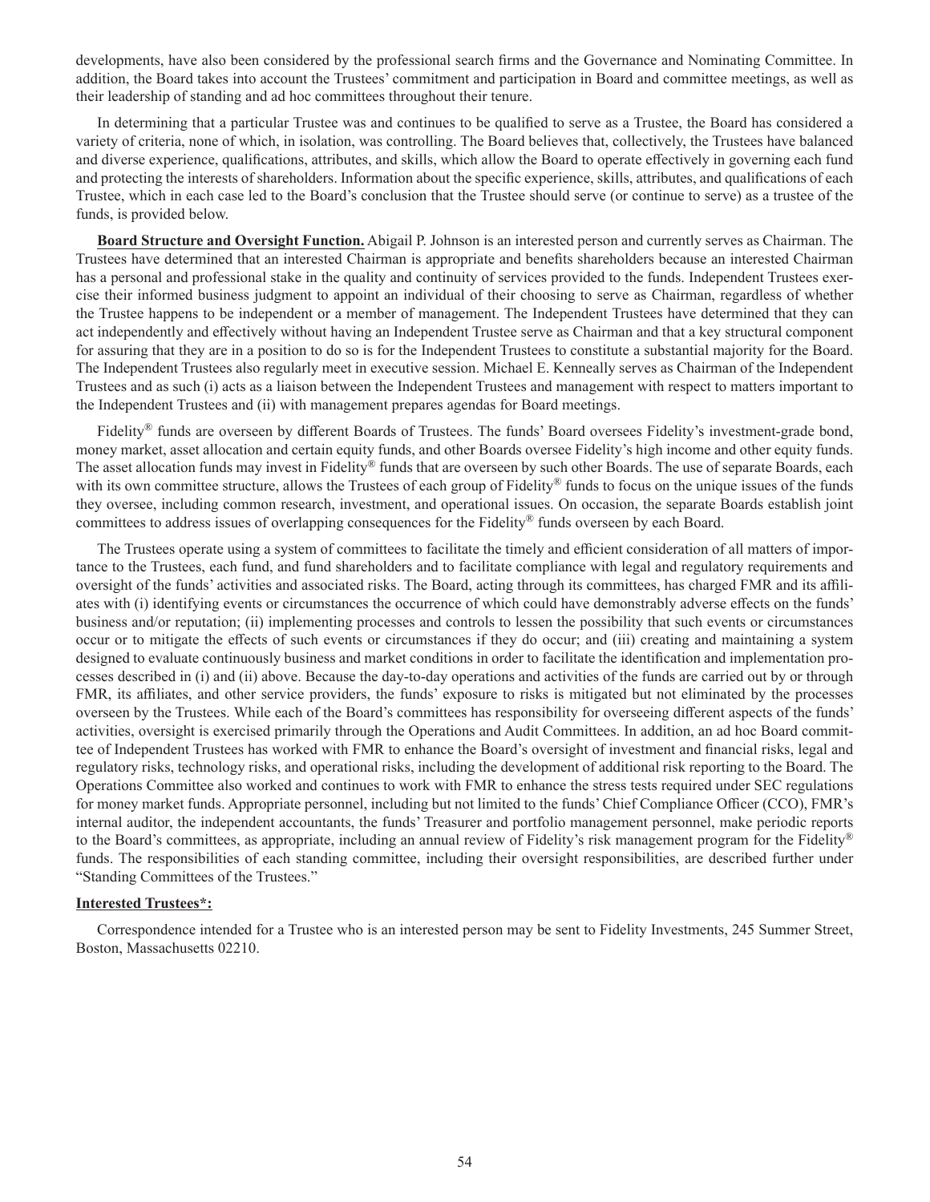developments, have also been considered by the professional search firms and the Governance and Nominating Committee. In addition, the Board takes into account the Trustees' commitment and participation in Board and committee meetings, as well as their leadership of standing and ad hoc committees throughout their tenure.

In determining that a particular Trustee was and continues to be qualified to serve as a Trustee, the Board has considered a variety of criteria, none of which, in isolation, was controlling. The Board believes that, collectively, the Trustees have balanced and diverse experience, qualifications, attributes, and skills, which allow the Board to operate effectively in governing each fund and protecting the interests of shareholders. Information about the specific experience, skills, attributes, and qualifications of each Trustee, which in each case led to the Board's conclusion that the Trustee should serve (or continue to serve) as a trustee of the funds, is provided below.

**Board Structure and Oversight Function.** Abigail P. Johnson is an interested person and currently serves as Chairman. The Trustees have determined that an interested Chairman is appropriate and benefits shareholders because an interested Chairman has a personal and professional stake in the quality and continuity of services provided to the funds. Independent Trustees exercise their informed business judgment to appoint an individual of their choosing to serve as Chairman, regardless of whether the Trustee happens to be independent or a member of management. The Independent Trustees have determined that they can act independently and effectively without having an Independent Trustee serve as Chairman and that a key structural component for assuring that they are in a position to do so is for the Independent Trustees to constitute a substantial majority for the Board. The Independent Trustees also regularly meet in executive session. Michael E. Kenneally serves as Chairman of the Independent Trustees and as such (i) acts as a liaison between the Independent Trustees and management with respect to matters important to the Independent Trustees and (ii) with management prepares agendas for Board meetings.

Fidelity® funds are overseen by different Boards of Trustees. The funds' Board oversees Fidelity's investment-grade bond, money market, asset allocation and certain equity funds, and other Boards oversee Fidelity's high income and other equity funds. The asset allocation funds may invest in Fidelity® funds that are overseen by such other Boards. The use of separate Boards, each with its own committee structure, allows the Trustees of each group of Fidelity® funds to focus on the unique issues of the funds they oversee, including common research, investment, and operational issues. On occasion, the separate Boards establish joint committees to address issues of overlapping consequences for the Fidelity® funds overseen by each Board.

The Trustees operate using a system of committees to facilitate the timely and efficient consideration of all matters of importance to the Trustees, each fund, and fund shareholders and to facilitate compliance with legal and regulatory requirements and oversight of the funds' activities and associated risks. The Board, acting through its committees, has charged FMR and its affiliates with (i) identifying events or circumstances the occurrence of which could have demonstrably adverse effects on the funds' business and/or reputation; (ii) implementing processes and controls to lessen the possibility that such events or circumstances occur or to mitigate the effects of such events or circumstances if they do occur; and (iii) creating and maintaining a system designed to evaluate continuously business and market conditions in order to facilitate the identification and implementation processes described in (i) and (ii) above. Because the day-to-day operations and activities of the funds are carried out by or through FMR, its affiliates, and other service providers, the funds' exposure to risks is mitigated but not eliminated by the processes overseen by the Trustees. While each of the Board's committees has responsibility for overseeing different aspects of the funds' activities, oversight is exercised primarily through the Operations and Audit Committees. In addition, an ad hoc Board committee of Independent Trustees has worked with FMR to enhance the Board's oversight of investment and financial risks, legal and regulatory risks, technology risks, and operational risks, including the development of additional risk reporting to the Board. The Operations Committee also worked and continues to work with FMR to enhance the stress tests required under SEC regulations for money market funds. Appropriate personnel, including but not limited to the funds' Chief Compliance Officer (CCO), FMR's internal auditor, the independent accountants, the funds' Treasurer and portfolio management personnel, make periodic reports to the Board's committees, as appropriate, including an annual review of Fidelity's risk management program for the Fidelity® funds. The responsibilities of each standing committee, including their oversight responsibilities, are described further under "Standing Committees of the Trustees."

**Interested Trustees*:**

Correspondence intended for a Trustee who is an interested person may be sent to Fidelity Investments, 245 Summer Street, Boston, Massachusetts 02210.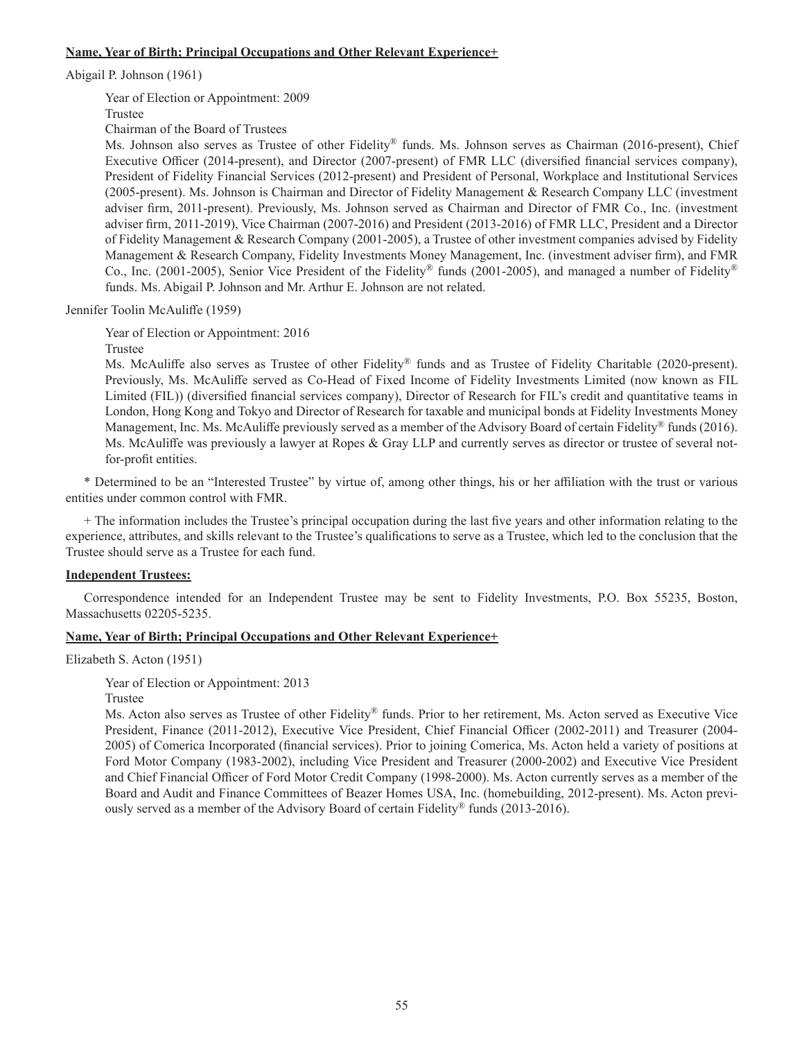**Name, Year of Birth; Principal Occupations and Other Relevant Experience+**

Abigail P. Johnson (1961)

Year of Election or Appointment: 2009
Trustee
Chairman of the Board of Trustees
Ms. Johnson also serves as Trustee of other Fidelity® funds. Ms. Johnson serves as Chairman (2016-present), Chief Executive Officer (2014-present), and Director (2007-present) of FMR LLC (diversified financial services company), President of Fidelity Financial Services (2012-present) and President of Personal, Workplace and Institutional Services (2005-present). Ms. Johnson is Chairman and Director of Fidelity Management & Research Company LLC (investment adviser firm, 2011-present). Previously, Ms. Johnson served as Chairman and Director of FMR Co., Inc. (investment adviser firm, 2011-2019), Vice Chairman (2007-2016) and President (2013-2016) of FMR LLC, President and a Director of Fidelity Management & Research Company (2001-2005), a Trustee of other investment companies advised by Fidelity Management & Research Company, Fidelity Investments Money Management, Inc. (investment adviser firm), and FMR Co., Inc. (2001-2005), Senior Vice President of the Fidelity® funds (2001-2005), and managed a number of Fidelity® funds. Ms. Abigail P. Johnson and Mr. Arthur E. Johnson are not related.

Jennifer Toolin McAuliffe (1959)

Year of Election or Appointment: 2016
Trustee
Ms. McAuliffe also serves as Trustee of other Fidelity® funds and as Trustee of Fidelity Charitable (2020-present). Previously, Ms. McAuliffe served as Co-Head of Fixed Income of Fidelity Investments Limited (now known as FIL Limited (FIL)) (diversified financial services company), Director of Research for FIL's credit and quantitative teams in London, Hong Kong and Tokyo and Director of Research for taxable and municipal bonds at Fidelity Investments Money Management, Inc. Ms. McAuliffe previously served as a member of the Advisory Board of certain Fidelity® funds (2016). Ms. McAuliffe was previously a lawyer at Ropes & Gray LLP and currently serves as director or trustee of several not-for-profit entities.

\* Determined to be an "Interested Trustee" by virtue of, among other things, his or her affiliation with the trust or various entities under common control with FMR.

\+ The information includes the Trustee's principal occupation during the last five years and other information relating to the experience, attributes, and skills relevant to the Trustee's qualifications to serve as a Trustee, which led to the conclusion that the Trustee should serve as a Trustee for each fund.

**Independent Trustees:**

Correspondence intended for an Independent Trustee may be sent to Fidelity Investments, P.O. Box 55235, Boston, Massachusetts 02205-5235.

**Name, Year of Birth; Principal Occupations and Other Relevant Experience+**

Elizabeth S. Acton (1951)

Year of Election or Appointment: 2013
Trustee
Ms. Acton also serves as Trustee of other Fidelity® funds. Prior to her retirement, Ms. Acton served as Executive Vice President, Finance (2011-2012), Executive Vice President, Chief Financial Officer (2002-2011) and Treasurer (2004-2005) of Comerica Incorporated (financial services). Prior to joining Comerica, Ms. Acton held a variety of positions at Ford Motor Company (1983-2002), including Vice President and Treasurer (2000-2002) and Executive Vice President and Chief Financial Officer of Ford Motor Credit Company (1998-2000). Ms. Acton currently serves as a member of the Board and Audit and Finance Committees of Beazer Homes USA, Inc. (homebuilding, 2012-present). Ms. Acton previously served as a member of the Advisory Board of certain Fidelity® funds (2013-2016).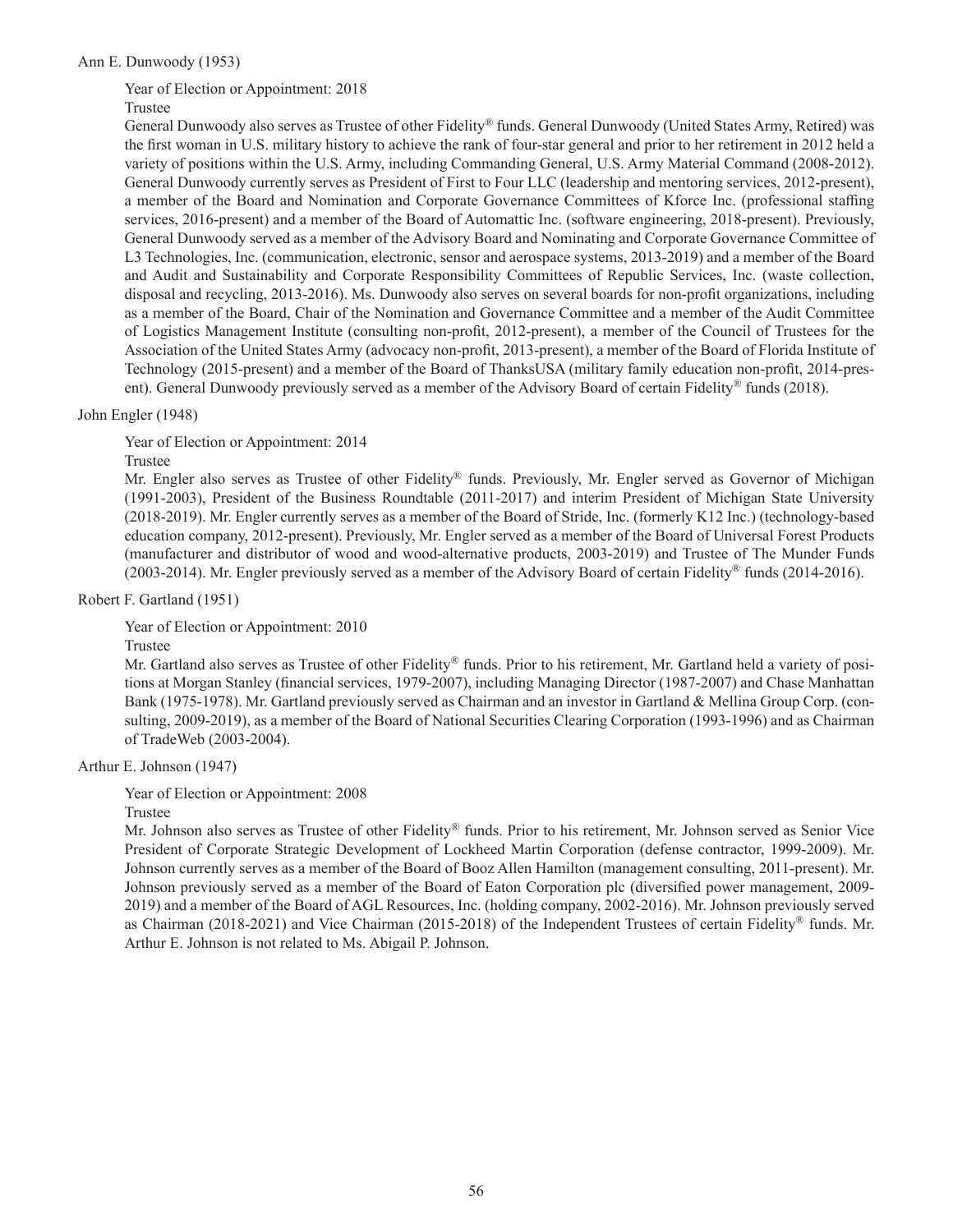Ann E. Dunwoody (1953)

Year of Election or Appointment: 2018

Trustee

General Dunwoody also serves as Trustee of other Fidelity® funds. General Dunwoody (United States Army, Retired) was the first woman in U.S. military history to achieve the rank of four-star general and prior to her retirement in 2012 held a variety of positions within the U.S. Army, including Commanding General, U.S. Army Material Command (2008-2012). General Dunwoody currently serves as President of First to Four LLC (leadership and mentoring services, 2012-present), a member of the Board and Nomination and Corporate Governance Committees of Kforce Inc. (professional staffing services, 2016-present) and a member of the Board of Automattic Inc. (software engineering, 2018-present). Previously, General Dunwoody served as a member of the Advisory Board and Nominating and Corporate Governance Committee of L3 Technologies, Inc. (communication, electronic, sensor and aerospace systems, 2013-2019) and a member of the Board and Audit and Sustainability and Corporate Responsibility Committees of Republic Services, Inc. (waste collection, disposal and recycling, 2013-2016). Ms. Dunwoody also serves on several boards for non-profit organizations, including as a member of the Board, Chair of the Nomination and Governance Committee and a member of the Audit Committee of Logistics Management Institute (consulting non-profit, 2012-present), a member of the Council of Trustees for the Association of the United States Army (advocacy non-profit, 2013-present), a member of the Board of Florida Institute of Technology (2015-present) and a member of the Board of ThanksUSA (military family education non-profit, 2014-present). General Dunwoody previously served as a member of the Advisory Board of certain Fidelity® funds (2018).

John Engler (1948)

Year of Election or Appointment: 2014

Trustee

Mr. Engler also serves as Trustee of other Fidelity® funds. Previously, Mr. Engler served as Governor of Michigan (1991-2003), President of the Business Roundtable (2011-2017) and interim President of Michigan State University (2018-2019). Mr. Engler currently serves as a member of the Board of Stride, Inc. (formerly K12 Inc.) (technology-based education company, 2012-present). Previously, Mr. Engler served as a member of the Board of Universal Forest Products (manufacturer and distributor of wood and wood-alternative products, 2003-2019) and Trustee of The Munder Funds (2003-2014). Mr. Engler previously served as a member of the Advisory Board of certain Fidelity® funds (2014-2016).

Robert F. Gartland (1951)

Year of Election or Appointment: 2010

Trustee

Mr. Gartland also serves as Trustee of other Fidelity® funds. Prior to his retirement, Mr. Gartland held a variety of positions at Morgan Stanley (financial services, 1979-2007), including Managing Director (1987-2007) and Chase Manhattan Bank (1975-1978). Mr. Gartland previously served as Chairman and an investor in Gartland & Mellina Group Corp. (consulting, 2009-2019), as a member of the Board of National Securities Clearing Corporation (1993-1996) and as Chairman of TradeWeb (2003-2004).

Arthur E. Johnson (1947)

Year of Election or Appointment: 2008

Trustee

Mr. Johnson also serves as Trustee of other Fidelity® funds. Prior to his retirement, Mr. Johnson served as Senior Vice President of Corporate Strategic Development of Lockheed Martin Corporation (defense contractor, 1999-2009). Mr. Johnson currently serves as a member of the Board of Booz Allen Hamilton (management consulting, 2011-present). Mr. Johnson previously served as a member of the Board of Eaton Corporation plc (diversified power management, 2009-2019) and a member of the Board of AGL Resources, Inc. (holding company, 2002-2016). Mr. Johnson previously served as Chairman (2018-2021) and Vice Chairman (2015-2018) of the Independent Trustees of certain Fidelity® funds. Mr. Arthur E. Johnson is not related to Ms. Abigail P. Johnson.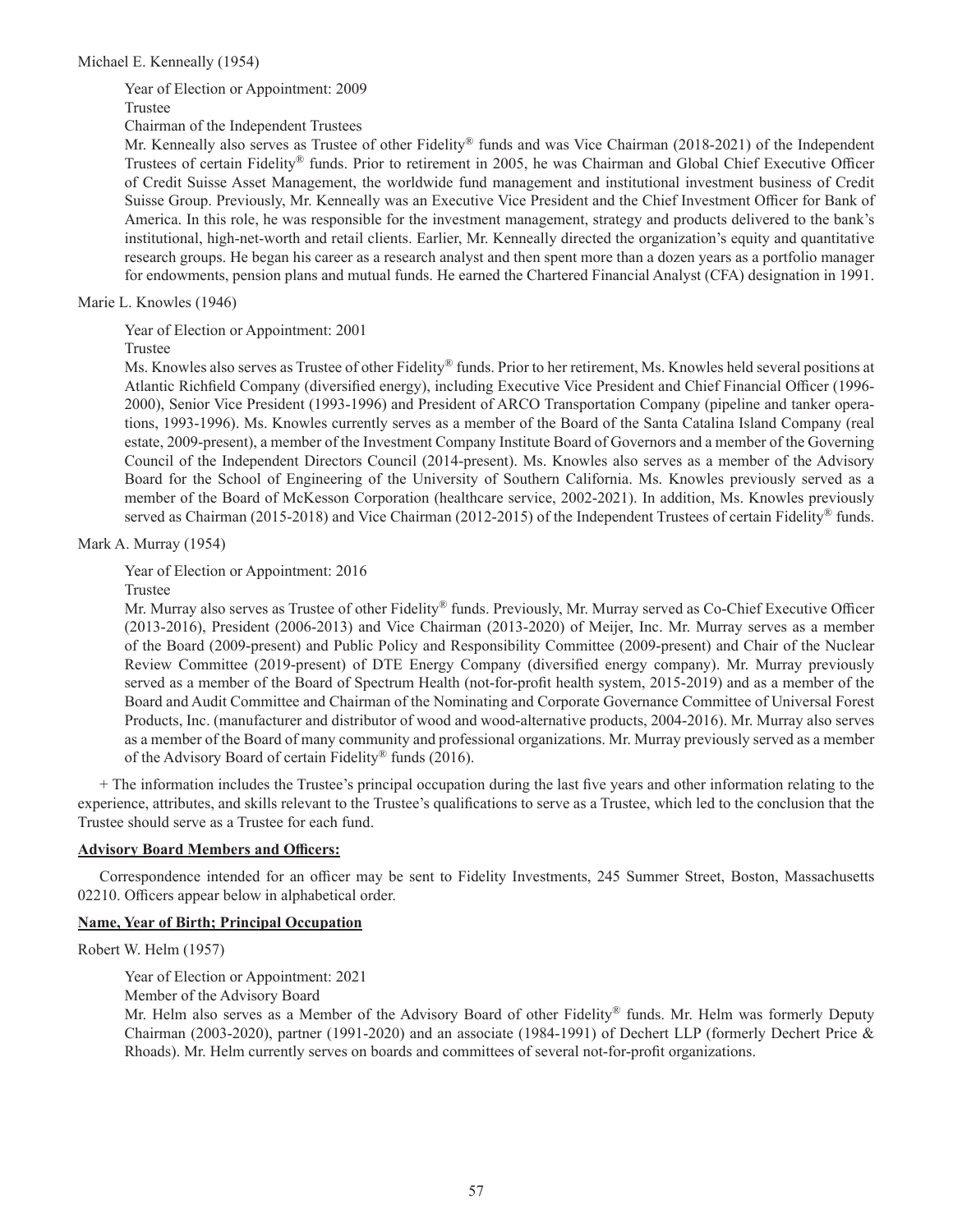Michael E. Kenneally (1954)

Year of Election or Appointment: 2009
Trustee
Chairman of the Independent Trustees
Mr. Kenneally also serves as Trustee of other Fidelity® funds and was Vice Chairman (2018-2021) of the Independent Trustees of certain Fidelity® funds. Prior to retirement in 2005, he was Chairman and Global Chief Executive Officer of Credit Suisse Asset Management, the worldwide fund management and institutional investment business of Credit Suisse Group. Previously, Mr. Kenneally was an Executive Vice President and the Chief Investment Officer for Bank of America. In this role, he was responsible for the investment management, strategy and products delivered to the bank's institutional, high-net-worth and retail clients. Earlier, Mr. Kenneally directed the organization's equity and quantitative research groups. He began his career as a research analyst and then spent more than a dozen years as a portfolio manager for endowments, pension plans and mutual funds. He earned the Chartered Financial Analyst (CFA) designation in 1991.

Marie L. Knowles (1946)

Year of Election or Appointment: 2001
Trustee
Ms. Knowles also serves as Trustee of other Fidelity® funds. Prior to her retirement, Ms. Knowles held several positions at Atlantic Richfield Company (diversified energy), including Executive Vice President and Chief Financial Officer (1996-2000), Senior Vice President (1993-1996) and President of ARCO Transportation Company (pipeline and tanker operations, 1993-1996). Ms. Knowles currently serves as a member of the Board of the Santa Catalina Island Company (real estate, 2009-present), a member of the Investment Company Institute Board of Governors and a member of the Governing Council of the Independent Directors Council (2014-present). Ms. Knowles also serves as a member of the Advisory Board for the School of Engineering of the University of Southern California. Ms. Knowles previously served as a member of the Board of McKesson Corporation (healthcare service, 2002-2021). In addition, Ms. Knowles previously served as Chairman (2015-2018) and Vice Chairman (2012-2015) of the Independent Trustees of certain Fidelity® funds.

Mark A. Murray (1954)

Year of Election or Appointment: 2016
Trustee
Mr. Murray also serves as Trustee of other Fidelity® funds. Previously, Mr. Murray served as Co-Chief Executive Officer (2013-2016), President (2006-2013) and Vice Chairman (2013-2020) of Meijer, Inc. Mr. Murray serves as a member of the Board (2009-present) and Public Policy and Responsibility Committee (2009-present) and Chair of the Nuclear Review Committee (2019-present) of DTE Energy Company (diversified energy company). Mr. Murray previously served as a member of the Board of Spectrum Health (not-for-profit health system, 2015-2019) and as a member of the Board and Audit Committee and Chairman of the Nominating and Corporate Governance Committee of Universal Forest Products, Inc. (manufacturer and distributor of wood and wood-alternative products, 2004-2016). Mr. Murray also serves as a member of the Board of many community and professional organizations. Mr. Murray previously served as a member of the Advisory Board of certain Fidelity® funds (2016).

+ The information includes the Trustee's principal occupation during the last five years and other information relating to the experience, attributes, and skills relevant to the Trustee's qualifications to serve as a Trustee, which led to the conclusion that the Trustee should serve as a Trustee for each fund.

**Advisory Board Members and Officers:**

Correspondence intended for an officer may be sent to Fidelity Investments, 245 Summer Street, Boston, Massachusetts 02210. Officers appear below in alphabetical order.

**Name, Year of Birth; Principal Occupation**

Robert W. Helm (1957)

Year of Election or Appointment: 2021
Member of the Advisory Board
Mr. Helm also serves as a Member of the Advisory Board of other Fidelity® funds. Mr. Helm was formerly Deputy Chairman (2003-2020), partner (1991-2020) and an associate (1984-1991) of Dechert LLP (formerly Dechert Price & Rhoads). Mr. Helm currently serves on boards and committees of several not-for-profit organizations.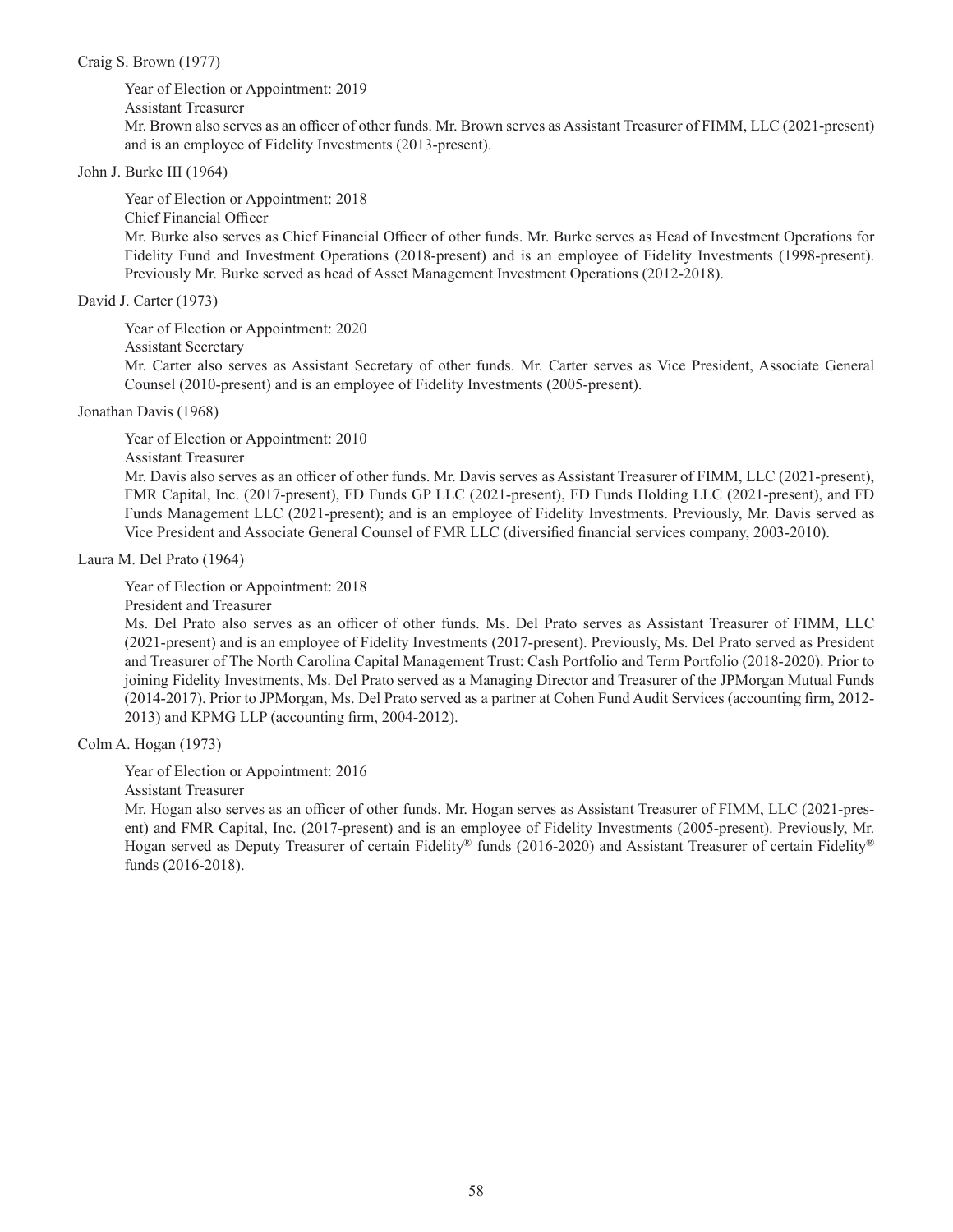Craig S. Brown (1977)

Year of Election or Appointment: 2019

Assistant Treasurer

Mr. Brown also serves as an officer of other funds. Mr. Brown serves as Assistant Treasurer of FIMM, LLC (2021-present) and is an employee of Fidelity Investments (2013-present).

John J. Burke III (1964)

Year of Election or Appointment: 2018

Chief Financial Officer

Mr. Burke also serves as Chief Financial Officer of other funds. Mr. Burke serves as Head of Investment Operations for Fidelity Fund and Investment Operations (2018-present) and is an employee of Fidelity Investments (1998-present). Previously Mr. Burke served as head of Asset Management Investment Operations (2012-2018).

David J. Carter (1973)

Year of Election or Appointment: 2020

Assistant Secretary

Mr. Carter also serves as Assistant Secretary of other funds. Mr. Carter serves as Vice President, Associate General Counsel (2010-present) and is an employee of Fidelity Investments (2005-present).

Jonathan Davis (1968)

Year of Election or Appointment: 2010

Assistant Treasurer

Mr. Davis also serves as an officer of other funds. Mr. Davis serves as Assistant Treasurer of FIMM, LLC (2021-present), FMR Capital, Inc. (2017-present), FD Funds GP LLC (2021-present), FD Funds Holding LLC (2021-present), and FD Funds Management LLC (2021-present); and is an employee of Fidelity Investments. Previously, Mr. Davis served as Vice President and Associate General Counsel of FMR LLC (diversified financial services company, 2003-2010).

Laura M. Del Prato (1964)

Year of Election or Appointment: 2018

President and Treasurer

Ms. Del Prato also serves as an officer of other funds. Ms. Del Prato serves as Assistant Treasurer of FIMM, LLC (2021-present) and is an employee of Fidelity Investments (2017-present). Previously, Ms. Del Prato served as President and Treasurer of The North Carolina Capital Management Trust: Cash Portfolio and Term Portfolio (2018-2020). Prior to joining Fidelity Investments, Ms. Del Prato served as a Managing Director and Treasurer of the JPMorgan Mutual Funds (2014-2017). Prior to JPMorgan, Ms. Del Prato served as a partner at Cohen Fund Audit Services (accounting firm, 2012-2013) and KPMG LLP (accounting firm, 2004-2012).

Colm A. Hogan (1973)

Year of Election or Appointment: 2016

Assistant Treasurer

Mr. Hogan also serves as an officer of other funds. Mr. Hogan serves as Assistant Treasurer of FIMM, LLC (2021-present) and FMR Capital, Inc. (2017-present) and is an employee of Fidelity Investments (2005-present). Previously, Mr. Hogan served as Deputy Treasurer of certain Fidelity® funds (2016-2020) and Assistant Treasurer of certain Fidelity® funds (2016-2018).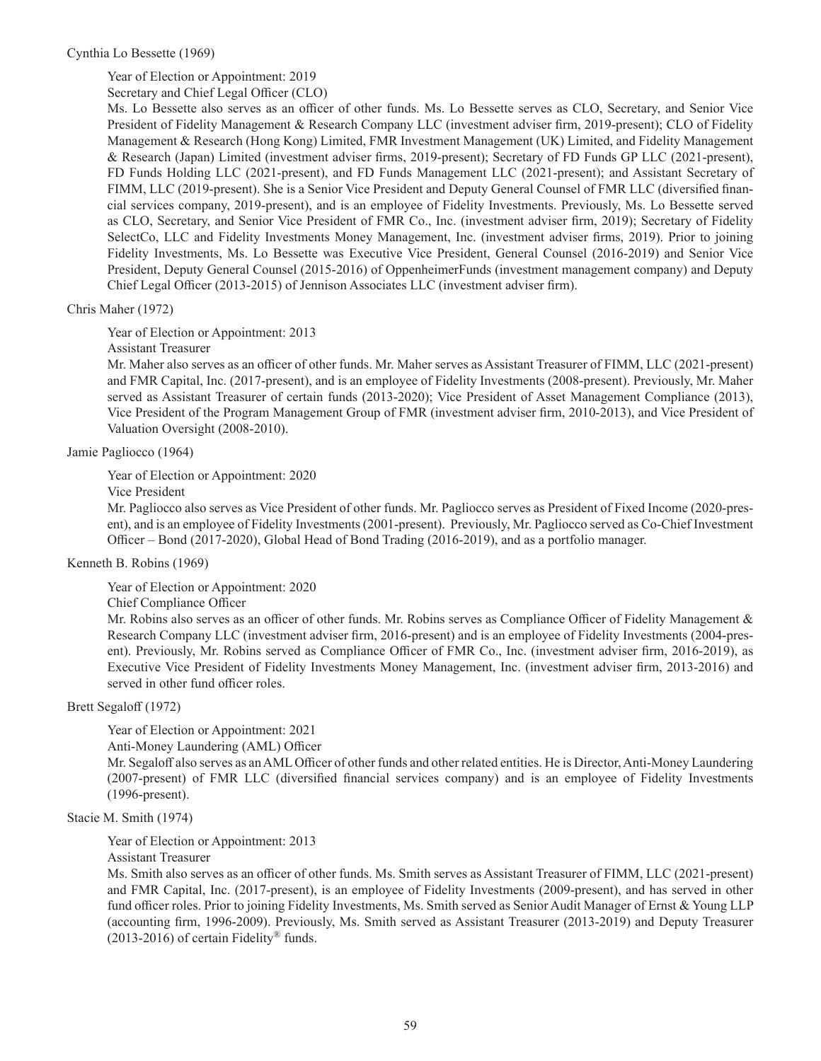Cynthia Lo Bessette (1969)

Year of Election or Appointment: 2019

Secretary and Chief Legal Officer (CLO)

Ms. Lo Bessette also serves as an officer of other funds. Ms. Lo Bessette serves as CLO, Secretary, and Senior Vice President of Fidelity Management & Research Company LLC (investment adviser firm, 2019-present); CLO of Fidelity Management & Research (Hong Kong) Limited, FMR Investment Management (UK) Limited, and Fidelity Management & Research (Japan) Limited (investment adviser firms, 2019-present); Secretary of FD Funds GP LLC (2021-present), FD Funds Holding LLC (2021-present), and FD Funds Management LLC (2021-present); and Assistant Secretary of FIMM, LLC (2019-present). She is a Senior Vice President and Deputy General Counsel of FMR LLC (diversified financial services company, 2019-present), and is an employee of Fidelity Investments. Previously, Ms. Lo Bessette served as CLO, Secretary, and Senior Vice President of FMR Co., Inc. (investment adviser firm, 2019); Secretary of Fidelity SelectCo, LLC and Fidelity Investments Money Management, Inc. (investment adviser firms, 2019). Prior to joining Fidelity Investments, Ms. Lo Bessette was Executive Vice President, General Counsel (2016-2019) and Senior Vice President, Deputy General Counsel (2015-2016) of OppenheimerFunds (investment management company) and Deputy Chief Legal Officer (2013-2015) of Jennison Associates LLC (investment adviser firm).

Chris Maher (1972)

Year of Election or Appointment: 2013

Assistant Treasurer

Mr. Maher also serves as an officer of other funds. Mr. Maher serves as Assistant Treasurer of FIMM, LLC (2021-present) and FMR Capital, Inc. (2017-present), and is an employee of Fidelity Investments (2008-present). Previously, Mr. Maher served as Assistant Treasurer of certain funds (2013-2020); Vice President of Asset Management Compliance (2013), Vice President of the Program Management Group of FMR (investment adviser firm, 2010-2013), and Vice President of Valuation Oversight (2008-2010).

Jamie Pagliocco (1964)

Year of Election or Appointment: 2020

Vice President

Mr. Pagliocco also serves as Vice President of other funds. Mr. Pagliocco serves as President of Fixed Income (2020-present), and is an employee of Fidelity Investments (2001-present). Previously, Mr. Pagliocco served as Co-Chief Investment Officer – Bond (2017-2020), Global Head of Bond Trading (2016-2019), and as a portfolio manager.

Kenneth B. Robins (1969)

Year of Election or Appointment: 2020

Chief Compliance Officer

Mr. Robins also serves as an officer of other funds. Mr. Robins serves as Compliance Officer of Fidelity Management & Research Company LLC (investment adviser firm, 2016-present) and is an employee of Fidelity Investments (2004-present). Previously, Mr. Robins served as Compliance Officer of FMR Co., Inc. (investment adviser firm, 2016-2019), as Executive Vice President of Fidelity Investments Money Management, Inc. (investment adviser firm, 2013-2016) and served in other fund officer roles.

Brett Segaloff (1972)

Year of Election or Appointment: 2021

Anti-Money Laundering (AML) Officer

Mr. Segaloff also serves as an AML Officer of other funds and other related entities. He is Director, Anti-Money Laundering (2007-present) of FMR LLC (diversified financial services company) and is an employee of Fidelity Investments (1996-present).

Stacie M. Smith (1974)

Year of Election or Appointment: 2013

Assistant Treasurer

Ms. Smith also serves as an officer of other funds. Ms. Smith serves as Assistant Treasurer of FIMM, LLC (2021-present) and FMR Capital, Inc. (2017-present), is an employee of Fidelity Investments (2009-present), and has served in other fund officer roles. Prior to joining Fidelity Investments, Ms. Smith served as Senior Audit Manager of Ernst & Young LLP (accounting firm, 1996-2009). Previously, Ms. Smith served as Assistant Treasurer (2013-2019) and Deputy Treasurer (2013-2016) of certain Fidelity® funds.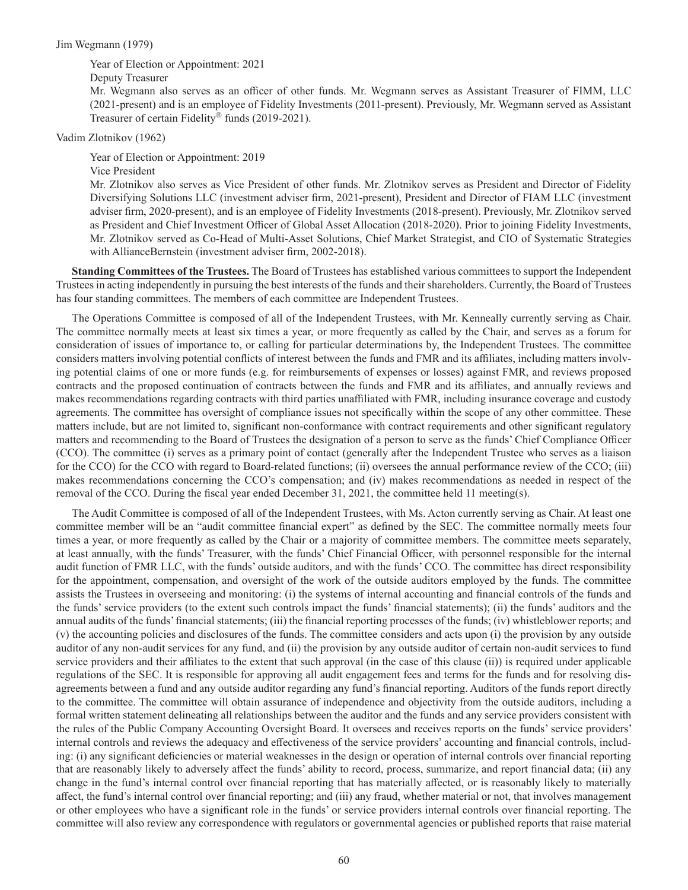Jim Wegmann (1979)

Year of Election or Appointment: 2021

Deputy Treasurer

Mr. Wegmann also serves as an officer of other funds. Mr. Wegmann serves as Assistant Treasurer of FIMM, LLC (2021-present) and is an employee of Fidelity Investments (2011-present). Previously, Mr. Wegmann served as Assistant Treasurer of certain Fidelity® funds (2019-2021).

Vadim Zlotnikov (1962)

Year of Election or Appointment: 2019

Vice President

Mr. Zlotnikov also serves as Vice President of other funds. Mr. Zlotnikov serves as President and Director of Fidelity Diversifying Solutions LLC (investment adviser firm, 2021-present), President and Director of FIAM LLC (investment adviser firm, 2020-present), and is an employee of Fidelity Investments (2018-present). Previously, Mr. Zlotnikov served as President and Chief Investment Officer of Global Asset Allocation (2018-2020). Prior to joining Fidelity Investments, Mr. Zlotnikov served as Co-Head of Multi-Asset Solutions, Chief Market Strategist, and CIO of Systematic Strategies with AllianceBernstein (investment adviser firm, 2002-2018).

**Standing Committees of the Trustees.** The Board of Trustees has established various committees to support the Independent Trustees in acting independently in pursuing the best interests of the funds and their shareholders. Currently, the Board of Trustees has four standing committees. The members of each committee are Independent Trustees.

The Operations Committee is composed of all of the Independent Trustees, with Mr. Kenneally currently serving as Chair. The committee normally meets at least six times a year, or more frequently as called by the Chair, and serves as a forum for consideration of issues of importance to, or calling for particular determinations by, the Independent Trustees. The committee considers matters involving potential conflicts of interest between the funds and FMR and its affiliates, including matters involving potential claims of one or more funds (e.g. for reimbursements of expenses or losses) against FMR, and reviews proposed contracts and the proposed continuation of contracts between the funds and FMR and its affiliates, and annually reviews and makes recommendations regarding contracts with third parties unaffiliated with FMR, including insurance coverage and custody agreements. The committee has oversight of compliance issues not specifically within the scope of any other committee. These matters include, but are not limited to, significant non-conformance with contract requirements and other significant regulatory matters and recommending to the Board of Trustees the designation of a person to serve as the funds' Chief Compliance Officer (CCO). The committee (i) serves as a primary point of contact (generally after the Independent Trustee who serves as a liaison for the CCO) for the CCO with regard to Board-related functions; (ii) oversees the annual performance review of the CCO; (iii) makes recommendations concerning the CCO's compensation; and (iv) makes recommendations as needed in respect of the removal of the CCO. During the fiscal year ended December 31, 2021, the committee held 11 meeting(s).

The Audit Committee is composed of all of the Independent Trustees, with Ms. Acton currently serving as Chair. At least one committee member will be an "audit committee financial expert" as defined by the SEC. The committee normally meets four times a year, or more frequently as called by the Chair or a majority of committee members. The committee meets separately, at least annually, with the funds' Treasurer, with the funds' Chief Financial Officer, with personnel responsible for the internal audit function of FMR LLC, with the funds' outside auditors, and with the funds' CCO. The committee has direct responsibility for the appointment, compensation, and oversight of the work of the outside auditors employed by the funds. The committee assists the Trustees in overseeing and monitoring: (i) the systems of internal accounting and financial controls of the funds and the funds' service providers (to the extent such controls impact the funds' financial statements); (ii) the funds' auditors and the annual audits of the funds' financial statements; (iii) the financial reporting processes of the funds; (iv) whistleblower reports; and (v) the accounting policies and disclosures of the funds. The committee considers and acts upon (i) the provision by any outside auditor of any non-audit services for any fund, and (ii) the provision by any outside auditor of certain non-audit services to fund service providers and their affiliates to the extent that such approval (in the case of this clause (ii)) is required under applicable regulations of the SEC. It is responsible for approving all audit engagement fees and terms for the funds and for resolving disagreements between a fund and any outside auditor regarding any fund's financial reporting. Auditors of the funds report directly to the committee. The committee will obtain assurance of independence and objectivity from the outside auditors, including a formal written statement delineating all relationships between the auditor and the funds and any service providers consistent with the rules of the Public Company Accounting Oversight Board. It oversees and receives reports on the funds' service providers' internal controls and reviews the adequacy and effectiveness of the service providers' accounting and financial controls, including: (i) any significant deficiencies or material weaknesses in the design or operation of internal controls over financial reporting that are reasonably likely to adversely affect the funds' ability to record, process, summarize, and report financial data; (ii) any change in the fund's internal control over financial reporting that has materially affected, or is reasonably likely to materially affect, the fund's internal control over financial reporting; and (iii) any fraud, whether material or not, that involves management or other employees who have a significant role in the funds' or service providers internal controls over financial reporting. The committee will also review any correspondence with regulators or governmental agencies or published reports that raise material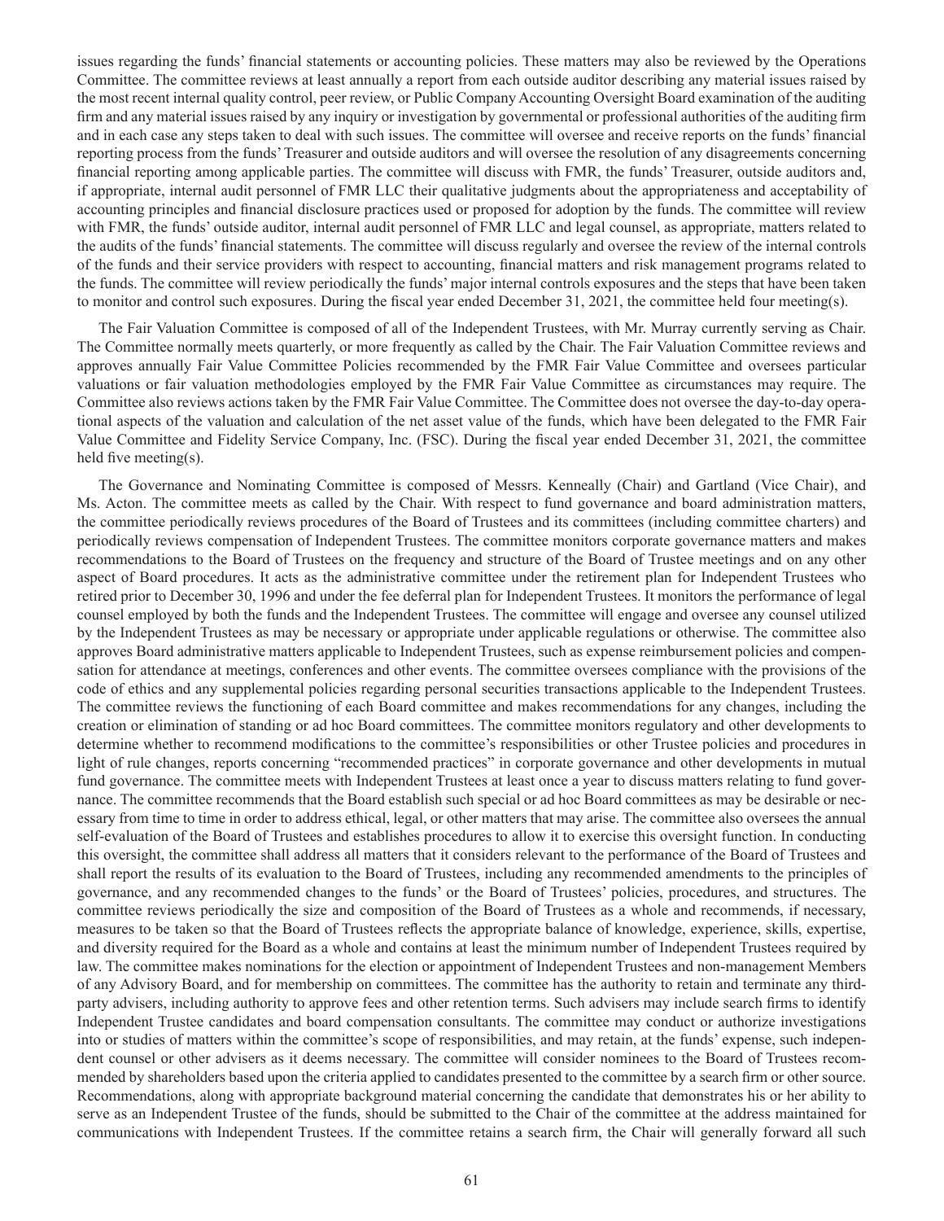issues regarding the funds' financial statements or accounting policies. These matters may also be reviewed by the Operations Committee. The committee reviews at least annually a report from each outside auditor describing any material issues raised by the most recent internal quality control, peer review, or Public Company Accounting Oversight Board examination of the auditing firm and any material issues raised by any inquiry or investigation by governmental or professional authorities of the auditing firm and in each case any steps taken to deal with such issues. The committee will oversee and receive reports on the funds' financial reporting process from the funds' Treasurer and outside auditors and will oversee the resolution of any disagreements concerning financial reporting among applicable parties. The committee will discuss with FMR, the funds' Treasurer, outside auditors and, if appropriate, internal audit personnel of FMR LLC their qualitative judgments about the appropriateness and acceptability of accounting principles and financial disclosure practices used or proposed for adoption by the funds. The committee will review with FMR, the funds' outside auditor, internal audit personnel of FMR LLC and legal counsel, as appropriate, matters related to the audits of the funds' financial statements. The committee will discuss regularly and oversee the review of the internal controls of the funds and their service providers with respect to accounting, financial matters and risk management programs related to the funds. The committee will review periodically the funds' major internal controls exposures and the steps that have been taken to monitor and control such exposures. During the fiscal year ended December 31, 2021, the committee held four meeting(s).

The Fair Valuation Committee is composed of all of the Independent Trustees, with Mr. Murray currently serving as Chair. The Committee normally meets quarterly, or more frequently as called by the Chair. The Fair Valuation Committee reviews and approves annually Fair Value Committee Policies recommended by the FMR Fair Value Committee and oversees particular valuations or fair valuation methodologies employed by the FMR Fair Value Committee as circumstances may require. The Committee also reviews actions taken by the FMR Fair Value Committee. The Committee does not oversee the day-to-day operational aspects of the valuation and calculation of the net asset value of the funds, which have been delegated to the FMR Fair Value Committee and Fidelity Service Company, Inc. (FSC). During the fiscal year ended December 31, 2021, the committee held five meeting(s).

The Governance and Nominating Committee is composed of Messrs. Kenneally (Chair) and Gartland (Vice Chair), and Ms. Acton. The committee meets as called by the Chair. With respect to fund governance and board administration matters, the committee periodically reviews procedures of the Board of Trustees and its committees (including committee charters) and periodically reviews compensation of Independent Trustees. The committee monitors corporate governance matters and makes recommendations to the Board of Trustees on the frequency and structure of the Board of Trustee meetings and on any other aspect of Board procedures. It acts as the administrative committee under the retirement plan for Independent Trustees who retired prior to December 30, 1996 and under the fee deferral plan for Independent Trustees. It monitors the performance of legal counsel employed by both the funds and the Independent Trustees. The committee will engage and oversee any counsel utilized by the Independent Trustees as may be necessary or appropriate under applicable regulations or otherwise. The committee also approves Board administrative matters applicable to Independent Trustees, such as expense reimbursement policies and compensation for attendance at meetings, conferences and other events. The committee oversees compliance with the provisions of the code of ethics and any supplemental policies regarding personal securities transactions applicable to the Independent Trustees. The committee reviews the functioning of each Board committee and makes recommendations for any changes, including the creation or elimination of standing or ad hoc Board committees. The committee monitors regulatory and other developments to determine whether to recommend modifications to the committee's responsibilities or other Trustee policies and procedures in light of rule changes, reports concerning "recommended practices" in corporate governance and other developments in mutual fund governance. The committee meets with Independent Trustees at least once a year to discuss matters relating to fund governance. The committee recommends that the Board establish such special or ad hoc Board committees as may be desirable or necessary from time to time in order to address ethical, legal, or other matters that may arise. The committee also oversees the annual self-evaluation of the Board of Trustees and establishes procedures to allow it to exercise this oversight function. In conducting this oversight, the committee shall address all matters that it considers relevant to the performance of the Board of Trustees and shall report the results of its evaluation to the Board of Trustees, including any recommended amendments to the principles of governance, and any recommended changes to the funds' or the Board of Trustees' policies, procedures, and structures. The committee reviews periodically the size and composition of the Board of Trustees as a whole and recommends, if necessary, measures to be taken so that the Board of Trustees reflects the appropriate balance of knowledge, experience, skills, expertise, and diversity required for the Board as a whole and contains at least the minimum number of Independent Trustees required by law. The committee makes nominations for the election or appointment of Independent Trustees and non-management Members of any Advisory Board, and for membership on committees. The committee has the authority to retain and terminate any third-party advisers, including authority to approve fees and other retention terms. Such advisers may include search firms to identify Independent Trustee candidates and board compensation consultants. The committee may conduct or authorize investigations into or studies of matters within the committee's scope of responsibilities, and may retain, at the funds' expense, such independent counsel or other advisers as it deems necessary. The committee will consider nominees to the Board of Trustees recommended by shareholders based upon the criteria applied to candidates presented to the committee by a search firm or other source. Recommendations, along with appropriate background material concerning the candidate that demonstrates his or her ability to serve as an Independent Trustee of the funds, should be submitted to the Chair of the committee at the address maintained for communications with Independent Trustees. If the committee retains a search firm, the Chair will generally forward all such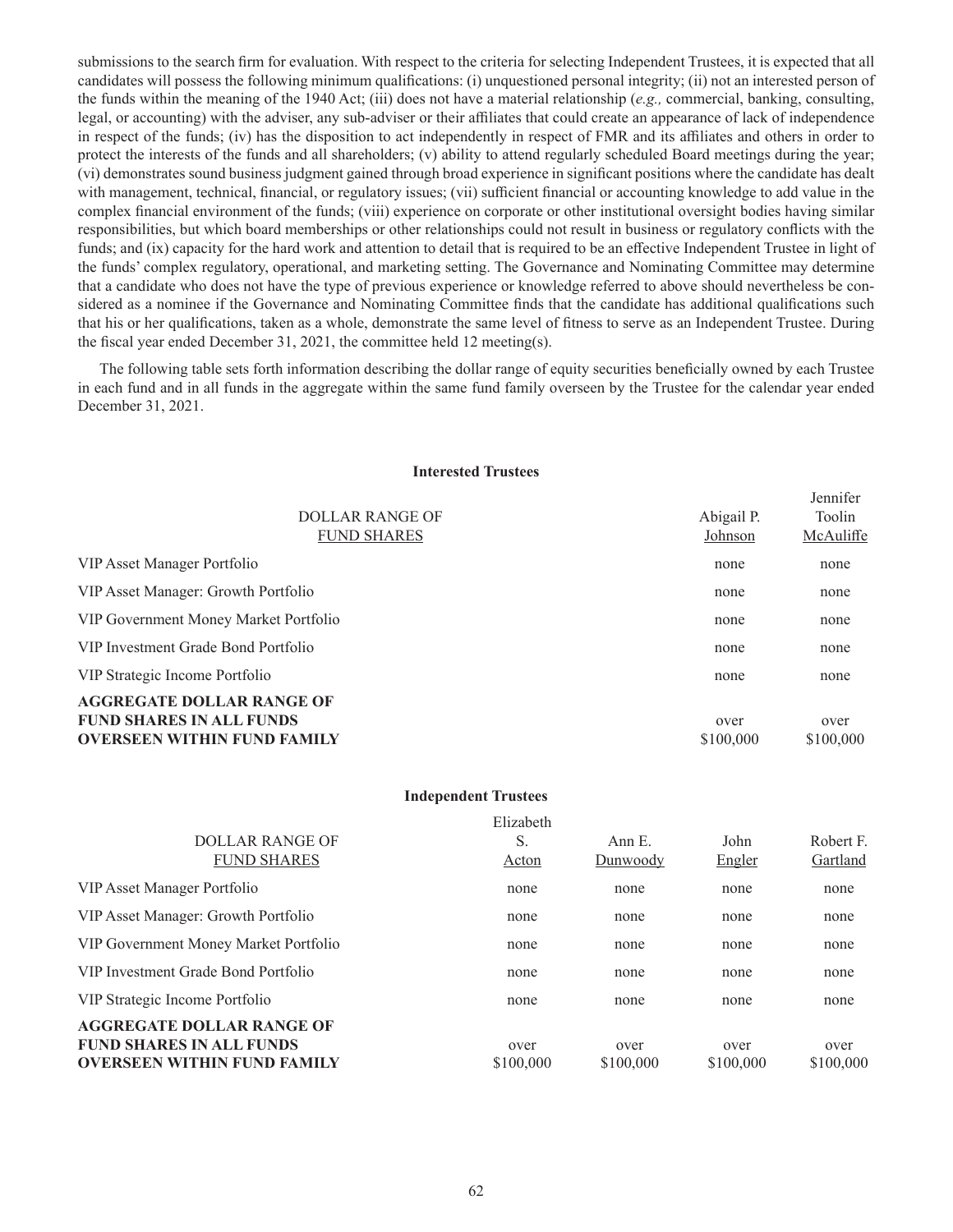submissions to the search firm for evaluation. With respect to the criteria for selecting Independent Trustees, it is expected that all candidates will possess the following minimum qualifications: (i) unquestioned personal integrity; (ii) not an interested person of the funds within the meaning of the 1940 Act; (iii) does not have a material relationship (*e.g.,* commercial, banking, consulting, legal, or accounting) with the adviser, any sub-adviser or their affiliates that could create an appearance of lack of independence in respect of the funds; (iv) has the disposition to act independently in respect of FMR and its affiliates and others in order to protect the interests of the funds and all shareholders; (v) ability to attend regularly scheduled Board meetings during the year; (vi) demonstrates sound business judgment gained through broad experience in significant positions where the candidate has dealt with management, technical, financial, or regulatory issues; (vii) sufficient financial or accounting knowledge to add value in the complex financial environment of the funds; (viii) experience on corporate or other institutional oversight bodies having similar responsibilities, but which board memberships or other relationships could not result in business or regulatory conflicts with the funds; and (ix) capacity for the hard work and attention to detail that is required to be an effective Independent Trustee in light of the funds' complex regulatory, operational, and marketing setting. The Governance and Nominating Committee may determine that a candidate who does not have the type of previous experience or knowledge referred to above should nevertheless be considered as a nominee if the Governance and Nominating Committee finds that the candidate has additional qualifications such that his or her qualifications, taken as a whole, demonstrate the same level of fitness to serve as an Independent Trustee. During the fiscal year ended December 31, 2021, the committee held 12 meeting(s).

The following table sets forth information describing the dollar range of equity securities beneficially owned by each Trustee in each fund and in all funds in the aggregate within the same fund family overseen by the Trustee for the calendar year ended December 31, 2021.

**Interested Trustees**

| DOLLAR RANGE OF FUND SHARES | Abigail P. Johnson | Jennifer Toolin McAuliffe |
|---|---|---|
| VIP Asset Manager Portfolio | none | none |
| VIP Asset Manager: Growth Portfolio | none | none |
| VIP Government Money Market Portfolio | none | none |
| VIP Investment Grade Bond Portfolio | none | none |
| VIP Strategic Income Portfolio | none | none |
| **AGGREGATE DOLLAR RANGE OF FUND SHARES IN ALL FUNDS OVERSEEN WITHIN FUND FAMILY** | over $100,000 | over $100,000 |

**Independent Trustees**

| DOLLAR RANGE OF FUND SHARES | Elizabeth S. Acton | Ann E. Dunwoody | John Engler | Robert F. Gartland |
|---|---|---|---|---|
| VIP Asset Manager Portfolio | none | none | none | none |
| VIP Asset Manager: Growth Portfolio | none | none | none | none |
| VIP Government Money Market Portfolio | none | none | none | none |
| VIP Investment Grade Bond Portfolio | none | none | none | none |
| VIP Strategic Income Portfolio | none | none | none | none |
| **AGGREGATE DOLLAR RANGE OF FUND SHARES IN ALL FUNDS OVERSEEN WITHIN FUND FAMILY** | over $100,000 | over $100,000 | over $100,000 | over $100,000 |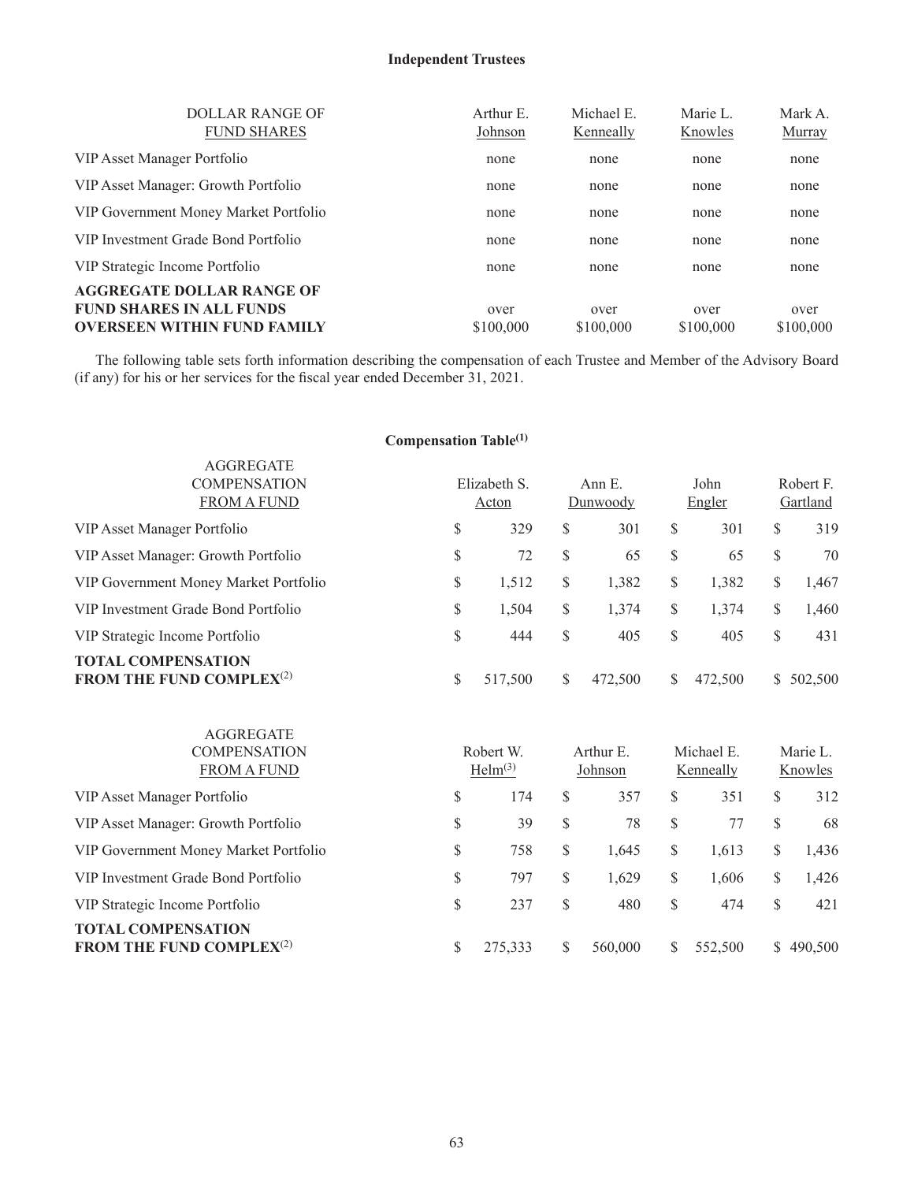**Independent Trustees**

| DOLLAR RANGE OF FUND SHARES | Arthur E. Johnson | Michael E. Kenneally | Marie L. Knowles | Mark A. Murray |
|---|---|---|---|---|
| VIP Asset Manager Portfolio | none | none | none | none |
| VIP Asset Manager: Growth Portfolio | none | none | none | none |
| VIP Government Money Market Portfolio | none | none | none | none |
| VIP Investment Grade Bond Portfolio | none | none | none | none |
| VIP Strategic Income Portfolio | none | none | none | none |
| **AGGREGATE DOLLAR RANGE OF FUND SHARES IN ALL FUNDS OVERSEEN WITHIN FUND FAMILY** | over $100,000 | over $100,000 | over $100,000 | over $100,000 |

The following table sets forth information describing the compensation of each Trustee and Member of the Advisory Board (if any) for his or her services for the fiscal year ended December 31, 2021.

**Compensation Table(1)**

| AGGREGATE COMPENSATION FROM A FUND | Elizabeth S. Acton | Ann E. Dunwoody | John Engler | Robert F. Gartland |
|---|---|---|---|---|
| VIP Asset Manager Portfolio | $ 329 | $ 301 | $ 301 | $ 319 |
| VIP Asset Manager: Growth Portfolio | $ 72 | $ 65 | $ 65 | $ 70 |
| VIP Government Money Market Portfolio | $ 1,512 | $ 1,382 | $ 1,382 | $ 1,467 |
| VIP Investment Grade Bond Portfolio | $ 1,504 | $ 1,374 | $ 1,374 | $ 1,460 |
| VIP Strategic Income Portfolio | $ 444 | $ 405 | $ 405 | $ 431 |
| **TOTAL COMPENSATION FROM THE FUND COMPLEX**(2) | $ 517,500 | $ 472,500 | $ 472,500 | $ 502,500 |

| AGGREGATE COMPENSATION FROM A FUND | Robert W. Helm(3) | Arthur E. Johnson | Michael E. Kenneally | Marie L. Knowles |
|---|---|---|---|---|
| VIP Asset Manager Portfolio | $ 174 | $ 357 | $ 351 | $ 312 |
| VIP Asset Manager: Growth Portfolio | $ 39 | $ 78 | $ 77 | $ 68 |
| VIP Government Money Market Portfolio | $ 758 | $ 1,645 | $ 1,613 | $ 1,436 |
| VIP Investment Grade Bond Portfolio | $ 797 | $ 1,629 | $ 1,606 | $ 1,426 |
| VIP Strategic Income Portfolio | $ 237 | $ 480 | $ 474 | $ 421 |
| **TOTAL COMPENSATION FROM THE FUND COMPLEX**(2) | $ 275,333 | $ 560,000 | $ 552,500 | $ 490,500 |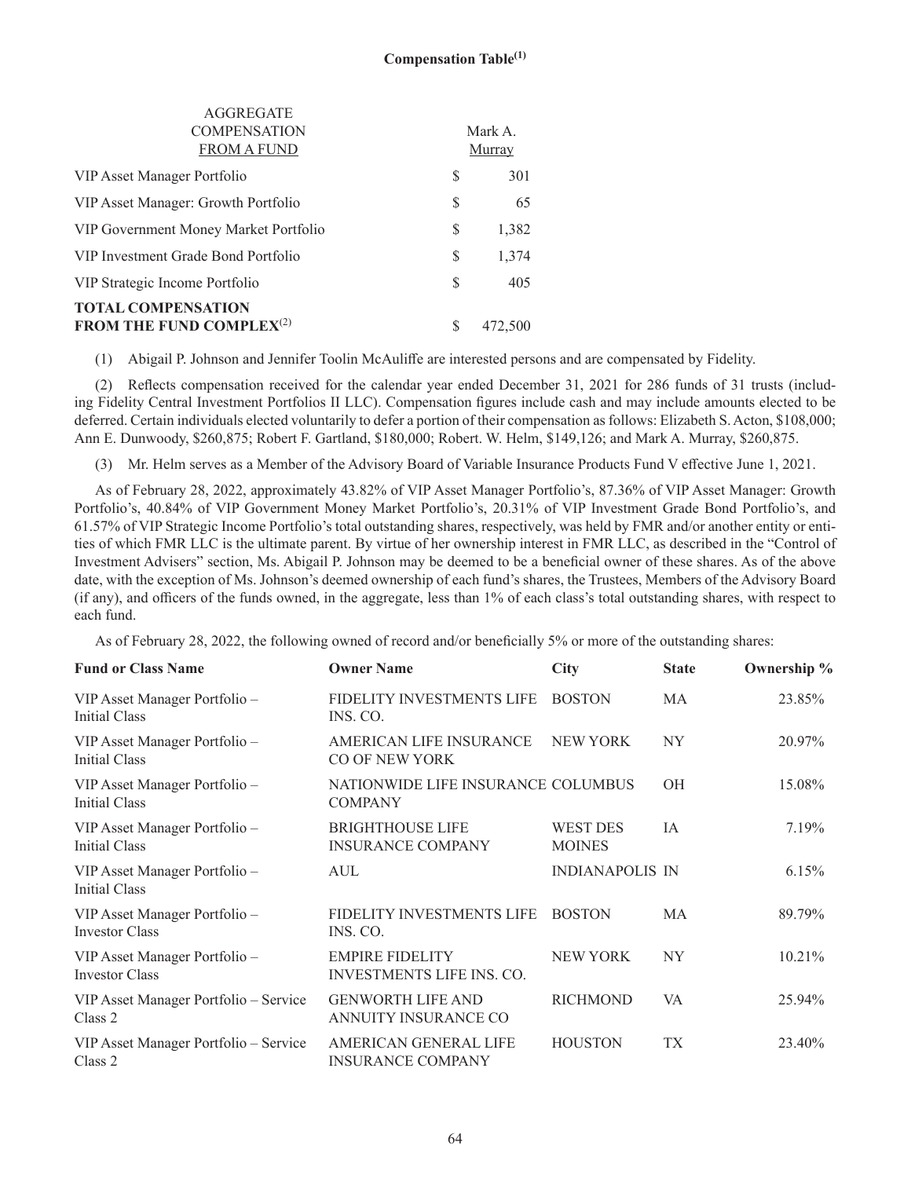**Compensation Table(1)**

| AGGREGATE COMPENSATION FROM A FUND | Mark A. Murray |
|---|---|
| VIP Asset Manager Portfolio | $ 301 |
| VIP Asset Manager: Growth Portfolio | $ 65 |
| VIP Government Money Market Portfolio | $ 1,382 |
| VIP Investment Grade Bond Portfolio | $ 1,374 |
| VIP Strategic Income Portfolio | $ 405 |
| **TOTAL COMPENSATION FROM THE FUND COMPLEX(2)** | $ 472,500 |

(1) Abigail P. Johnson and Jennifer Toolin McAuliffe are interested persons and are compensated by Fidelity.

(2) Reflects compensation received for the calendar year ended December 31, 2021 for 286 funds of 31 trusts (including Fidelity Central Investment Portfolios II LLC). Compensation figures include cash and may include amounts elected to be deferred. Certain individuals elected voluntarily to defer a portion of their compensation as follows: Elizabeth S. Acton, $108,000; Ann E. Dunwoody, $260,875; Robert F. Gartland, $180,000; Robert. W. Helm, $149,126; and Mark A. Murray, $260,875.

(3) Mr. Helm serves as a Member of the Advisory Board of Variable Insurance Products Fund V effective June 1, 2021.

As of February 28, 2022, approximately 43.82% of VIP Asset Manager Portfolio's, 87.36% of VIP Asset Manager: Growth Portfolio's, 40.84% of VIP Government Money Market Portfolio's, 20.31% of VIP Investment Grade Bond Portfolio's, and 61.57% of VIP Strategic Income Portfolio's total outstanding shares, respectively, was held by FMR and/or another entity or entities of which FMR LLC is the ultimate parent. By virtue of her ownership interest in FMR LLC, as described in the "Control of Investment Advisers" section, Ms. Abigail P. Johnson may be deemed to be a beneficial owner of these shares. As of the above date, with the exception of Ms. Johnson's deemed ownership of each fund's shares, the Trustees, Members of the Advisory Board (if any), and officers of the funds owned, in the aggregate, less than 1% of each class's total outstanding shares, with respect to each fund.

As of February 28, 2022, the following owned of record and/or beneficially 5% or more of the outstanding shares:

| Fund or Class Name | Owner Name | City | State | Ownership % |
|---|---|---|---|---|
| VIP Asset Manager Portfolio – Initial Class | FIDELITY INVESTMENTS LIFE INS. CO. | BOSTON | MA | 23.85% |
| VIP Asset Manager Portfolio – Initial Class | AMERICAN LIFE INSURANCE CO OF NEW YORK | NEW YORK | NY | 20.97% |
| VIP Asset Manager Portfolio – Initial Class | NATIONWIDE LIFE INSURANCE COMPANY | COLUMBUS | OH | 15.08% |
| VIP Asset Manager Portfolio – Initial Class | BRIGHTHOUSE LIFE INSURANCE COMPANY | WEST DES MOINES | IA | 7.19% |
| VIP Asset Manager Portfolio – Initial Class | AUL | INDIANAPOLIS | IN | 6.15% |
| VIP Asset Manager Portfolio – Investor Class | FIDELITY INVESTMENTS LIFE INS. CO. | BOSTON | MA | 89.79% |
| VIP Asset Manager Portfolio – Investor Class | EMPIRE FIDELITY INVESTMENTS LIFE INS. CO. | NEW YORK | NY | 10.21% |
| VIP Asset Manager Portfolio – Service Class 2 | GENWORTH LIFE AND ANNUITY INSURANCE CO | RICHMOND | VA | 25.94% |
| VIP Asset Manager Portfolio – Service Class 2 | AMERICAN GENERAL LIFE INSURANCE COMPANY | HOUSTON | TX | 23.40% |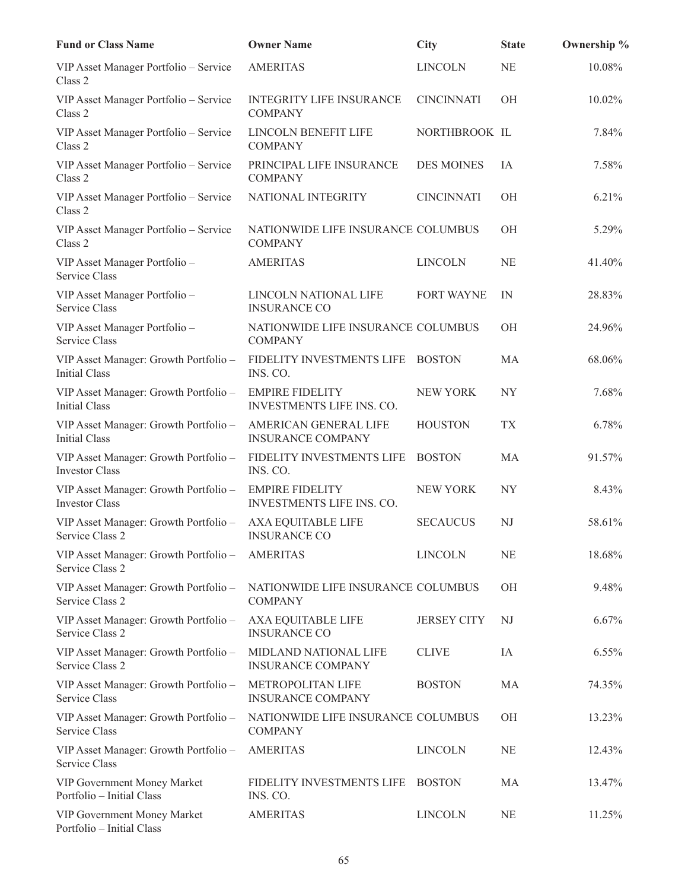| Fund or Class Name | Owner Name | City | State | Ownership % |
|---|---|---|---|---|
| VIP Asset Manager Portfolio – Service Class 2 | AMERITAS | LINCOLN | NE | 10.08% |
| VIP Asset Manager Portfolio – Service Class 2 | INTEGRITY LIFE INSURANCE COMPANY | CINCINNATI | OH | 10.02% |
| VIP Asset Manager Portfolio – Service Class 2 | LINCOLN BENEFIT LIFE COMPANY | NORTHBROOK | IL | 7.84% |
| VIP Asset Manager Portfolio – Service Class 2 | PRINCIPAL LIFE INSURANCE COMPANY | DES MOINES | IA | 7.58% |
| VIP Asset Manager Portfolio – Service Class 2 | NATIONAL INTEGRITY | CINCINNATI | OH | 6.21% |
| VIP Asset Manager Portfolio – Service Class 2 | NATIONWIDE LIFE INSURANCE COMPANY | COLUMBUS | OH | 5.29% |
| VIP Asset Manager Portfolio – Service Class | AMERITAS | LINCOLN | NE | 41.40% |
| VIP Asset Manager Portfolio – Service Class | LINCOLN NATIONAL LIFE INSURANCE CO | FORT WAYNE | IN | 28.83% |
| VIP Asset Manager Portfolio – Service Class | NATIONWIDE LIFE INSURANCE COMPANY | COLUMBUS | OH | 24.96% |
| VIP Asset Manager: Growth Portfolio – Initial Class | FIDELITY INVESTMENTS LIFE INS. CO. | BOSTON | MA | 68.06% |
| VIP Asset Manager: Growth Portfolio – Initial Class | EMPIRE FIDELITY INVESTMENTS LIFE INS. CO. | NEW YORK | NY | 7.68% |
| VIP Asset Manager: Growth Portfolio – Initial Class | AMERICAN GENERAL LIFE INSURANCE COMPANY | HOUSTON | TX | 6.78% |
| VIP Asset Manager: Growth Portfolio – Investor Class | FIDELITY INVESTMENTS LIFE INS. CO. | BOSTON | MA | 91.57% |
| VIP Asset Manager: Growth Portfolio – Investor Class | EMPIRE FIDELITY INVESTMENTS LIFE INS. CO. | NEW YORK | NY | 8.43% |
| VIP Asset Manager: Growth Portfolio – Service Class 2 | AXA EQUITABLE LIFE INSURANCE CO | SECAUCUS | NJ | 58.61% |
| VIP Asset Manager: Growth Portfolio – Service Class 2 | AMERITAS | LINCOLN | NE | 18.68% |
| VIP Asset Manager: Growth Portfolio – Service Class 2 | NATIONWIDE LIFE INSURANCE COMPANY | COLUMBUS | OH | 9.48% |
| VIP Asset Manager: Growth Portfolio – Service Class 2 | AXA EQUITABLE LIFE INSURANCE CO | JERSEY CITY | NJ | 6.67% |
| VIP Asset Manager: Growth Portfolio – Service Class 2 | MIDLAND NATIONAL LIFE INSURANCE COMPANY | CLIVE | IA | 6.55% |
| VIP Asset Manager: Growth Portfolio – Service Class | METROPOLITAN LIFE INSURANCE COMPANY | BOSTON | MA | 74.35% |
| VIP Asset Manager: Growth Portfolio – Service Class | NATIONWIDE LIFE INSURANCE COMPANY | COLUMBUS | OH | 13.23% |
| VIP Asset Manager: Growth Portfolio – Service Class | AMERITAS | LINCOLN | NE | 12.43% |
| VIP Government Money Market Portfolio – Initial Class | FIDELITY INVESTMENTS LIFE INS. CO. | BOSTON | MA | 13.47% |
| VIP Government Money Market Portfolio – Initial Class | AMERITAS | LINCOLN | NE | 11.25% |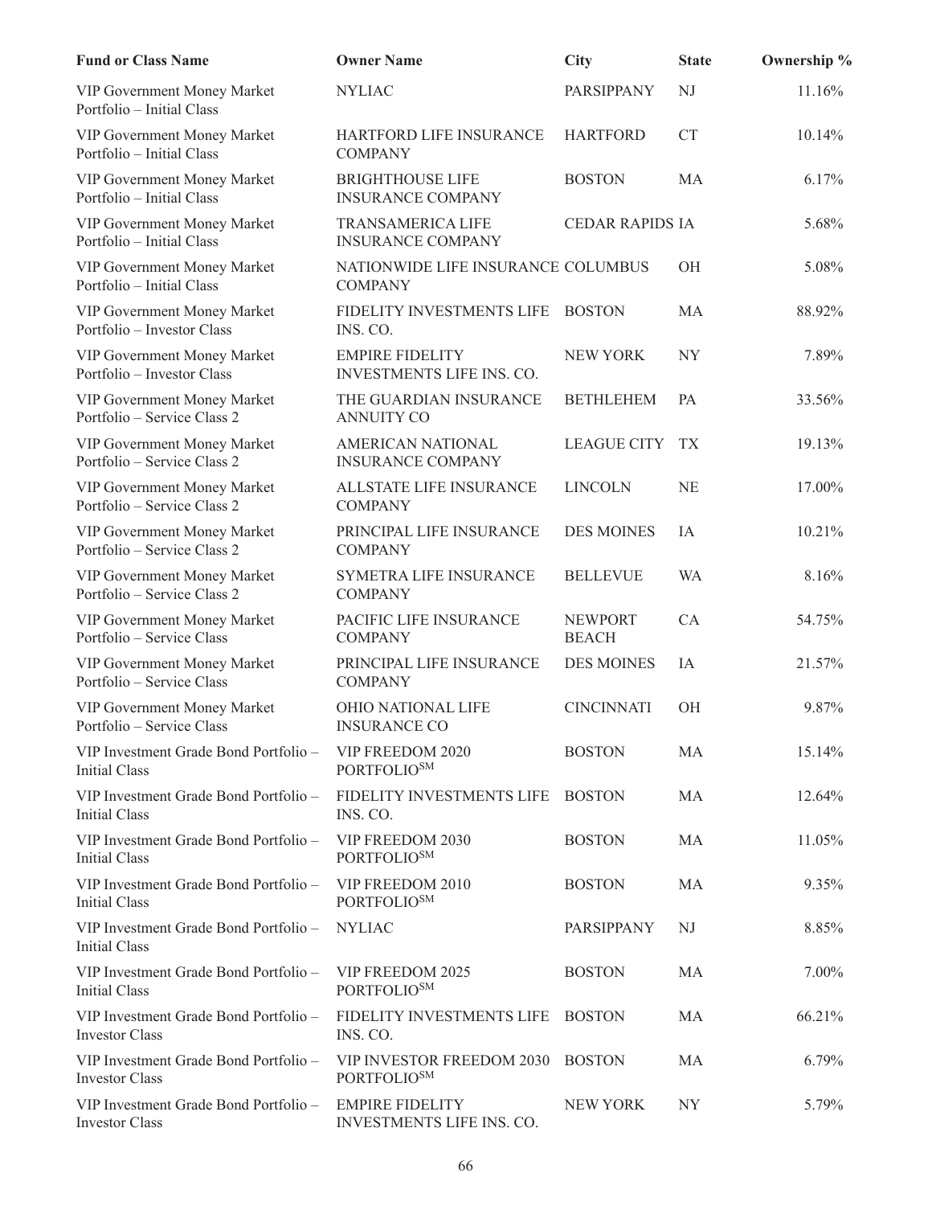| Fund or Class Name | Owner Name | City | State | Ownership % |
|---|---|---|---|---|
| VIP Government Money Market Portfolio – Initial Class | NYLIAC | PARSIPPANY | NJ | 11.16% |
| VIP Government Money Market Portfolio – Initial Class | HARTFORD LIFE INSURANCE COMPANY | HARTFORD | CT | 10.14% |
| VIP Government Money Market Portfolio – Initial Class | BRIGHTHOUSE LIFE INSURANCE COMPANY | BOSTON | MA | 6.17% |
| VIP Government Money Market Portfolio – Initial Class | TRANSAMERICA LIFE INSURANCE COMPANY | CEDAR RAPIDS | IA | 5.68% |
| VIP Government Money Market Portfolio – Initial Class | NATIONWIDE LIFE INSURANCE COMPANY | COLUMBUS | OH | 5.08% |
| VIP Government Money Market Portfolio – Investor Class | FIDELITY INVESTMENTS LIFE INS. CO. | BOSTON | MA | 88.92% |
| VIP Government Money Market Portfolio – Investor Class | EMPIRE FIDELITY INVESTMENTS LIFE INS. CO. | NEW YORK | NY | 7.89% |
| VIP Government Money Market Portfolio – Service Class 2 | THE GUARDIAN INSURANCE ANNUITY CO | BETHLEHEM | PA | 33.56% |
| VIP Government Money Market Portfolio – Service Class 2 | AMERICAN NATIONAL INSURANCE COMPANY | LEAGUE CITY | TX | 19.13% |
| VIP Government Money Market Portfolio – Service Class 2 | ALLSTATE LIFE INSURANCE COMPANY | LINCOLN | NE | 17.00% |
| VIP Government Money Market Portfolio – Service Class 2 | PRINCIPAL LIFE INSURANCE COMPANY | DES MOINES | IA | 10.21% |
| VIP Government Money Market Portfolio – Service Class 2 | SYMETRA LIFE INSURANCE COMPANY | BELLEVUE | WA | 8.16% |
| VIP Government Money Market Portfolio – Service Class | PACIFIC LIFE INSURANCE COMPANY | NEWPORT BEACH | CA | 54.75% |
| VIP Government Money Market Portfolio – Service Class | PRINCIPAL LIFE INSURANCE COMPANY | DES MOINES | IA | 21.57% |
| VIP Government Money Market Portfolio – Service Class | OHIO NATIONAL LIFE INSURANCE CO | CINCINNATI | OH | 9.87% |
| VIP Investment Grade Bond Portfolio – Initial Class | VIP FREEDOM 2020 PORTFOLIO℠ | BOSTON | MA | 15.14% |
| VIP Investment Grade Bond Portfolio – Initial Class | FIDELITY INVESTMENTS LIFE INS. CO. | BOSTON | MA | 12.64% |
| VIP Investment Grade Bond Portfolio – Initial Class | VIP FREEDOM 2030 PORTFOLIO℠ | BOSTON | MA | 11.05% |
| VIP Investment Grade Bond Portfolio – Initial Class | VIP FREEDOM 2010 PORTFOLIO℠ | BOSTON | MA | 9.35% |
| VIP Investment Grade Bond Portfolio – Initial Class | NYLIAC | PARSIPPANY | NJ | 8.85% |
| VIP Investment Grade Bond Portfolio – Initial Class | VIP FREEDOM 2025 PORTFOLIO℠ | BOSTON | MA | 7.00% |
| VIP Investment Grade Bond Portfolio – Investor Class | FIDELITY INVESTMENTS LIFE INS. CO. | BOSTON | MA | 66.21% |
| VIP Investment Grade Bond Portfolio – Investor Class | VIP INVESTOR FREEDOM 2030 PORTFOLIO℠ | BOSTON | MA | 6.79% |
| VIP Investment Grade Bond Portfolio – Investor Class | EMPIRE FIDELITY INVESTMENTS LIFE INS. CO. | NEW YORK | NY | 5.79% |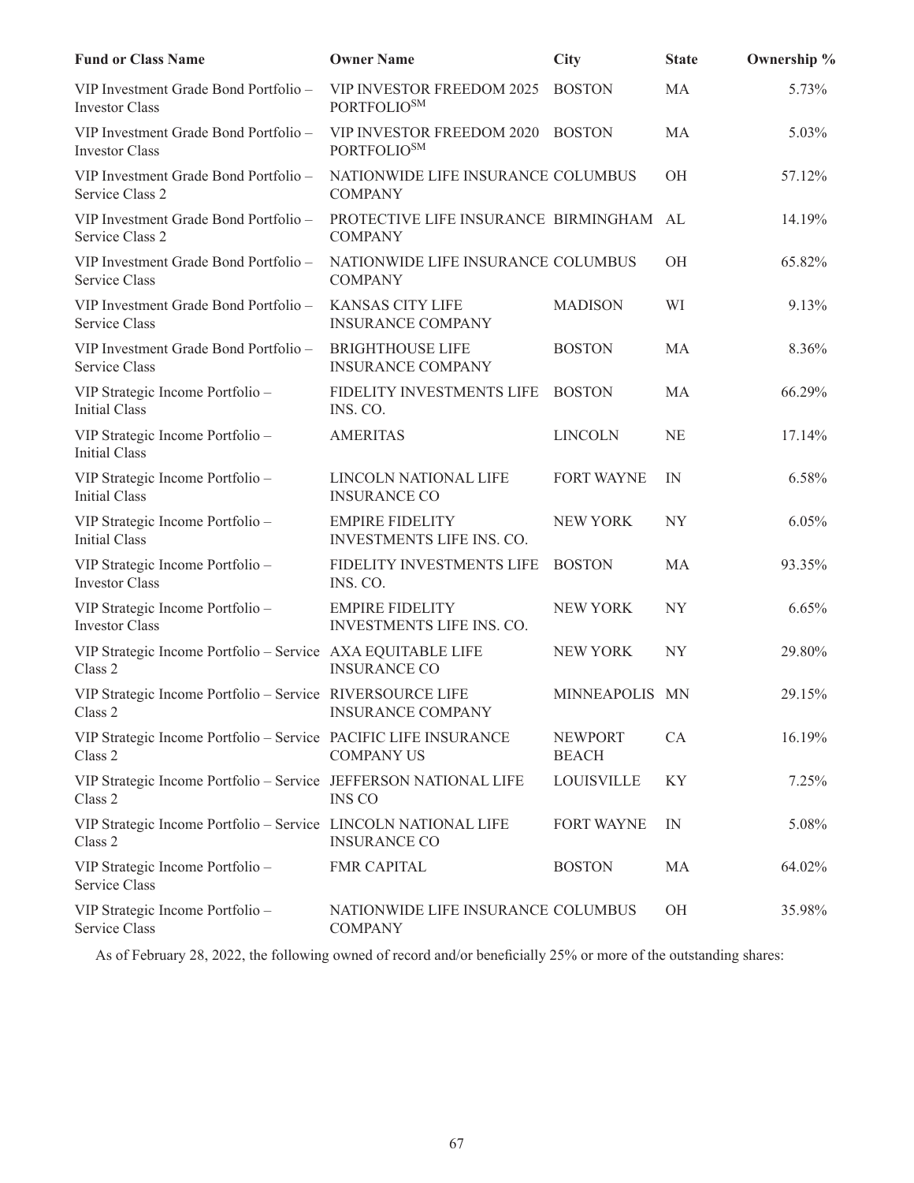| Fund or Class Name | Owner Name | City | State | Ownership % |
|---|---|---|---|---|
| VIP Investment Grade Bond Portfolio – Investor Class | VIP INVESTOR FREEDOM 2025 PORTFOLIO℠ | BOSTON | MA | 5.73% |
| VIP Investment Grade Bond Portfolio – Investor Class | VIP INVESTOR FREEDOM 2020 PORTFOLIO℠ | BOSTON | MA | 5.03% |
| VIP Investment Grade Bond Portfolio – Service Class 2 | NATIONWIDE LIFE INSURANCE COMPANY | COLUMBUS | OH | 57.12% |
| VIP Investment Grade Bond Portfolio – Service Class 2 | PROTECTIVE LIFE INSURANCE COMPANY | BIRMINGHAM | AL | 14.19% |
| VIP Investment Grade Bond Portfolio – Service Class | NATIONWIDE LIFE INSURANCE COMPANY | COLUMBUS | OH | 65.82% |
| VIP Investment Grade Bond Portfolio – Service Class | KANSAS CITY LIFE INSURANCE COMPANY | MADISON | WI | 9.13% |
| VIP Investment Grade Bond Portfolio – Service Class | BRIGHTHOUSE LIFE INSURANCE COMPANY | BOSTON | MA | 8.36% |
| VIP Strategic Income Portfolio – Initial Class | FIDELITY INVESTMENTS LIFE INS. CO. | BOSTON | MA | 66.29% |
| VIP Strategic Income Portfolio – Initial Class | AMERITAS | LINCOLN | NE | 17.14% |
| VIP Strategic Income Portfolio – Initial Class | LINCOLN NATIONAL LIFE INSURANCE CO | FORT WAYNE | IN | 6.58% |
| VIP Strategic Income Portfolio – Initial Class | EMPIRE FIDELITY INVESTMENTS LIFE INS. CO. | NEW YORK | NY | 6.05% |
| VIP Strategic Income Portfolio – Investor Class | FIDELITY INVESTMENTS LIFE INS. CO. | BOSTON | MA | 93.35% |
| VIP Strategic Income Portfolio – Investor Class | EMPIRE FIDELITY INVESTMENTS LIFE INS. CO. | NEW YORK | NY | 6.65% |
| VIP Strategic Income Portfolio – Service Class 2 | AXA EQUITABLE LIFE INSURANCE CO | NEW YORK | NY | 29.80% |
| VIP Strategic Income Portfolio – Service Class 2 | RIVERSOURCE LIFE INSURANCE COMPANY | MINNEAPOLIS | MN | 29.15% |
| VIP Strategic Income Portfolio – Service Class 2 | PACIFIC LIFE INSURANCE COMPANY US | NEWPORT BEACH | CA | 16.19% |
| VIP Strategic Income Portfolio – Service Class 2 | JEFFERSON NATIONAL LIFE INS CO | LOUISVILLE | KY | 7.25% |
| VIP Strategic Income Portfolio – Service Class 2 | LINCOLN NATIONAL LIFE INSURANCE CO | FORT WAYNE | IN | 5.08% |
| VIP Strategic Income Portfolio – Service Class | FMR CAPITAL | BOSTON | MA | 64.02% |
| VIP Strategic Income Portfolio – Service Class | NATIONWIDE LIFE INSURANCE COMPANY | COLUMBUS | OH | 35.98% |

As of February 28, 2022, the following owned of record and/or beneficially 25% or more of the outstanding shares: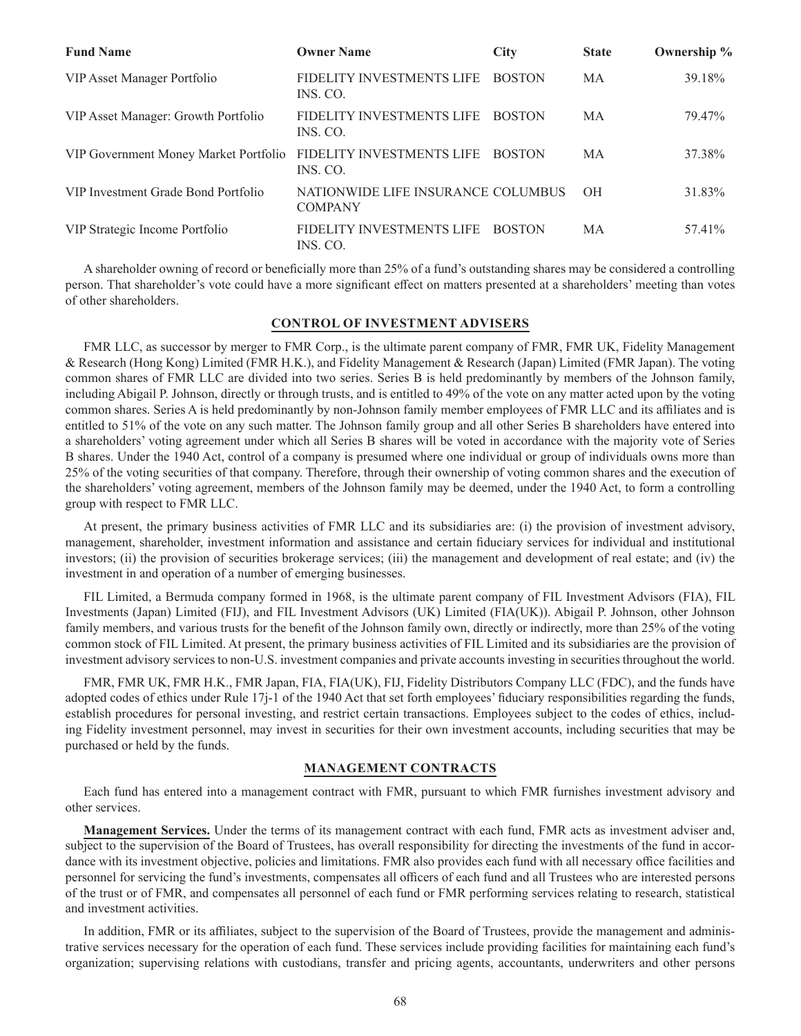| Fund Name | Owner Name | City | State | Ownership % |
| --- | --- | --- | --- | --- |
| VIP Asset Manager Portfolio | FIDELITY INVESTMENTS LIFE INS. CO. | BOSTON | MA | 39.18% |
| VIP Asset Manager: Growth Portfolio | FIDELITY INVESTMENTS LIFE INS. CO. | BOSTON | MA | 79.47% |
| VIP Government Money Market Portfolio | FIDELITY INVESTMENTS LIFE INS. CO. | BOSTON | MA | 37.38% |
| VIP Investment Grade Bond Portfolio | NATIONWIDE LIFE INSURANCE COMPANY | COLUMBUS | OH | 31.83% |
| VIP Strategic Income Portfolio | FIDELITY INVESTMENTS LIFE INS. CO. | BOSTON | MA | 57.41% |

A shareholder owning of record or beneficially more than 25% of a fund's outstanding shares may be considered a controlling person. That shareholder's vote could have a more significant effect on matters presented at a shareholders' meeting than votes of other shareholders.

## CONTROL OF INVESTMENT ADVISERS

FMR LLC, as successor by merger to FMR Corp., is the ultimate parent company of FMR, FMR UK, Fidelity Management & Research (Hong Kong) Limited (FMR H.K.), and Fidelity Management & Research (Japan) Limited (FMR Japan). The voting common shares of FMR LLC are divided into two series. Series B is held predominantly by members of the Johnson family, including Abigail P. Johnson, directly or through trusts, and is entitled to 49% of the vote on any matter acted upon by the voting common shares. Series A is held predominantly by non-Johnson family member employees of FMR LLC and its affiliates and is entitled to 51% of the vote on any such matter. The Johnson family group and all other Series B shareholders have entered into a shareholders' voting agreement under which all Series B shares will be voted in accordance with the majority vote of Series B shares. Under the 1940 Act, control of a company is presumed where one individual or group of individuals owns more than 25% of the voting securities of that company. Therefore, through their ownership of voting common shares and the execution of the shareholders' voting agreement, members of the Johnson family may be deemed, under the 1940 Act, to form a controlling group with respect to FMR LLC.

At present, the primary business activities of FMR LLC and its subsidiaries are: (i) the provision of investment advisory, management, shareholder, investment information and assistance and certain fiduciary services for individual and institutional investors; (ii) the provision of securities brokerage services; (iii) the management and development of real estate; and (iv) the investment in and operation of a number of emerging businesses.

FIL Limited, a Bermuda company formed in 1968, is the ultimate parent company of FIL Investment Advisors (FIA), FIL Investments (Japan) Limited (FIJ), and FIL Investment Advisors (UK) Limited (FIA(UK)). Abigail P. Johnson, other Johnson family members, and various trusts for the benefit of the Johnson family own, directly or indirectly, more than 25% of the voting common stock of FIL Limited. At present, the primary business activities of FIL Limited and its subsidiaries are the provision of investment advisory services to non-U.S. investment companies and private accounts investing in securities throughout the world.

FMR, FMR UK, FMR H.K., FMR Japan, FIA, FIA(UK), FIJ, Fidelity Distributors Company LLC (FDC), and the funds have adopted codes of ethics under Rule 17j-1 of the 1940 Act that set forth employees' fiduciary responsibilities regarding the funds, establish procedures for personal investing, and restrict certain transactions. Employees subject to the codes of ethics, including Fidelity investment personnel, may invest in securities for their own investment accounts, including securities that may be purchased or held by the funds.

## MANAGEMENT CONTRACTS

Each fund has entered into a management contract with FMR, pursuant to which FMR furnishes investment advisory and other services.

**Management Services.** Under the terms of its management contract with each fund, FMR acts as investment adviser and, subject to the supervision of the Board of Trustees, has overall responsibility for directing the investments of the fund in accordance with its investment objective, policies and limitations. FMR also provides each fund with all necessary office facilities and personnel for servicing the fund's investments, compensates all officers of each fund and all Trustees who are interested persons of the trust or of FMR, and compensates all personnel of each fund or FMR performing services relating to research, statistical and investment activities.

In addition, FMR or its affiliates, subject to the supervision of the Board of Trustees, provide the management and administrative services necessary for the operation of each fund. These services include providing facilities for maintaining each fund's organization; supervising relations with custodians, transfer and pricing agents, accountants, underwriters and other persons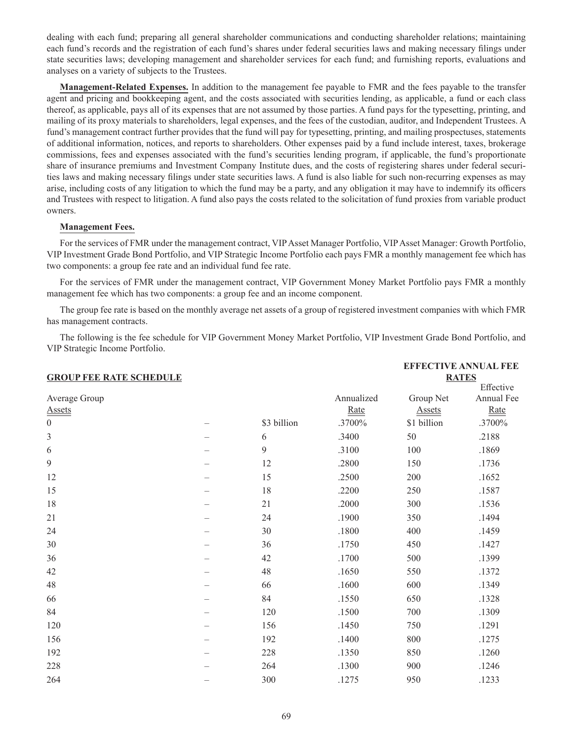dealing with each fund; preparing all general shareholder communications and conducting shareholder relations; maintaining each fund's records and the registration of each fund's shares under federal securities laws and making necessary filings under state securities laws; developing management and shareholder services for each fund; and furnishing reports, evaluations and analyses on a variety of subjects to the Trustees.

**Management-Related Expenses.** In addition to the management fee payable to FMR and the fees payable to the transfer agent and pricing and bookkeeping agent, and the costs associated with securities lending, as applicable, a fund or each class thereof, as applicable, pays all of its expenses that are not assumed by those parties. A fund pays for the typesetting, printing, and mailing of its proxy materials to shareholders, legal expenses, and the fees of the custodian, auditor, and Independent Trustees. A fund's management contract further provides that the fund will pay for typesetting, printing, and mailing prospectuses, statements of additional information, notices, and reports to shareholders. Other expenses paid by a fund include interest, taxes, brokerage commissions, fees and expenses associated with the fund's securities lending program, if applicable, the fund's proportionate share of insurance premiums and Investment Company Institute dues, and the costs of registering shares under federal securities laws and making necessary filings under state securities laws. A fund is also liable for such non-recurring expenses as may arise, including costs of any litigation to which the fund may be a party, and any obligation it may have to indemnify its officers and Trustees with respect to litigation. A fund also pays the costs related to the solicitation of fund proxies from variable product owners.

**Management Fees.**

For the services of FMR under the management contract, VIP Asset Manager Portfolio, VIP Asset Manager: Growth Portfolio, VIP Investment Grade Bond Portfolio, and VIP Strategic Income Portfolio each pays FMR a monthly management fee which has two components: a group fee rate and an individual fund fee rate.

For the services of FMR under the management contract, VIP Government Money Market Portfolio pays FMR a monthly management fee which has two components: a group fee and an income component.

The group fee rate is based on the monthly average net assets of a group of registered investment companies with which FMR has management contracts.

The following is the fee schedule for VIP Government Money Market Portfolio, VIP Investment Grade Bond Portfolio, and VIP Strategic Income Portfolio.

| **GROUP FEE RATE SCHEDULE** | | | | **EFFECTIVE ANNUAL FEE RATES** | |
|---|---|---|---|---|---|
| Average Group Assets | | | Annualized Rate | Group Net Assets | Effective Annual Fee Rate |
| 0 | – | $3 billion | .3700% | $1 billion | .3700% |
| 3 | – | 6 | .3400 | 50 | .2188 |
| 6 | – | 9 | .3100 | 100 | .1869 |
| 9 | – | 12 | .2800 | 150 | .1736 |
| 12 | – | 15 | .2500 | 200 | .1652 |
| 15 | – | 18 | .2200 | 250 | .1587 |
| 18 | – | 21 | .2000 | 300 | .1536 |
| 21 | – | 24 | .1900 | 350 | .1494 |
| 24 | – | 30 | .1800 | 400 | .1459 |
| 30 | – | 36 | .1750 | 450 | .1427 |
| 36 | – | 42 | .1700 | 500 | .1399 |
| 42 | – | 48 | .1650 | 550 | .1372 |
| 48 | – | 66 | .1600 | 600 | .1349 |
| 66 | – | 84 | .1550 | 650 | .1328 |
| 84 | – | 120 | .1500 | 700 | .1309 |
| 120 | – | 156 | .1450 | 750 | .1291 |
| 156 | – | 192 | .1400 | 800 | .1275 |
| 192 | – | 228 | .1350 | 850 | .1260 |
| 228 | – | 264 | .1300 | 900 | .1246 |
| 264 | – | 300 | .1275 | 950 | .1233 |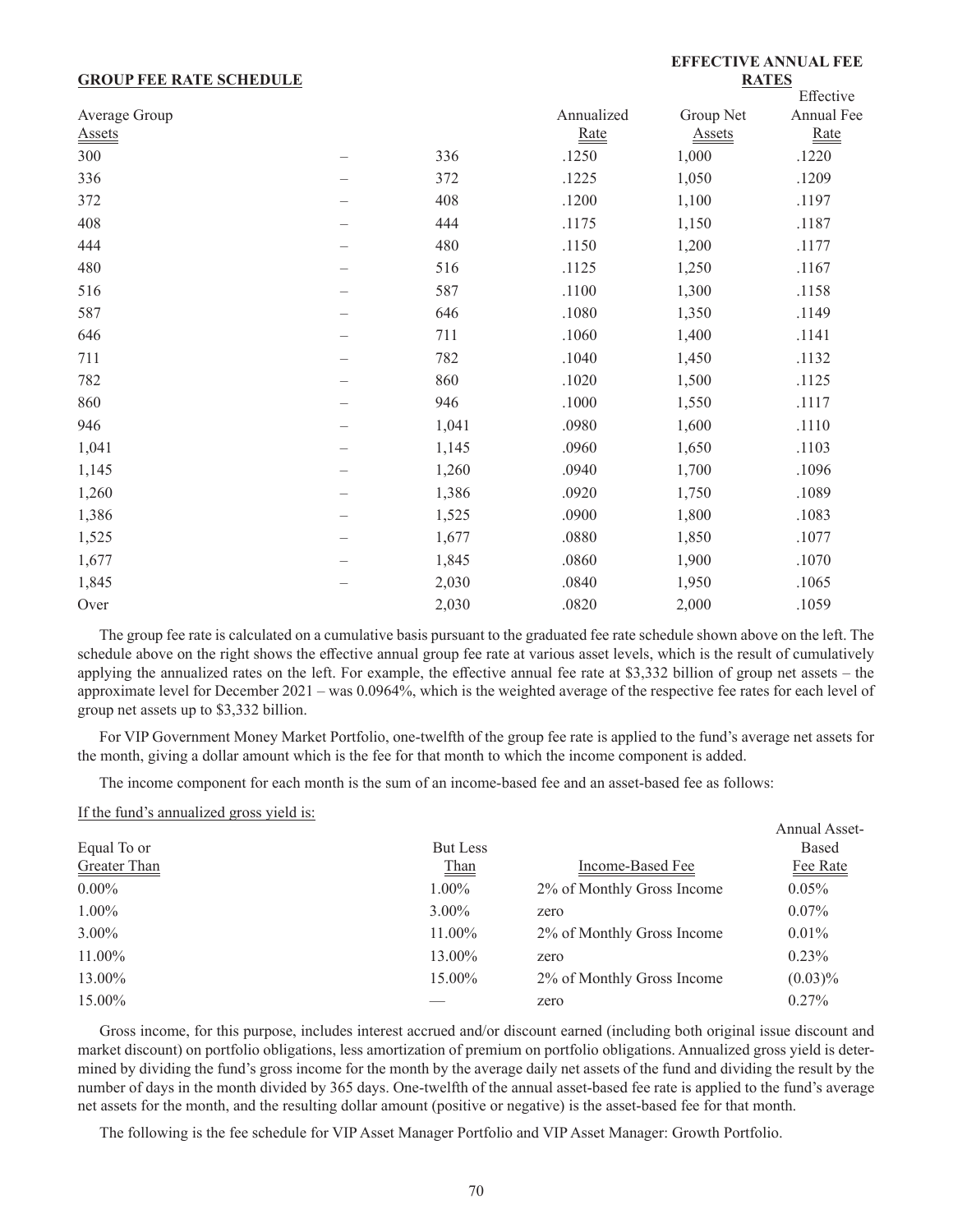| **GROUP FEE RATE SCHEDULE** | | | | **EFFECTIVE ANNUAL FEE RATES** | |
|---|---|---|---|---|---|
| Average Group Assets | | | Annualized Rate | Group Net Assets | Effective Annual Fee Rate |
| 300 | – | 336 | .1250 | 1,000 | .1220 |
| 336 | – | 372 | .1225 | 1,050 | .1209 |
| 372 | – | 408 | .1200 | 1,100 | .1197 |
| 408 | – | 444 | .1175 | 1,150 | .1187 |
| 444 | – | 480 | .1150 | 1,200 | .1177 |
| 480 | – | 516 | .1125 | 1,250 | .1167 |
| 516 | – | 587 | .1100 | 1,300 | .1158 |
| 587 | – | 646 | .1080 | 1,350 | .1149 |
| 646 | – | 711 | .1060 | 1,400 | .1141 |
| 711 | – | 782 | .1040 | 1,450 | .1132 |
| 782 | – | 860 | .1020 | 1,500 | .1125 |
| 860 | – | 946 | .1000 | 1,550 | .1117 |
| 946 | – | 1,041 | .0980 | 1,600 | .1110 |
| 1,041 | – | 1,145 | .0960 | 1,650 | .1103 |
| 1,145 | – | 1,260 | .0940 | 1,700 | .1096 |
| 1,260 | – | 1,386 | .0920 | 1,750 | .1089 |
| 1,386 | – | 1,525 | .0900 | 1,800 | .1083 |
| 1,525 | – | 1,677 | .0880 | 1,850 | .1077 |
| 1,677 | – | 1,845 | .0860 | 1,900 | .1070 |
| 1,845 | – | 2,030 | .0840 | 1,950 | .1065 |
| Over | | 2,030 | .0820 | 2,000 | .1059 |

The group fee rate is calculated on a cumulative basis pursuant to the graduated fee rate schedule shown above on the left. The schedule above on the right shows the effective annual group fee rate at various asset levels, which is the result of cumulatively applying the annualized rates on the left. For example, the effective annual fee rate at $3,332 billion of group net assets – the approximate level for December 2021 – was 0.0964%, which is the weighted average of the respective fee rates for each level of group net assets up to $3,332 billion.

For VIP Government Money Market Portfolio, one-twelfth of the group fee rate is applied to the fund's average net assets for the month, giving a dollar amount which is the fee for that month to which the income component is added.

The income component for each month is the sum of an income-based fee and an asset-based fee as follows:

If the fund's annualized gross yield is:

| Equal To or Greater Than | But Less Than | Income-Based Fee | Annual Asset-Based Fee Rate |
|---|---|---|---|
| 0.00% | 1.00% | 2% of Monthly Gross Income | 0.05% |
| 1.00% | 3.00% | zero | 0.07% |
| 3.00% | 11.00% | 2% of Monthly Gross Income | 0.01% |
| 11.00% | 13.00% | zero | 0.23% |
| 13.00% | 15.00% | 2% of Monthly Gross Income | (0.03)% |
| 15.00% | — | zero | 0.27% |

Gross income, for this purpose, includes interest accrued and/or discount earned (including both original issue discount and market discount) on portfolio obligations, less amortization of premium on portfolio obligations. Annualized gross yield is determined by dividing the fund's gross income for the month by the average daily net assets of the fund and dividing the result by the number of days in the month divided by 365 days. One-twelfth of the annual asset-based fee rate is applied to the fund's average net assets for the month, and the resulting dollar amount (positive or negative) is the asset-based fee for that month.

The following is the fee schedule for VIP Asset Manager Portfolio and VIP Asset Manager: Growth Portfolio.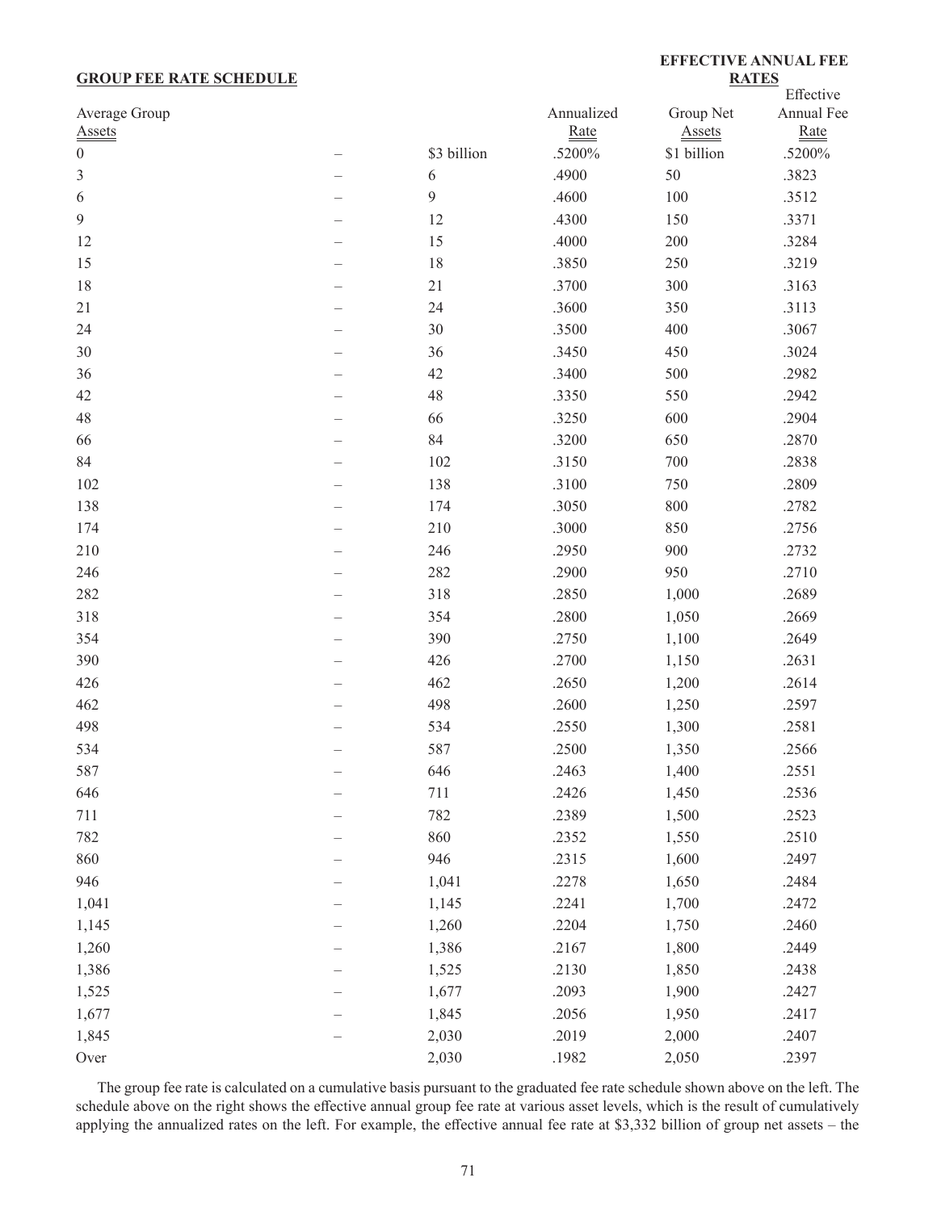## GROUP FEE RATE SCHEDULE

| Average Group Assets | | | Annualized Rate | Group Net Assets | Effective Annual Fee Rate |
|---|---|---|---|---|---|
| | | | | **EFFECTIVE ANNUAL FEE RATES** | |
| 0 | – | $3 billion | .5200% | $1 billion | .5200% |
| 3 | – | 6 | .4900 | 50 | .3823 |
| 6 | – | 9 | .4600 | 100 | .3512 |
| 9 | – | 12 | .4300 | 150 | .3371 |
| 12 | – | 15 | .4000 | 200 | .3284 |
| 15 | – | 18 | .3850 | 250 | .3219 |
| 18 | – | 21 | .3700 | 300 | .3163 |
| 21 | – | 24 | .3600 | 350 | .3113 |
| 24 | – | 30 | .3500 | 400 | .3067 |
| 30 | – | 36 | .3450 | 450 | .3024 |
| 36 | – | 42 | .3400 | 500 | .2982 |
| 42 | – | 48 | .3350 | 550 | .2942 |
| 48 | – | 66 | .3250 | 600 | .2904 |
| 66 | – | 84 | .3200 | 650 | .2870 |
| 84 | – | 102 | .3150 | 700 | .2838 |
| 102 | – | 138 | .3100 | 750 | .2809 |
| 138 | – | 174 | .3050 | 800 | .2782 |
| 174 | – | 210 | .3000 | 850 | .2756 |
| 210 | – | 246 | .2950 | 900 | .2732 |
| 246 | – | 282 | .2900 | 950 | .2710 |
| 282 | – | 318 | .2850 | 1,000 | .2689 |
| 318 | – | 354 | .2800 | 1,050 | .2669 |
| 354 | – | 390 | .2750 | 1,100 | .2649 |
| 390 | – | 426 | .2700 | 1,150 | .2631 |
| 426 | – | 462 | .2650 | 1,200 | .2614 |
| 462 | – | 498 | .2600 | 1,250 | .2597 |
| 498 | – | 534 | .2550 | 1,300 | .2581 |
| 534 | – | 587 | .2500 | 1,350 | .2566 |
| 587 | – | 646 | .2463 | 1,400 | .2551 |
| 646 | – | 711 | .2426 | 1,450 | .2536 |
| 711 | – | 782 | .2389 | 1,500 | .2523 |
| 782 | – | 860 | .2352 | 1,550 | .2510 |
| 860 | – | 946 | .2315 | 1,600 | .2497 |
| 946 | – | 1,041 | .2278 | 1,650 | .2484 |
| 1,041 | – | 1,145 | .2241 | 1,700 | .2472 |
| 1,145 | – | 1,260 | .2204 | 1,750 | .2460 |
| 1,260 | – | 1,386 | .2167 | 1,800 | .2449 |
| 1,386 | – | 1,525 | .2130 | 1,850 | .2438 |
| 1,525 | – | 1,677 | .2093 | 1,900 | .2427 |
| 1,677 | – | 1,845 | .2056 | 1,950 | .2417 |
| 1,845 | – | 2,030 | .2019 | 2,000 | .2407 |
| Over | | 2,030 | .1982 | 2,050 | .2397 |

The group fee rate is calculated on a cumulative basis pursuant to the graduated fee rate schedule shown above on the left. The schedule above on the right shows the effective annual group fee rate at various asset levels, which is the result of cumulatively applying the annualized rates on the left. For example, the effective annual fee rate at $3,332 billion of group net assets – the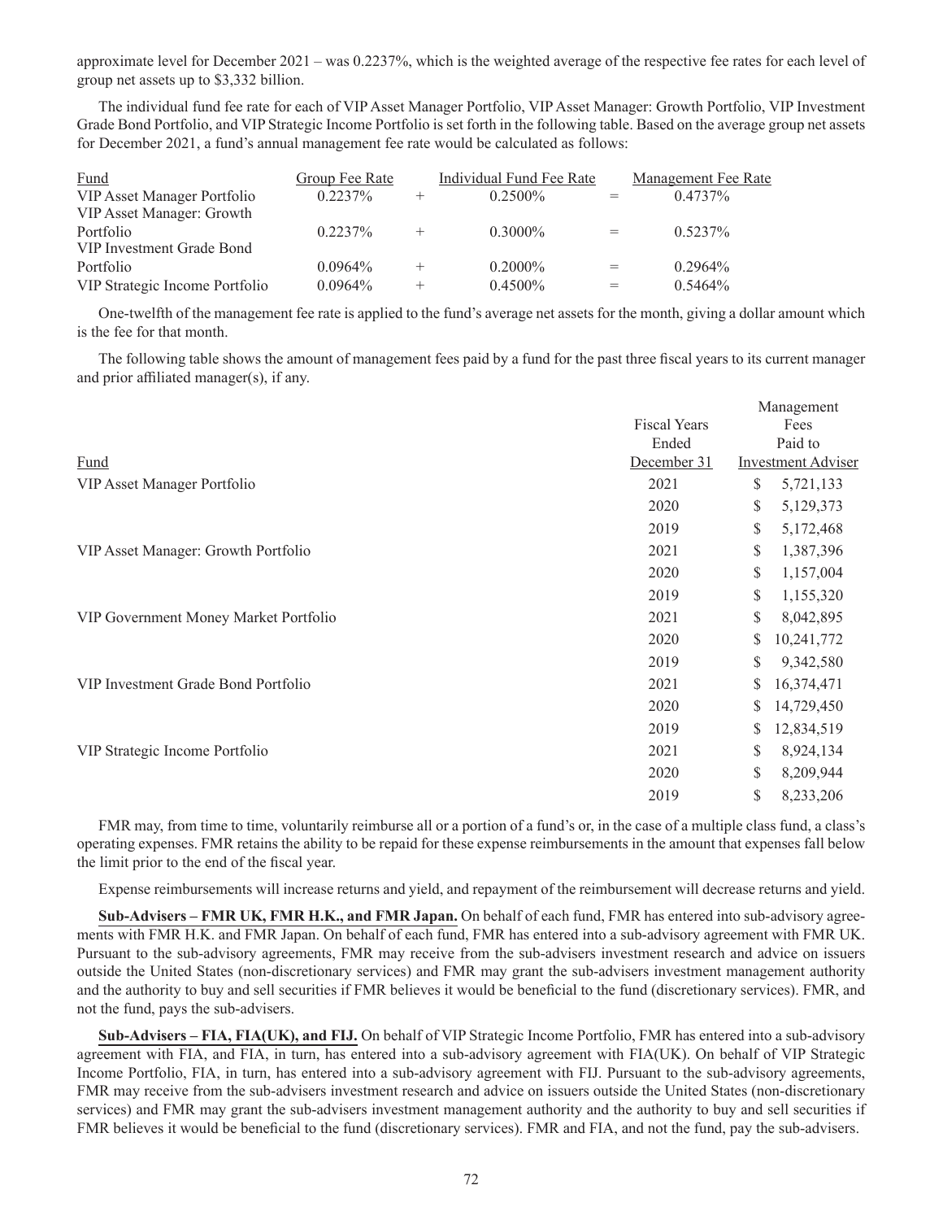approximate level for December 2021 – was 0.2237%, which is the weighted average of the respective fee rates for each level of group net assets up to $3,332 billion.

The individual fund fee rate for each of VIP Asset Manager Portfolio, VIP Asset Manager: Growth Portfolio, VIP Investment Grade Bond Portfolio, and VIP Strategic Income Portfolio is set forth in the following table. Based on the average group net assets for December 2021, a fund's annual management fee rate would be calculated as follows:

| Fund | Group Fee Rate | | Individual Fund Fee Rate | | Management Fee Rate |
|---|---|---|---|---|---|
| VIP Asset Manager Portfolio | 0.2237% | + | 0.2500% | = | 0.4737% |
| VIP Asset Manager: Growth Portfolio | 0.2237% | + | 0.3000% | = | 0.5237% |
| VIP Investment Grade Bond Portfolio | 0.0964% | + | 0.2000% | = | 0.2964% |
| VIP Strategic Income Portfolio | 0.0964% | + | 0.4500% | = | 0.5464% |

One-twelfth of the management fee rate is applied to the fund's average net assets for the month, giving a dollar amount which is the fee for that month.

The following table shows the amount of management fees paid by a fund for the past three fiscal years to its current manager and prior affiliated manager(s), if any.

| Fund | Fiscal Years Ended December 31 | Management Fees Paid to Investment Adviser |
|---|---|---|
| VIP Asset Manager Portfolio | 2021 | $ 5,721,133 |
| | 2020 | $ 5,129,373 |
| | 2019 | $ 5,172,468 |
| VIP Asset Manager: Growth Portfolio | 2021 | $ 1,387,396 |
| | 2020 | $ 1,157,004 |
| | 2019 | $ 1,155,320 |
| VIP Government Money Market Portfolio | 2021 | $ 8,042,895 |
| | 2020 | $ 10,241,772 |
| | 2019 | $ 9,342,580 |
| VIP Investment Grade Bond Portfolio | 2021 | $ 16,374,471 |
| | 2020 | $ 14,729,450 |
| | 2019 | $ 12,834,519 |
| VIP Strategic Income Portfolio | 2021 | $ 8,924,134 |
| | 2020 | $ 8,209,944 |
| | 2019 | $ 8,233,206 |

FMR may, from time to time, voluntarily reimburse all or a portion of a fund's or, in the case of a multiple class fund, a class's operating expenses. FMR retains the ability to be repaid for these expense reimbursements in the amount that expenses fall below the limit prior to the end of the fiscal year.

Expense reimbursements will increase returns and yield, and repayment of the reimbursement will decrease returns and yield.

**Sub-Advisers – FMR UK, FMR H.K., and FMR Japan.** On behalf of each fund, FMR has entered into sub-advisory agreements with FMR H.K. and FMR Japan. On behalf of each fund, FMR has entered into a sub-advisory agreement with FMR UK. Pursuant to the sub-advisory agreements, FMR may receive from the sub-advisers investment research and advice on issuers outside the United States (non-discretionary services) and FMR may grant the sub-advisers investment management authority and the authority to buy and sell securities if FMR believes it would be beneficial to the fund (discretionary services). FMR, and not the fund, pays the sub-advisers.

**Sub-Advisers – FIA, FIA(UK), and FIJ.** On behalf of VIP Strategic Income Portfolio, FMR has entered into a sub-advisory agreement with FIA, and FIA, in turn, has entered into a sub-advisory agreement with FIA(UK). On behalf of VIP Strategic Income Portfolio, FIA, in turn, has entered into a sub-advisory agreement with FIJ. Pursuant to the sub-advisory agreements, FMR may receive from the sub-advisers investment research and advice on issuers outside the United States (non-discretionary services) and FMR may grant the sub-advisers investment management authority and the authority to buy and sell securities if FMR believes it would be beneficial to the fund (discretionary services). FMR and FIA, and not the fund, pay the sub-advisers.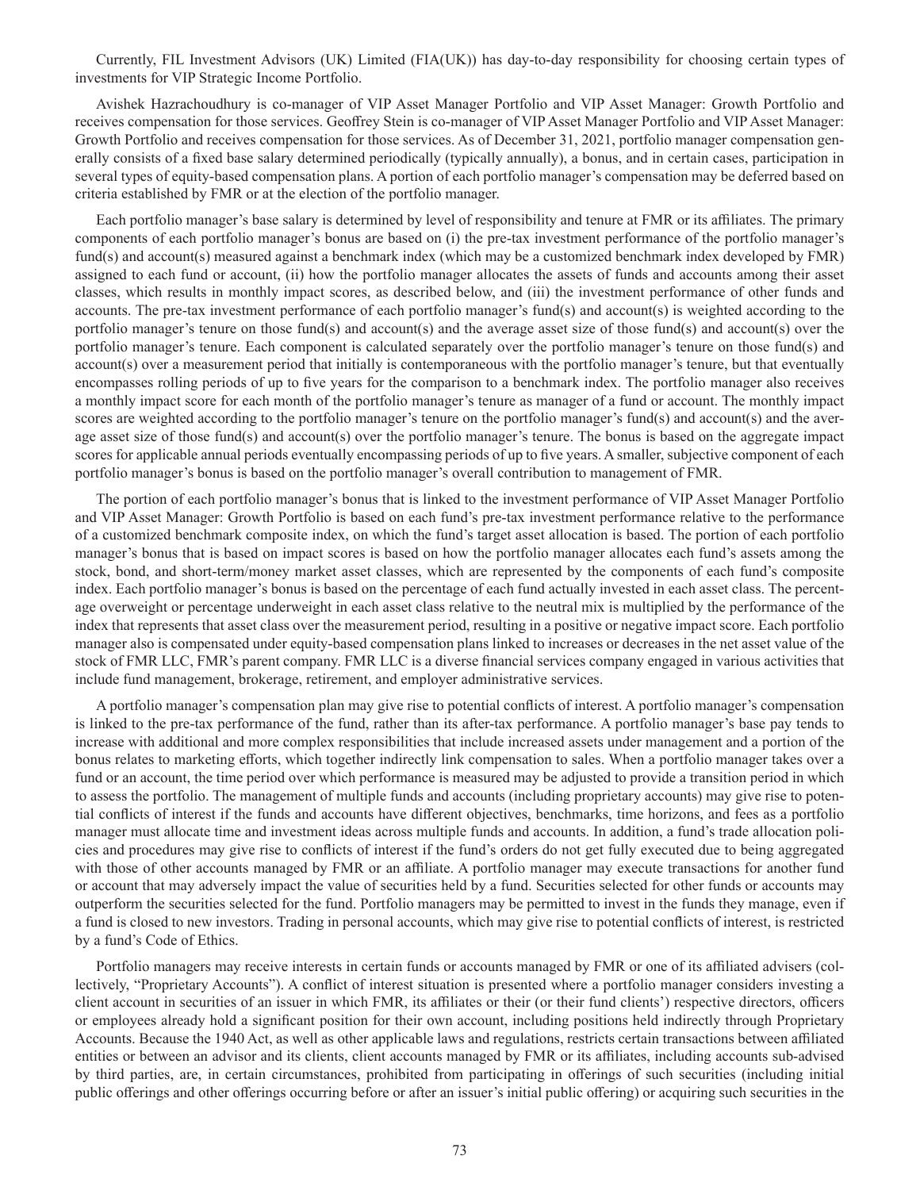Currently, FIL Investment Advisors (UK) Limited (FIA(UK)) has day-to-day responsibility for choosing certain types of investments for VIP Strategic Income Portfolio.

Avishek Hazrachoudhury is co-manager of VIP Asset Manager Portfolio and VIP Asset Manager: Growth Portfolio and receives compensation for those services. Geoffrey Stein is co-manager of VIP Asset Manager Portfolio and VIP Asset Manager: Growth Portfolio and receives compensation for those services. As of December 31, 2021, portfolio manager compensation generally consists of a fixed base salary determined periodically (typically annually), a bonus, and in certain cases, participation in several types of equity-based compensation plans. A portion of each portfolio manager's compensation may be deferred based on criteria established by FMR or at the election of the portfolio manager.

Each portfolio manager's base salary is determined by level of responsibility and tenure at FMR or its affiliates. The primary components of each portfolio manager's bonus are based on (i) the pre-tax investment performance of the portfolio manager's fund(s) and account(s) measured against a benchmark index (which may be a customized benchmark index developed by FMR) assigned to each fund or account, (ii) how the portfolio manager allocates the assets of funds and accounts among their asset classes, which results in monthly impact scores, as described below, and (iii) the investment performance of other funds and accounts. The pre-tax investment performance of each portfolio manager's fund(s) and account(s) is weighted according to the portfolio manager's tenure on those fund(s) and account(s) and the average asset size of those fund(s) and account(s) over the portfolio manager's tenure. Each component is calculated separately over the portfolio manager's tenure on those fund(s) and account(s) over a measurement period that initially is contemporaneous with the portfolio manager's tenure, but that eventually encompasses rolling periods of up to five years for the comparison to a benchmark index. The portfolio manager also receives a monthly impact score for each month of the portfolio manager's tenure as manager of a fund or account. The monthly impact scores are weighted according to the portfolio manager's tenure on the portfolio manager's fund(s) and account(s) and the average asset size of those fund(s) and account(s) over the portfolio manager's tenure. The bonus is based on the aggregate impact scores for applicable annual periods eventually encompassing periods of up to five years. A smaller, subjective component of each portfolio manager's bonus is based on the portfolio manager's overall contribution to management of FMR.

The portion of each portfolio manager's bonus that is linked to the investment performance of VIP Asset Manager Portfolio and VIP Asset Manager: Growth Portfolio is based on each fund's pre-tax investment performance relative to the performance of a customized benchmark composite index, on which the fund's target asset allocation is based. The portion of each portfolio manager's bonus that is based on impact scores is based on how the portfolio manager allocates each fund's assets among the stock, bond, and short-term/money market asset classes, which are represented by the components of each fund's composite index. Each portfolio manager's bonus is based on the percentage of each fund actually invested in each asset class. The percentage overweight or percentage underweight in each asset class relative to the neutral mix is multiplied by the performance of the index that represents that asset class over the measurement period, resulting in a positive or negative impact score. Each portfolio manager also is compensated under equity-based compensation plans linked to increases or decreases in the net asset value of the stock of FMR LLC, FMR's parent company. FMR LLC is a diverse financial services company engaged in various activities that include fund management, brokerage, retirement, and employer administrative services.

A portfolio manager's compensation plan may give rise to potential conflicts of interest. A portfolio manager's compensation is linked to the pre-tax performance of the fund, rather than its after-tax performance. A portfolio manager's base pay tends to increase with additional and more complex responsibilities that include increased assets under management and a portion of the bonus relates to marketing efforts, which together indirectly link compensation to sales. When a portfolio manager takes over a fund or an account, the time period over which performance is measured may be adjusted to provide a transition period in which to assess the portfolio. The management of multiple funds and accounts (including proprietary accounts) may give rise to potential conflicts of interest if the funds and accounts have different objectives, benchmarks, time horizons, and fees as a portfolio manager must allocate time and investment ideas across multiple funds and accounts. In addition, a fund's trade allocation policies and procedures may give rise to conflicts of interest if the fund's orders do not get fully executed due to being aggregated with those of other accounts managed by FMR or an affiliate. A portfolio manager may execute transactions for another fund or account that may adversely impact the value of securities held by a fund. Securities selected for other funds or accounts may outperform the securities selected for the fund. Portfolio managers may be permitted to invest in the funds they manage, even if a fund is closed to new investors. Trading in personal accounts, which may give rise to potential conflicts of interest, is restricted by a fund's Code of Ethics.

Portfolio managers may receive interests in certain funds or accounts managed by FMR or one of its affiliated advisers (collectively, "Proprietary Accounts"). A conflict of interest situation is presented where a portfolio manager considers investing a client account in securities of an issuer in which FMR, its affiliates or their (or their fund clients') respective directors, officers or employees already hold a significant position for their own account, including positions held indirectly through Proprietary Accounts. Because the 1940 Act, as well as other applicable laws and regulations, restricts certain transactions between affiliated entities or between an advisor and its clients, client accounts managed by FMR or its affiliates, including accounts sub-advised by third parties, are, in certain circumstances, prohibited from participating in offerings of such securities (including initial public offerings and other offerings occurring before or after an issuer's initial public offering) or acquiring such securities in the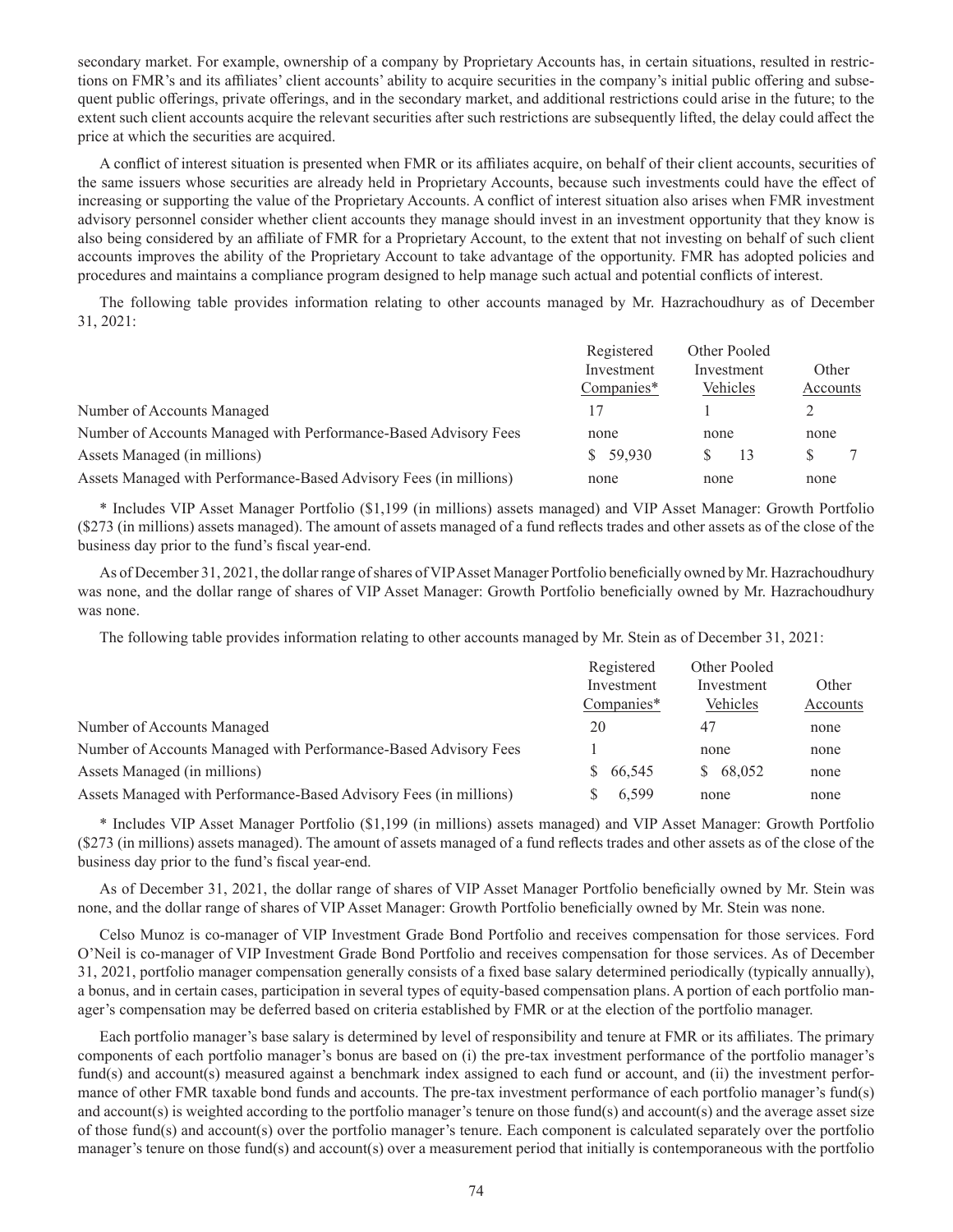secondary market. For example, ownership of a company by Proprietary Accounts has, in certain situations, resulted in restrictions on FMR's and its affiliates' client accounts' ability to acquire securities in the company's initial public offering and subsequent public offerings, private offerings, and in the secondary market, and additional restrictions could arise in the future; to the extent such client accounts acquire the relevant securities after such restrictions are subsequently lifted, the delay could affect the price at which the securities are acquired.

A conflict of interest situation is presented when FMR or its affiliates acquire, on behalf of their client accounts, securities of the same issuers whose securities are already held in Proprietary Accounts, because such investments could have the effect of increasing or supporting the value of the Proprietary Accounts. A conflict of interest situation also arises when FMR investment advisory personnel consider whether client accounts they manage should invest in an investment opportunity that they know is also being considered by an affiliate of FMR for a Proprietary Account, to the extent that not investing on behalf of such client accounts improves the ability of the Proprietary Account to take advantage of the opportunity. FMR has adopted policies and procedures and maintains a compliance program designed to help manage such actual and potential conflicts of interest.

The following table provides information relating to other accounts managed by Mr. Hazrachoudhury as of December 31, 2021:

| | Registered Investment Companies* | Other Pooled Investment Vehicles | Other Accounts |
|---|---|---|---|
| Number of Accounts Managed | 17 | 1 | 2 |
| Number of Accounts Managed with Performance-Based Advisory Fees | none | none | none |
| Assets Managed (in millions) | $ 59,930 | $ 13 | $ 7 |
| Assets Managed with Performance-Based Advisory Fees (in millions) | none | none | none |

* Includes VIP Asset Manager Portfolio ($1,199 (in millions) assets managed) and VIP Asset Manager: Growth Portfolio ($273 (in millions) assets managed). The amount of assets managed of a fund reflects trades and other assets as of the close of the business day prior to the fund's fiscal year-end.

As of December 31, 2021, the dollar range of shares of VIP Asset Manager Portfolio beneficially owned by Mr. Hazrachoudhury was none, and the dollar range of shares of VIP Asset Manager: Growth Portfolio beneficially owned by Mr. Hazrachoudhury was none.

The following table provides information relating to other accounts managed by Mr. Stein as of December 31, 2021:

| | Registered Investment Companies* | Other Pooled Investment Vehicles | Other Accounts |
|---|---|---|---|
| Number of Accounts Managed | 20 | 47 | none |
| Number of Accounts Managed with Performance-Based Advisory Fees | 1 | none | none |
| Assets Managed (in millions) | $ 66,545 | $ 68,052 | none |
| Assets Managed with Performance-Based Advisory Fees (in millions) | $ 6,599 | none | none |

* Includes VIP Asset Manager Portfolio ($1,199 (in millions) assets managed) and VIP Asset Manager: Growth Portfolio ($273 (in millions) assets managed). The amount of assets managed of a fund reflects trades and other assets as of the close of the business day prior to the fund's fiscal year-end.

As of December 31, 2021, the dollar range of shares of VIP Asset Manager Portfolio beneficially owned by Mr. Stein was none, and the dollar range of shares of VIP Asset Manager: Growth Portfolio beneficially owned by Mr. Stein was none.

Celso Munoz is co-manager of VIP Investment Grade Bond Portfolio and receives compensation for those services. Ford O'Neil is co-manager of VIP Investment Grade Bond Portfolio and receives compensation for those services. As of December 31, 2021, portfolio manager compensation generally consists of a fixed base salary determined periodically (typically annually), a bonus, and in certain cases, participation in several types of equity-based compensation plans. A portion of each portfolio manager's compensation may be deferred based on criteria established by FMR or at the election of the portfolio manager.

Each portfolio manager's base salary is determined by level of responsibility and tenure at FMR or its affiliates. The primary components of each portfolio manager's bonus are based on (i) the pre-tax investment performance of the portfolio manager's fund(s) and account(s) measured against a benchmark index assigned to each fund or account, and (ii) the investment performance of other FMR taxable bond funds and accounts. The pre-tax investment performance of each portfolio manager's fund(s) and account(s) is weighted according to the portfolio manager's tenure on those fund(s) and account(s) and the average asset size of those fund(s) and account(s) over the portfolio manager's tenure. Each component is calculated separately over the portfolio manager's tenure on those fund(s) and account(s) over a measurement period that initially is contemporaneous with the portfolio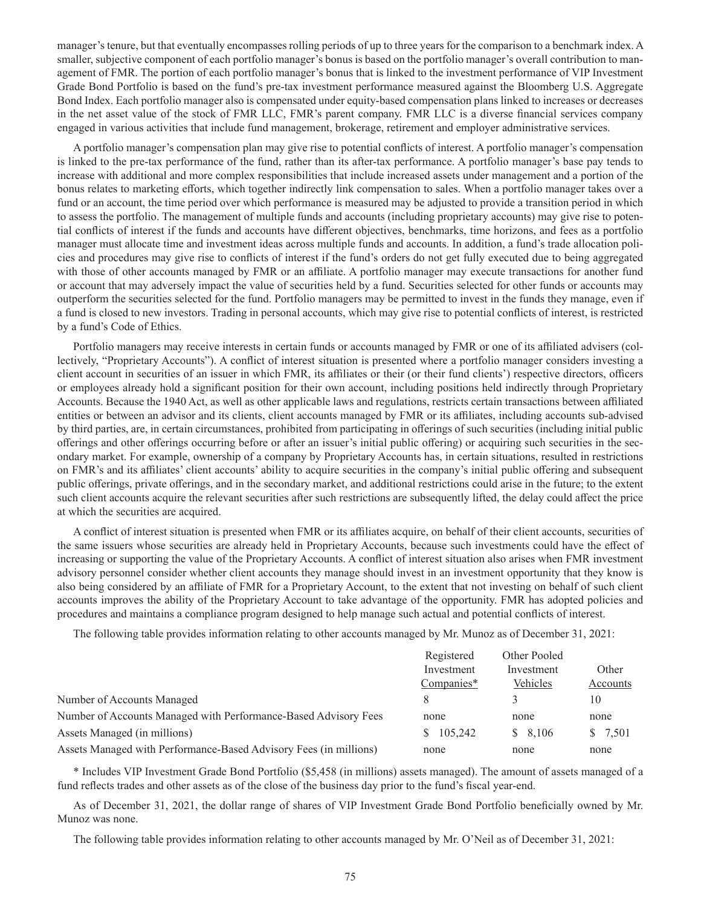manager's tenure, but that eventually encompasses rolling periods of up to three years for the comparison to a benchmark index. A smaller, subjective component of each portfolio manager's bonus is based on the portfolio manager's overall contribution to management of FMR. The portion of each portfolio manager's bonus that is linked to the investment performance of VIP Investment Grade Bond Portfolio is based on the fund's pre-tax investment performance measured against the Bloomberg U.S. Aggregate Bond Index. Each portfolio manager also is compensated under equity-based compensation plans linked to increases or decreases in the net asset value of the stock of FMR LLC, FMR's parent company. FMR LLC is a diverse financial services company engaged in various activities that include fund management, brokerage, retirement and employer administrative services.

A portfolio manager's compensation plan may give rise to potential conflicts of interest. A portfolio manager's compensation is linked to the pre-tax performance of the fund, rather than its after-tax performance. A portfolio manager's base pay tends to increase with additional and more complex responsibilities that include increased assets under management and a portion of the bonus relates to marketing efforts, which together indirectly link compensation to sales. When a portfolio manager takes over a fund or an account, the time period over which performance is measured may be adjusted to provide a transition period in which to assess the portfolio. The management of multiple funds and accounts (including proprietary accounts) may give rise to potential conflicts of interest if the funds and accounts have different objectives, benchmarks, time horizons, and fees as a portfolio manager must allocate time and investment ideas across multiple funds and accounts. In addition, a fund's trade allocation policies and procedures may give rise to conflicts of interest if the fund's orders do not get fully executed due to being aggregated with those of other accounts managed by FMR or an affiliate. A portfolio manager may execute transactions for another fund or account that may adversely impact the value of securities held by a fund. Securities selected for other funds or accounts may outperform the securities selected for the fund. Portfolio managers may be permitted to invest in the funds they manage, even if a fund is closed to new investors. Trading in personal accounts, which may give rise to potential conflicts of interest, is restricted by a fund's Code of Ethics.

Portfolio managers may receive interests in certain funds or accounts managed by FMR or one of its affiliated advisers (collectively, "Proprietary Accounts"). A conflict of interest situation is presented where a portfolio manager considers investing a client account in securities of an issuer in which FMR, its affiliates or their (or their fund clients') respective directors, officers or employees already hold a significant position for their own account, including positions held indirectly through Proprietary Accounts. Because the 1940 Act, as well as other applicable laws and regulations, restricts certain transactions between affiliated entities or between an advisor and its clients, client accounts managed by FMR or its affiliates, including accounts sub-advised by third parties, are, in certain circumstances, prohibited from participating in offerings of such securities (including initial public offerings and other offerings occurring before or after an issuer's initial public offering) or acquiring such securities in the secondary market. For example, ownership of a company by Proprietary Accounts has, in certain situations, resulted in restrictions on FMR's and its affiliates' client accounts' ability to acquire securities in the company's initial public offering and subsequent public offerings, private offerings, and in the secondary market, and additional restrictions could arise in the future; to the extent such client accounts acquire the relevant securities after such restrictions are subsequently lifted, the delay could affect the price at which the securities are acquired.

A conflict of interest situation is presented when FMR or its affiliates acquire, on behalf of their client accounts, securities of the same issuers whose securities are already held in Proprietary Accounts, because such investments could have the effect of increasing or supporting the value of the Proprietary Accounts. A conflict of interest situation also arises when FMR investment advisory personnel consider whether client accounts they manage should invest in an investment opportunity that they know is also being considered by an affiliate of FMR for a Proprietary Account, to the extent that not investing on behalf of such client accounts improves the ability of the Proprietary Account to take advantage of the opportunity. FMR has adopted policies and procedures and maintains a compliance program designed to help manage such actual and potential conflicts of interest.

The following table provides information relating to other accounts managed by Mr. Munoz as of December 31, 2021:

| | Registered Investment Companies* | Other Pooled Investment Vehicles | Other Accounts |
|---|---|---|---|
| Number of Accounts Managed | 8 | 3 | 10 |
| Number of Accounts Managed with Performance-Based Advisory Fees | none | none | none |
| Assets Managed (in millions) | $ 105,242 | $ 8,106 | $ 7,501 |
| Assets Managed with Performance-Based Advisory Fees (in millions) | none | none | none |

* Includes VIP Investment Grade Bond Portfolio ($5,458 (in millions) assets managed). The amount of assets managed of a fund reflects trades and other assets as of the close of the business day prior to the fund's fiscal year-end.

As of December 31, 2021, the dollar range of shares of VIP Investment Grade Bond Portfolio beneficially owned by Mr. Munoz was none.

The following table provides information relating to other accounts managed by Mr. O'Neil as of December 31, 2021: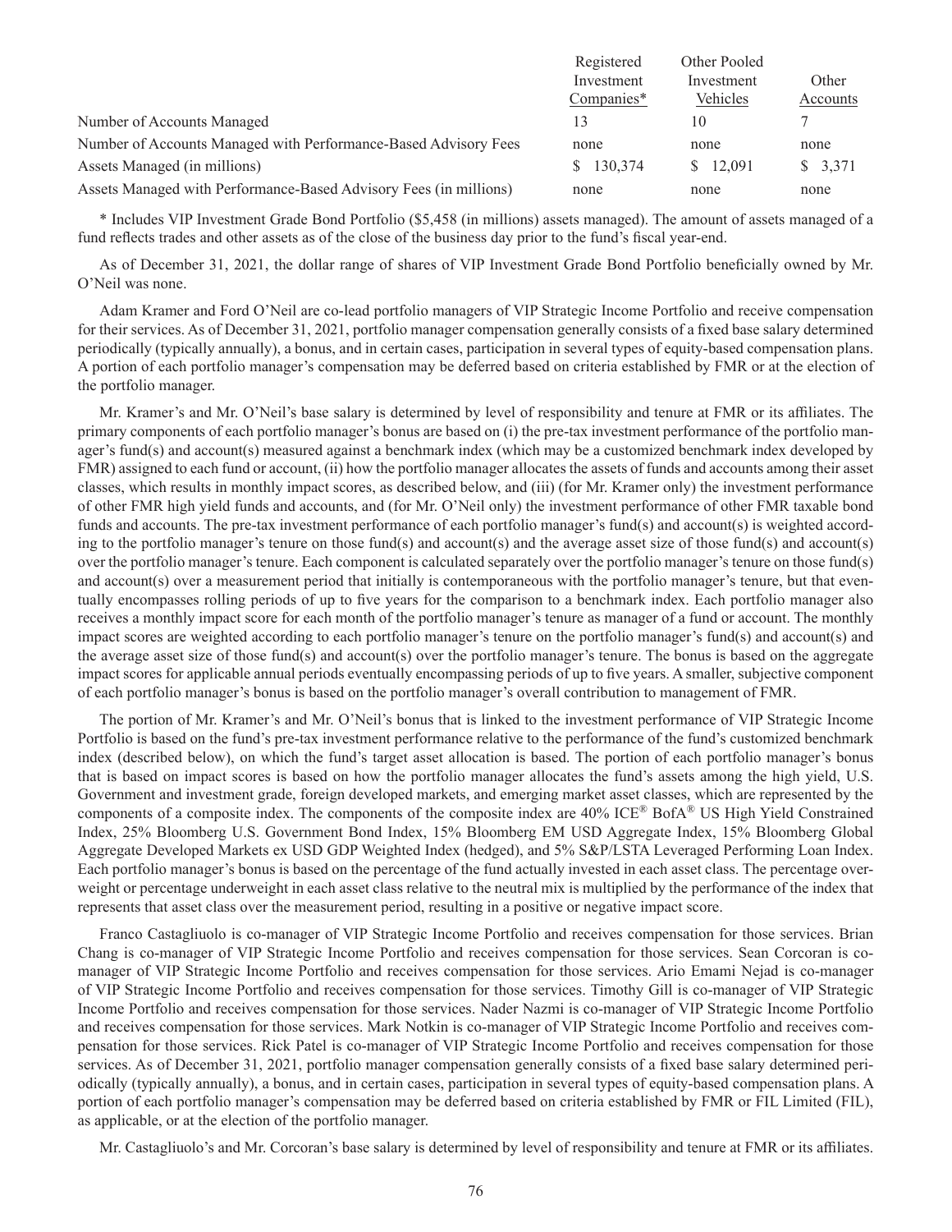| | Registered Investment Companies* | Other Pooled Investment Vehicles | Other Accounts |
|---|---|---|---|
| Number of Accounts Managed | 13 | 10 | 7 |
| Number of Accounts Managed with Performance-Based Advisory Fees | none | none | none |
| Assets Managed (in millions) | $ 130,374 | $ 12,091 | $ 3,371 |
| Assets Managed with Performance-Based Advisory Fees (in millions) | none | none | none |

* Includes VIP Investment Grade Bond Portfolio ($5,458 (in millions) assets managed). The amount of assets managed of a fund reflects trades and other assets as of the close of the business day prior to the fund's fiscal year-end.

As of December 31, 2021, the dollar range of shares of VIP Investment Grade Bond Portfolio beneficially owned by Mr. O'Neil was none.

Adam Kramer and Ford O'Neil are co-lead portfolio managers of VIP Strategic Income Portfolio and receive compensation for their services. As of December 31, 2021, portfolio manager compensation generally consists of a fixed base salary determined periodically (typically annually), a bonus, and in certain cases, participation in several types of equity-based compensation plans. A portion of each portfolio manager's compensation may be deferred based on criteria established by FMR or at the election of the portfolio manager.

Mr. Kramer's and Mr. O'Neil's base salary is determined by level of responsibility and tenure at FMR or its affiliates. The primary components of each portfolio manager's bonus are based on (i) the pre-tax investment performance of the portfolio manager's fund(s) and account(s) measured against a benchmark index (which may be a customized benchmark index developed by FMR) assigned to each fund or account, (ii) how the portfolio manager allocates the assets of funds and accounts among their asset classes, which results in monthly impact scores, as described below, and (iii) (for Mr. Kramer only) the investment performance of other FMR high yield funds and accounts, and (for Mr. O'Neil only) the investment performance of other FMR taxable bond funds and accounts. The pre-tax investment performance of each portfolio manager's fund(s) and account(s) is weighted according to the portfolio manager's tenure on those fund(s) and account(s) and the average asset size of those fund(s) and account(s) over the portfolio manager's tenure. Each component is calculated separately over the portfolio manager's tenure on those fund(s) and account(s) over a measurement period that initially is contemporaneous with the portfolio manager's tenure, but that eventually encompasses rolling periods of up to five years for the comparison to a benchmark index. Each portfolio manager also receives a monthly impact score for each month of the portfolio manager's tenure as manager of a fund or account. The monthly impact scores are weighted according to each portfolio manager's tenure on the portfolio manager's fund(s) and account(s) and the average asset size of those fund(s) and account(s) over the portfolio manager's tenure. The bonus is based on the aggregate impact scores for applicable annual periods eventually encompassing periods of up to five years. A smaller, subjective component of each portfolio manager's bonus is based on the portfolio manager's overall contribution to management of FMR.

The portion of Mr. Kramer's and Mr. O'Neil's bonus that is linked to the investment performance of VIP Strategic Income Portfolio is based on the fund's pre-tax investment performance relative to the performance of the fund's customized benchmark index (described below), on which the fund's target asset allocation is based. The portion of each portfolio manager's bonus that is based on impact scores is based on how the portfolio manager allocates the fund's assets among the high yield, U.S. Government and investment grade, foreign developed markets, and emerging market asset classes, which are represented by the components of a composite index. The components of the composite index are 40% ICE® BofA® US High Yield Constrained Index, 25% Bloomberg U.S. Government Bond Index, 15% Bloomberg EM USD Aggregate Index, 15% Bloomberg Global Aggregate Developed Markets ex USD GDP Weighted Index (hedged), and 5% S&P/LSTA Leveraged Performing Loan Index. Each portfolio manager's bonus is based on the percentage of the fund actually invested in each asset class. The percentage overweight or percentage underweight in each asset class relative to the neutral mix is multiplied by the performance of the index that represents that asset class over the measurement period, resulting in a positive or negative impact score.

Franco Castagliuolo is co-manager of VIP Strategic Income Portfolio and receives compensation for those services. Brian Chang is co-manager of VIP Strategic Income Portfolio and receives compensation for those services. Sean Corcoran is co-manager of VIP Strategic Income Portfolio and receives compensation for those services. Ario Emami Nejad is co-manager of VIP Strategic Income Portfolio and receives compensation for those services. Timothy Gill is co-manager of VIP Strategic Income Portfolio and receives compensation for those services. Nader Nazmi is co-manager of VIP Strategic Income Portfolio and receives compensation for those services. Mark Notkin is co-manager of VIP Strategic Income Portfolio and receives compensation for those services. Rick Patel is co-manager of VIP Strategic Income Portfolio and receives compensation for those services. As of December 31, 2021, portfolio manager compensation generally consists of a fixed base salary determined periodically (typically annually), a bonus, and in certain cases, participation in several types of equity-based compensation plans. A portion of each portfolio manager's compensation may be deferred based on criteria established by FMR or FIL Limited (FIL), as applicable, or at the election of the portfolio manager.

Mr. Castagliuolo's and Mr. Corcoran's base salary is determined by level of responsibility and tenure at FMR or its affiliates.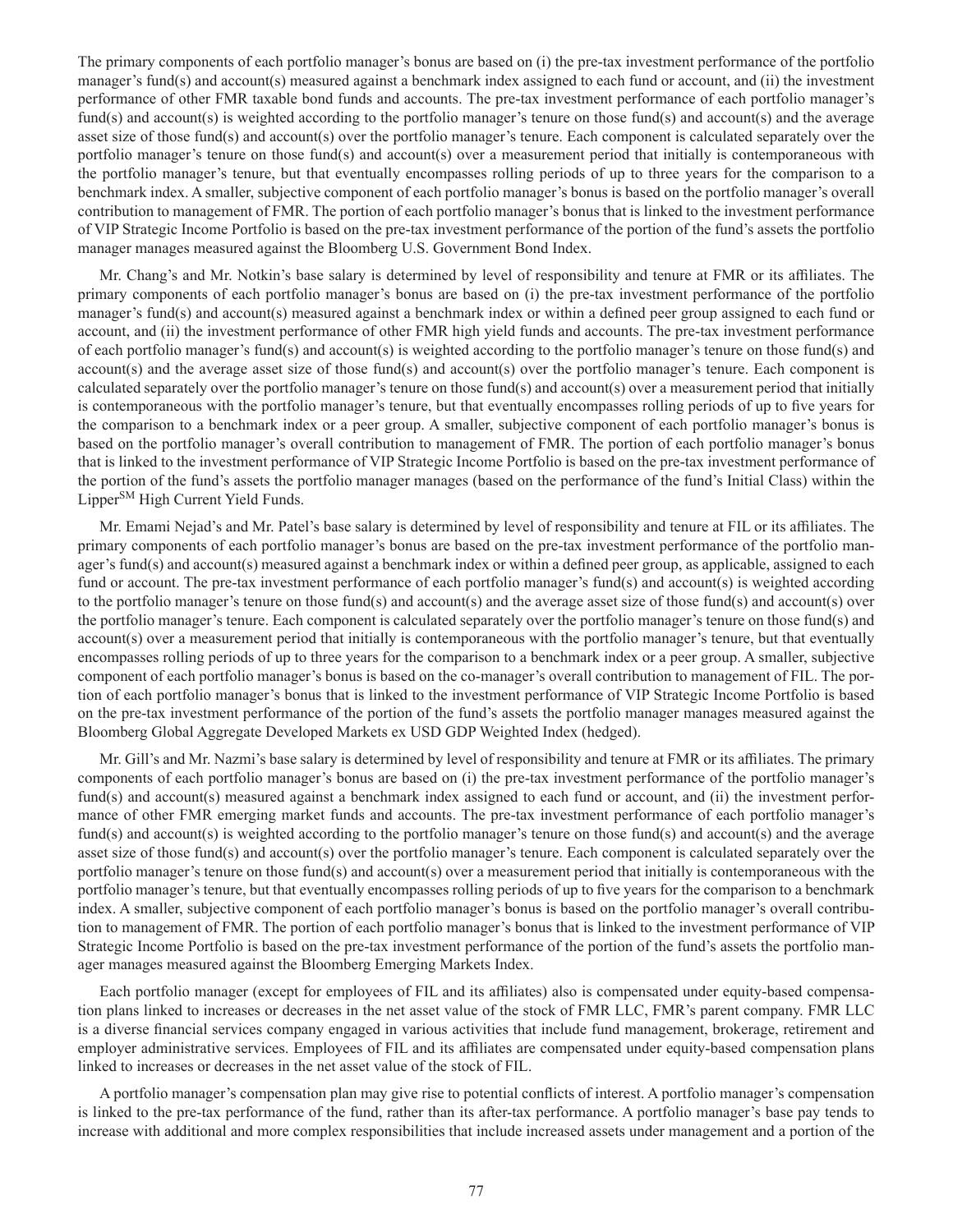The primary components of each portfolio manager's bonus are based on (i) the pre-tax investment performance of the portfolio manager's fund(s) and account(s) measured against a benchmark index assigned to each fund or account, and (ii) the investment performance of other FMR taxable bond funds and accounts. The pre-tax investment performance of each portfolio manager's fund(s) and account(s) is weighted according to the portfolio manager's tenure on those fund(s) and account(s) and the average asset size of those fund(s) and account(s) over the portfolio manager's tenure. Each component is calculated separately over the portfolio manager's tenure on those fund(s) and account(s) over a measurement period that initially is contemporaneous with the portfolio manager's tenure, but that eventually encompasses rolling periods of up to three years for the comparison to a benchmark index. A smaller, subjective component of each portfolio manager's bonus is based on the portfolio manager's overall contribution to management of FMR. The portion of each portfolio manager's bonus that is linked to the investment performance of VIP Strategic Income Portfolio is based on the pre-tax investment performance of the portion of the fund's assets the portfolio manager manages measured against the Bloomberg U.S. Government Bond Index.

Mr. Chang's and Mr. Notkin's base salary is determined by level of responsibility and tenure at FMR or its affiliates. The primary components of each portfolio manager's bonus are based on (i) the pre-tax investment performance of the portfolio manager's fund(s) and account(s) measured against a benchmark index or within a defined peer group assigned to each fund or account, and (ii) the investment performance of other FMR high yield funds and accounts. The pre-tax investment performance of each portfolio manager's fund(s) and account(s) is weighted according to the portfolio manager's tenure on those fund(s) and account(s) and the average asset size of those fund(s) and account(s) over the portfolio manager's tenure. Each component is calculated separately over the portfolio manager's tenure on those fund(s) and account(s) over a measurement period that initially is contemporaneous with the portfolio manager's tenure, but that eventually encompasses rolling periods of up to five years for the comparison to a benchmark index or a peer group. A smaller, subjective component of each portfolio manager's bonus is based on the portfolio manager's overall contribution to management of FMR. The portion of each portfolio manager's bonus that is linked to the investment performance of VIP Strategic Income Portfolio is based on the pre-tax investment performance of the portion of the fund's assets the portfolio manager manages (based on the performance of the fund's Initial Class) within the Lipper[SM] High Current Yield Funds.

Mr. Emami Nejad's and Mr. Patel's base salary is determined by level of responsibility and tenure at FIL or its affiliates. The primary components of each portfolio manager's bonus are based on the pre-tax investment performance of the portfolio manager's fund(s) and account(s) measured against a benchmark index or within a defined peer group, as applicable, assigned to each fund or account. The pre-tax investment performance of each portfolio manager's fund(s) and account(s) is weighted according to the portfolio manager's tenure on those fund(s) and account(s) and the average asset size of those fund(s) and account(s) over the portfolio manager's tenure. Each component is calculated separately over the portfolio manager's tenure on those fund(s) and account(s) over a measurement period that initially is contemporaneous with the portfolio manager's tenure, but that eventually encompasses rolling periods of up to three years for the comparison to a benchmark index or a peer group. A smaller, subjective component of each portfolio manager's bonus is based on the co-manager's overall contribution to management of FIL. The portion of each portfolio manager's bonus that is linked to the investment performance of VIP Strategic Income Portfolio is based on the pre-tax investment performance of the portion of the fund's assets the portfolio manager manages measured against the Bloomberg Global Aggregate Developed Markets ex USD GDP Weighted Index (hedged).

Mr. Gill's and Mr. Nazmi's base salary is determined by level of responsibility and tenure at FMR or its affiliates. The primary components of each portfolio manager's bonus are based on (i) the pre-tax investment performance of the portfolio manager's fund(s) and account(s) measured against a benchmark index assigned to each fund or account, and (ii) the investment performance of other FMR emerging market funds and accounts. The pre-tax investment performance of each portfolio manager's fund(s) and account(s) is weighted according to the portfolio manager's tenure on those fund(s) and account(s) and the average asset size of those fund(s) and account(s) over the portfolio manager's tenure. Each component is calculated separately over the portfolio manager's tenure on those fund(s) and account(s) over a measurement period that initially is contemporaneous with the portfolio manager's tenure, but that eventually encompasses rolling periods of up to five years for the comparison to a benchmark index. A smaller, subjective component of each portfolio manager's bonus is based on the portfolio manager's overall contribution to management of FMR. The portion of each portfolio manager's bonus that is linked to the investment performance of VIP Strategic Income Portfolio is based on the pre-tax investment performance of the portion of the fund's assets the portfolio manager manages measured against the Bloomberg Emerging Markets Index.

Each portfolio manager (except for employees of FIL and its affiliates) also is compensated under equity-based compensation plans linked to increases or decreases in the net asset value of the stock of FMR LLC, FMR's parent company. FMR LLC is a diverse financial services company engaged in various activities that include fund management, brokerage, retirement and employer administrative services. Employees of FIL and its affiliates are compensated under equity-based compensation plans linked to increases or decreases in the net asset value of the stock of FIL.

A portfolio manager's compensation plan may give rise to potential conflicts of interest. A portfolio manager's compensation is linked to the pre-tax performance of the fund, rather than its after-tax performance. A portfolio manager's base pay tends to increase with additional and more complex responsibilities that include increased assets under management and a portion of the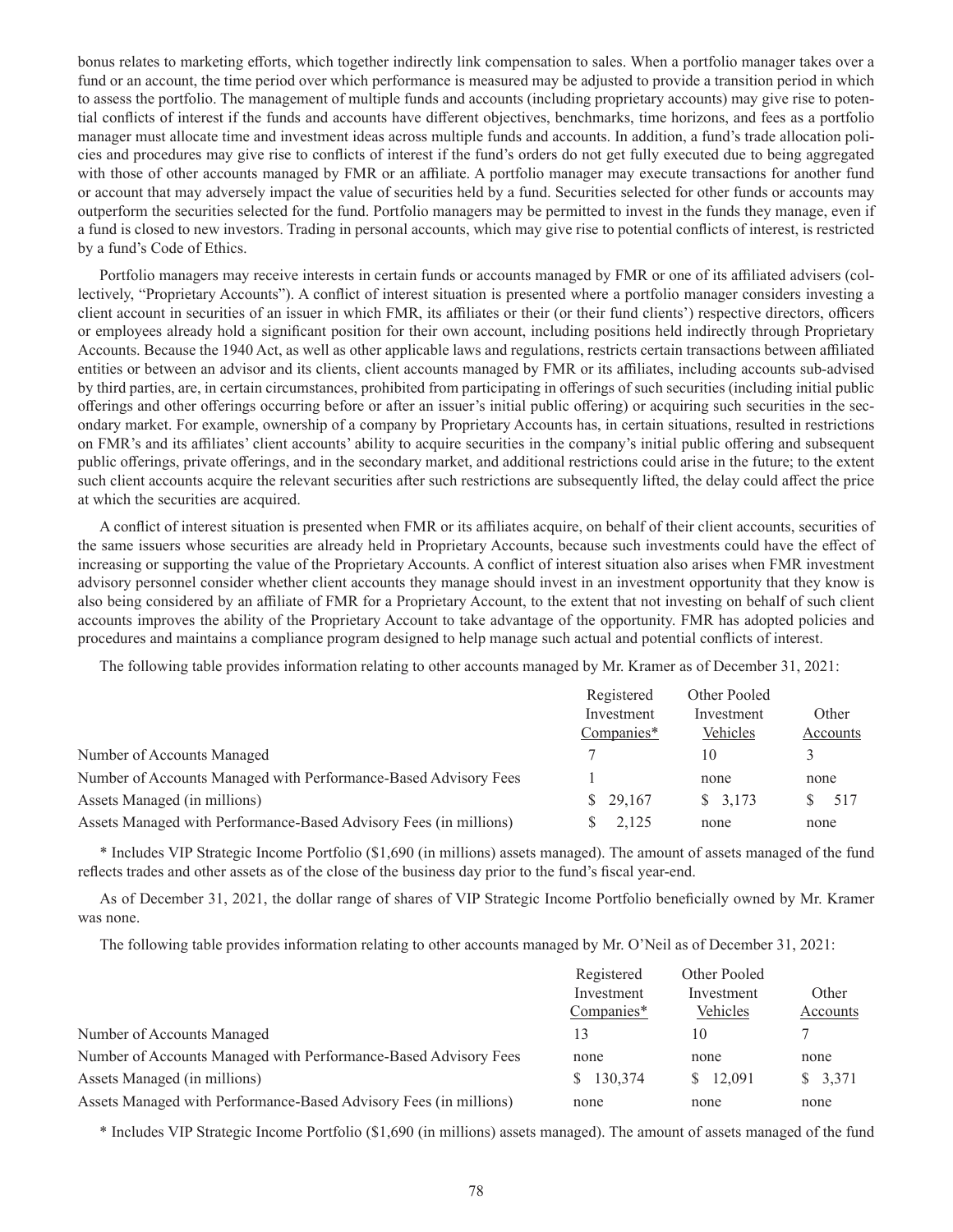bonus relates to marketing efforts, which together indirectly link compensation to sales. When a portfolio manager takes over a fund or an account, the time period over which performance is measured may be adjusted to provide a transition period in which to assess the portfolio. The management of multiple funds and accounts (including proprietary accounts) may give rise to potential conflicts of interest if the funds and accounts have different objectives, benchmarks, time horizons, and fees as a portfolio manager must allocate time and investment ideas across multiple funds and accounts. In addition, a fund's trade allocation policies and procedures may give rise to conflicts of interest if the fund's orders do not get fully executed due to being aggregated with those of other accounts managed by FMR or an affiliate. A portfolio manager may execute transactions for another fund or account that may adversely impact the value of securities held by a fund. Securities selected for other funds or accounts may outperform the securities selected for the fund. Portfolio managers may be permitted to invest in the funds they manage, even if a fund is closed to new investors. Trading in personal accounts, which may give rise to potential conflicts of interest, is restricted by a fund's Code of Ethics.

Portfolio managers may receive interests in certain funds or accounts managed by FMR or one of its affiliated advisers (collectively, "Proprietary Accounts"). A conflict of interest situation is presented where a portfolio manager considers investing a client account in securities of an issuer in which FMR, its affiliates or their (or their fund clients') respective directors, officers or employees already hold a significant position for their own account, including positions held indirectly through Proprietary Accounts. Because the 1940 Act, as well as other applicable laws and regulations, restricts certain transactions between affiliated entities or between an advisor and its clients, client accounts managed by FMR or its affiliates, including accounts sub-advised by third parties, are, in certain circumstances, prohibited from participating in offerings of such securities (including initial public offerings and other offerings occurring before or after an issuer's initial public offering) or acquiring such securities in the secondary market. For example, ownership of a company by Proprietary Accounts has, in certain situations, resulted in restrictions on FMR's and its affiliates' client accounts' ability to acquire securities in the company's initial public offering and subsequent public offerings, private offerings, and in the secondary market, and additional restrictions could arise in the future; to the extent such client accounts acquire the relevant securities after such restrictions are subsequently lifted, the delay could affect the price at which the securities are acquired.

A conflict of interest situation is presented when FMR or its affiliates acquire, on behalf of their client accounts, securities of the same issuers whose securities are already held in Proprietary Accounts, because such investments could have the effect of increasing or supporting the value of the Proprietary Accounts. A conflict of interest situation also arises when FMR investment advisory personnel consider whether client accounts they manage should invest in an investment opportunity that they know is also being considered by an affiliate of FMR for a Proprietary Account, to the extent that not investing on behalf of such client accounts improves the ability of the Proprietary Account to take advantage of the opportunity. FMR has adopted policies and procedures and maintains a compliance program designed to help manage such actual and potential conflicts of interest.

The following table provides information relating to other accounts managed by Mr. Kramer as of December 31, 2021:

| | Registered Investment Companies* | Other Pooled Investment Vehicles | Other Accounts |
|---|---|---|---|
| Number of Accounts Managed | 7 | 10 | 3 |
| Number of Accounts Managed with Performance-Based Advisory Fees | 1 | none | none |
| Assets Managed (in millions) | $ 29,167 | $ 3,173 | $ 517 |
| Assets Managed with Performance-Based Advisory Fees (in millions) | $ 2,125 | none | none |

\* Includes VIP Strategic Income Portfolio ($1,690 (in millions) assets managed). The amount of assets managed of the fund reflects trades and other assets as of the close of the business day prior to the fund's fiscal year-end.

As of December 31, 2021, the dollar range of shares of VIP Strategic Income Portfolio beneficially owned by Mr. Kramer was none.

The following table provides information relating to other accounts managed by Mr. O'Neil as of December 31, 2021:

| | Registered Investment Companies* | Other Pooled Investment Vehicles | Other Accounts |
|---|---|---|---|
| Number of Accounts Managed | 13 | 10 | 7 |
| Number of Accounts Managed with Performance-Based Advisory Fees | none | none | none |
| Assets Managed (in millions) | $ 130,374 | $ 12,091 | $ 3,371 |
| Assets Managed with Performance-Based Advisory Fees (in millions) | none | none | none |

\* Includes VIP Strategic Income Portfolio ($1,690 (in millions) assets managed). The amount of assets managed of the fund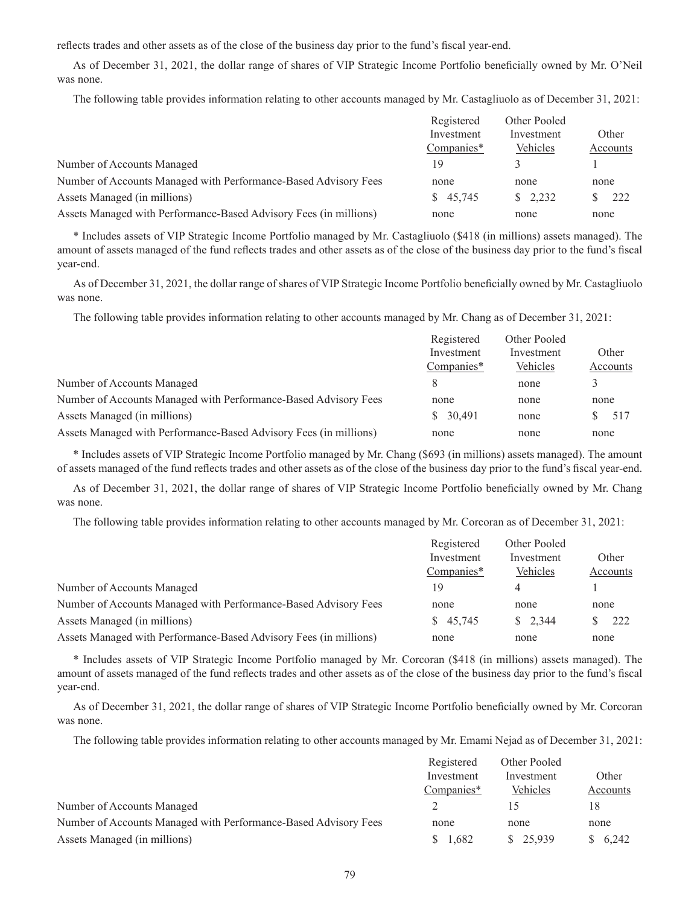reflects trades and other assets as of the close of the business day prior to the fund's fiscal year-end.

As of December 31, 2021, the dollar range of shares of VIP Strategic Income Portfolio beneficially owned by Mr. O'Neil was none.

The following table provides information relating to other accounts managed by Mr. Castagliuolo as of December 31, 2021:

| | Registered Investment Companies* | Other Pooled Investment Vehicles | Other Accounts |
|---|---|---|---|
| Number of Accounts Managed | 19 | 3 | 1 |
| Number of Accounts Managed with Performance-Based Advisory Fees | none | none | none |
| Assets Managed (in millions) | $ 45,745 | $ 2,232 | $ 222 |
| Assets Managed with Performance-Based Advisory Fees (in millions) | none | none | none |

* Includes assets of VIP Strategic Income Portfolio managed by Mr. Castagliuolo ($418 (in millions) assets managed). The amount of assets managed of the fund reflects trades and other assets as of the close of the business day prior to the fund's fiscal year-end.

As of December 31, 2021, the dollar range of shares of VIP Strategic Income Portfolio beneficially owned by Mr. Castagliuolo was none.

The following table provides information relating to other accounts managed by Mr. Chang as of December 31, 2021:

| | Registered Investment Companies* | Other Pooled Investment Vehicles | Other Accounts |
|---|---|---|---|
| Number of Accounts Managed | 8 | none | 3 |
| Number of Accounts Managed with Performance-Based Advisory Fees | none | none | none |
| Assets Managed (in millions) | $ 30,491 | none | $ 517 |
| Assets Managed with Performance-Based Advisory Fees (in millions) | none | none | none |

* Includes assets of VIP Strategic Income Portfolio managed by Mr. Chang ($693 (in millions) assets managed). The amount of assets managed of the fund reflects trades and other assets as of the close of the business day prior to the fund's fiscal year-end.

As of December 31, 2021, the dollar range of shares of VIP Strategic Income Portfolio beneficially owned by Mr. Chang was none.

The following table provides information relating to other accounts managed by Mr. Corcoran as of December 31, 2021:

| | Registered Investment Companies* | Other Pooled Investment Vehicles | Other Accounts |
|---|---|---|---|
| Number of Accounts Managed | 19 | 4 | 1 |
| Number of Accounts Managed with Performance-Based Advisory Fees | none | none | none |
| Assets Managed (in millions) | $ 45,745 | $ 2,344 | $ 222 |
| Assets Managed with Performance-Based Advisory Fees (in millions) | none | none | none |

* Includes assets of VIP Strategic Income Portfolio managed by Mr. Corcoran ($418 (in millions) assets managed). The amount of assets managed of the fund reflects trades and other assets as of the close of the business day prior to the fund's fiscal year-end.

As of December 31, 2021, the dollar range of shares of VIP Strategic Income Portfolio beneficially owned by Mr. Corcoran was none.

The following table provides information relating to other accounts managed by Mr. Emami Nejad as of December 31, 2021:

| | Registered Investment Companies* | Other Pooled Investment Vehicles | Other Accounts |
|---|---|---|---|
| Number of Accounts Managed | 2 | 15 | 18 |
| Number of Accounts Managed with Performance-Based Advisory Fees | none | none | none |
| Assets Managed (in millions) | $ 1,682 | $ 25,939 | $ 6,242 |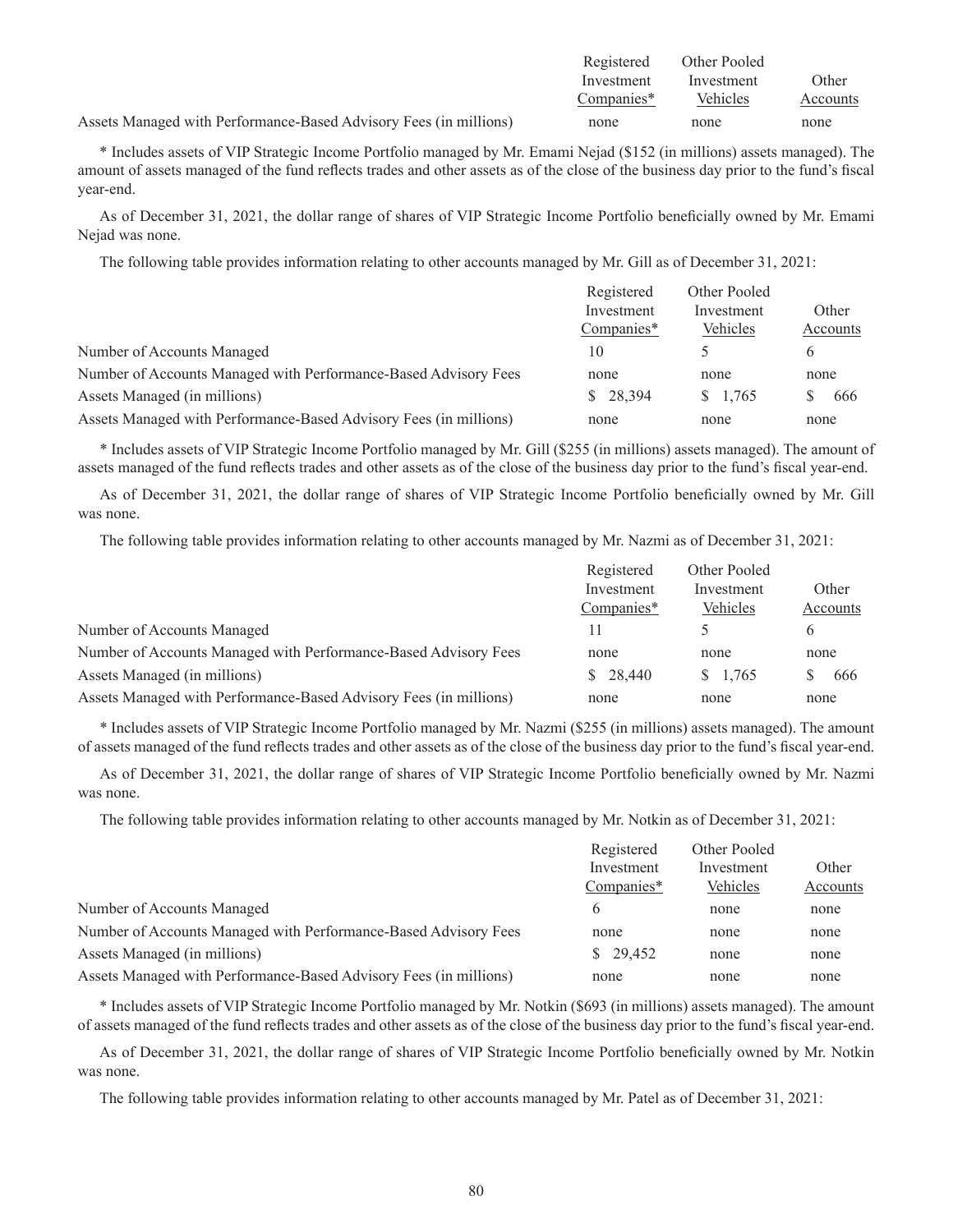| | Registered Investment Companies* | Other Pooled Investment Vehicles | Other Accounts |
|---|---|---|---|
| Assets Managed with Performance-Based Advisory Fees (in millions) | none | none | none |

* Includes assets of VIP Strategic Income Portfolio managed by Mr. Emami Nejad ($152 (in millions) assets managed). The amount of assets managed of the fund reflects trades and other assets as of the close of the business day prior to the fund's fiscal year-end.

As of December 31, 2021, the dollar range of shares of VIP Strategic Income Portfolio beneficially owned by Mr. Emami Nejad was none.

The following table provides information relating to other accounts managed by Mr. Gill as of December 31, 2021:

| | Registered Investment Companies* | Other Pooled Investment Vehicles | Other Accounts |
|---|---|---|---|
| Number of Accounts Managed | 10 | 5 | 6 |
| Number of Accounts Managed with Performance-Based Advisory Fees | none | none | none |
| Assets Managed (in millions) | $ 28,394 | $ 1,765 | $ 666 |
| Assets Managed with Performance-Based Advisory Fees (in millions) | none | none | none |

* Includes assets of VIP Strategic Income Portfolio managed by Mr. Gill ($255 (in millions) assets managed). The amount of assets managed of the fund reflects trades and other assets as of the close of the business day prior to the fund's fiscal year-end.

As of December 31, 2021, the dollar range of shares of VIP Strategic Income Portfolio beneficially owned by Mr. Gill was none.

The following table provides information relating to other accounts managed by Mr. Nazmi as of December 31, 2021:

| | Registered Investment Companies* | Other Pooled Investment Vehicles | Other Accounts |
|---|---|---|---|
| Number of Accounts Managed | 11 | 5 | 6 |
| Number of Accounts Managed with Performance-Based Advisory Fees | none | none | none |
| Assets Managed (in millions) | $ 28,440 | $ 1,765 | $ 666 |
| Assets Managed with Performance-Based Advisory Fees (in millions) | none | none | none |

* Includes assets of VIP Strategic Income Portfolio managed by Mr. Nazmi ($255 (in millions) assets managed). The amount of assets managed of the fund reflects trades and other assets as of the close of the business day prior to the fund's fiscal year-end.

As of December 31, 2021, the dollar range of shares of VIP Strategic Income Portfolio beneficially owned by Mr. Nazmi was none.

The following table provides information relating to other accounts managed by Mr. Notkin as of December 31, 2021:

| | Registered Investment Companies* | Other Pooled Investment Vehicles | Other Accounts |
|---|---|---|---|
| Number of Accounts Managed | 6 | none | none |
| Number of Accounts Managed with Performance-Based Advisory Fees | none | none | none |
| Assets Managed (in millions) | $ 29,452 | none | none |
| Assets Managed with Performance-Based Advisory Fees (in millions) | none | none | none |

* Includes assets of VIP Strategic Income Portfolio managed by Mr. Notkin ($693 (in millions) assets managed). The amount of assets managed of the fund reflects trades and other assets as of the close of the business day prior to the fund's fiscal year-end.

As of December 31, 2021, the dollar range of shares of VIP Strategic Income Portfolio beneficially owned by Mr. Notkin was none.

The following table provides information relating to other accounts managed by Mr. Patel as of December 31, 2021: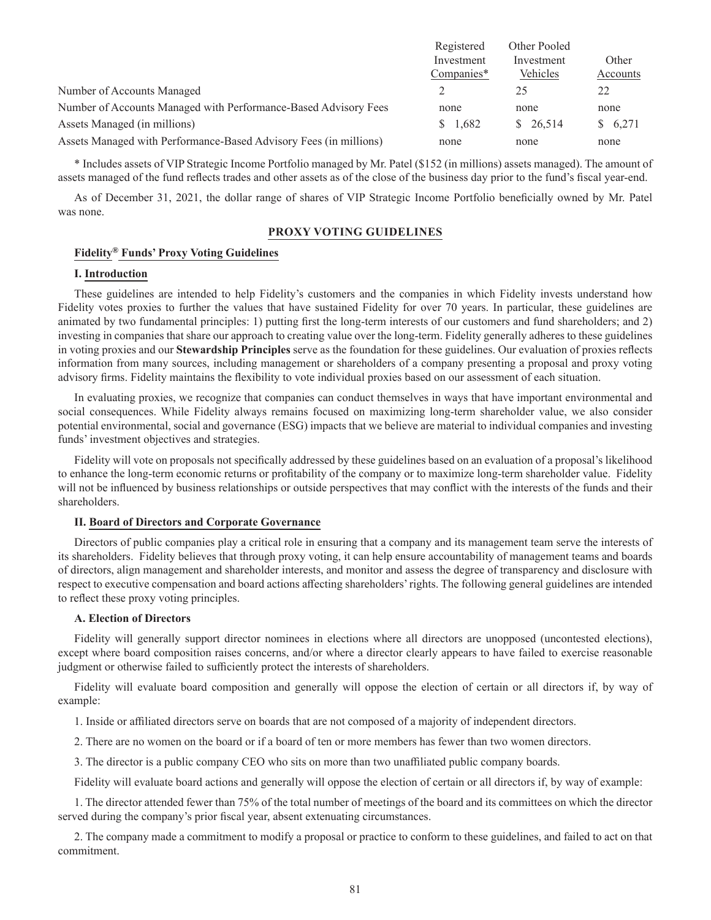| | Registered Investment Companies* | Other Pooled Investment Vehicles | Other Accounts |
|---|---|---|---|
| Number of Accounts Managed | 2 | 25 | 22 |
| Number of Accounts Managed with Performance-Based Advisory Fees | none | none | none |
| Assets Managed (in millions) | $ 1,682 | $ 26,514 | $ 6,271 |
| Assets Managed with Performance-Based Advisory Fees (in millions) | none | none | none |

* Includes assets of VIP Strategic Income Portfolio managed by Mr. Patel ($152 (in millions) assets managed). The amount of assets managed of the fund reflects trades and other assets as of the close of the business day prior to the fund's fiscal year-end.

As of December 31, 2021, the dollar range of shares of VIP Strategic Income Portfolio beneficially owned by Mr. Patel was none.

## PROXY VOTING GUIDELINES

### Fidelity® Funds' Proxy Voting Guidelines

### I. Introduction

These guidelines are intended to help Fidelity's customers and the companies in which Fidelity invests understand how Fidelity votes proxies to further the values that have sustained Fidelity for over 70 years. In particular, these guidelines are animated by two fundamental principles: 1) putting first the long-term interests of our customers and fund shareholders; and 2) investing in companies that share our approach to creating value over the long-term. Fidelity generally adheres to these guidelines in voting proxies and our **Stewardship Principles** serve as the foundation for these guidelines. Our evaluation of proxies reflects information from many sources, including management or shareholders of a company presenting a proposal and proxy voting advisory firms. Fidelity maintains the flexibility to vote individual proxies based on our assessment of each situation.

In evaluating proxies, we recognize that companies can conduct themselves in ways that have important environmental and social consequences. While Fidelity always remains focused on maximizing long-term shareholder value, we also consider potential environmental, social and governance (ESG) impacts that we believe are material to individual companies and investing funds' investment objectives and strategies.

Fidelity will vote on proposals not specifically addressed by these guidelines based on an evaluation of a proposal's likelihood to enhance the long-term economic returns or profitability of the company or to maximize long-term shareholder value. Fidelity will not be influenced by business relationships or outside perspectives that may conflict with the interests of the funds and their shareholders.

### II. Board of Directors and Corporate Governance

Directors of public companies play a critical role in ensuring that a company and its management team serve the interests of its shareholders. Fidelity believes that through proxy voting, it can help ensure accountability of management teams and boards of directors, align management and shareholder interests, and monitor and assess the degree of transparency and disclosure with respect to executive compensation and board actions affecting shareholders' rights. The following general guidelines are intended to reflect these proxy voting principles.

#### A. Election of Directors

Fidelity will generally support director nominees in elections where all directors are unopposed (uncontested elections), except where board composition raises concerns, and/or where a director clearly appears to have failed to exercise reasonable judgment or otherwise failed to sufficiently protect the interests of shareholders.

Fidelity will evaluate board composition and generally will oppose the election of certain or all directors if, by way of example:

1. Inside or affiliated directors serve on boards that are not composed of a majority of independent directors.
2. There are no women on the board or if a board of ten or more members has fewer than two women directors.
3. The director is a public company CEO who sits on more than two unaffiliated public company boards.

Fidelity will evaluate board actions and generally will oppose the election of certain or all directors if, by way of example:

1. The director attended fewer than 75% of the total number of meetings of the board and its committees on which the director served during the company's prior fiscal year, absent extenuating circumstances.
2. The company made a commitment to modify a proposal or practice to conform to these guidelines, and failed to act on that commitment.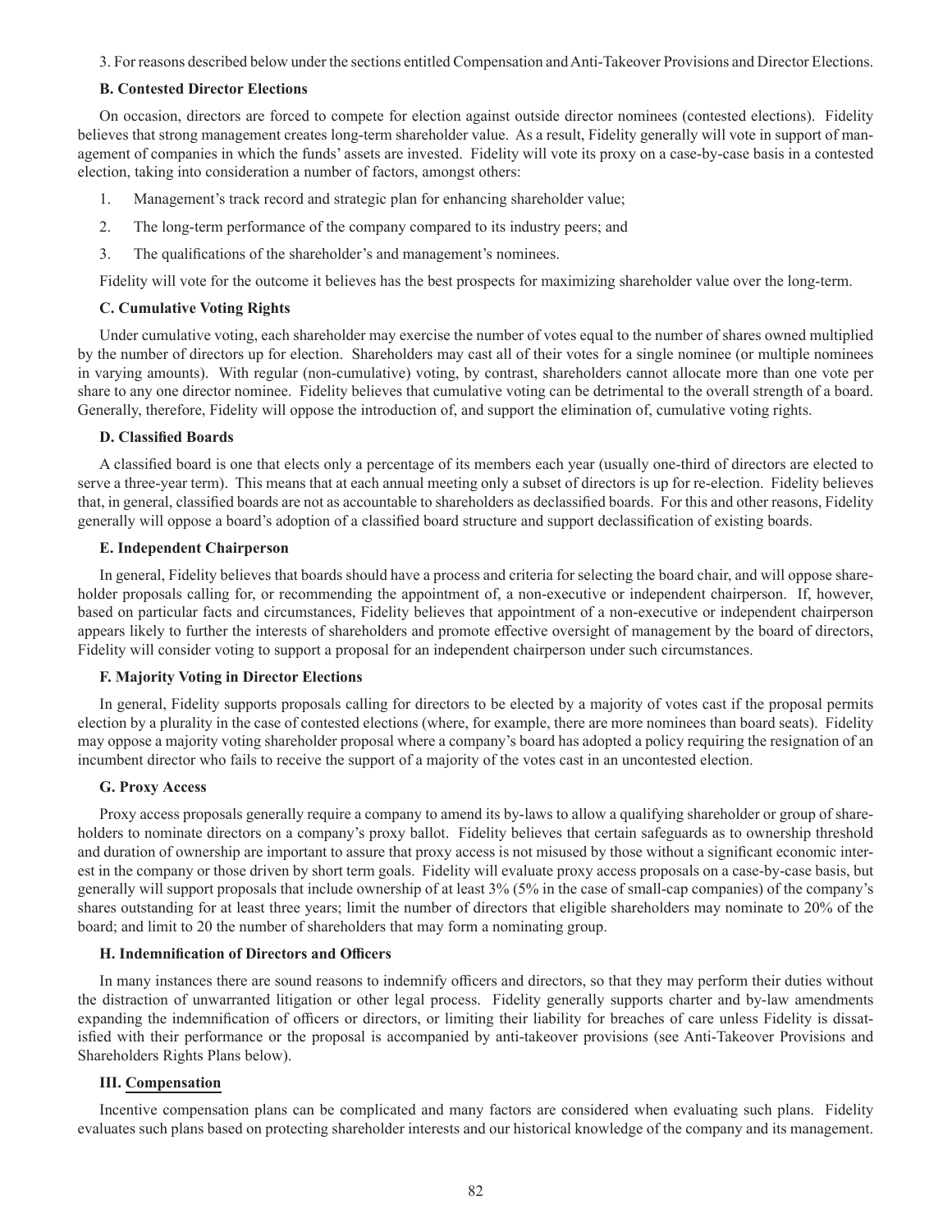3. For reasons described below under the sections entitled Compensation and Anti-Takeover Provisions and Director Elections.

**B. Contested Director Elections**

On occasion, directors are forced to compete for election against outside director nominees (contested elections). Fidelity believes that strong management creates long-term shareholder value. As a result, Fidelity generally will vote in support of management of companies in which the funds' assets are invested. Fidelity will vote its proxy on a case-by-case basis in a contested election, taking into consideration a number of factors, amongst others:

1. Management's track record and strategic plan for enhancing shareholder value;
2. The long-term performance of the company compared to its industry peers; and
3. The qualifications of the shareholder's and management's nominees.

Fidelity will vote for the outcome it believes has the best prospects for maximizing shareholder value over the long-term.

**C. Cumulative Voting Rights**

Under cumulative voting, each shareholder may exercise the number of votes equal to the number of shares owned multiplied by the number of directors up for election. Shareholders may cast all of their votes for a single nominee (or multiple nominees in varying amounts). With regular (non-cumulative) voting, by contrast, shareholders cannot allocate more than one vote per share to any one director nominee. Fidelity believes that cumulative voting can be detrimental to the overall strength of a board. Generally, therefore, Fidelity will oppose the introduction of, and support the elimination of, cumulative voting rights.

**D. Classified Boards**

A classified board is one that elects only a percentage of its members each year (usually one-third of directors are elected to serve a three-year term). This means that at each annual meeting only a subset of directors is up for re-election. Fidelity believes that, in general, classified boards are not as accountable to shareholders as declassified boards. For this and other reasons, Fidelity generally will oppose a board's adoption of a classified board structure and support declassification of existing boards.

**E. Independent Chairperson**

In general, Fidelity believes that boards should have a process and criteria for selecting the board chair, and will oppose shareholder proposals calling for, or recommending the appointment of, a non-executive or independent chairperson. If, however, based on particular facts and circumstances, Fidelity believes that appointment of a non-executive or independent chairperson appears likely to further the interests of shareholders and promote effective oversight of management by the board of directors, Fidelity will consider voting to support a proposal for an independent chairperson under such circumstances.

**F. Majority Voting in Director Elections**

In general, Fidelity supports proposals calling for directors to be elected by a majority of votes cast if the proposal permits election by a plurality in the case of contested elections (where, for example, there are more nominees than board seats). Fidelity may oppose a majority voting shareholder proposal where a company's board has adopted a policy requiring the resignation of an incumbent director who fails to receive the support of a majority of the votes cast in an uncontested election.

**G. Proxy Access**

Proxy access proposals generally require a company to amend its by-laws to allow a qualifying shareholder or group of shareholders to nominate directors on a company's proxy ballot. Fidelity believes that certain safeguards as to ownership threshold and duration of ownership are important to assure that proxy access is not misused by those without a significant economic interest in the company or those driven by short term goals. Fidelity will evaluate proxy access proposals on a case-by-case basis, but generally will support proposals that include ownership of at least 3% (5% in the case of small-cap companies) of the company's shares outstanding for at least three years; limit the number of directors that eligible shareholders may nominate to 20% of the board; and limit to 20 the number of shareholders that may form a nominating group.

**H. Indemnification of Directors and Officers**

In many instances there are sound reasons to indemnify officers and directors, so that they may perform their duties without the distraction of unwarranted litigation or other legal process. Fidelity generally supports charter and by-law amendments expanding the indemnification of officers or directors, or limiting their liability for breaches of care unless Fidelity is dissatisfied with their performance or the proposal is accompanied by anti-takeover provisions (see Anti-Takeover Provisions and Shareholders Rights Plans below).

**III. Compensation**

Incentive compensation plans can be complicated and many factors are considered when evaluating such plans. Fidelity evaluates such plans based on protecting shareholder interests and our historical knowledge of the company and its management.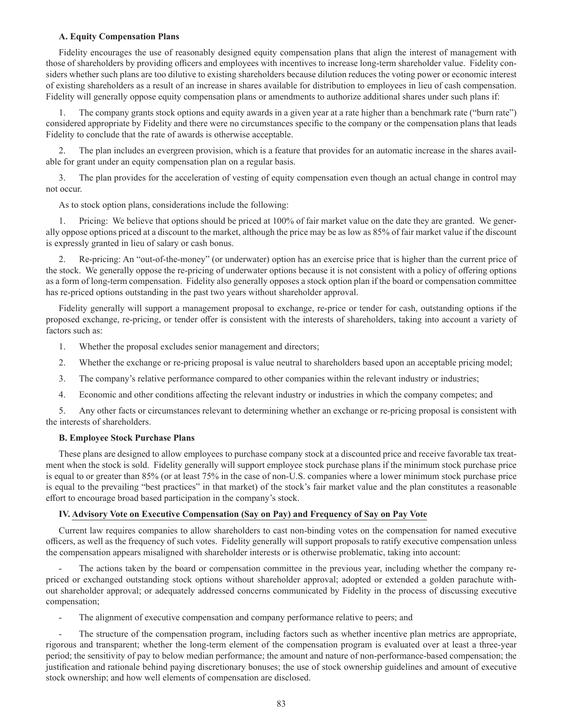**A. Equity Compensation Plans**

Fidelity encourages the use of reasonably designed equity compensation plans that align the interest of management with those of shareholders by providing officers and employees with incentives to increase long-term shareholder value. Fidelity considers whether such plans are too dilutive to existing shareholders because dilution reduces the voting power or economic interest of existing shareholders as a result of an increase in shares available for distribution to employees in lieu of cash compensation. Fidelity will generally oppose equity compensation plans or amendments to authorize additional shares under such plans if:

1. The company grants stock options and equity awards in a given year at a rate higher than a benchmark rate ("burn rate") considered appropriate by Fidelity and there were no circumstances specific to the company or the compensation plans that leads Fidelity to conclude that the rate of awards is otherwise acceptable.

2. The plan includes an evergreen provision, which is a feature that provides for an automatic increase in the shares available for grant under an equity compensation plan on a regular basis.

3. The plan provides for the acceleration of vesting of equity compensation even though an actual change in control may not occur.

As to stock option plans, considerations include the following:

1. Pricing: We believe that options should be priced at 100% of fair market value on the date they are granted. We generally oppose options priced at a discount to the market, although the price may be as low as 85% of fair market value if the discount is expressly granted in lieu of salary or cash bonus.

2. Re-pricing: An "out-of-the-money" (or underwater) option has an exercise price that is higher than the current price of the stock. We generally oppose the re-pricing of underwater options because it is not consistent with a policy of offering options as a form of long-term compensation. Fidelity also generally opposes a stock option plan if the board or compensation committee has re-priced options outstanding in the past two years without shareholder approval.

Fidelity generally will support a management proposal to exchange, re-price or tender for cash, outstanding options if the proposed exchange, re-pricing, or tender offer is consistent with the interests of shareholders, taking into account a variety of factors such as:

1. Whether the proposal excludes senior management and directors;

2. Whether the exchange or re-pricing proposal is value neutral to shareholders based upon an acceptable pricing model;

3. The company's relative performance compared to other companies within the relevant industry or industries;

4. Economic and other conditions affecting the relevant industry or industries in which the company competes; and

5. Any other facts or circumstances relevant to determining whether an exchange or re-pricing proposal is consistent with the interests of shareholders.

**B. Employee Stock Purchase Plans**

These plans are designed to allow employees to purchase company stock at a discounted price and receive favorable tax treatment when the stock is sold. Fidelity generally will support employee stock purchase plans if the minimum stock purchase price is equal to or greater than 85% (or at least 75% in the case of non-U.S. companies where a lower minimum stock purchase price is equal to the prevailing "best practices" in that market) of the stock's fair market value and the plan constitutes a reasonable effort to encourage broad based participation in the company's stock.

**IV. Advisory Vote on Executive Compensation (Say on Pay) and Frequency of Say on Pay Vote**

Current law requires companies to allow shareholders to cast non-binding votes on the compensation for named executive officers, as well as the frequency of such votes. Fidelity generally will support proposals to ratify executive compensation unless the compensation appears misaligned with shareholder interests or is otherwise problematic, taking into account:

- The actions taken by the board or compensation committee in the previous year, including whether the company re-priced or exchanged outstanding stock options without shareholder approval; adopted or extended a golden parachute without shareholder approval; or adequately addressed concerns communicated by Fidelity in the process of discussing executive compensation;

- The alignment of executive compensation and company performance relative to peers; and

- The structure of the compensation program, including factors such as whether incentive plan metrics are appropriate, rigorous and transparent; whether the long-term element of the compensation program is evaluated over at least a three-year period; the sensitivity of pay to below median performance; the amount and nature of non-performance-based compensation; the justification and rationale behind paying discretionary bonuses; the use of stock ownership guidelines and amount of executive stock ownership; and how well elements of compensation are disclosed.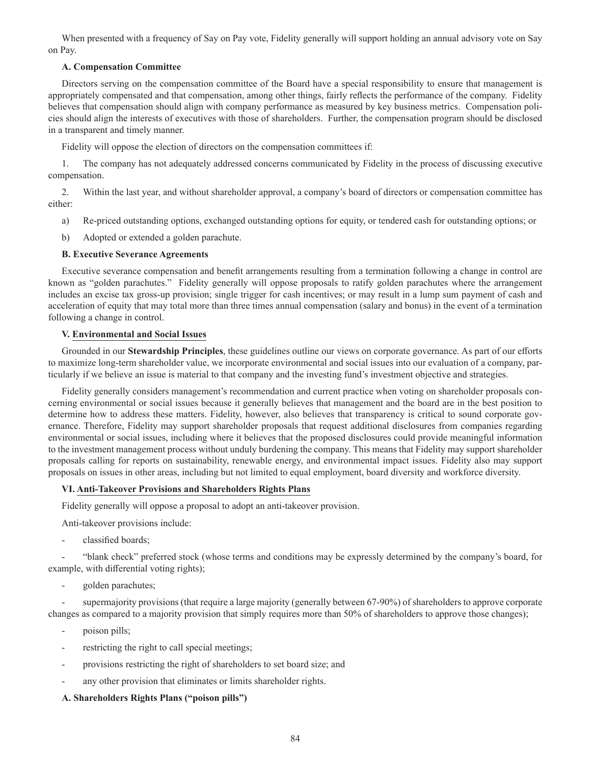When presented with a frequency of Say on Pay vote, Fidelity generally will support holding an annual advisory vote on Say on Pay.

**A. Compensation Committee**

Directors serving on the compensation committee of the Board have a special responsibility to ensure that management is appropriately compensated and that compensation, among other things, fairly reflects the performance of the company. Fidelity believes that compensation should align with company performance as measured by key business metrics. Compensation policies should align the interests of executives with those of shareholders. Further, the compensation program should be disclosed in a transparent and timely manner.

Fidelity will oppose the election of directors on the compensation committees if:

1. The company has not adequately addressed concerns communicated by Fidelity in the process of discussing executive compensation.

2. Within the last year, and without shareholder approval, a company's board of directors or compensation committee has either:

a) Re-priced outstanding options, exchanged outstanding options for equity, or tendered cash for outstanding options; or

b) Adopted or extended a golden parachute.

**B. Executive Severance Agreements**

Executive severance compensation and benefit arrangements resulting from a termination following a change in control are known as "golden parachutes." Fidelity generally will oppose proposals to ratify golden parachutes where the arrangement includes an excise tax gross-up provision; single trigger for cash incentives; or may result in a lump sum payment of cash and acceleration of equity that may total more than three times annual compensation (salary and bonus) in the event of a termination following a change in control.

**V. Environmental and Social Issues**

Grounded in our **Stewardship Principles**, these guidelines outline our views on corporate governance. As part of our efforts to maximize long-term shareholder value, we incorporate environmental and social issues into our evaluation of a company, particularly if we believe an issue is material to that company and the investing fund's investment objective and strategies.

Fidelity generally considers management's recommendation and current practice when voting on shareholder proposals concerning environmental or social issues because it generally believes that management and the board are in the best position to determine how to address these matters. Fidelity, however, also believes that transparency is critical to sound corporate governance. Therefore, Fidelity may support shareholder proposals that request additional disclosures from companies regarding environmental or social issues, including where it believes that the proposed disclosures could provide meaningful information to the investment management process without unduly burdening the company. This means that Fidelity may support shareholder proposals calling for reports on sustainability, renewable energy, and environmental impact issues. Fidelity also may support proposals on issues in other areas, including but not limited to equal employment, board diversity and workforce diversity.

**VI. Anti-Takeover Provisions and Shareholders Rights Plans**

Fidelity generally will oppose a proposal to adopt an anti-takeover provision.

Anti-takeover provisions include:

- classified boards;
- "blank check" preferred stock (whose terms and conditions may be expressly determined by the company's board, for example, with differential voting rights);
- golden parachutes;
- supermajority provisions (that require a large majority (generally between 67-90%) of shareholders to approve corporate changes as compared to a majority provision that simply requires more than 50% of shareholders to approve those changes);
- poison pills;
- restricting the right to call special meetings;
- provisions restricting the right of shareholders to set board size; and
- any other provision that eliminates or limits shareholder rights.

**A. Shareholders Rights Plans ("poison pills")**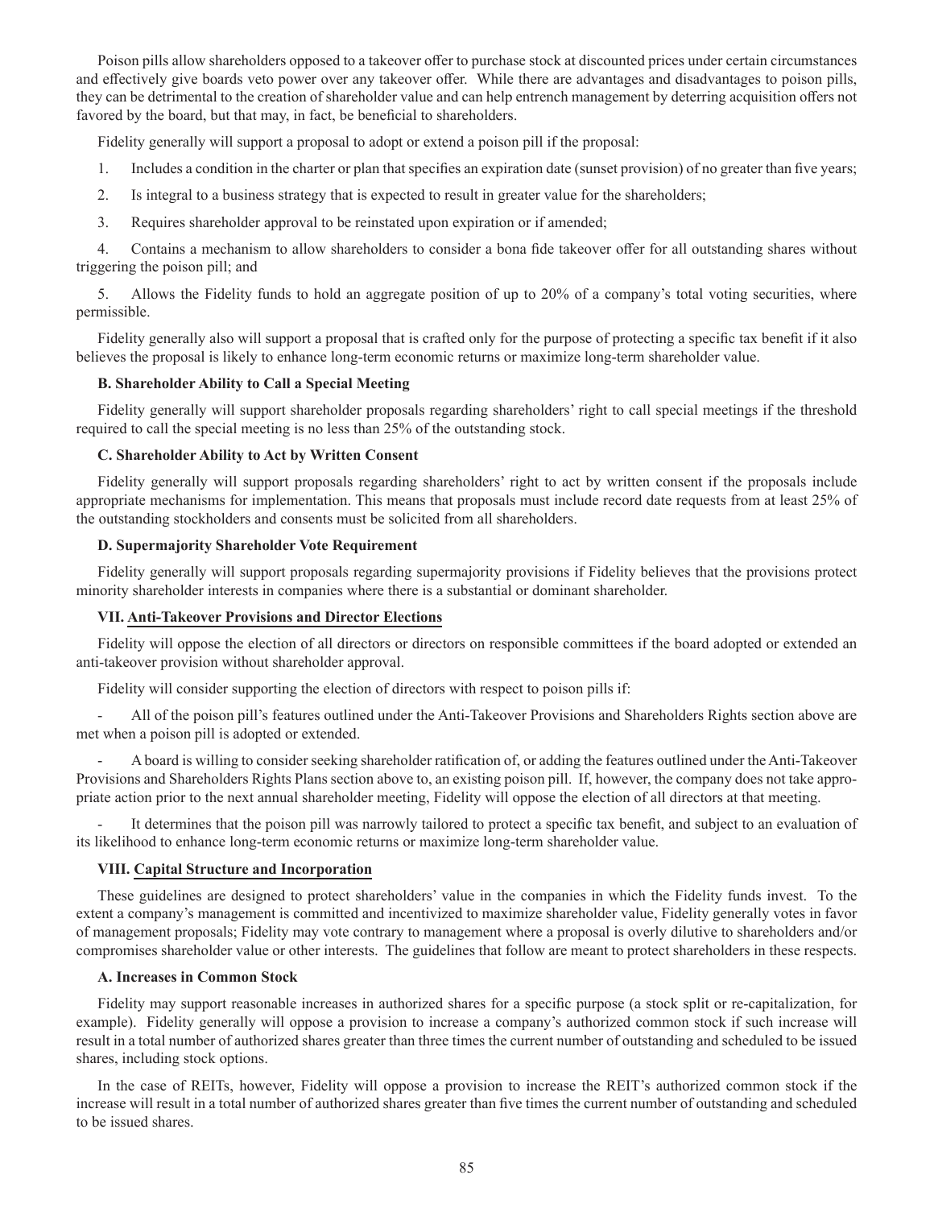Poison pills allow shareholders opposed to a takeover offer to purchase stock at discounted prices under certain circumstances and effectively give boards veto power over any takeover offer. While there are advantages and disadvantages to poison pills, they can be detrimental to the creation of shareholder value and can help entrench management by deterring acquisition offers not favored by the board, but that may, in fact, be beneficial to shareholders.

Fidelity generally will support a proposal to adopt or extend a poison pill if the proposal:

1. Includes a condition in the charter or plan that specifies an expiration date (sunset provision) of no greater than five years;
2. Is integral to a business strategy that is expected to result in greater value for the shareholders;
3. Requires shareholder approval to be reinstated upon expiration or if amended;
4. Contains a mechanism to allow shareholders to consider a bona fide takeover offer for all outstanding shares without triggering the poison pill; and
5. Allows the Fidelity funds to hold an aggregate position of up to 20% of a company's total voting securities, where permissible.

Fidelity generally also will support a proposal that is crafted only for the purpose of protecting a specific tax benefit if it also believes the proposal is likely to enhance long-term economic returns or maximize long-term shareholder value.

**B. Shareholder Ability to Call a Special Meeting**

Fidelity generally will support shareholder proposals regarding shareholders' right to call special meetings if the threshold required to call the special meeting is no less than 25% of the outstanding stock.

**C. Shareholder Ability to Act by Written Consent**

Fidelity generally will support proposals regarding shareholders' right to act by written consent if the proposals include appropriate mechanisms for implementation. This means that proposals must include record date requests from at least 25% of the outstanding stockholders and consents must be solicited from all shareholders.

**D. Supermajority Shareholder Vote Requirement**

Fidelity generally will support proposals regarding supermajority provisions if Fidelity believes that the provisions protect minority shareholder interests in companies where there is a substantial or dominant shareholder.

**VII. Anti-Takeover Provisions and Director Elections**

Fidelity will oppose the election of all directors or directors on responsible committees if the board adopted or extended an anti-takeover provision without shareholder approval.

Fidelity will consider supporting the election of directors with respect to poison pills if:

- All of the poison pill's features outlined under the Anti-Takeover Provisions and Shareholders Rights section above are met when a poison pill is adopted or extended.
- A board is willing to consider seeking shareholder ratification of, or adding the features outlined under the Anti-Takeover Provisions and Shareholders Rights Plans section above to, an existing poison pill. If, however, the company does not take appropriate action prior to the next annual shareholder meeting, Fidelity will oppose the election of all directors at that meeting.
- It determines that the poison pill was narrowly tailored to protect a specific tax benefit, and subject to an evaluation of its likelihood to enhance long-term economic returns or maximize long-term shareholder value.

**VIII. Capital Structure and Incorporation**

These guidelines are designed to protect shareholders' value in the companies in which the Fidelity funds invest. To the extent a company's management is committed and incentivized to maximize shareholder value, Fidelity generally votes in favor of management proposals; Fidelity may vote contrary to management where a proposal is overly dilutive to shareholders and/or compromises shareholder value or other interests. The guidelines that follow are meant to protect shareholders in these respects.

**A. Increases in Common Stock**

Fidelity may support reasonable increases in authorized shares for a specific purpose (a stock split or re-capitalization, for example). Fidelity generally will oppose a provision to increase a company's authorized common stock if such increase will result in a total number of authorized shares greater than three times the current number of outstanding and scheduled to be issued shares, including stock options.

In the case of REITs, however, Fidelity will oppose a provision to increase the REIT's authorized common stock if the increase will result in a total number of authorized shares greater than five times the current number of outstanding and scheduled to be issued shares.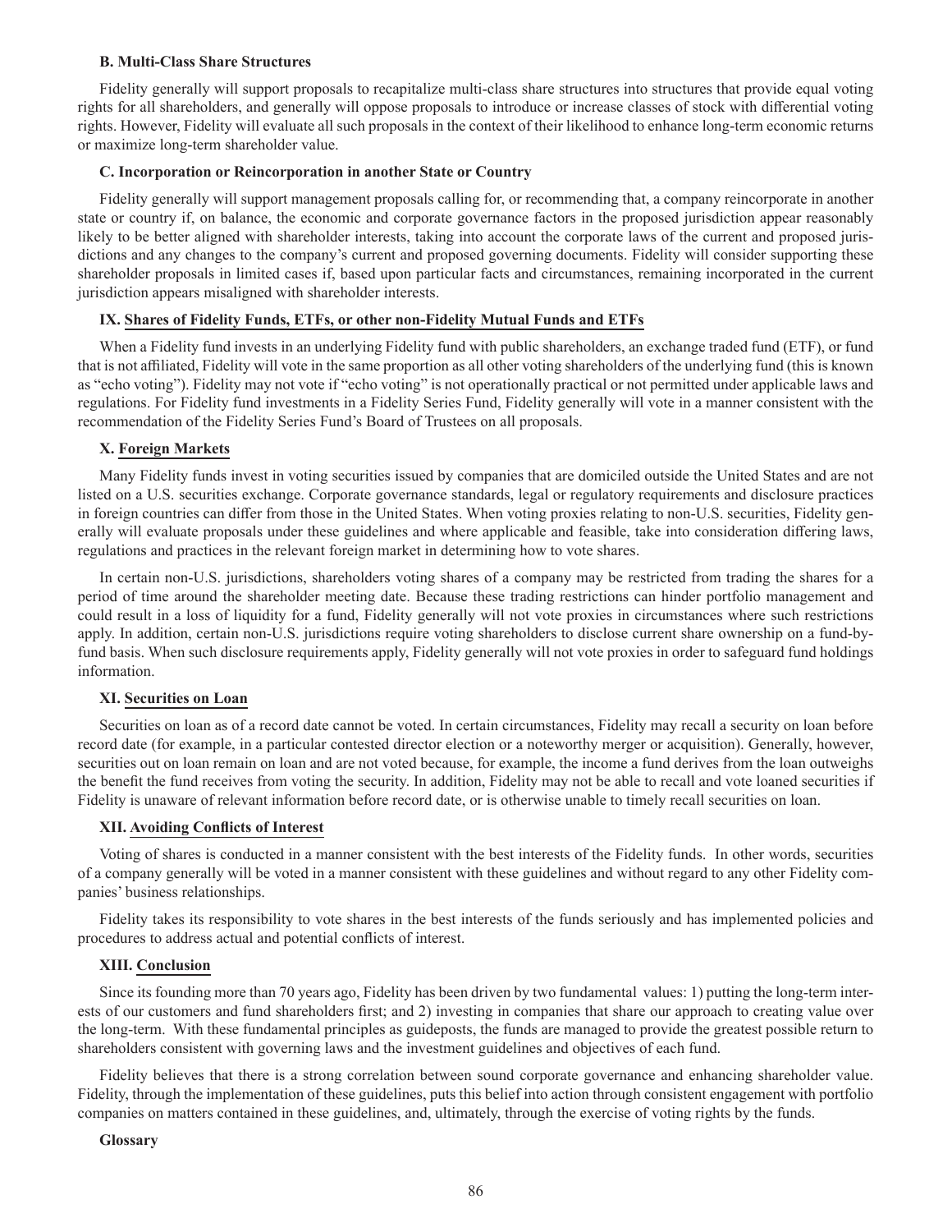### B. Multi-Class Share Structures

Fidelity generally will support proposals to recapitalize multi-class share structures into structures that provide equal voting rights for all shareholders, and generally will oppose proposals to introduce or increase classes of stock with differential voting rights. However, Fidelity will evaluate all such proposals in the context of their likelihood to enhance long-term economic returns or maximize long-term shareholder value.

### C. Incorporation or Reincorporation in another State or Country

Fidelity generally will support management proposals calling for, or recommending that, a company reincorporate in another state or country if, on balance, the economic and corporate governance factors in the proposed jurisdiction appear reasonably likely to be better aligned with shareholder interests, taking into account the corporate laws of the current and proposed jurisdictions and any changes to the company's current and proposed governing documents. Fidelity will consider supporting these shareholder proposals in limited cases if, based upon particular facts and circumstances, remaining incorporated in the current jurisdiction appears misaligned with shareholder interests.

## IX. Shares of Fidelity Funds, ETFs, or other non-Fidelity Mutual Funds and ETFs

When a Fidelity fund invests in an underlying Fidelity fund with public shareholders, an exchange traded fund (ETF), or fund that is not affiliated, Fidelity will vote in the same proportion as all other voting shareholders of the underlying fund (this is known as "echo voting"). Fidelity may not vote if "echo voting" is not operationally practical or not permitted under applicable laws and regulations. For Fidelity fund investments in a Fidelity Series Fund, Fidelity generally will vote in a manner consistent with the recommendation of the Fidelity Series Fund's Board of Trustees on all proposals.

## X. Foreign Markets

Many Fidelity funds invest in voting securities issued by companies that are domiciled outside the United States and are not listed on a U.S. securities exchange. Corporate governance standards, legal or regulatory requirements and disclosure practices in foreign countries can differ from those in the United States. When voting proxies relating to non-U.S. securities, Fidelity generally will evaluate proposals under these guidelines and where applicable and feasible, take into consideration differing laws, regulations and practices in the relevant foreign market in determining how to vote shares.

In certain non-U.S. jurisdictions, shareholders voting shares of a company may be restricted from trading the shares for a period of time around the shareholder meeting date. Because these trading restrictions can hinder portfolio management and could result in a loss of liquidity for a fund, Fidelity generally will not vote proxies in circumstances where such restrictions apply. In addition, certain non-U.S. jurisdictions require voting shareholders to disclose current share ownership on a fund-by-fund basis. When such disclosure requirements apply, Fidelity generally will not vote proxies in order to safeguard fund holdings information.

## XI. Securities on Loan

Securities on loan as of a record date cannot be voted. In certain circumstances, Fidelity may recall a security on loan before record date (for example, in a particular contested director election or a noteworthy merger or acquisition). Generally, however, securities out on loan remain on loan and are not voted because, for example, the income a fund derives from the loan outweighs the benefit the fund receives from voting the security. In addition, Fidelity may not be able to recall and vote loaned securities if Fidelity is unaware of relevant information before record date, or is otherwise unable to timely recall securities on loan.

## XII. Avoiding Conflicts of Interest

Voting of shares is conducted in a manner consistent with the best interests of the Fidelity funds. In other words, securities of a company generally will be voted in a manner consistent with these guidelines and without regard to any other Fidelity companies' business relationships.

Fidelity takes its responsibility to vote shares in the best interests of the funds seriously and has implemented policies and procedures to address actual and potential conflicts of interest.

## XIII. Conclusion

Since its founding more than 70 years ago, Fidelity has been driven by two fundamental values: 1) putting the long-term interests of our customers and fund shareholders first; and 2) investing in companies that share our approach to creating value over the long-term. With these fundamental principles as guideposts, the funds are managed to provide the greatest possible return to shareholders consistent with governing laws and the investment guidelines and objectives of each fund.

Fidelity believes that there is a strong correlation between sound corporate governance and enhancing shareholder value. Fidelity, through the implementation of these guidelines, puts this belief into action through consistent engagement with portfolio companies on matters contained in these guidelines, and, ultimately, through the exercise of voting rights by the funds.

**Glossary**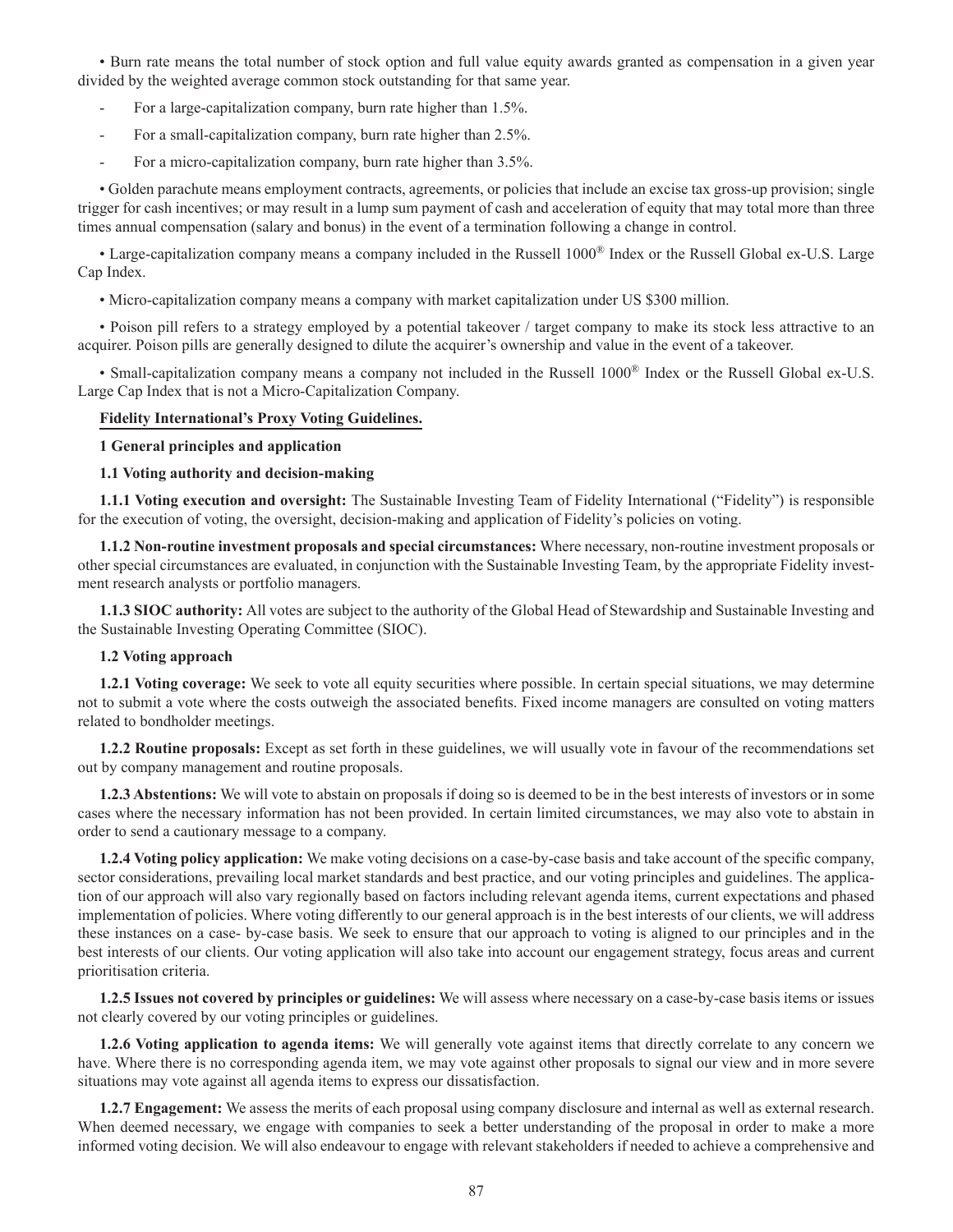• Burn rate means the total number of stock option and full value equity awards granted as compensation in a given year divided by the weighted average common stock outstanding for that same year.

- For a large-capitalization company, burn rate higher than 1.5%.
- For a small-capitalization company, burn rate higher than 2.5%.
- For a micro-capitalization company, burn rate higher than 3.5%.

• Golden parachute means employment contracts, agreements, or policies that include an excise tax gross-up provision; single trigger for cash incentives; or may result in a lump sum payment of cash and acceleration of equity that may total more than three times annual compensation (salary and bonus) in the event of a termination following a change in control.

• Large-capitalization company means a company included in the Russell 1000® Index or the Russell Global ex-U.S. Large Cap Index.

• Micro-capitalization company means a company with market capitalization under US $300 million.

• Poison pill refers to a strategy employed by a potential takeover / target company to make its stock less attractive to an acquirer. Poison pills are generally designed to dilute the acquirer's ownership and value in the event of a takeover.

• Small-capitalization company means a company not included in the Russell 1000® Index or the Russell Global ex-U.S. Large Cap Index that is not a Micro-Capitalization Company.

**Fidelity International's Proxy Voting Guidelines.**

**1 General principles and application**

**1.1 Voting authority and decision-making**

**1.1.1 Voting execution and oversight:** The Sustainable Investing Team of Fidelity International ("Fidelity") is responsible for the execution of voting, the oversight, decision-making and application of Fidelity's policies on voting.

**1.1.2 Non-routine investment proposals and special circumstances:** Where necessary, non-routine investment proposals or other special circumstances are evaluated, in conjunction with the Sustainable Investing Team, by the appropriate Fidelity investment research analysts or portfolio managers.

**1.1.3 SIOC authority:** All votes are subject to the authority of the Global Head of Stewardship and Sustainable Investing and the Sustainable Investing Operating Committee (SIOC).

**1.2 Voting approach**

**1.2.1 Voting coverage:** We seek to vote all equity securities where possible. In certain special situations, we may determine not to submit a vote where the costs outweigh the associated benefits. Fixed income managers are consulted on voting matters related to bondholder meetings.

**1.2.2 Routine proposals:** Except as set forth in these guidelines, we will usually vote in favour of the recommendations set out by company management and routine proposals.

**1.2.3 Abstentions:** We will vote to abstain on proposals if doing so is deemed to be in the best interests of investors or in some cases where the necessary information has not been provided. In certain limited circumstances, we may also vote to abstain in order to send a cautionary message to a company.

**1.2.4 Voting policy application:** We make voting decisions on a case-by-case basis and take account of the specific company, sector considerations, prevailing local market standards and best practice, and our voting principles and guidelines. The application of our approach will also vary regionally based on factors including relevant agenda items, current expectations and phased implementation of policies. Where voting differently to our general approach is in the best interests of our clients, we will address these instances on a case- by-case basis. We seek to ensure that our approach to voting is aligned to our principles and in the best interests of our clients. Our voting application will also take into account our engagement strategy, focus areas and current prioritisation criteria.

**1.2.5 Issues not covered by principles or guidelines:** We will assess where necessary on a case-by-case basis items or issues not clearly covered by our voting principles or guidelines.

**1.2.6 Voting application to agenda items:** We will generally vote against items that directly correlate to any concern we have. Where there is no corresponding agenda item, we may vote against other proposals to signal our view and in more severe situations may vote against all agenda items to express our dissatisfaction.

**1.2.7 Engagement:** We assess the merits of each proposal using company disclosure and internal as well as external research. When deemed necessary, we engage with companies to seek a better understanding of the proposal in order to make a more informed voting decision. We will also endeavour to engage with relevant stakeholders if needed to achieve a comprehensive and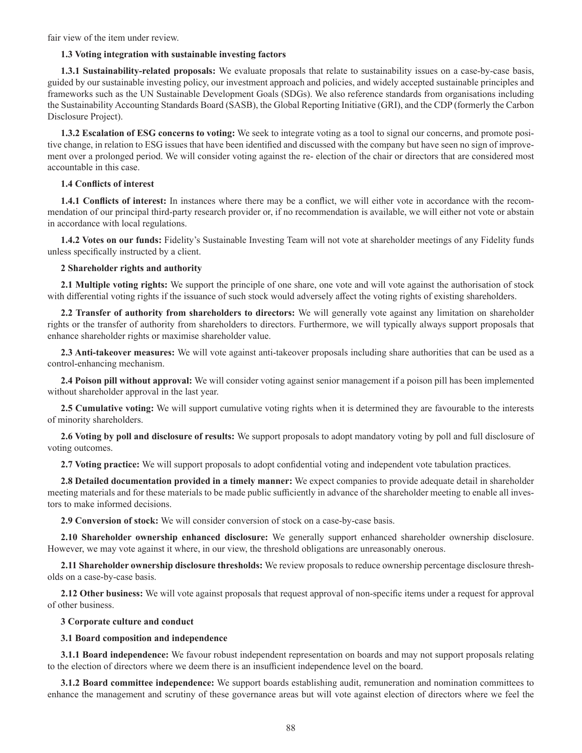fair view of the item under review.

**1.3 Voting integration with sustainable investing factors**

**1.3.1 Sustainability-related proposals:** We evaluate proposals that relate to sustainability issues on a case-by-case basis, guided by our sustainable investing policy, our investment approach and policies, and widely accepted sustainable principles and frameworks such as the UN Sustainable Development Goals (SDGs). We also reference standards from organisations including the Sustainability Accounting Standards Board (SASB), the Global Reporting Initiative (GRI), and the CDP (formerly the Carbon Disclosure Project).

**1.3.2 Escalation of ESG concerns to voting:** We seek to integrate voting as a tool to signal our concerns, and promote positive change, in relation to ESG issues that have been identified and discussed with the company but have seen no sign of improvement over a prolonged period. We will consider voting against the re- election of the chair or directors that are considered most accountable in this case.

**1.4 Conflicts of interest**

**1.4.1 Conflicts of interest:** In instances where there may be a conflict, we will either vote in accordance with the recommendation of our principal third-party research provider or, if no recommendation is available, we will either not vote or abstain in accordance with local regulations.

**1.4.2 Votes on our funds:** Fidelity's Sustainable Investing Team will not vote at shareholder meetings of any Fidelity funds unless specifically instructed by a client.

**2 Shareholder rights and authority**

**2.1 Multiple voting rights:** We support the principle of one share, one vote and will vote against the authorisation of stock with differential voting rights if the issuance of such stock would adversely affect the voting rights of existing shareholders.

**2.2 Transfer of authority from shareholders to directors:** We will generally vote against any limitation on shareholder rights or the transfer of authority from shareholders to directors. Furthermore, we will typically always support proposals that enhance shareholder rights or maximise shareholder value.

**2.3 Anti-takeover measures:** We will vote against anti-takeover proposals including share authorities that can be used as a control-enhancing mechanism.

**2.4 Poison pill without approval:** We will consider voting against senior management if a poison pill has been implemented without shareholder approval in the last year.

**2.5 Cumulative voting:** We will support cumulative voting rights when it is determined they are favourable to the interests of minority shareholders.

**2.6 Voting by poll and disclosure of results:** We support proposals to adopt mandatory voting by poll and full disclosure of voting outcomes.

**2.7 Voting practice:** We will support proposals to adopt confidential voting and independent vote tabulation practices.

**2.8 Detailed documentation provided in a timely manner:** We expect companies to provide adequate detail in shareholder meeting materials and for these materials to be made public sufficiently in advance of the shareholder meeting to enable all investors to make informed decisions.

**2.9 Conversion of stock:** We will consider conversion of stock on a case-by-case basis.

**2.10 Shareholder ownership enhanced disclosure:** We generally support enhanced shareholder ownership disclosure. However, we may vote against it where, in our view, the threshold obligations are unreasonably onerous.

**2.11 Shareholder ownership disclosure thresholds:** We review proposals to reduce ownership percentage disclosure thresholds on a case-by-case basis.

**2.12 Other business:** We will vote against proposals that request approval of non-specific items under a request for approval of other business.

**3 Corporate culture and conduct**

**3.1 Board composition and independence**

**3.1.1 Board independence:** We favour robust independent representation on boards and may not support proposals relating to the election of directors where we deem there is an insufficient independence level on the board.

**3.1.2 Board committee independence:** We support boards establishing audit, remuneration and nomination committees to enhance the management and scrutiny of these governance areas but will vote against election of directors where we feel the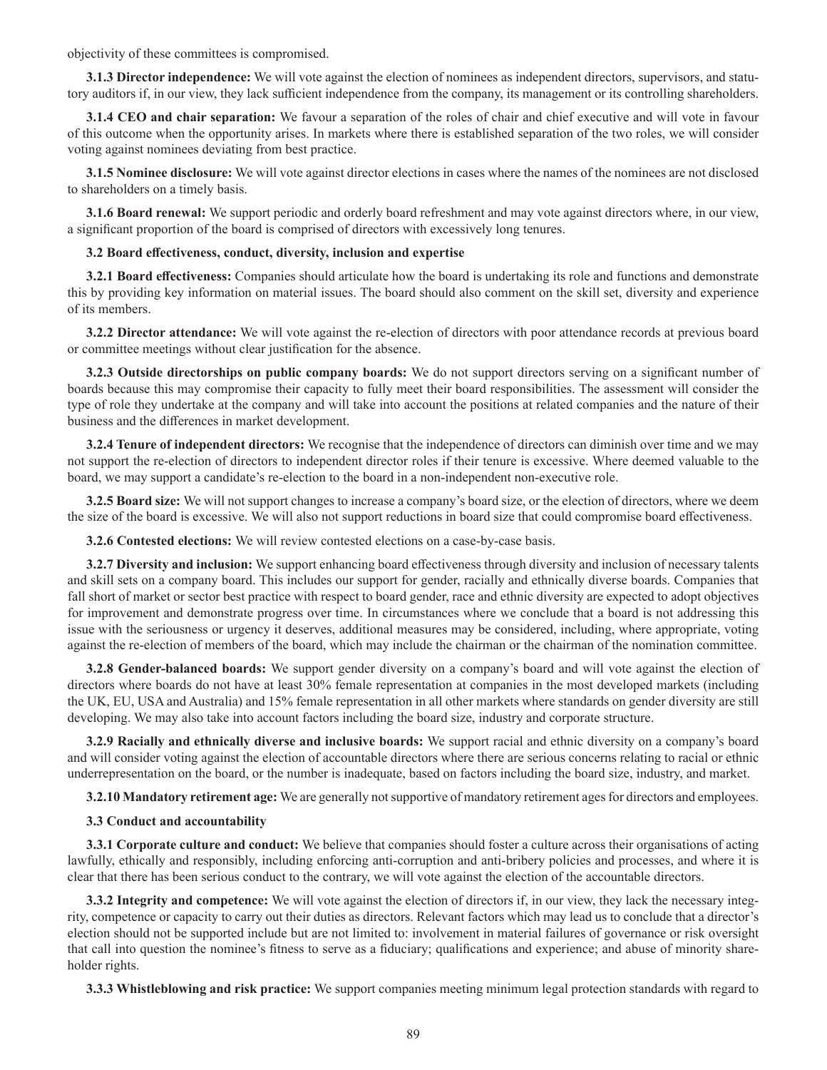objectivity of these committees is compromised.

**3.1.3 Director independence:** We will vote against the election of nominees as independent directors, supervisors, and statutory auditors if, in our view, they lack sufficient independence from the company, its management or its controlling shareholders.

**3.1.4 CEO and chair separation:** We favour a separation of the roles of chair and chief executive and will vote in favour of this outcome when the opportunity arises. In markets where there is established separation of the two roles, we will consider voting against nominees deviating from best practice.

**3.1.5 Nominee disclosure:** We will vote against director elections in cases where the names of the nominees are not disclosed to shareholders on a timely basis.

**3.1.6 Board renewal:** We support periodic and orderly board refreshment and may vote against directors where, in our view, a significant proportion of the board is comprised of directors with excessively long tenures.

**3.2 Board effectiveness, conduct, diversity, inclusion and expertise**

**3.2.1 Board effectiveness:** Companies should articulate how the board is undertaking its role and functions and demonstrate this by providing key information on material issues. The board should also comment on the skill set, diversity and experience of its members.

**3.2.2 Director attendance:** We will vote against the re-election of directors with poor attendance records at previous board or committee meetings without clear justification for the absence.

**3.2.3 Outside directorships on public company boards:** We do not support directors serving on a significant number of boards because this may compromise their capacity to fully meet their board responsibilities. The assessment will consider the type of role they undertake at the company and will take into account the positions at related companies and the nature of their business and the differences in market development.

**3.2.4 Tenure of independent directors:** We recognise that the independence of directors can diminish over time and we may not support the re-election of directors to independent director roles if their tenure is excessive. Where deemed valuable to the board, we may support a candidate's re-election to the board in a non-independent non-executive role.

**3.2.5 Board size:** We will not support changes to increase a company's board size, or the election of directors, where we deem the size of the board is excessive. We will also not support reductions in board size that could compromise board effectiveness.

**3.2.6 Contested elections:** We will review contested elections on a case-by-case basis.

**3.2.7 Diversity and inclusion:** We support enhancing board effectiveness through diversity and inclusion of necessary talents and skill sets on a company board. This includes our support for gender, racially and ethnically diverse boards. Companies that fall short of market or sector best practice with respect to board gender, race and ethnic diversity are expected to adopt objectives for improvement and demonstrate progress over time. In circumstances where we conclude that a board is not addressing this issue with the seriousness or urgency it deserves, additional measures may be considered, including, where appropriate, voting against the re-election of members of the board, which may include the chairman or the chairman of the nomination committee.

**3.2.8 Gender-balanced boards:** We support gender diversity on a company's board and will vote against the election of directors where boards do not have at least 30% female representation at companies in the most developed markets (including the UK, EU, USA and Australia) and 15% female representation in all other markets where standards on gender diversity are still developing. We may also take into account factors including the board size, industry and corporate structure.

**3.2.9 Racially and ethnically diverse and inclusive boards:** We support racial and ethnic diversity on a company's board and will consider voting against the election of accountable directors where there are serious concerns relating to racial or ethnic underrepresentation on the board, or the number is inadequate, based on factors including the board size, industry, and market.

**3.2.10 Mandatory retirement age:** We are generally not supportive of mandatory retirement ages for directors and employees.

**3.3 Conduct and accountability**

**3.3.1 Corporate culture and conduct:** We believe that companies should foster a culture across their organisations of acting lawfully, ethically and responsibly, including enforcing anti-corruption and anti-bribery policies and processes, and where it is clear that there has been serious conduct to the contrary, we will vote against the election of the accountable directors.

**3.3.2 Integrity and competence:** We will vote against the election of directors if, in our view, they lack the necessary integrity, competence or capacity to carry out their duties as directors. Relevant factors which may lead us to conclude that a director's election should not be supported include but are not limited to: involvement in material failures of governance or risk oversight that call into question the nominee's fitness to serve as a fiduciary; qualifications and experience; and abuse of minority shareholder rights.

**3.3.3 Whistleblowing and risk practice:** We support companies meeting minimum legal protection standards with regard to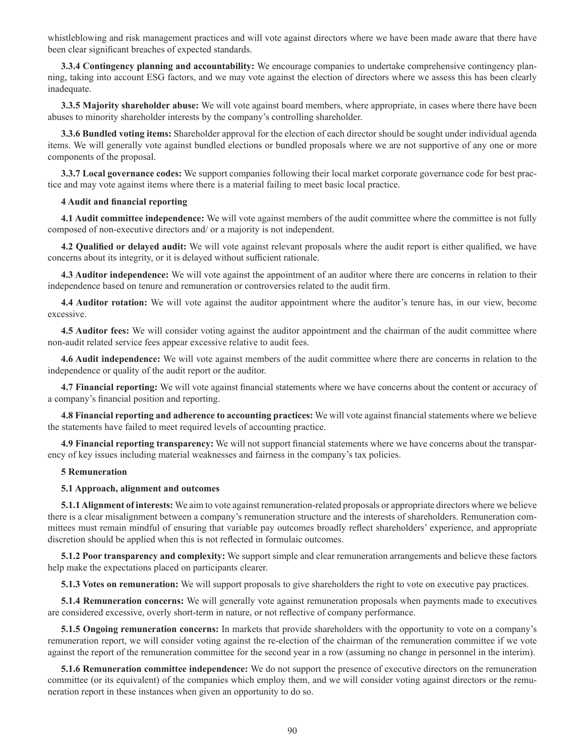whistleblowing and risk management practices and will vote against directors where we have been made aware that there have been clear significant breaches of expected standards.

**3.3.4 Contingency planning and accountability:** We encourage companies to undertake comprehensive contingency planning, taking into account ESG factors, and we may vote against the election of directors where we assess this has been clearly inadequate.

**3.3.5 Majority shareholder abuse:** We will vote against board members, where appropriate, in cases where there have been abuses to minority shareholder interests by the company's controlling shareholder.

**3.3.6 Bundled voting items:** Shareholder approval for the election of each director should be sought under individual agenda items. We will generally vote against bundled elections or bundled proposals where we are not supportive of any one or more components of the proposal.

**3.3.7 Local governance codes:** We support companies following their local market corporate governance code for best practice and may vote against items where there is a material failing to meet basic local practice.

**4 Audit and financial reporting**

**4.1 Audit committee independence:** We will vote against members of the audit committee where the committee is not fully composed of non-executive directors and/ or a majority is not independent.

**4.2 Qualified or delayed audit:** We will vote against relevant proposals where the audit report is either qualified, we have concerns about its integrity, or it is delayed without sufficient rationale.

**4.3 Auditor independence:** We will vote against the appointment of an auditor where there are concerns in relation to their independence based on tenure and remuneration or controversies related to the audit firm.

**4.4 Auditor rotation:** We will vote against the auditor appointment where the auditor's tenure has, in our view, become excessive.

**4.5 Auditor fees:** We will consider voting against the auditor appointment and the chairman of the audit committee where non-audit related service fees appear excessive relative to audit fees.

**4.6 Audit independence:** We will vote against members of the audit committee where there are concerns in relation to the independence or quality of the audit report or the auditor.

**4.7 Financial reporting:** We will vote against financial statements where we have concerns about the content or accuracy of a company's financial position and reporting.

**4.8 Financial reporting and adherence to accounting practices:** We will vote against financial statements where we believe the statements have failed to meet required levels of accounting practice.

**4.9 Financial reporting transparency:** We will not support financial statements where we have concerns about the transparency of key issues including material weaknesses and fairness in the company's tax policies.

**5 Remuneration**

**5.1 Approach, alignment and outcomes**

**5.1.1 Alignment of interests:** We aim to vote against remuneration-related proposals or appropriate directors where we believe there is a clear misalignment between a company's remuneration structure and the interests of shareholders. Remuneration committees must remain mindful of ensuring that variable pay outcomes broadly reflect shareholders' experience, and appropriate discretion should be applied when this is not reflected in formulaic outcomes.

**5.1.2 Poor transparency and complexity:** We support simple and clear remuneration arrangements and believe these factors help make the expectations placed on participants clearer.

**5.1.3 Votes on remuneration:** We will support proposals to give shareholders the right to vote on executive pay practices.

**5.1.4 Remuneration concerns:** We will generally vote against remuneration proposals when payments made to executives are considered excessive, overly short-term in nature, or not reflective of company performance.

**5.1.5 Ongoing remuneration concerns:** In markets that provide shareholders with the opportunity to vote on a company's remuneration report, we will consider voting against the re-election of the chairman of the remuneration committee if we vote against the report of the remuneration committee for the second year in a row (assuming no change in personnel in the interim).

**5.1.6 Remuneration committee independence:** We do not support the presence of executive directors on the remuneration committee (or its equivalent) of the companies which employ them, and we will consider voting against directors or the remuneration report in these instances when given an opportunity to do so.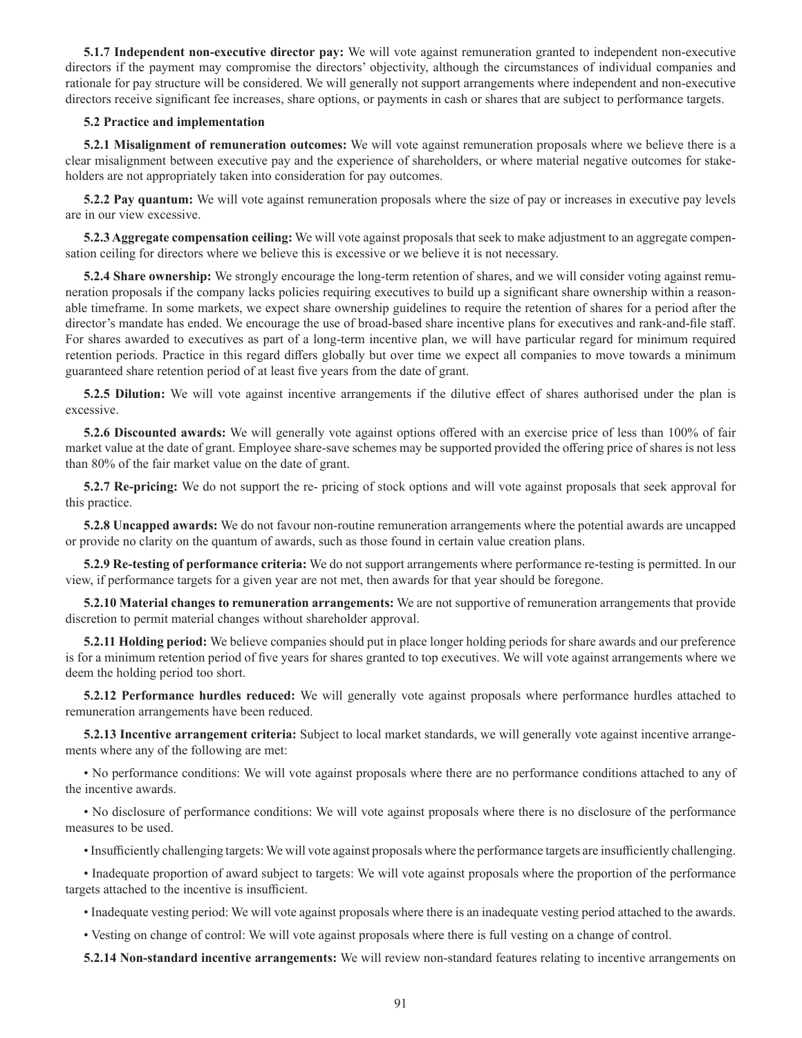**5.1.7 Independent non-executive director pay:** We will vote against remuneration granted to independent non-executive directors if the payment may compromise the directors' objectivity, although the circumstances of individual companies and rationale for pay structure will be considered. We will generally not support arrangements where independent and non-executive directors receive significant fee increases, share options, or payments in cash or shares that are subject to performance targets.

**5.2 Practice and implementation**

**5.2.1 Misalignment of remuneration outcomes:** We will vote against remuneration proposals where we believe there is a clear misalignment between executive pay and the experience of shareholders, or where material negative outcomes for stakeholders are not appropriately taken into consideration for pay outcomes.

**5.2.2 Pay quantum:** We will vote against remuneration proposals where the size of pay or increases in executive pay levels are in our view excessive.

**5.2.3 Aggregate compensation ceiling:** We will vote against proposals that seek to make adjustment to an aggregate compensation ceiling for directors where we believe this is excessive or we believe it is not necessary.

**5.2.4 Share ownership:** We strongly encourage the long-term retention of shares, and we will consider voting against remuneration proposals if the company lacks policies requiring executives to build up a significant share ownership within a reasonable timeframe. In some markets, we expect share ownership guidelines to require the retention of shares for a period after the director's mandate has ended. We encourage the use of broad-based share incentive plans for executives and rank-and-file staff. For shares awarded to executives as part of a long-term incentive plan, we will have particular regard for minimum required retention periods. Practice in this regard differs globally but over time we expect all companies to move towards a minimum guaranteed share retention period of at least five years from the date of grant.

**5.2.5 Dilution:** We will vote against incentive arrangements if the dilutive effect of shares authorised under the plan is excessive.

**5.2.6 Discounted awards:** We will generally vote against options offered with an exercise price of less than 100% of fair market value at the date of grant. Employee share-save schemes may be supported provided the offering price of shares is not less than 80% of the fair market value on the date of grant.

**5.2.7 Re-pricing:** We do not support the re- pricing of stock options and will vote against proposals that seek approval for this practice.

**5.2.8 Uncapped awards:** We do not favour non-routine remuneration arrangements where the potential awards are uncapped or provide no clarity on the quantum of awards, such as those found in certain value creation plans.

**5.2.9 Re-testing of performance criteria:** We do not support arrangements where performance re-testing is permitted. In our view, if performance targets for a given year are not met, then awards for that year should be foregone.

**5.2.10 Material changes to remuneration arrangements:** We are not supportive of remuneration arrangements that provide discretion to permit material changes without shareholder approval.

**5.2.11 Holding period:** We believe companies should put in place longer holding periods for share awards and our preference is for a minimum retention period of five years for shares granted to top executives. We will vote against arrangements where we deem the holding period too short.

**5.2.12 Performance hurdles reduced:** We will generally vote against proposals where performance hurdles attached to remuneration arrangements have been reduced.

**5.2.13 Incentive arrangement criteria:** Subject to local market standards, we will generally vote against incentive arrangements where any of the following are met:

- No performance conditions: We will vote against proposals where there are no performance conditions attached to any of the incentive awards.
- No disclosure of performance conditions: We will vote against proposals where there is no disclosure of the performance measures to be used.
- Insufficiently challenging targets: We will vote against proposals where the performance targets are insufficiently challenging.
- Inadequate proportion of award subject to targets: We will vote against proposals where the proportion of the performance targets attached to the incentive is insufficient.
- Inadequate vesting period: We will vote against proposals where there is an inadequate vesting period attached to the awards.
- Vesting on change of control: We will vote against proposals where there is full vesting on a change of control.

**5.2.14 Non-standard incentive arrangements:** We will review non-standard features relating to incentive arrangements on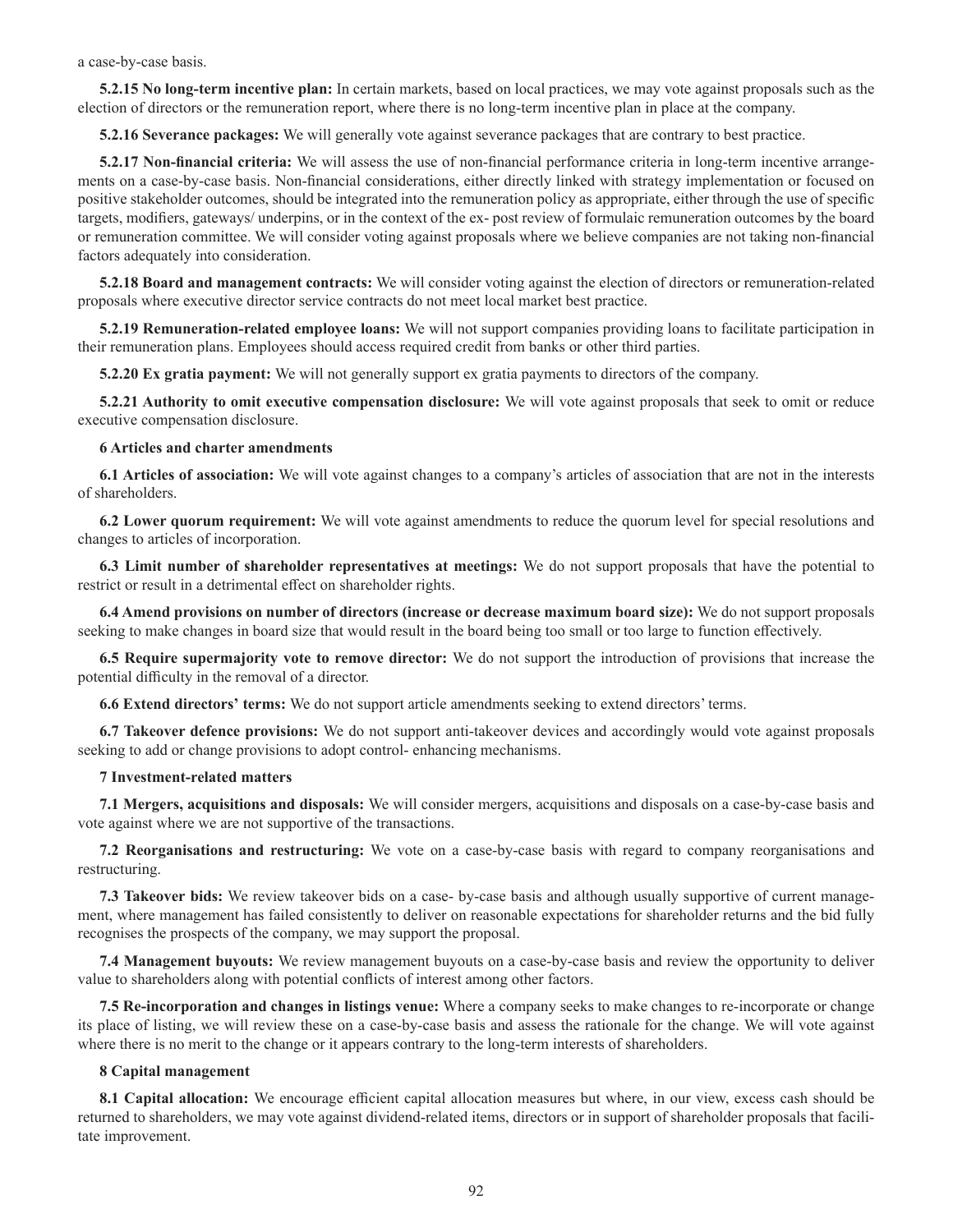a case-by-case basis.

**5.2.15 No long-term incentive plan:** In certain markets, based on local practices, we may vote against proposals such as the election of directors or the remuneration report, where there is no long-term incentive plan in place at the company.

**5.2.16 Severance packages:** We will generally vote against severance packages that are contrary to best practice.

**5.2.17 Non-financial criteria:** We will assess the use of non-financial performance criteria in long-term incentive arrangements on a case-by-case basis. Non-financial considerations, either directly linked with strategy implementation or focused on positive stakeholder outcomes, should be integrated into the remuneration policy as appropriate, either through the use of specific targets, modifiers, gateways/ underpins, or in the context of the ex- post review of formulaic remuneration outcomes by the board or remuneration committee. We will consider voting against proposals where we believe companies are not taking non-financial factors adequately into consideration.

**5.2.18 Board and management contracts:** We will consider voting against the election of directors or remuneration-related proposals where executive director service contracts do not meet local market best practice.

**5.2.19 Remuneration-related employee loans:** We will not support companies providing loans to facilitate participation in their remuneration plans. Employees should access required credit from banks or other third parties.

**5.2.20 Ex gratia payment:** We will not generally support ex gratia payments to directors of the company.

**5.2.21 Authority to omit executive compensation disclosure:** We will vote against proposals that seek to omit or reduce executive compensation disclosure.

### 6 Articles and charter amendments

**6.1 Articles of association:** We will vote against changes to a company's articles of association that are not in the interests of shareholders.

**6.2 Lower quorum requirement:** We will vote against amendments to reduce the quorum level for special resolutions and changes to articles of incorporation.

**6.3 Limit number of shareholder representatives at meetings:** We do not support proposals that have the potential to restrict or result in a detrimental effect on shareholder rights.

**6.4 Amend provisions on number of directors (increase or decrease maximum board size):** We do not support proposals seeking to make changes in board size that would result in the board being too small or too large to function effectively.

**6.5 Require supermajority vote to remove director:** We do not support the introduction of provisions that increase the potential difficulty in the removal of a director.

**6.6 Extend directors' terms:** We do not support article amendments seeking to extend directors' terms.

**6.7 Takeover defence provisions:** We do not support anti-takeover devices and accordingly would vote against proposals seeking to add or change provisions to adopt control- enhancing mechanisms.

### 7 Investment-related matters

**7.1 Mergers, acquisitions and disposals:** We will consider mergers, acquisitions and disposals on a case-by-case basis and vote against where we are not supportive of the transactions.

**7.2 Reorganisations and restructuring:** We vote on a case-by-case basis with regard to company reorganisations and restructuring.

**7.3 Takeover bids:** We review takeover bids on a case- by-case basis and although usually supportive of current management, where management has failed consistently to deliver on reasonable expectations for shareholder returns and the bid fully recognises the prospects of the company, we may support the proposal.

**7.4 Management buyouts:** We review management buyouts on a case-by-case basis and review the opportunity to deliver value to shareholders along with potential conflicts of interest among other factors.

**7.5 Re-incorporation and changes in listings venue:** Where a company seeks to make changes to re-incorporate or change its place of listing, we will review these on a case-by-case basis and assess the rationale for the change. We will vote against where there is no merit to the change or it appears contrary to the long-term interests of shareholders.

### 8 Capital management

**8.1 Capital allocation:** We encourage efficient capital allocation measures but where, in our view, excess cash should be returned to shareholders, we may vote against dividend-related items, directors or in support of shareholder proposals that facilitate improvement.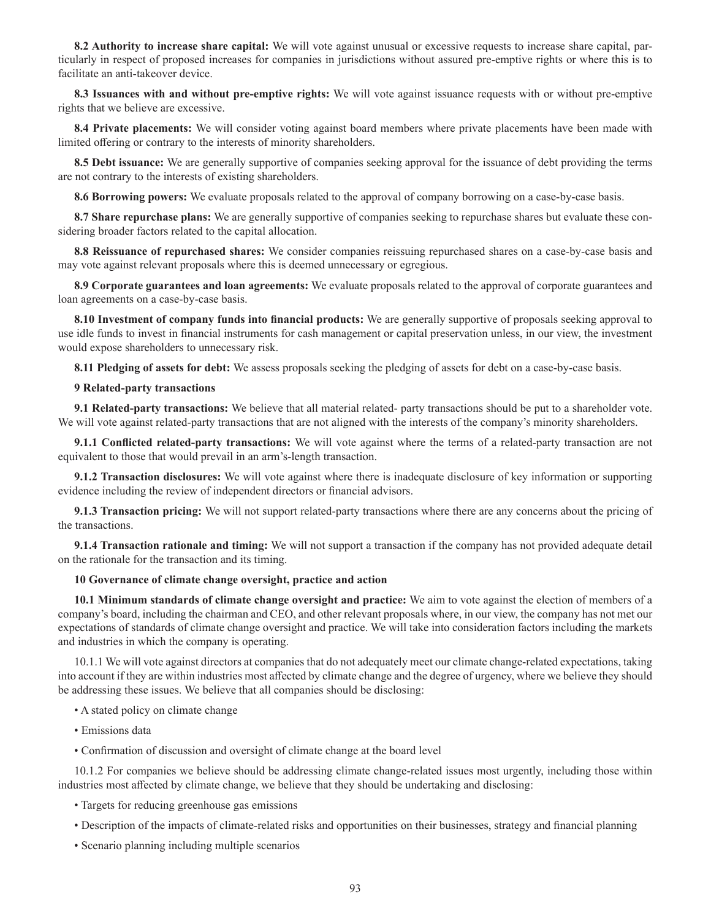**8.2 Authority to increase share capital:** We will vote against unusual or excessive requests to increase share capital, particularly in respect of proposed increases for companies in jurisdictions without assured pre-emptive rights or where this is to facilitate an anti-takeover device.

**8.3 Issuances with and without pre-emptive rights:** We will vote against issuance requests with or without pre-emptive rights that we believe are excessive.

**8.4 Private placements:** We will consider voting against board members where private placements have been made with limited offering or contrary to the interests of minority shareholders.

**8.5 Debt issuance:** We are generally supportive of companies seeking approval for the issuance of debt providing the terms are not contrary to the interests of existing shareholders.

**8.6 Borrowing powers:** We evaluate proposals related to the approval of company borrowing on a case-by-case basis.

**8.7 Share repurchase plans:** We are generally supportive of companies seeking to repurchase shares but evaluate these considering broader factors related to the capital allocation.

**8.8 Reissuance of repurchased shares:** We consider companies reissuing repurchased shares on a case-by-case basis and may vote against relevant proposals where this is deemed unnecessary or egregious.

**8.9 Corporate guarantees and loan agreements:** We evaluate proposals related to the approval of corporate guarantees and loan agreements on a case-by-case basis.

**8.10 Investment of company funds into financial products:** We are generally supportive of proposals seeking approval to use idle funds to invest in financial instruments for cash management or capital preservation unless, in our view, the investment would expose shareholders to unnecessary risk.

**8.11 Pledging of assets for debt:** We assess proposals seeking the pledging of assets for debt on a case-by-case basis.

**9 Related-party transactions**

**9.1 Related-party transactions:** We believe that all material related- party transactions should be put to a shareholder vote. We will vote against related-party transactions that are not aligned with the interests of the company's minority shareholders.

**9.1.1 Conflicted related-party transactions:** We will vote against where the terms of a related-party transaction are not equivalent to those that would prevail in an arm's-length transaction.

**9.1.2 Transaction disclosures:** We will vote against where there is inadequate disclosure of key information or supporting evidence including the review of independent directors or financial advisors.

**9.1.3 Transaction pricing:** We will not support related-party transactions where there are any concerns about the pricing of the transactions.

**9.1.4 Transaction rationale and timing:** We will not support a transaction if the company has not provided adequate detail on the rationale for the transaction and its timing.

**10 Governance of climate change oversight, practice and action**

**10.1 Minimum standards of climate change oversight and practice:** We aim to vote against the election of members of a company's board, including the chairman and CEO, and other relevant proposals where, in our view, the company has not met our expectations of standards of climate change oversight and practice. We will take into consideration factors including the markets and industries in which the company is operating.

10.1.1 We will vote against directors at companies that do not adequately meet our climate change-related expectations, taking into account if they are within industries most affected by climate change and the degree of urgency, where we believe they should be addressing these issues. We believe that all companies should be disclosing:

- A stated policy on climate change
- Emissions data
- Confirmation of discussion and oversight of climate change at the board level

10.1.2 For companies we believe should be addressing climate change-related issues most urgently, including those within industries most affected by climate change, we believe that they should be undertaking and disclosing:

- Targets for reducing greenhouse gas emissions
- Description of the impacts of climate-related risks and opportunities on their businesses, strategy and financial planning
- Scenario planning including multiple scenarios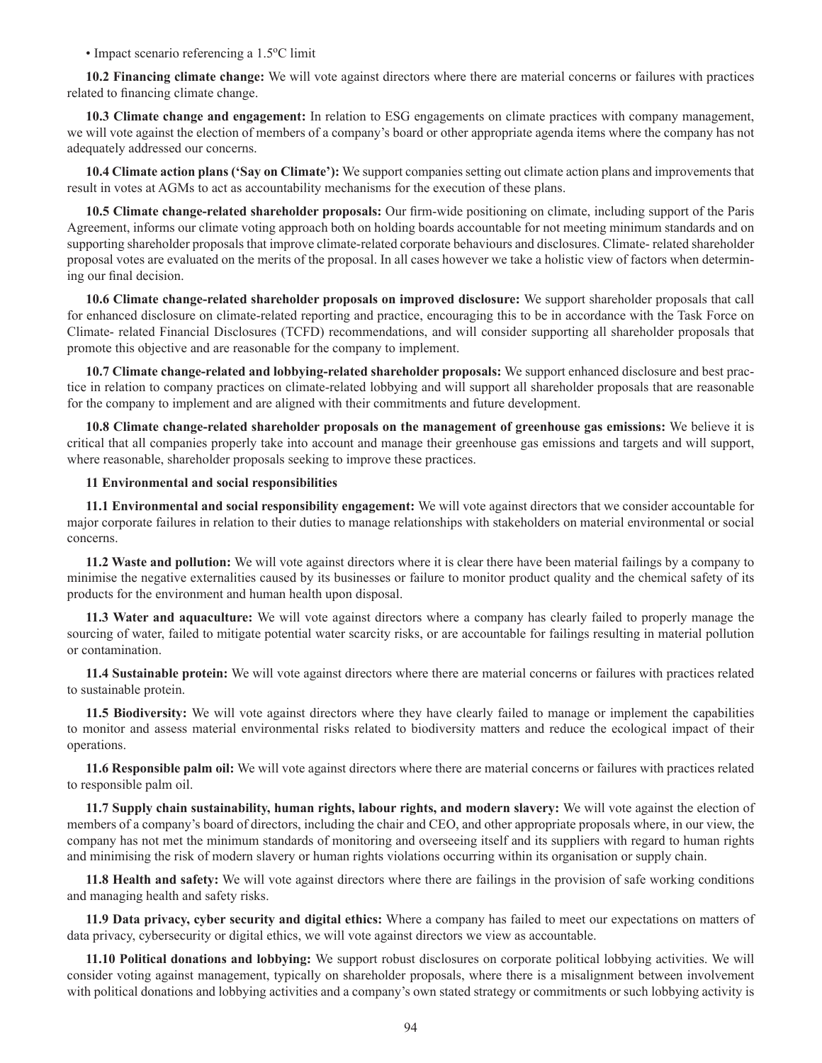- Impact scenario referencing a 1.5ºC limit

**10.2 Financing climate change:** We will vote against directors where there are material concerns or failures with practices related to financing climate change.

**10.3 Climate change and engagement:** In relation to ESG engagements on climate practices with company management, we will vote against the election of members of a company's board or other appropriate agenda items where the company has not adequately addressed our concerns.

**10.4 Climate action plans ('Say on Climate'):** We support companies setting out climate action plans and improvements that result in votes at AGMs to act as accountability mechanisms for the execution of these plans.

**10.5 Climate change-related shareholder proposals:** Our firm-wide positioning on climate, including support of the Paris Agreement, informs our climate voting approach both on holding boards accountable for not meeting minimum standards and on supporting shareholder proposals that improve climate-related corporate behaviours and disclosures. Climate- related shareholder proposal votes are evaluated on the merits of the proposal. In all cases however we take a holistic view of factors when determining our final decision.

**10.6 Climate change-related shareholder proposals on improved disclosure:** We support shareholder proposals that call for enhanced disclosure on climate-related reporting and practice, encouraging this to be in accordance with the Task Force on Climate- related Financial Disclosures (TCFD) recommendations, and will consider supporting all shareholder proposals that promote this objective and are reasonable for the company to implement.

**10.7 Climate change-related and lobbying-related shareholder proposals:** We support enhanced disclosure and best practice in relation to company practices on climate-related lobbying and will support all shareholder proposals that are reasonable for the company to implement and are aligned with their commitments and future development.

**10.8 Climate change-related shareholder proposals on the management of greenhouse gas emissions:** We believe it is critical that all companies properly take into account and manage their greenhouse gas emissions and targets and will support, where reasonable, shareholder proposals seeking to improve these practices.

**11 Environmental and social responsibilities**

**11.1 Environmental and social responsibility engagement:** We will vote against directors that we consider accountable for major corporate failures in relation to their duties to manage relationships with stakeholders on material environmental or social concerns.

**11.2 Waste and pollution:** We will vote against directors where it is clear there have been material failings by a company to minimise the negative externalities caused by its businesses or failure to monitor product quality and the chemical safety of its products for the environment and human health upon disposal.

**11.3 Water and aquaculture:** We will vote against directors where a company has clearly failed to properly manage the sourcing of water, failed to mitigate potential water scarcity risks, or are accountable for failings resulting in material pollution or contamination.

**11.4 Sustainable protein:** We will vote against directors where there are material concerns or failures with practices related to sustainable protein.

**11.5 Biodiversity:** We will vote against directors where they have clearly failed to manage or implement the capabilities to monitor and assess material environmental risks related to biodiversity matters and reduce the ecological impact of their operations.

**11.6 Responsible palm oil:** We will vote against directors where there are material concerns or failures with practices related to responsible palm oil.

**11.7 Supply chain sustainability, human rights, labour rights, and modern slavery:** We will vote against the election of members of a company's board of directors, including the chair and CEO, and other appropriate proposals where, in our view, the company has not met the minimum standards of monitoring and overseeing itself and its suppliers with regard to human rights and minimising the risk of modern slavery or human rights violations occurring within its organisation or supply chain.

**11.8 Health and safety:** We will vote against directors where there are failings in the provision of safe working conditions and managing health and safety risks.

**11.9 Data privacy, cyber security and digital ethics:** Where a company has failed to meet our expectations on matters of data privacy, cybersecurity or digital ethics, we will vote against directors we view as accountable.

**11.10 Political donations and lobbying:** We support robust disclosures on corporate political lobbying activities. We will consider voting against management, typically on shareholder proposals, where there is a misalignment between involvement with political donations and lobbying activities and a company's own stated strategy or commitments or such lobbying activity is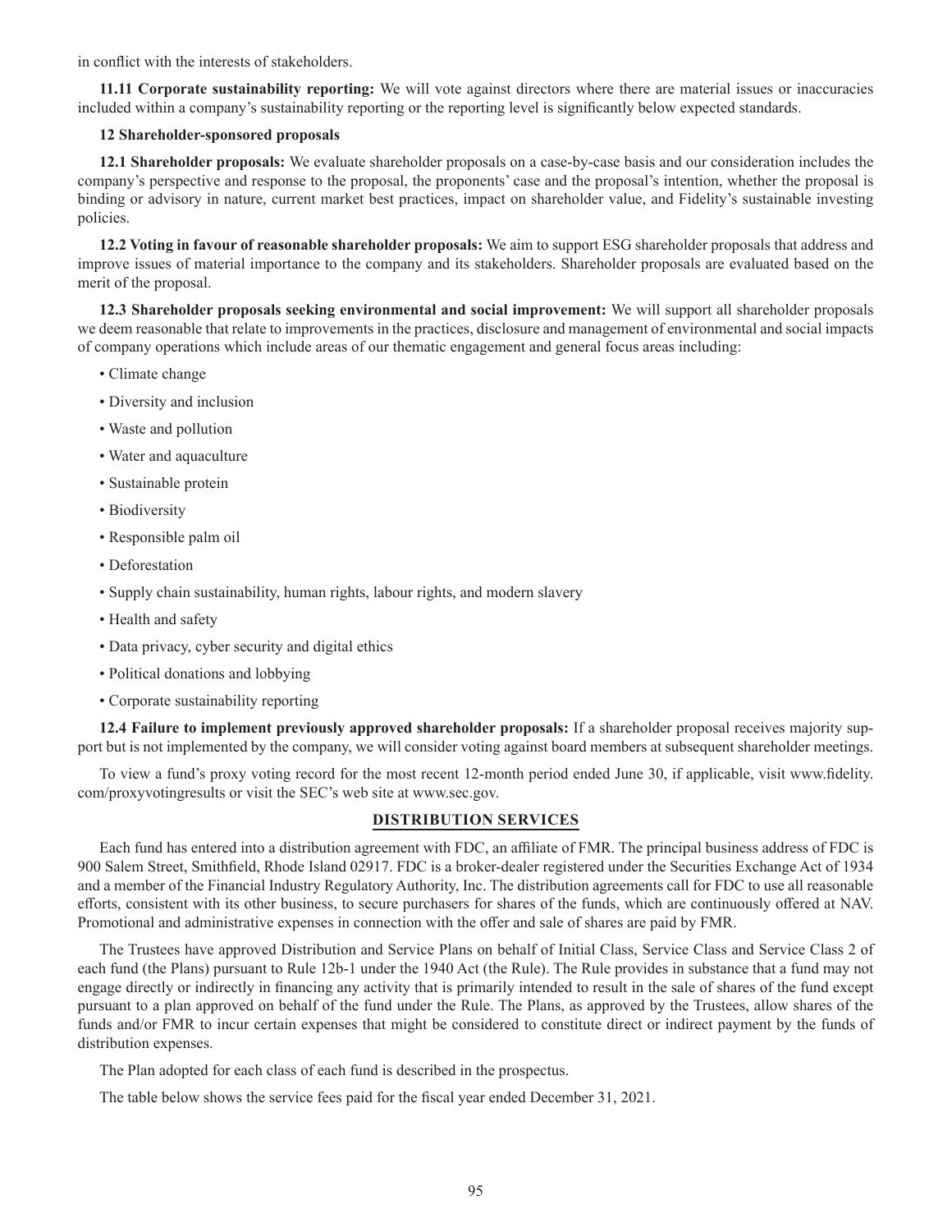in conflict with the interests of stakeholders.

**11.11 Corporate sustainability reporting:** We will vote against directors where there are material issues or inaccuracies included within a company's sustainability reporting or the reporting level is significantly below expected standards.

**12 Shareholder-sponsored proposals**

**12.1 Shareholder proposals:** We evaluate shareholder proposals on a case-by-case basis and our consideration includes the company's perspective and response to the proposal, the proponents' case and the proposal's intention, whether the proposal is binding or advisory in nature, current market best practices, impact on shareholder value, and Fidelity's sustainable investing policies.

**12.2 Voting in favour of reasonable shareholder proposals:** We aim to support ESG shareholder proposals that address and improve issues of material importance to the company and its stakeholders. Shareholder proposals are evaluated based on the merit of the proposal.

**12.3 Shareholder proposals seeking environmental and social improvement:** We will support all shareholder proposals we deem reasonable that relate to improvements in the practices, disclosure and management of environmental and social impacts of company operations which include areas of our thematic engagement and general focus areas including:

- Climate change
- Diversity and inclusion
- Waste and pollution
- Water and aquaculture
- Sustainable protein
- Biodiversity
- Responsible palm oil
- Deforestation
- Supply chain sustainability, human rights, labour rights, and modern slavery
- Health and safety
- Data privacy, cyber security and digital ethics
- Political donations and lobbying
- Corporate sustainability reporting

**12.4 Failure to implement previously approved shareholder proposals:** If a shareholder proposal receives majority support but is not implemented by the company, we will consider voting against board members at subsequent shareholder meetings.

To view a fund's proxy voting record for the most recent 12-month period ended June 30, if applicable, visit www.fidelity.com/proxyvotingresults or visit the SEC's web site at www.sec.gov.

## DISTRIBUTION SERVICES

Each fund has entered into a distribution agreement with FDC, an affiliate of FMR. The principal business address of FDC is 900 Salem Street, Smithfield, Rhode Island 02917. FDC is a broker-dealer registered under the Securities Exchange Act of 1934 and a member of the Financial Industry Regulatory Authority, Inc. The distribution agreements call for FDC to use all reasonable efforts, consistent with its other business, to secure purchasers for shares of the funds, which are continuously offered at NAV. Promotional and administrative expenses in connection with the offer and sale of shares are paid by FMR.

The Trustees have approved Distribution and Service Plans on behalf of Initial Class, Service Class and Service Class 2 of each fund (the Plans) pursuant to Rule 12b-1 under the 1940 Act (the Rule). The Rule provides in substance that a fund may not engage directly or indirectly in financing any activity that is primarily intended to result in the sale of shares of the fund except pursuant to a plan approved on behalf of the fund under the Rule. The Plans, as approved by the Trustees, allow shares of the funds and/or FMR to incur certain expenses that might be considered to constitute direct or indirect payment by the funds of distribution expenses.

The Plan adopted for each class of each fund is described in the prospectus.

The table below shows the service fees paid for the fiscal year ended December 31, 2021.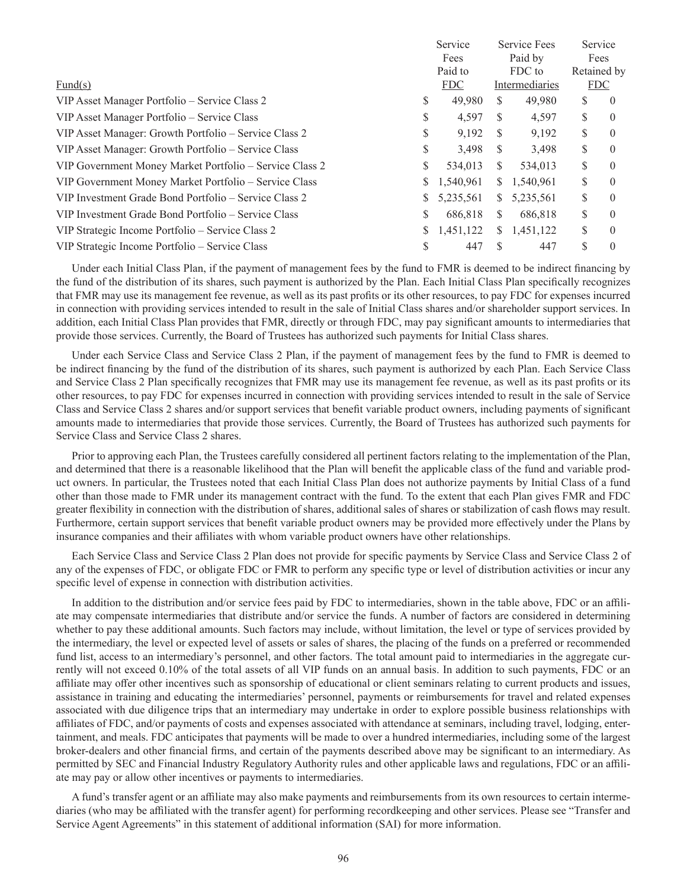| Fund(s) | Service Fees Paid to FDC | Service Fees Paid by FDC to Intermediaries | Service Fees Retained by FDC |
|---|---|---|---|
| VIP Asset Manager Portfolio – Service Class 2 | $ 49,980 | $ 49,980 | $ 0 |
| VIP Asset Manager Portfolio – Service Class | $ 4,597 | $ 4,597 | $ 0 |
| VIP Asset Manager: Growth Portfolio – Service Class 2 | $ 9,192 | $ 9,192 | $ 0 |
| VIP Asset Manager: Growth Portfolio – Service Class | $ 3,498 | $ 3,498 | $ 0 |
| VIP Government Money Market Portfolio – Service Class 2 | $ 534,013 | $ 534,013 | $ 0 |
| VIP Government Money Market Portfolio – Service Class | $ 1,540,961 | $ 1,540,961 | $ 0 |
| VIP Investment Grade Bond Portfolio – Service Class 2 | $ 5,235,561 | $ 5,235,561 | $ 0 |
| VIP Investment Grade Bond Portfolio – Service Class | $ 686,818 | $ 686,818 | $ 0 |
| VIP Strategic Income Portfolio – Service Class 2 | $ 1,451,122 | $ 1,451,122 | $ 0 |
| VIP Strategic Income Portfolio – Service Class | $ 447 | $ 447 | $ 0 |

Under each Initial Class Plan, if the payment of management fees by the fund to FMR is deemed to be indirect financing by the fund of the distribution of its shares, such payment is authorized by the Plan. Each Initial Class Plan specifically recognizes that FMR may use its management fee revenue, as well as its past profits or its other resources, to pay FDC for expenses incurred in connection with providing services intended to result in the sale of Initial Class shares and/or shareholder support services. In addition, each Initial Class Plan provides that FMR, directly or through FDC, may pay significant amounts to intermediaries that provide those services. Currently, the Board of Trustees has authorized such payments for Initial Class shares.

Under each Service Class and Service Class 2 Plan, if the payment of management fees by the fund to FMR is deemed to be indirect financing by the fund of the distribution of its shares, such payment is authorized by each Plan. Each Service Class and Service Class 2 Plan specifically recognizes that FMR may use its management fee revenue, as well as its past profits or its other resources, to pay FDC for expenses incurred in connection with providing services intended to result in the sale of Service Class and Service Class 2 shares and/or support services that benefit variable product owners, including payments of significant amounts made to intermediaries that provide those services. Currently, the Board of Trustees has authorized such payments for Service Class and Service Class 2 shares.

Prior to approving each Plan, the Trustees carefully considered all pertinent factors relating to the implementation of the Plan, and determined that there is a reasonable likelihood that the Plan will benefit the applicable class of the fund and variable product owners. In particular, the Trustees noted that each Initial Class Plan does not authorize payments by Initial Class of a fund other than those made to FMR under its management contract with the fund. To the extent that each Plan gives FMR and FDC greater flexibility in connection with the distribution of shares, additional sales of shares or stabilization of cash flows may result. Furthermore, certain support services that benefit variable product owners may be provided more effectively under the Plans by insurance companies and their affiliates with whom variable product owners have other relationships.

Each Service Class and Service Class 2 Plan does not provide for specific payments by Service Class and Service Class 2 of any of the expenses of FDC, or obligate FDC or FMR to perform any specific type or level of distribution activities or incur any specific level of expense in connection with distribution activities.

In addition to the distribution and/or service fees paid by FDC to intermediaries, shown in the table above, FDC or an affiliate may compensate intermediaries that distribute and/or service the funds. A number of factors are considered in determining whether to pay these additional amounts. Such factors may include, without limitation, the level or type of services provided by the intermediary, the level or expected level of assets or sales of shares, the placing of the funds on a preferred or recommended fund list, access to an intermediary's personnel, and other factors. The total amount paid to intermediaries in the aggregate currently will not exceed 0.10% of the total assets of all VIP funds on an annual basis. In addition to such payments, FDC or an affiliate may offer other incentives such as sponsorship of educational or client seminars relating to current products and issues, assistance in training and educating the intermediaries' personnel, payments or reimbursements for travel and related expenses associated with due diligence trips that an intermediary may undertake in order to explore possible business relationships with affiliates of FDC, and/or payments of costs and expenses associated with attendance at seminars, including travel, lodging, entertainment, and meals. FDC anticipates that payments will be made to over a hundred intermediaries, including some of the largest broker-dealers and other financial firms, and certain of the payments described above may be significant to an intermediary. As permitted by SEC and Financial Industry Regulatory Authority rules and other applicable laws and regulations, FDC or an affiliate may pay or allow other incentives or payments to intermediaries.

A fund's transfer agent or an affiliate may also make payments and reimbursements from its own resources to certain intermediaries (who may be affiliated with the transfer agent) for performing recordkeeping and other services. Please see "Transfer and Service Agent Agreements" in this statement of additional information (SAI) for more information.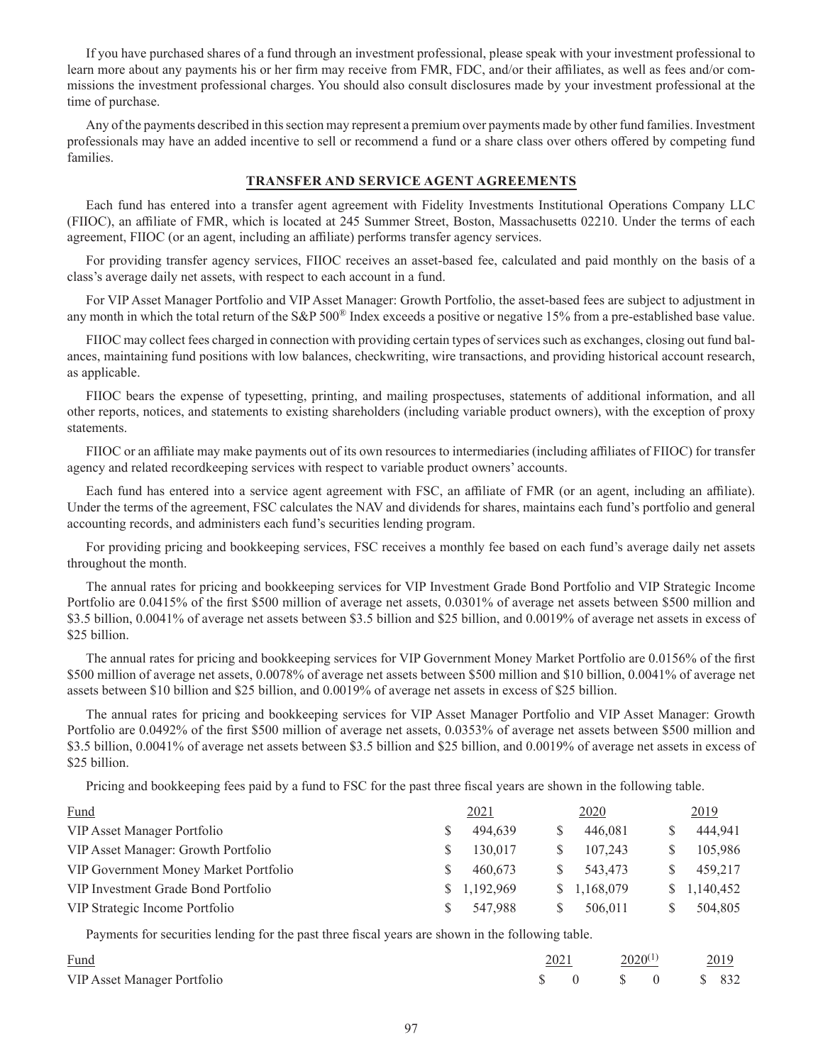If you have purchased shares of a fund through an investment professional, please speak with your investment professional to learn more about any payments his or her firm may receive from FMR, FDC, and/or their affiliates, as well as fees and/or commissions the investment professional charges. You should also consult disclosures made by your investment professional at the time of purchase.

Any of the payments described in this section may represent a premium over payments made by other fund families. Investment professionals may have an added incentive to sell or recommend a fund or a share class over others offered by competing fund families.

## TRANSFER AND SERVICE AGENT AGREEMENTS

Each fund has entered into a transfer agent agreement with Fidelity Investments Institutional Operations Company LLC (FIIOC), an affiliate of FMR, which is located at 245 Summer Street, Boston, Massachusetts 02210. Under the terms of each agreement, FIIOC (or an agent, including an affiliate) performs transfer agency services.

For providing transfer agency services, FIIOC receives an asset-based fee, calculated and paid monthly on the basis of a class's average daily net assets, with respect to each account in a fund.

For VIP Asset Manager Portfolio and VIP Asset Manager: Growth Portfolio, the asset-based fees are subject to adjustment in any month in which the total return of the S&P 500® Index exceeds a positive or negative 15% from a pre-established base value.

FIIOC may collect fees charged in connection with providing certain types of services such as exchanges, closing out fund balances, maintaining fund positions with low balances, checkwriting, wire transactions, and providing historical account research, as applicable.

FIIOC bears the expense of typesetting, printing, and mailing prospectuses, statements of additional information, and all other reports, notices, and statements to existing shareholders (including variable product owners), with the exception of proxy statements.

FIIOC or an affiliate may make payments out of its own resources to intermediaries (including affiliates of FIIOC) for transfer agency and related recordkeeping services with respect to variable product owners' accounts.

Each fund has entered into a service agent agreement with FSC, an affiliate of FMR (or an agent, including an affiliate). Under the terms of the agreement, FSC calculates the NAV and dividends for shares, maintains each fund's portfolio and general accounting records, and administers each fund's securities lending program.

For providing pricing and bookkeeping services, FSC receives a monthly fee based on each fund's average daily net assets throughout the month.

The annual rates for pricing and bookkeeping services for VIP Investment Grade Bond Portfolio and VIP Strategic Income Portfolio are 0.0415% of the first \$500 million of average net assets, 0.0301% of average net assets between \$500 million and \$3.5 billion, 0.0041% of average net assets between \$3.5 billion and \$25 billion, and 0.0019% of average net assets in excess of \$25 billion.

The annual rates for pricing and bookkeeping services for VIP Government Money Market Portfolio are 0.0156% of the first \$500 million of average net assets, 0.0078% of average net assets between \$500 million and \$10 billion, 0.0041% of average net assets between \$10 billion and \$25 billion, and 0.0019% of average net assets in excess of \$25 billion.

The annual rates for pricing and bookkeeping services for VIP Asset Manager Portfolio and VIP Asset Manager: Growth Portfolio are 0.0492% of the first \$500 million of average net assets, 0.0353% of average net assets between \$500 million and \$3.5 billion, 0.0041% of average net assets between \$3.5 billion and \$25 billion, and 0.0019% of average net assets in excess of \$25 billion.

Pricing and bookkeeping fees paid by a fund to FSC for the past three fiscal years are shown in the following table.

| Fund | 2021 | 2020 | 2019 |
|---|---|---|---|
| VIP Asset Manager Portfolio | $ 494,639 | $ 446,081 | $ 444,941 |
| VIP Asset Manager: Growth Portfolio | $ 130,017 | $ 107,243 | $ 105,986 |
| VIP Government Money Market Portfolio | $ 460,673 | $ 543,473 | $ 459,217 |
| VIP Investment Grade Bond Portfolio | $ 1,192,969 | $ 1,168,079 | $ 1,140,452 |
| VIP Strategic Income Portfolio | $ 547,988 | $ 506,011 | $ 504,805 |

Payments for securities lending for the past three fiscal years are shown in the following table.

| Fund | 2021 | 2020(1) | 2019 |
|---|---|---|---|
| VIP Asset Manager Portfolio | $ 0 | $ 0 | $ 832 |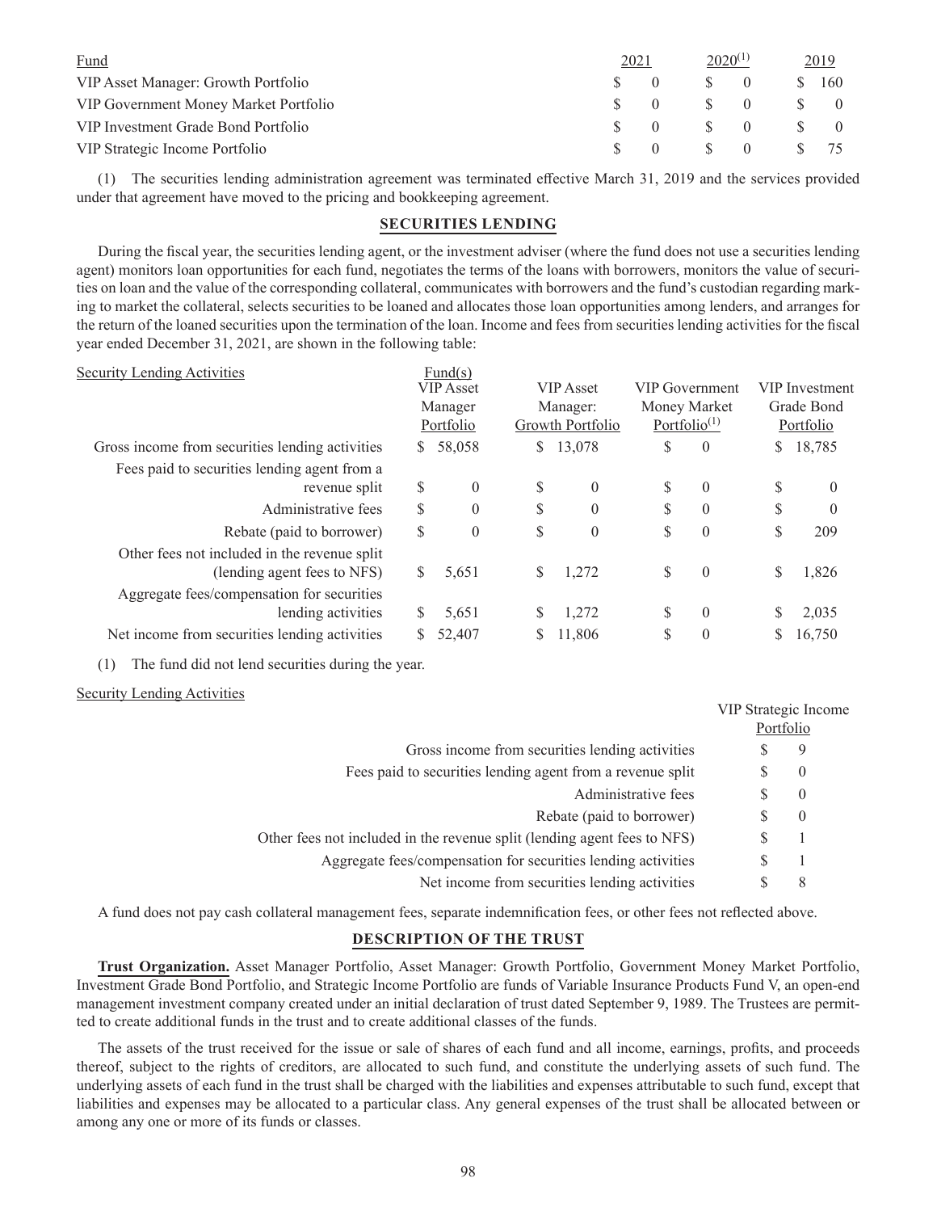| Fund | 2021 | 2020[(1)] | 2019 |
|---|---|---|---|
| VIP Asset Manager: Growth Portfolio | $ 0 | $ 0 | $ 160 |
| VIP Government Money Market Portfolio | $ 0 | $ 0 | $ 0 |
| VIP Investment Grade Bond Portfolio | $ 0 | $ 0 | $ 0 |
| VIP Strategic Income Portfolio | $ 0 | $ 0 | $ 75 |

(1) The securities lending administration agreement was terminated effective March 31, 2019 and the services provided under that agreement have moved to the pricing and bookkeeping agreement.

## SECURITIES LENDING

During the fiscal year, the securities lending agent, or the investment adviser (where the fund does not use a securities lending agent) monitors loan opportunities for each fund, negotiates the terms of the loans with borrowers, monitors the value of securities on loan and the value of the corresponding collateral, communicates with borrowers and the fund's custodian regarding marking to market the collateral, selects securities to be loaned and allocates those loan opportunities among lenders, and arranges for the return of the loaned securities upon the termination of the loan. Income and fees from securities lending activities for the fiscal year ended December 31, 2021, are shown in the following table:

| Security Lending Activities | Fund(s) VIP Asset Manager Portfolio | VIP Asset Manager: Growth Portfolio | VIP Government Money Market Portfolio[(1)] | VIP Investment Grade Bond Portfolio |
|---|---|---|---|---|
| Gross income from securities lending activities | $ 58,058 | $ 13,078 | $ 0 | $ 18,785 |
| Fees paid to securities lending agent from a revenue split | $ 0 | $ 0 | $ 0 | $ 0 |
| Administrative fees | $ 0 | $ 0 | $ 0 | $ 0 |
| Rebate (paid to borrower) | $ 0 | $ 0 | $ 0 | $ 209 |
| Other fees not included in the revenue split (lending agent fees to NFS) | $ 5,651 | $ 1,272 | $ 0 | $ 1,826 |
| Aggregate fees/compensation for securities lending activities | $ 5,651 | $ 1,272 | $ 0 | $ 2,035 |
| Net income from securities lending activities | $ 52,407 | $ 11,806 | $ 0 | $ 16,750 |

(1) The fund did not lend securities during the year.

| Security Lending Activities | VIP Strategic Income Portfolio |
|---|---|
| Gross income from securities lending activities | $ 9 |
| Fees paid to securities lending agent from a revenue split | $ 0 |
| Administrative fees | $ 0 |
| Rebate (paid to borrower) | $ 0 |
| Other fees not included in the revenue split (lending agent fees to NFS) | $ 1 |
| Aggregate fees/compensation for securities lending activities | $ 1 |
| Net income from securities lending activities | $ 8 |

A fund does not pay cash collateral management fees, separate indemnification fees, or other fees not reflected above.

## DESCRIPTION OF THE TRUST

**Trust Organization.** Asset Manager Portfolio, Asset Manager: Growth Portfolio, Government Money Market Portfolio, Investment Grade Bond Portfolio, and Strategic Income Portfolio are funds of Variable Insurance Products Fund V, an open-end management investment company created under an initial declaration of trust dated September 9, 1989. The Trustees are permitted to create additional funds in the trust and to create additional classes of the funds.

The assets of the trust received for the issue or sale of shares of each fund and all income, earnings, profits, and proceeds thereof, subject to the rights of creditors, are allocated to such fund, and constitute the underlying assets of such fund. The underlying assets of each fund in the trust shall be charged with the liabilities and expenses attributable to such fund, except that liabilities and expenses may be allocated to a particular class. Any general expenses of the trust shall be allocated between or among any one or more of its funds or classes.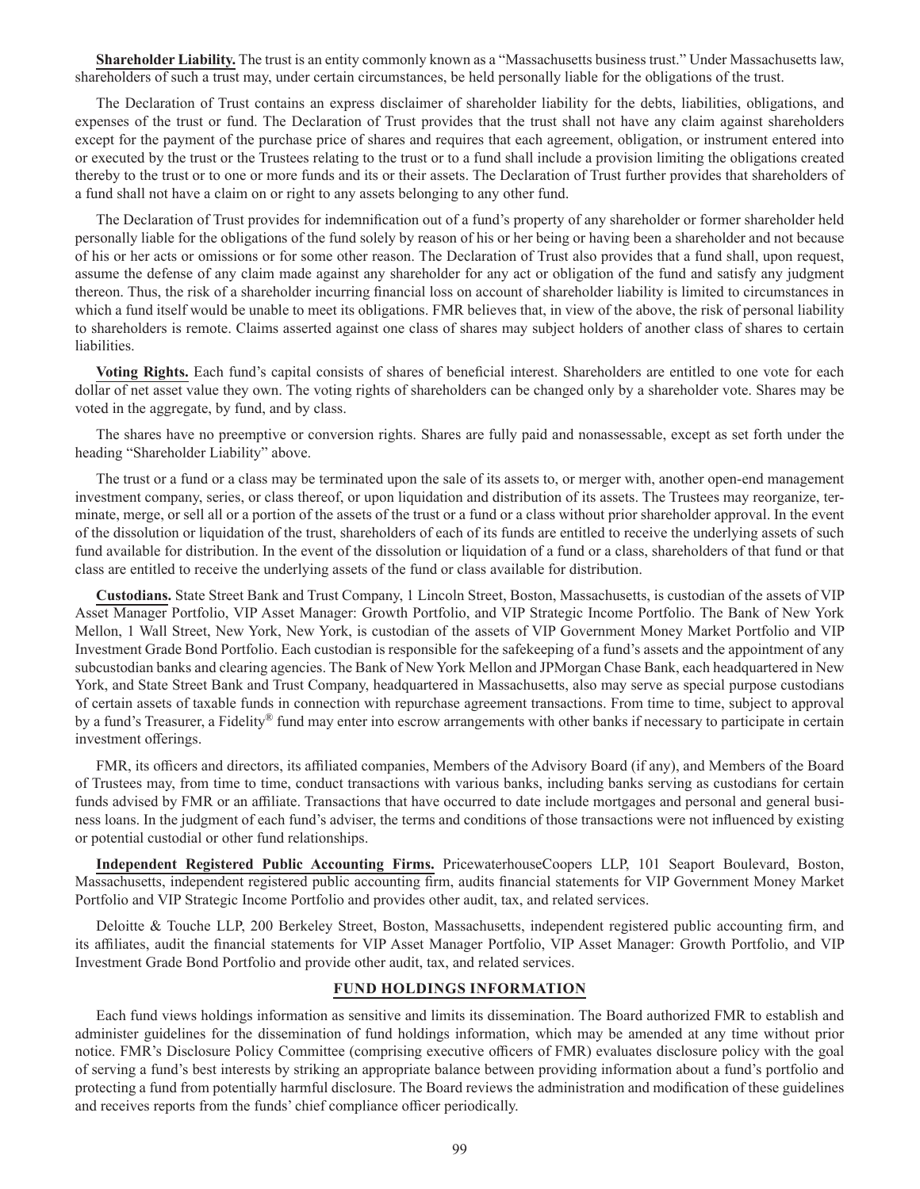**Shareholder Liability.** The trust is an entity commonly known as a "Massachusetts business trust." Under Massachusetts law, shareholders of such a trust may, under certain circumstances, be held personally liable for the obligations of the trust.

The Declaration of Trust contains an express disclaimer of shareholder liability for the debts, liabilities, obligations, and expenses of the trust or fund. The Declaration of Trust provides that the trust shall not have any claim against shareholders except for the payment of the purchase price of shares and requires that each agreement, obligation, or instrument entered into or executed by the trust or the Trustees relating to the trust or to a fund shall include a provision limiting the obligations created thereby to the trust or to one or more funds and its or their assets. The Declaration of Trust further provides that shareholders of a fund shall not have a claim on or right to any assets belonging to any other fund.

The Declaration of Trust provides for indemnification out of a fund's property of any shareholder or former shareholder held personally liable for the obligations of the fund solely by reason of his or her being or having been a shareholder and not because of his or her acts or omissions or for some other reason. The Declaration of Trust also provides that a fund shall, upon request, assume the defense of any claim made against any shareholder for any act or obligation of the fund and satisfy any judgment thereon. Thus, the risk of a shareholder incurring financial loss on account of shareholder liability is limited to circumstances in which a fund itself would be unable to meet its obligations. FMR believes that, in view of the above, the risk of personal liability to shareholders is remote. Claims asserted against one class of shares may subject holders of another class of shares to certain liabilities.

**Voting Rights.** Each fund's capital consists of shares of beneficial interest. Shareholders are entitled to one vote for each dollar of net asset value they own. The voting rights of shareholders can be changed only by a shareholder vote. Shares may be voted in the aggregate, by fund, and by class.

The shares have no preemptive or conversion rights. Shares are fully paid and nonassessable, except as set forth under the heading "Shareholder Liability" above.

The trust or a fund or a class may be terminated upon the sale of its assets to, or merger with, another open-end management investment company, series, or class thereof, or upon liquidation and distribution of its assets. The Trustees may reorganize, terminate, merge, or sell all or a portion of the assets of the trust or a fund or a class without prior shareholder approval. In the event of the dissolution or liquidation of the trust, shareholders of each of its funds are entitled to receive the underlying assets of such fund available for distribution. In the event of the dissolution or liquidation of a fund or a class, shareholders of that fund or that class are entitled to receive the underlying assets of the fund or class available for distribution.

**Custodians.** State Street Bank and Trust Company, 1 Lincoln Street, Boston, Massachusetts, is custodian of the assets of VIP Asset Manager Portfolio, VIP Asset Manager: Growth Portfolio, and VIP Strategic Income Portfolio. The Bank of New York Mellon, 1 Wall Street, New York, New York, is custodian of the assets of VIP Government Money Market Portfolio and VIP Investment Grade Bond Portfolio. Each custodian is responsible for the safekeeping of a fund's assets and the appointment of any subcustodian banks and clearing agencies. The Bank of New York Mellon and JPMorgan Chase Bank, each headquartered in New York, and State Street Bank and Trust Company, headquartered in Massachusetts, also may serve as special purpose custodians of certain assets of taxable funds in connection with repurchase agreement transactions. From time to time, subject to approval by a fund's Treasurer, a Fidelity® fund may enter into escrow arrangements with other banks if necessary to participate in certain investment offerings.

FMR, its officers and directors, its affiliated companies, Members of the Advisory Board (if any), and Members of the Board of Trustees may, from time to time, conduct transactions with various banks, including banks serving as custodians for certain funds advised by FMR or an affiliate. Transactions that have occurred to date include mortgages and personal and general business loans. In the judgment of each fund's adviser, the terms and conditions of those transactions were not influenced by existing or potential custodial or other fund relationships.

**Independent Registered Public Accounting Firms.** PricewaterhouseCoopers LLP, 101 Seaport Boulevard, Boston, Massachusetts, independent registered public accounting firm, audits financial statements for VIP Government Money Market Portfolio and VIP Strategic Income Portfolio and provides other audit, tax, and related services.

Deloitte & Touche LLP, 200 Berkeley Street, Boston, Massachusetts, independent registered public accounting firm, and its affiliates, audit the financial statements for VIP Asset Manager Portfolio, VIP Asset Manager: Growth Portfolio, and VIP Investment Grade Bond Portfolio and provide other audit, tax, and related services.

## FUND HOLDINGS INFORMATION

Each fund views holdings information as sensitive and limits its dissemination. The Board authorized FMR to establish and administer guidelines for the dissemination of fund holdings information, which may be amended at any time without prior notice. FMR's Disclosure Policy Committee (comprising executive officers of FMR) evaluates disclosure policy with the goal of serving a fund's best interests by striking an appropriate balance between providing information about a fund's portfolio and protecting a fund from potentially harmful disclosure. The Board reviews the administration and modification of these guidelines and receives reports from the funds' chief compliance officer periodically.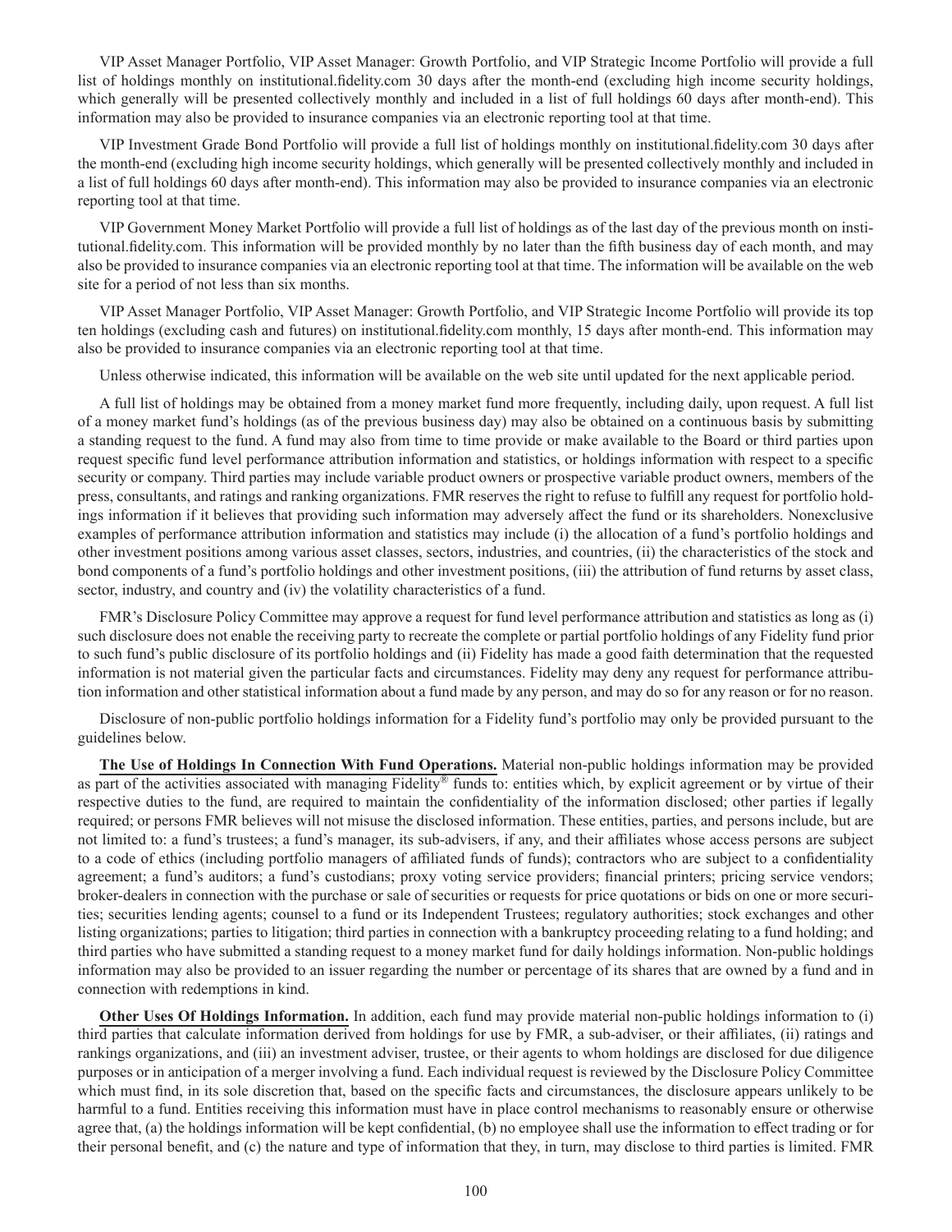VIP Asset Manager Portfolio, VIP Asset Manager: Growth Portfolio, and VIP Strategic Income Portfolio will provide a full list of holdings monthly on institutional.fidelity.com 30 days after the month-end (excluding high income security holdings, which generally will be presented collectively monthly and included in a list of full holdings 60 days after month-end). This information may also be provided to insurance companies via an electronic reporting tool at that time.

VIP Investment Grade Bond Portfolio will provide a full list of holdings monthly on institutional.fidelity.com 30 days after the month-end (excluding high income security holdings, which generally will be presented collectively monthly and included in a list of full holdings 60 days after month-end). This information may also be provided to insurance companies via an electronic reporting tool at that time.

VIP Government Money Market Portfolio will provide a full list of holdings as of the last day of the previous month on institutional.fidelity.com. This information will be provided monthly by no later than the fifth business day of each month, and may also be provided to insurance companies via an electronic reporting tool at that time. The information will be available on the web site for a period of not less than six months.

VIP Asset Manager Portfolio, VIP Asset Manager: Growth Portfolio, and VIP Strategic Income Portfolio will provide its top ten holdings (excluding cash and futures) on institutional.fidelity.com monthly, 15 days after month-end. This information may also be provided to insurance companies via an electronic reporting tool at that time.

Unless otherwise indicated, this information will be available on the web site until updated for the next applicable period.

A full list of holdings may be obtained from a money market fund more frequently, including daily, upon request. A full list of a money market fund's holdings (as of the previous business day) may also be obtained on a continuous basis by submitting a standing request to the fund. A fund may also from time to time provide or make available to the Board or third parties upon request specific fund level performance attribution information and statistics, or holdings information with respect to a specific security or company. Third parties may include variable product owners or prospective variable product owners, members of the press, consultants, and ratings and ranking organizations. FMR reserves the right to refuse to fulfill any request for portfolio holdings information if it believes that providing such information may adversely affect the fund or its shareholders. Nonexclusive examples of performance attribution information and statistics may include (i) the allocation of a fund's portfolio holdings and other investment positions among various asset classes, sectors, industries, and countries, (ii) the characteristics of the stock and bond components of a fund's portfolio holdings and other investment positions, (iii) the attribution of fund returns by asset class, sector, industry, and country and (iv) the volatility characteristics of a fund.

FMR's Disclosure Policy Committee may approve a request for fund level performance attribution and statistics as long as (i) such disclosure does not enable the receiving party to recreate the complete or partial portfolio holdings of any Fidelity fund prior to such fund's public disclosure of its portfolio holdings and (ii) Fidelity has made a good faith determination that the requested information is not material given the particular facts and circumstances. Fidelity may deny any request for performance attribution information and other statistical information about a fund made by any person, and may do so for any reason or for no reason.

Disclosure of non-public portfolio holdings information for a Fidelity fund's portfolio may only be provided pursuant to the guidelines below.

**The Use of Holdings In Connection With Fund Operations.** Material non-public holdings information may be provided as part of the activities associated with managing Fidelity® funds to: entities which, by explicit agreement or by virtue of their respective duties to the fund, are required to maintain the confidentiality of the information disclosed; other parties if legally required; or persons FMR believes will not misuse the disclosed information. These entities, parties, and persons include, but are not limited to: a fund's trustees; a fund's manager, its sub-advisers, if any, and their affiliates whose access persons are subject to a code of ethics (including portfolio managers of affiliated funds of funds); contractors who are subject to a confidentiality agreement; a fund's auditors; a fund's custodians; proxy voting service providers; financial printers; pricing service vendors; broker-dealers in connection with the purchase or sale of securities or requests for price quotations or bids on one or more securities; securities lending agents; counsel to a fund or its Independent Trustees; regulatory authorities; stock exchanges and other listing organizations; parties to litigation; third parties in connection with a bankruptcy proceeding relating to a fund holding; and third parties who have submitted a standing request to a money market fund for daily holdings information. Non-public holdings information may also be provided to an issuer regarding the number or percentage of its shares that are owned by a fund and in connection with redemptions in kind.

**Other Uses Of Holdings Information.** In addition, each fund may provide material non-public holdings information to (i) third parties that calculate information derived from holdings for use by FMR, a sub-adviser, or their affiliates, (ii) ratings and rankings organizations, and (iii) an investment adviser, trustee, or their agents to whom holdings are disclosed for due diligence purposes or in anticipation of a merger involving a fund. Each individual request is reviewed by the Disclosure Policy Committee which must find, in its sole discretion that, based on the specific facts and circumstances, the disclosure appears unlikely to be harmful to a fund. Entities receiving this information must have in place control mechanisms to reasonably ensure or otherwise agree that, (a) the holdings information will be kept confidential, (b) no employee shall use the information to effect trading or for their personal benefit, and (c) the nature and type of information that they, in turn, may disclose to third parties is limited. FMR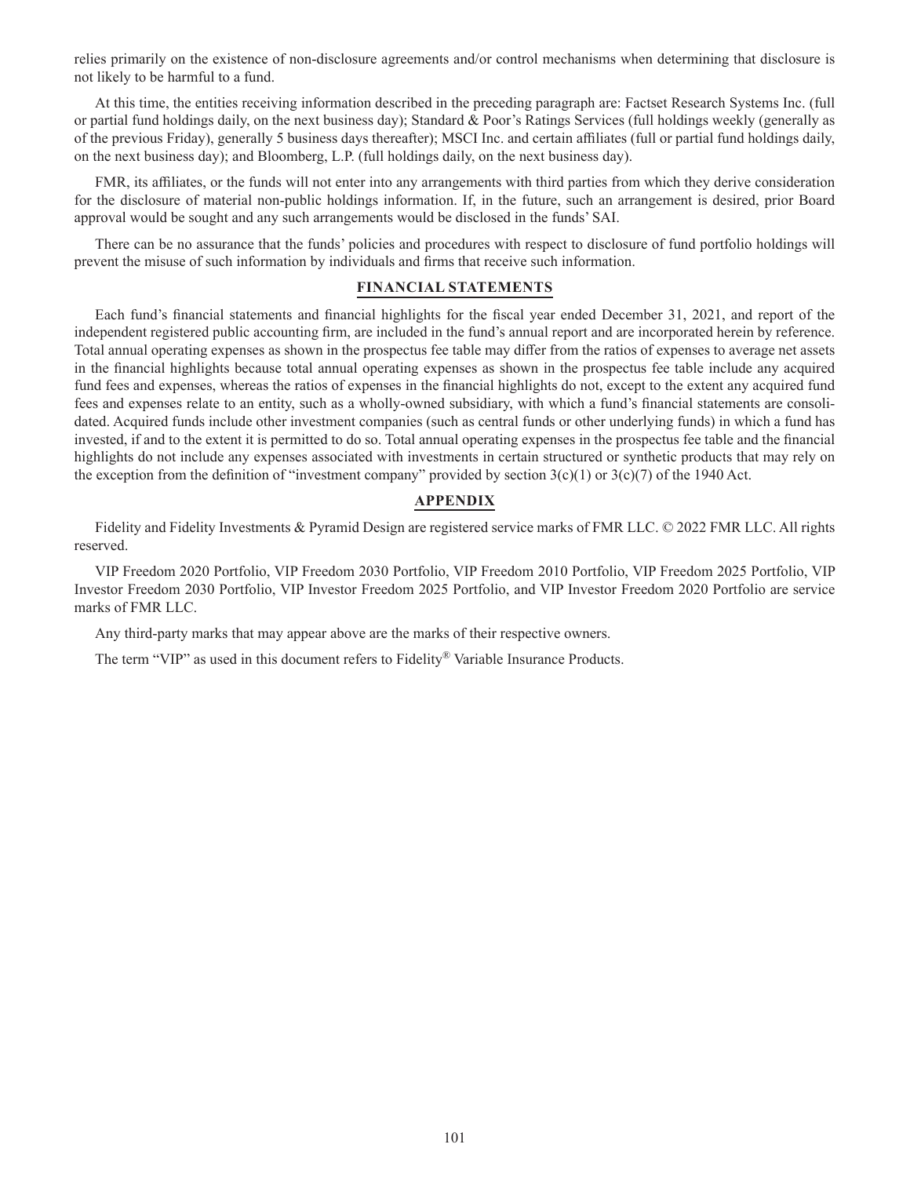relies primarily on the existence of non-disclosure agreements and/or control mechanisms when determining that disclosure is not likely to be harmful to a fund.

At this time, the entities receiving information described in the preceding paragraph are: Factset Research Systems Inc. (full or partial fund holdings daily, on the next business day); Standard & Poor's Ratings Services (full holdings weekly (generally as of the previous Friday), generally 5 business days thereafter); MSCI Inc. and certain affiliates (full or partial fund holdings daily, on the next business day); and Bloomberg, L.P. (full holdings daily, on the next business day).

FMR, its affiliates, or the funds will not enter into any arrangements with third parties from which they derive consideration for the disclosure of material non-public holdings information. If, in the future, such an arrangement is desired, prior Board approval would be sought and any such arrangements would be disclosed in the funds' SAI.

There can be no assurance that the funds' policies and procedures with respect to disclosure of fund portfolio holdings will prevent the misuse of such information by individuals and firms that receive such information.

## FINANCIAL STATEMENTS

Each fund's financial statements and financial highlights for the fiscal year ended December 31, 2021, and report of the independent registered public accounting firm, are included in the fund's annual report and are incorporated herein by reference. Total annual operating expenses as shown in the prospectus fee table may differ from the ratios of expenses to average net assets in the financial highlights because total annual operating expenses as shown in the prospectus fee table include any acquired fund fees and expenses, whereas the ratios of expenses in the financial highlights do not, except to the extent any acquired fund fees and expenses relate to an entity, such as a wholly-owned subsidiary, with which a fund's financial statements are consolidated. Acquired funds include other investment companies (such as central funds or other underlying funds) in which a fund has invested, if and to the extent it is permitted to do so. Total annual operating expenses in the prospectus fee table and the financial highlights do not include any expenses associated with investments in certain structured or synthetic products that may rely on the exception from the definition of "investment company" provided by section 3(c)(1) or 3(c)(7) of the 1940 Act.

## APPENDIX

Fidelity and Fidelity Investments & Pyramid Design are registered service marks of FMR LLC. © 2022 FMR LLC. All rights reserved.

VIP Freedom 2020 Portfolio, VIP Freedom 2030 Portfolio, VIP Freedom 2010 Portfolio, VIP Freedom 2025 Portfolio, VIP Investor Freedom 2030 Portfolio, VIP Investor Freedom 2025 Portfolio, and VIP Investor Freedom 2020 Portfolio are service marks of FMR LLC.

Any third-party marks that may appear above are the marks of their respective owners.

The term "VIP" as used in this document refers to Fidelity® Variable Insurance Products.